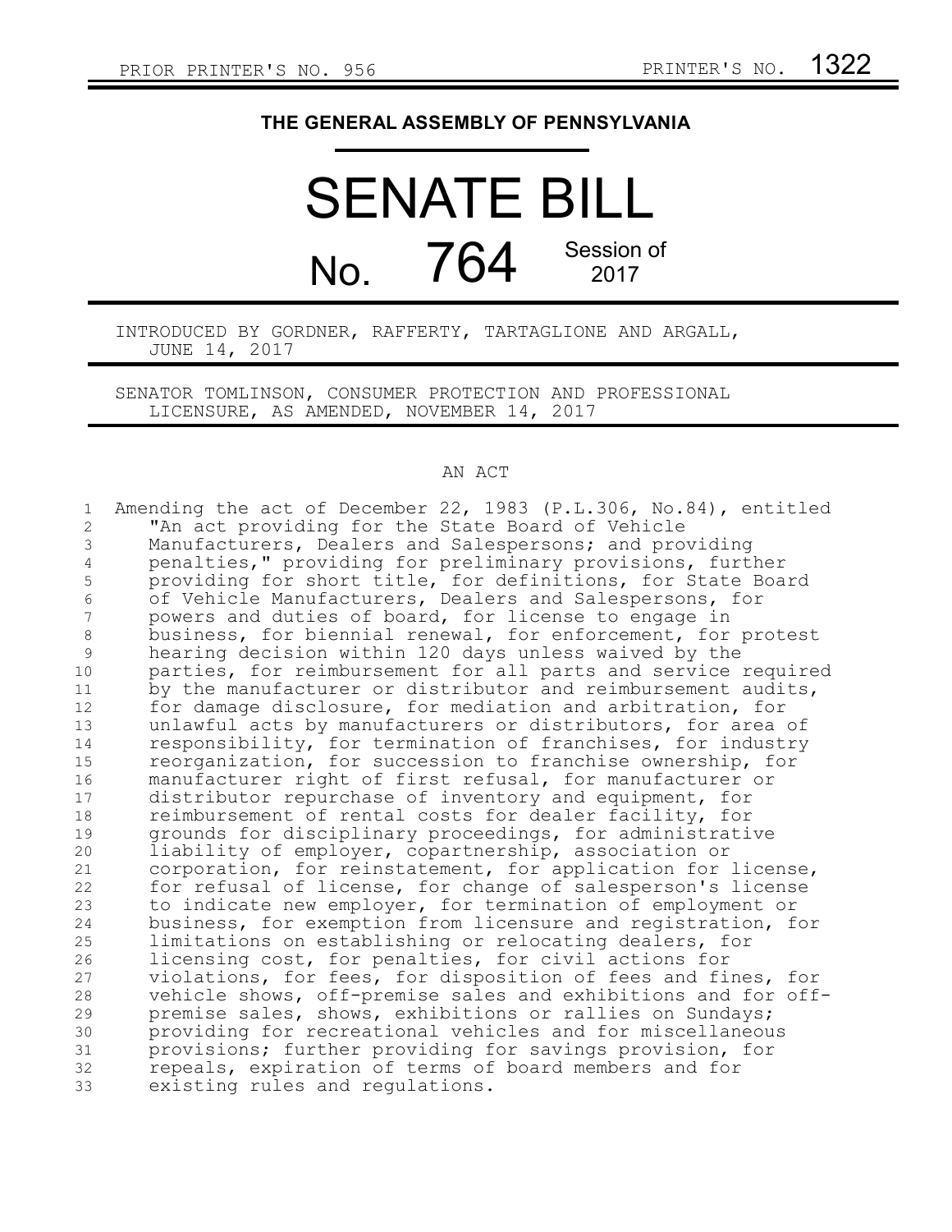PRIOR PRINTER'S NO. 956 PRINTER'S NO. 1322

# THE GENERAL ASSEMBLY OF PENNSYLVANIA

# SENATE BILL

## No. 764 Session of 2017

INTRODUCED BY GORDNER, RAFFERTY, TARTAGLIONE AND ARGALL, JUNE 14, 2017

SENATOR TOMLINSON, CONSUMER PROTECTION AND PROFESSIONAL LICENSURE, AS AMENDED, NOVEMBER 14, 2017

AN ACT

Amending the act of December 22, 1983 (P.L.306, No.84), entitled "An act providing for the State Board of Vehicle Manufacturers, Dealers and Salespersons; and providing penalties," providing for preliminary provisions, further providing for short title, for definitions, for State Board of Vehicle Manufacturers, Dealers and Salespersons, for powers and duties of board, for license to engage in business, for biennial renewal, for enforcement, for protest hearing decision within 120 days unless waived by the parties, for reimbursement for all parts and service required by the manufacturer or distributor and reimbursement audits, for damage disclosure, for mediation and arbitration, for unlawful acts by manufacturers or distributors, for area of responsibility, for termination of franchises, for industry reorganization, for succession to franchise ownership, for manufacturer right of first refusal, for manufacturer or distributor repurchase of inventory and equipment, for reimbursement of rental costs for dealer facility, for grounds for disciplinary proceedings, for administrative liability of employer, copartnership, association or corporation, for reinstatement, for application for license, for refusal of license, for change of salesperson's license to indicate new employer, for termination of employment or business, for exemption from licensure and registration, for limitations on establishing or relocating dealers, for licensing cost, for penalties, for civil actions for violations, for fees, for disposition of fees and fines, for vehicle shows, off-premise sales and exhibitions and for off-premise sales, shows, exhibitions or rallies on Sundays; providing for recreational vehicles and for miscellaneous provisions; further providing for savings provision, for repeals, expiration of terms of board members and for existing rules and regulations.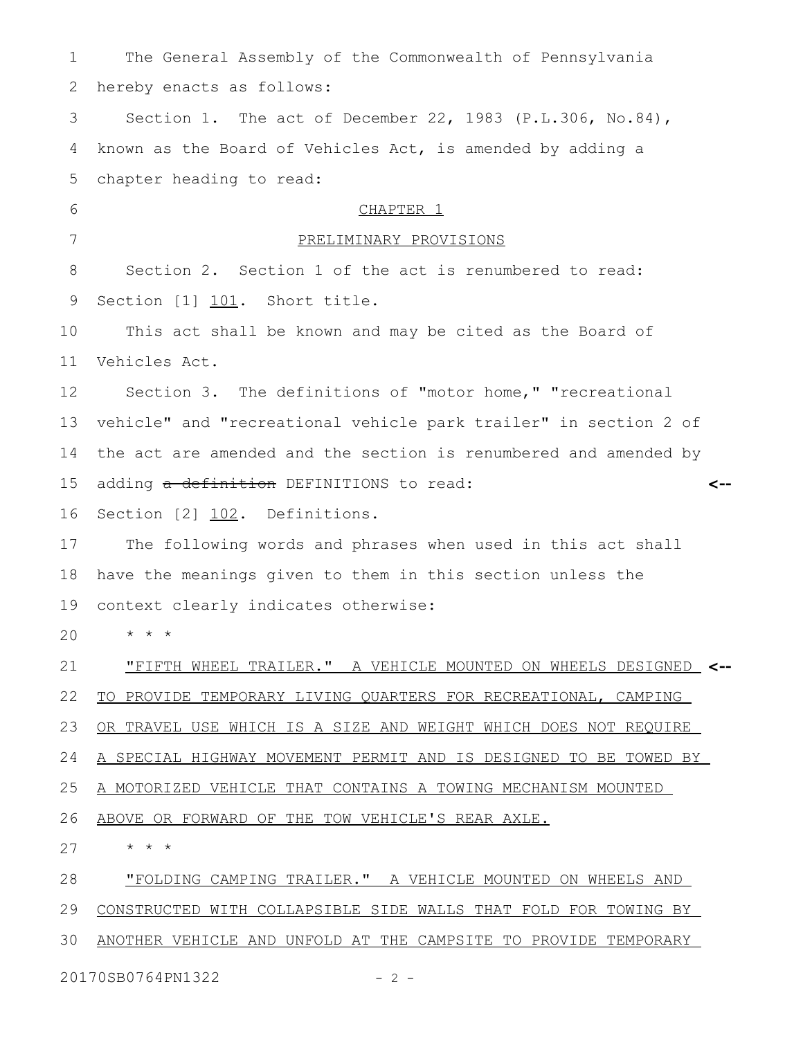The General Assembly of the Commonwealth of Pennsylvania hereby enacts as follows:

Section 1. The act of December 22, 1983 (P.L.306, No.84), known as the Board of Vehicles Act, is amended by adding a chapter heading to read:

CHAPTER 1

PRELIMINARY PROVISIONS

Section 2. Section 1 of the act is renumbered to read:

Section [1] 101. Short title.

This act shall be known and may be cited as the Board of Vehicles Act.

Section 3. The definitions of "motor home," "recreational vehicle" and "recreational vehicle park trailer" in section 2 of the act are amended and the section is renumbered and amended by adding ~~a definition~~ DEFINITIONS to read:

Section [2] 102. Definitions.

The following words and phrases when used in this act shall have the meanings given to them in this section unless the context clearly indicates otherwise:

\* \* \*

"FIFTH WHEEL TRAILER." A VEHICLE MOUNTED ON WHEELS DESIGNED TO PROVIDE TEMPORARY LIVING QUARTERS FOR RECREATIONAL, CAMPING OR TRAVEL USE WHICH IS A SIZE AND WEIGHT WHICH DOES NOT REQUIRE A SPECIAL HIGHWAY MOVEMENT PERMIT AND IS DESIGNED TO BE TOWED BY A MOTORIZED VEHICLE THAT CONTAINS A TOWING MECHANISM MOUNTED ABOVE OR FORWARD OF THE TOW VEHICLE'S REAR AXLE.

\* \* \*

"FOLDING CAMPING TRAILER." A VEHICLE MOUNTED ON WHEELS AND CONSTRUCTED WITH COLLAPSIBLE SIDE WALLS THAT FOLD FOR TOWING BY ANOTHER VEHICLE AND UNFOLD AT THE CAMPSITE TO PROVIDE TEMPORARY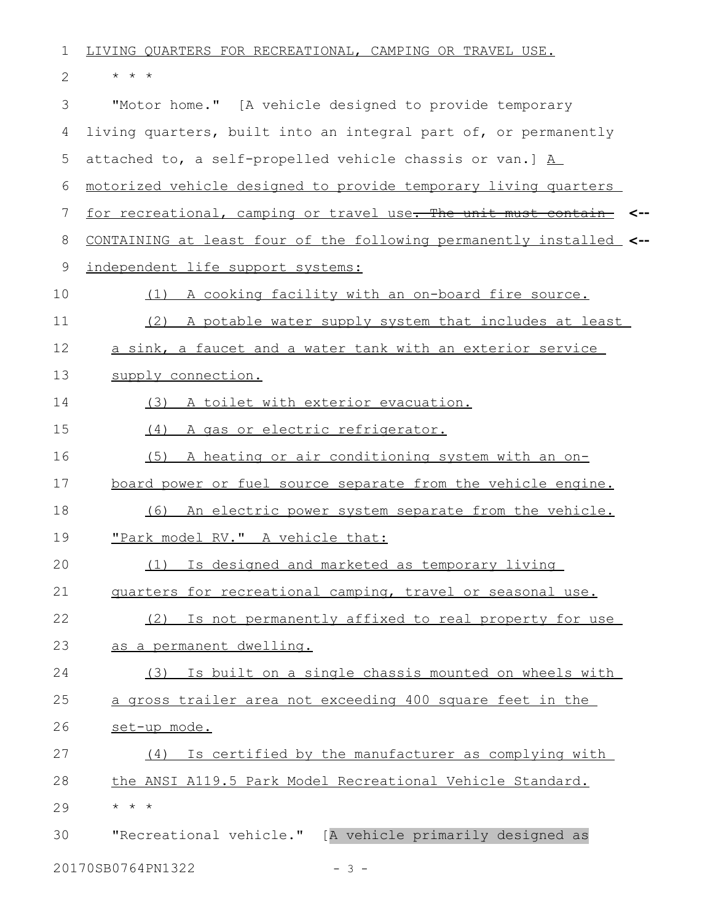LIVING QUARTERS FOR RECREATIONAL, CAMPING OR TRAVEL USE.

\* \* \*

"Motor home." [A vehicle designed to provide temporary living quarters, built into an integral part of, or permanently attached to, a self-propelled vehicle chassis or van.] A motorized vehicle designed to provide temporary living quarters for recreational, camping or travel use~~. The unit must contain~~ <-- CONTAINING at least four of the following permanently installed <-- independent life support systems:

(1) A cooking facility with an on-board fire source.

(2) A potable water supply system that includes at least a sink, a faucet and a water tank with an exterior service supply connection.

(3) A toilet with exterior evacuation.

(4) A gas or electric refrigerator.

(5) A heating or air conditioning system with an on-board power or fuel source separate from the vehicle engine.

(6) An electric power system separate from the vehicle.

"Park model RV." A vehicle that:

(1) Is designed and marketed as temporary living quarters for recreational camping, travel or seasonal use.

(2) Is not permanently affixed to real property for use as a permanent dwelling.

(3) Is built on a single chassis mounted on wheels with a gross trailer area not exceeding 400 square feet in the set-up mode.

(4) Is certified by the manufacturer as complying with the ANSI A119.5 Park Model Recreational Vehicle Standard.

\* \* \*

"Recreational vehicle." [A vehicle primarily designed as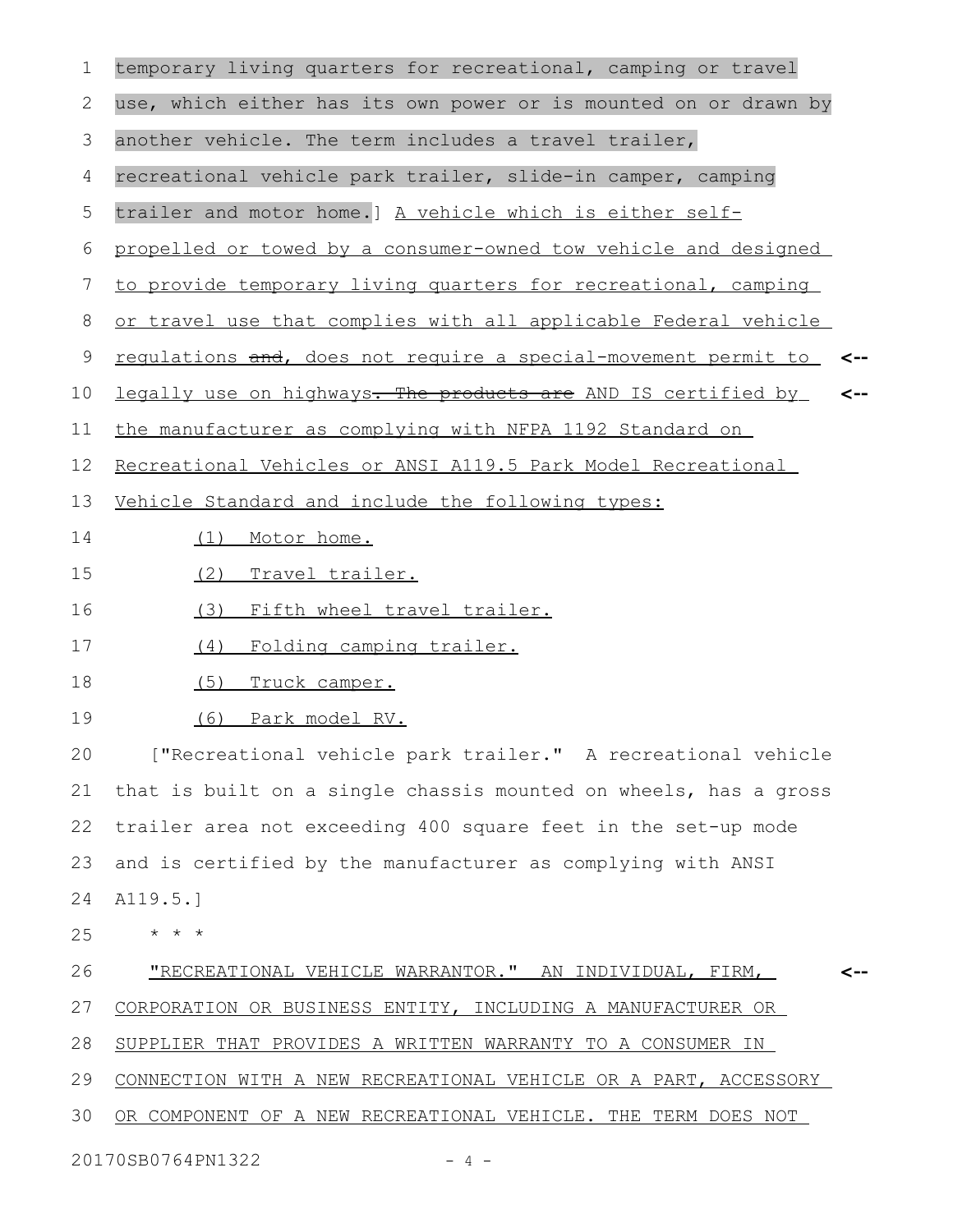temporary living quarters for recreational, camping or travel use, which either has its own power or is mounted on or drawn by another vehicle. The term includes a travel trailer, recreational vehicle park trailer, slide-in camper, camping trailer and motor home.] A vehicle which is either self-propelled or towed by a consumer-owned tow vehicle and designed to provide temporary living quarters for recreational, camping or travel use that complies with all applicable Federal vehicle regulations ~~and~~, does not require a special-movement permit to legally use on highways~~. The products are~~ AND IS certified by the manufacturer as complying with NFPA 1192 Standard on Recreational Vehicles or ANSI A119.5 Park Model Recreational Vehicle Standard and include the following types:

(1) Motor home.

(2) Travel trailer.

(3) Fifth wheel travel trailer.

(4) Folding camping trailer.

(5) Truck camper.

(6) Park model RV.

["Recreational vehicle park trailer." A recreational vehicle that is built on a single chassis mounted on wheels, has a gross trailer area not exceeding 400 square feet in the set-up mode and is certified by the manufacturer as complying with ANSI A119.5.]

\* \* \*

"RECREATIONAL VEHICLE WARRANTOR." AN INDIVIDUAL, FIRM, CORPORATION OR BUSINESS ENTITY, INCLUDING A MANUFACTURER OR SUPPLIER THAT PROVIDES A WRITTEN WARRANTY TO A CONSUMER IN CONNECTION WITH A NEW RECREATIONAL VEHICLE OR A PART, ACCESSORY OR COMPONENT OF A NEW RECREATIONAL VEHICLE. THE TERM DOES NOT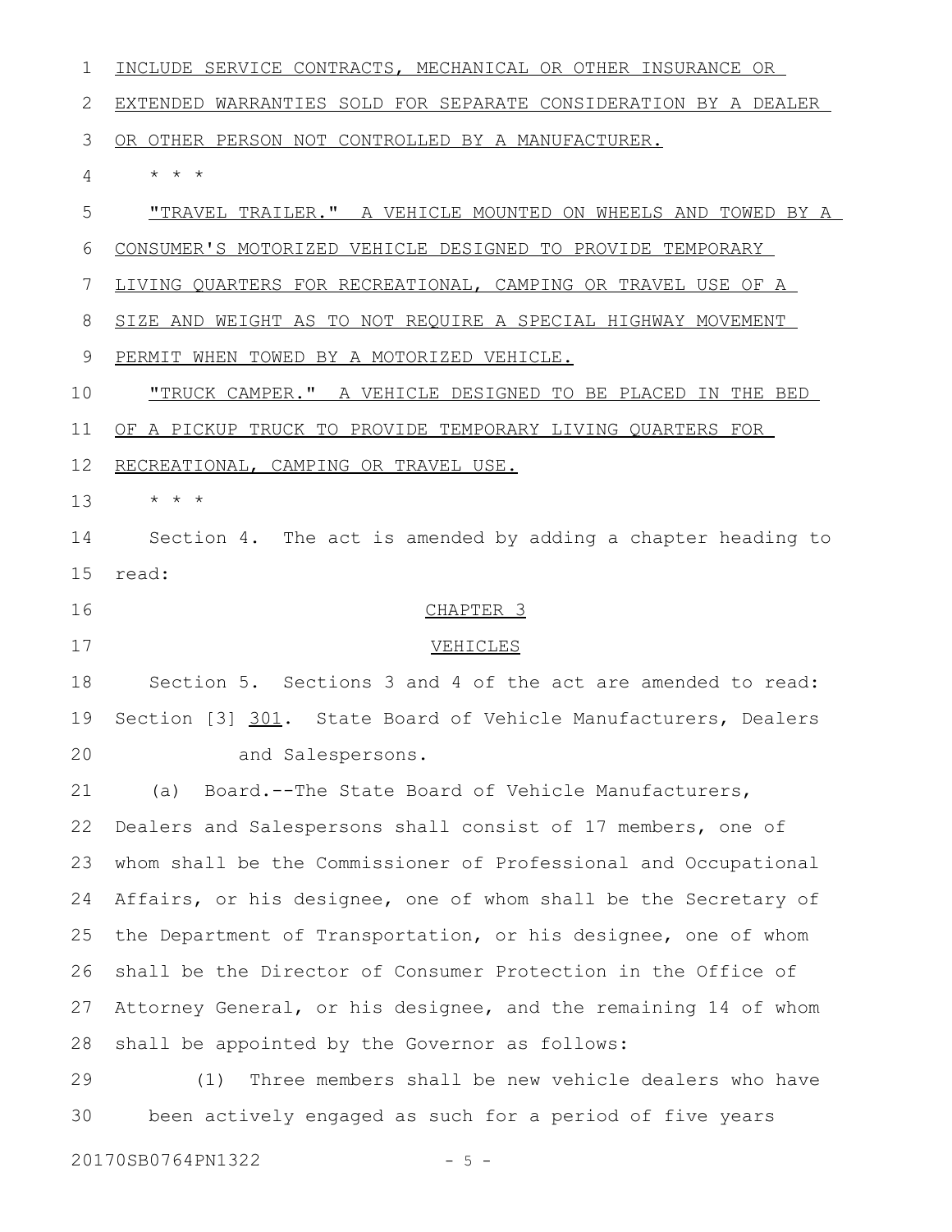INCLUDE SERVICE CONTRACTS, MECHANICAL OR OTHER INSURANCE OR EXTENDED WARRANTIES SOLD FOR SEPARATE CONSIDERATION BY A DEALER OR OTHER PERSON NOT CONTROLLED BY A MANUFACTURER.

\* \* \*

"TRAVEL TRAILER." A VEHICLE MOUNTED ON WHEELS AND TOWED BY A CONSUMER'S MOTORIZED VEHICLE DESIGNED TO PROVIDE TEMPORARY LIVING QUARTERS FOR RECREATIONAL, CAMPING OR TRAVEL USE OF A SIZE AND WEIGHT AS TO NOT REQUIRE A SPECIAL HIGHWAY MOVEMENT PERMIT WHEN TOWED BY A MOTORIZED VEHICLE.

"TRUCK CAMPER." A VEHICLE DESIGNED TO BE PLACED IN THE BED OF A PICKUP TRUCK TO PROVIDE TEMPORARY LIVING QUARTERS FOR RECREATIONAL, CAMPING OR TRAVEL USE.

\* \* \*

Section 4. The act is amended by adding a chapter heading to read:

CHAPTER 3

VEHICLES

Section 5. Sections 3 and 4 of the act are amended to read:

Section [3] 301. State Board of Vehicle Manufacturers, Dealers and Salespersons.

(a) Board.--The State Board of Vehicle Manufacturers, Dealers and Salespersons shall consist of 17 members, one of whom shall be the Commissioner of Professional and Occupational Affairs, or his designee, one of whom shall be the Secretary of the Department of Transportation, or his designee, one of whom shall be the Director of Consumer Protection in the Office of Attorney General, or his designee, and the remaining 14 of whom shall be appointed by the Governor as follows:

(1) Three members shall be new vehicle dealers who have been actively engaged as such for a period of five years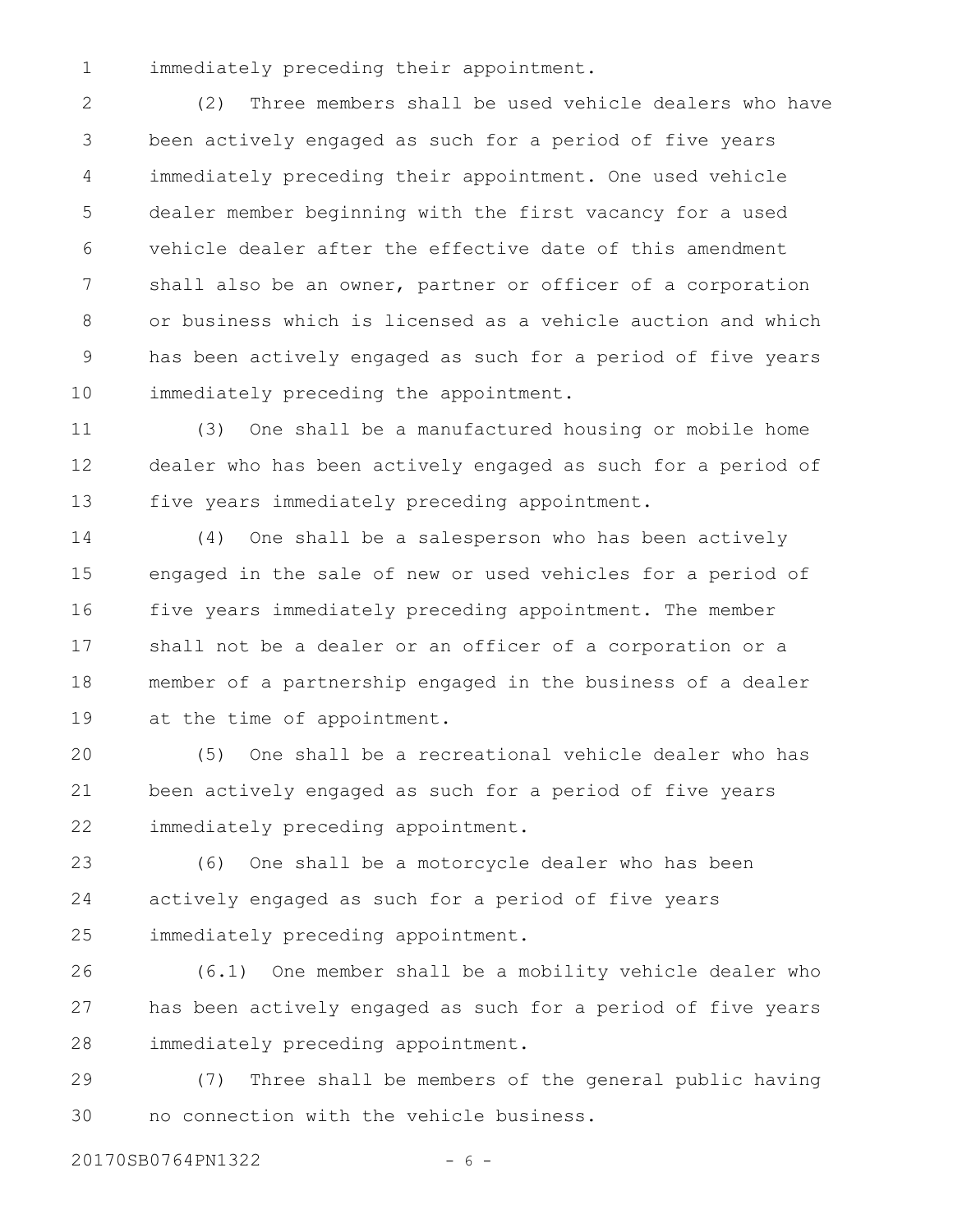immediately preceding their appointment.

(2) Three members shall be used vehicle dealers who have been actively engaged as such for a period of five years immediately preceding their appointment. One used vehicle dealer member beginning with the first vacancy for a used vehicle dealer after the effective date of this amendment shall also be an owner, partner or officer of a corporation or business which is licensed as a vehicle auction and which has been actively engaged as such for a period of five years immediately preceding the appointment.

(3) One shall be a manufactured housing or mobile home dealer who has been actively engaged as such for a period of five years immediately preceding appointment.

(4) One shall be a salesperson who has been actively engaged in the sale of new or used vehicles for a period of five years immediately preceding appointment. The member shall not be a dealer or an officer of a corporation or a member of a partnership engaged in the business of a dealer at the time of appointment.

(5) One shall be a recreational vehicle dealer who has been actively engaged as such for a period of five years immediately preceding appointment.

(6) One shall be a motorcycle dealer who has been actively engaged as such for a period of five years immediately preceding appointment.

(6.1) One member shall be a mobility vehicle dealer who has been actively engaged as such for a period of five years immediately preceding appointment.

(7) Three shall be members of the general public having no connection with the vehicle business.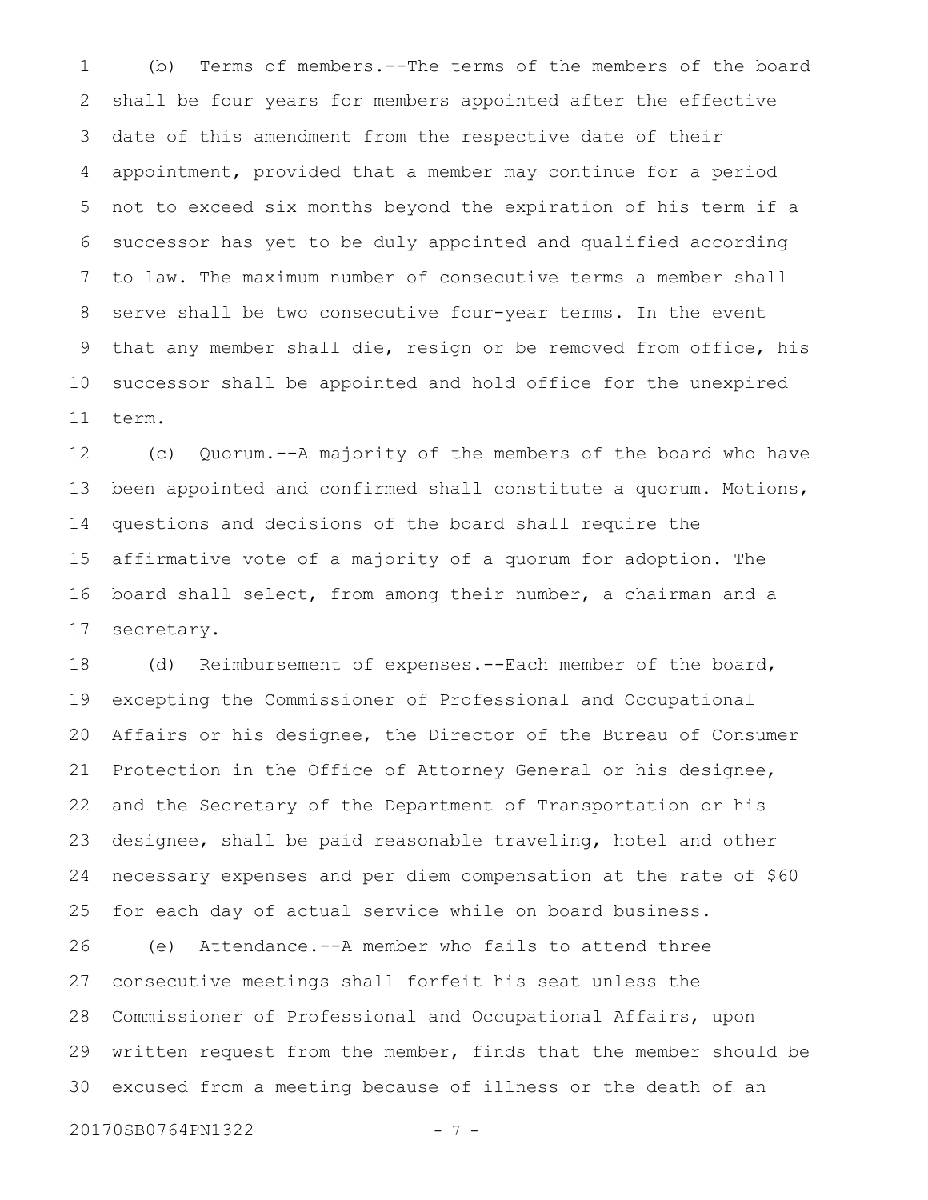(b) Terms of members.--The terms of the members of the board shall be four years for members appointed after the effective date of this amendment from the respective date of their appointment, provided that a member may continue for a period not to exceed six months beyond the expiration of his term if a successor has yet to be duly appointed and qualified according to law. The maximum number of consecutive terms a member shall serve shall be two consecutive four-year terms. In the event that any member shall die, resign or be removed from office, his successor shall be appointed and hold office for the unexpired term.

(c) Quorum.--A majority of the members of the board who have been appointed and confirmed shall constitute a quorum. Motions, questions and decisions of the board shall require the affirmative vote of a majority of a quorum for adoption. The board shall select, from among their number, a chairman and a secretary.

(d) Reimbursement of expenses.--Each member of the board, excepting the Commissioner of Professional and Occupational Affairs or his designee, the Director of the Bureau of Consumer Protection in the Office of Attorney General or his designee, and the Secretary of the Department of Transportation or his designee, shall be paid reasonable traveling, hotel and other necessary expenses and per diem compensation at the rate of $60 for each day of actual service while on board business.

(e) Attendance.--A member who fails to attend three consecutive meetings shall forfeit his seat unless the Commissioner of Professional and Occupational Affairs, upon written request from the member, finds that the member should be excused from a meeting because of illness or the death of an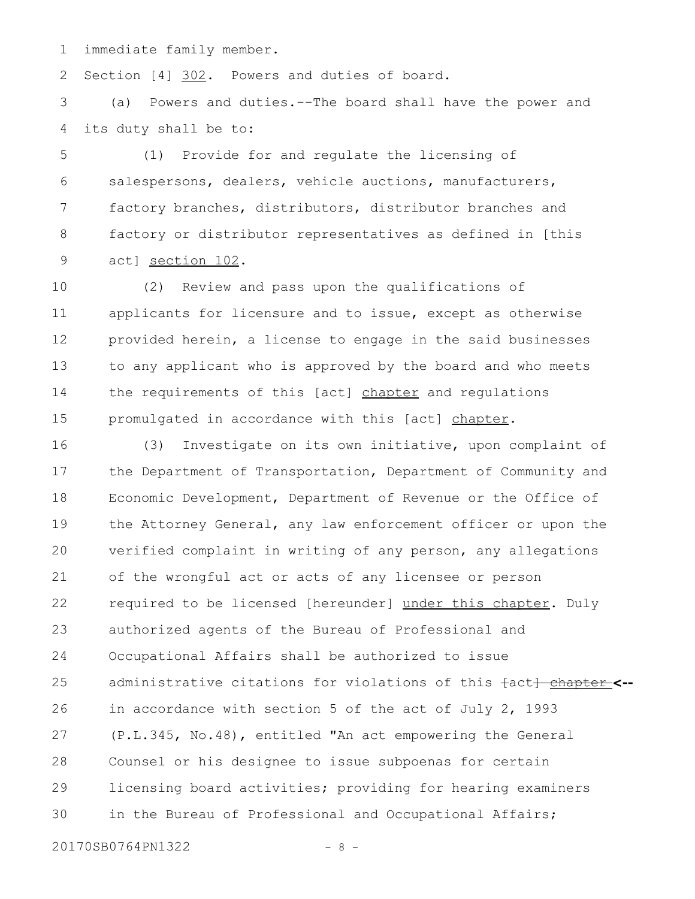immediate family member.

Section [4] <u>302</u>. Powers and duties of board.

(a) Powers and duties.--The board shall have the power and its duty shall be to:

(1) Provide for and regulate the licensing of salespersons, dealers, vehicle auctions, manufacturers, factory branches, distributors, distributor branches and factory or distributor representatives as defined in [this act] <u>section 102</u>.

(2) Review and pass upon the qualifications of applicants for licensure and to issue, except as otherwise provided herein, a license to engage in the said businesses to any applicant who is approved by the board and who meets the requirements of this [act] <u>chapter</u> and regulations promulgated in accordance with this [act] <u>chapter</u>.

(3) Investigate on its own initiative, upon complaint of the Department of Transportation, Department of Community and Economic Development, Department of Revenue or the Office of the Attorney General, any law enforcement officer or upon the verified complaint in writing of any person, any allegations of the wrongful act or acts of any licensee or person required to be licensed [hereunder] <u>under this chapter</u>. Duly authorized agents of the Bureau of Professional and Occupational Affairs shall be authorized to issue administrative citations for violations of this ~~[act] chapter~~ **<--** in accordance with section 5 of the act of July 2, 1993 (P.L.345, No.48), entitled "An act empowering the General Counsel or his designee to issue subpoenas for certain licensing board activities; providing for hearing examiners in the Bureau of Professional and Occupational Affairs;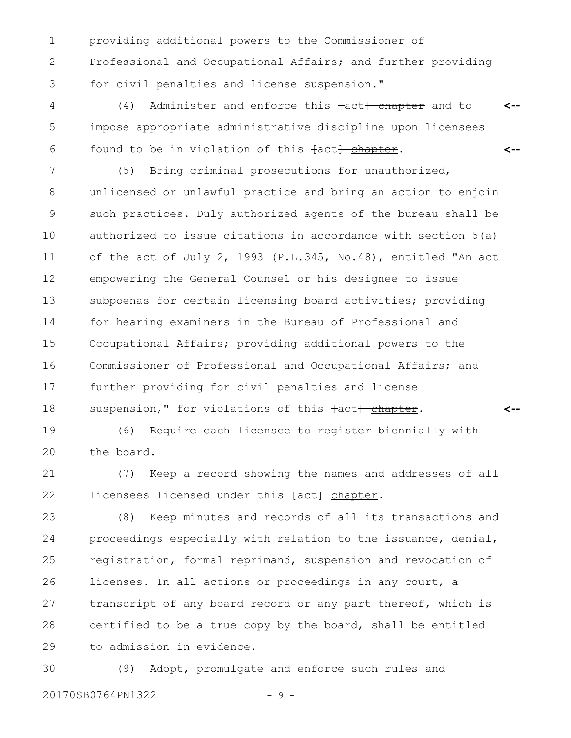providing additional powers to the Commissioner of Professional and Occupational Affairs; and further providing for civil penalties and license suspension."

(4) Administer and enforce this ~~[act] chapter~~ and to impose appropriate administrative discipline upon licensees found to be in violation of this ~~[act] chapter~~. <--

(5) Bring criminal prosecutions for unauthorized, unlicensed or unlawful practice and bring an action to enjoin such practices. Duly authorized agents of the bureau shall be authorized to issue citations in accordance with section 5(a) of the act of July 2, 1993 (P.L.345, No.48), entitled "An act empowering the General Counsel or his designee to issue subpoenas for certain licensing board activities; providing for hearing examiners in the Bureau of Professional and Occupational Affairs; providing additional powers to the Commissioner of Professional and Occupational Affairs; and further providing for civil penalties and license suspension," for violations of this ~~[act] chapter~~. <--

(6) Require each licensee to register biennially with the board.

(7) Keep a record showing the names and addresses of all licensees licensed under this [act] chapter.

(8) Keep minutes and records of all its transactions and proceedings especially with relation to the issuance, denial, registration, formal reprimand, suspension and revocation of licenses. In all actions or proceedings in any court, a transcript of any board record or any part thereof, which is certified to be a true copy by the board, shall be entitled to admission in evidence.

(9) Adopt, promulgate and enforce such rules and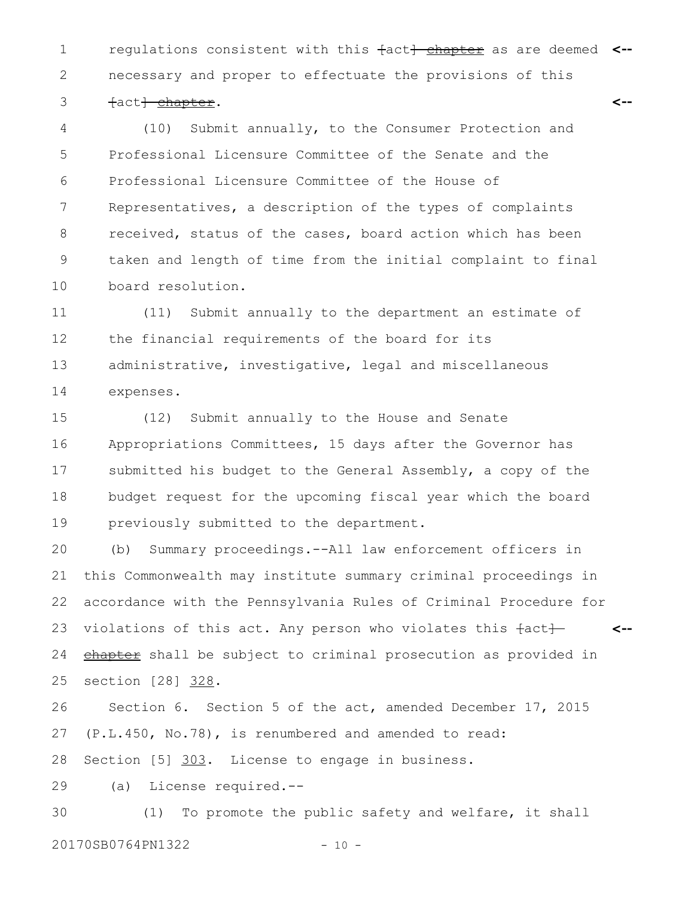regulations consistent with this [act] ~~chapter~~ as are deemed necessary and proper to effectuate the provisions of this [act] ~~chapter~~.

(10) Submit annually, to the Consumer Protection and Professional Licensure Committee of the Senate and the Professional Licensure Committee of the House of Representatives, a description of the types of complaints received, status of the cases, board action which has been taken and length of time from the initial complaint to final board resolution.

(11) Submit annually to the department an estimate of the financial requirements of the board for its administrative, investigative, legal and miscellaneous expenses.

(12) Submit annually to the House and Senate Appropriations Committees, 15 days after the Governor has submitted his budget to the General Assembly, a copy of the budget request for the upcoming fiscal year which the board previously submitted to the department.

(b) Summary proceedings.--All law enforcement officers in this Commonwealth may institute summary criminal proceedings in accordance with the Pennsylvania Rules of Criminal Procedure for violations of this act. Any person who violates this [act] ~~chapter~~ shall be subject to criminal prosecution as provided in section [28] 328.

Section 6. Section 5 of the act, amended December 17, 2015 (P.L.450, No.78), is renumbered and amended to read:

Section [5] 303. License to engage in business.

(a) License required.--

(1) To promote the public safety and welfare, it shall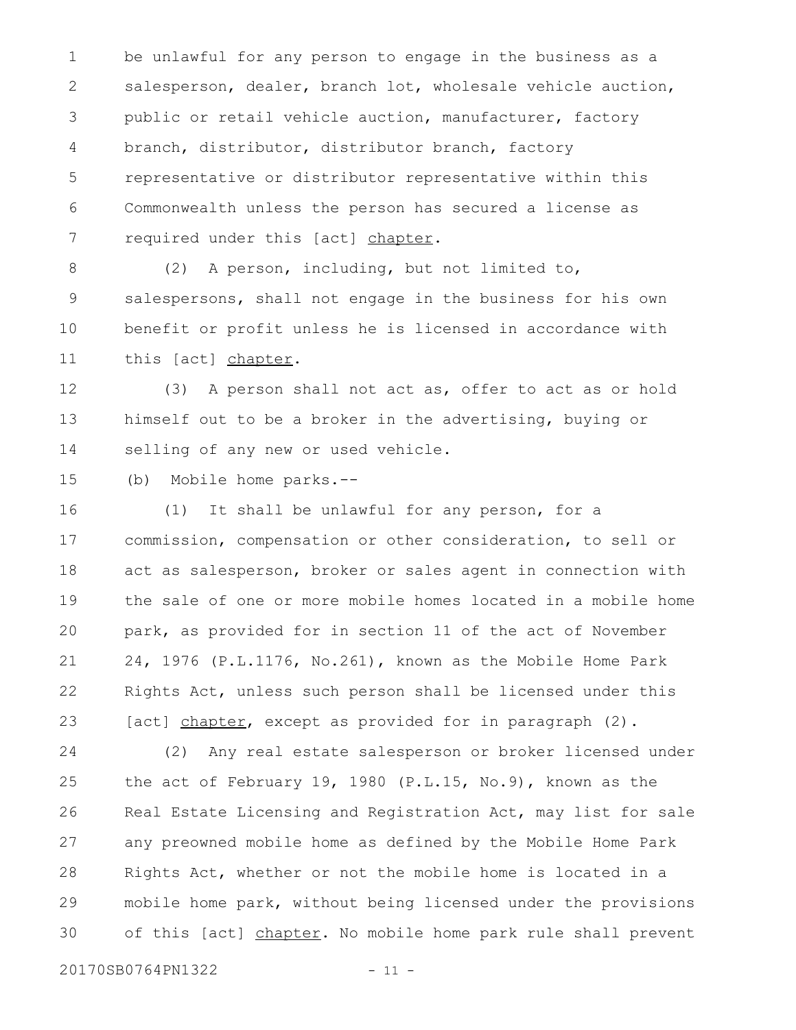be unlawful for any person to engage in the business as a salesperson, dealer, branch lot, wholesale vehicle auction, public or retail vehicle auction, manufacturer, factory branch, distributor, distributor branch, factory representative or distributor representative within this Commonwealth unless the person has secured a license as required under this [act] chapter.

(2) A person, including, but not limited to, salespersons, shall not engage in the business for his own benefit or profit unless he is licensed in accordance with this [act] chapter.

(3) A person shall not act as, offer to act as or hold himself out to be a broker in the advertising, buying or selling of any new or used vehicle.

(b) Mobile home parks.--

(1) It shall be unlawful for any person, for a commission, compensation or other consideration, to sell or act as salesperson, broker or sales agent in connection with the sale of one or more mobile homes located in a mobile home park, as provided for in section 11 of the act of November 24, 1976 (P.L.1176, No.261), known as the Mobile Home Park Rights Act, unless such person shall be licensed under this [act] chapter, except as provided for in paragraph (2).

(2) Any real estate salesperson or broker licensed under the act of February 19, 1980 (P.L.15, No.9), known as the Real Estate Licensing and Registration Act, may list for sale any preowned mobile home as defined by the Mobile Home Park Rights Act, whether or not the mobile home is located in a mobile home park, without being licensed under the provisions of this [act] chapter. No mobile home park rule shall prevent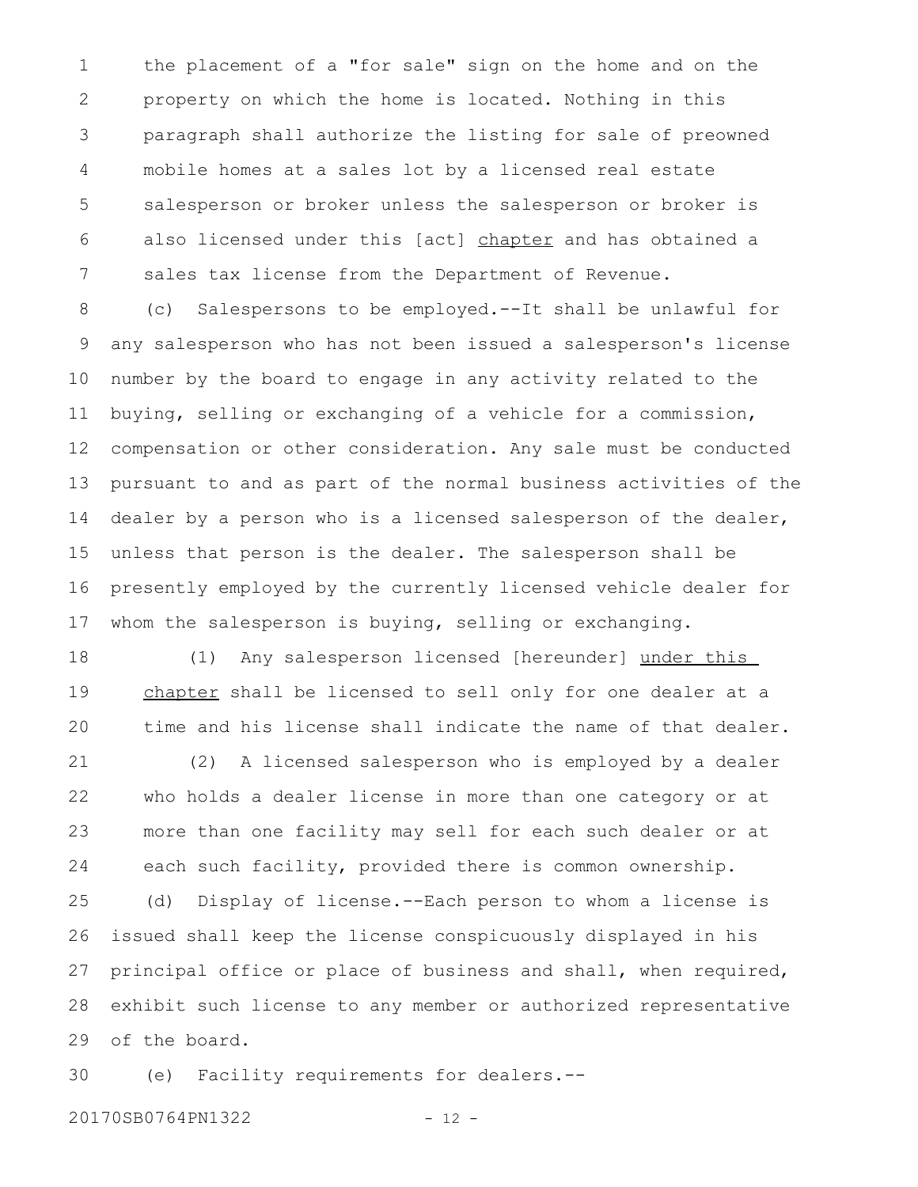the placement of a "for sale" sign on the home and on the property on which the home is located. Nothing in this paragraph shall authorize the listing for sale of preowned mobile homes at a sales lot by a licensed real estate salesperson or broker unless the salesperson or broker is also licensed under this [act] <u>chapter</u> and has obtained a sales tax license from the Department of Revenue.

(c) Salespersons to be employed.--It shall be unlawful for any salesperson who has not been issued a salesperson's license number by the board to engage in any activity related to the buying, selling or exchanging of a vehicle for a commission, compensation or other consideration. Any sale must be conducted pursuant to and as part of the normal business activities of the dealer by a person who is a licensed salesperson of the dealer, unless that person is the dealer. The salesperson shall be presently employed by the currently licensed vehicle dealer for whom the salesperson is buying, selling or exchanging.

(1) Any salesperson licensed [hereunder] <u>under this chapter</u> shall be licensed to sell only for one dealer at a time and his license shall indicate the name of that dealer.

(2) A licensed salesperson who is employed by a dealer who holds a dealer license in more than one category or at more than one facility may sell for each such dealer or at each such facility, provided there is common ownership.

(d) Display of license.--Each person to whom a license is issued shall keep the license conspicuously displayed in his principal office or place of business and shall, when required, exhibit such license to any member or authorized representative of the board.

(e) Facility requirements for dealers.--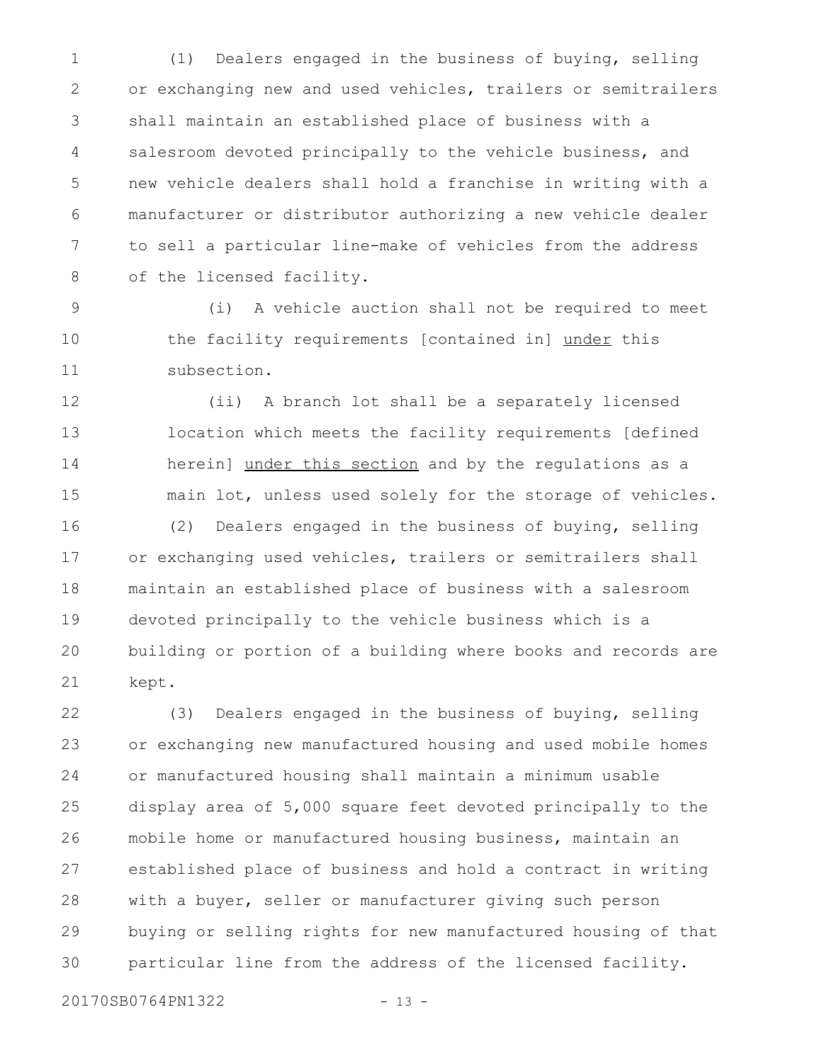(1) Dealers engaged in the business of buying, selling or exchanging new and used vehicles, trailers or semitrailers shall maintain an established place of business with a salesroom devoted principally to the vehicle business, and new vehicle dealers shall hold a franchise in writing with a manufacturer or distributor authorizing a new vehicle dealer to sell a particular line-make of vehicles from the address of the licensed facility.

(i) A vehicle auction shall not be required to meet the facility requirements [contained in] under this subsection.

(ii) A branch lot shall be a separately licensed location which meets the facility requirements [defined herein] under this section and by the regulations as a main lot, unless used solely for the storage of vehicles.

(2) Dealers engaged in the business of buying, selling or exchanging used vehicles, trailers or semitrailers shall maintain an established place of business with a salesroom devoted principally to the vehicle business which is a building or portion of a building where books and records are kept.

(3) Dealers engaged in the business of buying, selling or exchanging new manufactured housing and used mobile homes or manufactured housing shall maintain a minimum usable display area of 5,000 square feet devoted principally to the mobile home or manufactured housing business, maintain an established place of business and hold a contract in writing with a buyer, seller or manufacturer giving such person buying or selling rights for new manufactured housing of that particular line from the address of the licensed facility.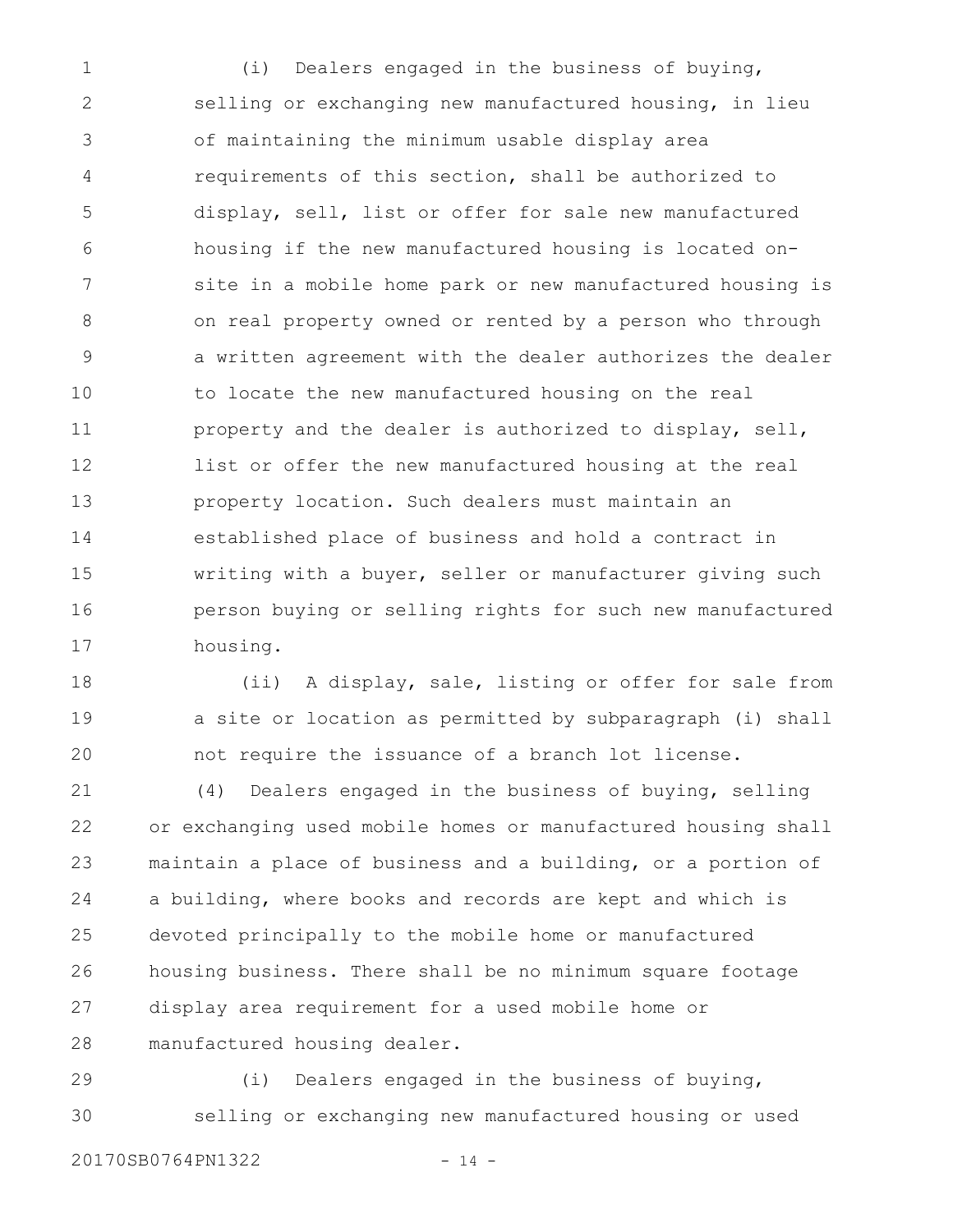(i) Dealers engaged in the business of buying, selling or exchanging new manufactured housing, in lieu of maintaining the minimum usable display area requirements of this section, shall be authorized to display, sell, list or offer for sale new manufactured housing if the new manufactured housing is located on-site in a mobile home park or new manufactured housing is on real property owned or rented by a person who through a written agreement with the dealer authorizes the dealer to locate the new manufactured housing on the real property and the dealer is authorized to display, sell, list or offer the new manufactured housing at the real property location. Such dealers must maintain an established place of business and hold a contract in writing with a buyer, seller or manufacturer giving such person buying or selling rights for such new manufactured housing.

(ii) A display, sale, listing or offer for sale from a site or location as permitted by subparagraph (i) shall not require the issuance of a branch lot license.

(4) Dealers engaged in the business of buying, selling or exchanging used mobile homes or manufactured housing shall maintain a place of business and a building, or a portion of a building, where books and records are kept and which is devoted principally to the mobile home or manufactured housing business. There shall be no minimum square footage display area requirement for a used mobile home or manufactured housing dealer.

(i) Dealers engaged in the business of buying, selling or exchanging new manufactured housing or used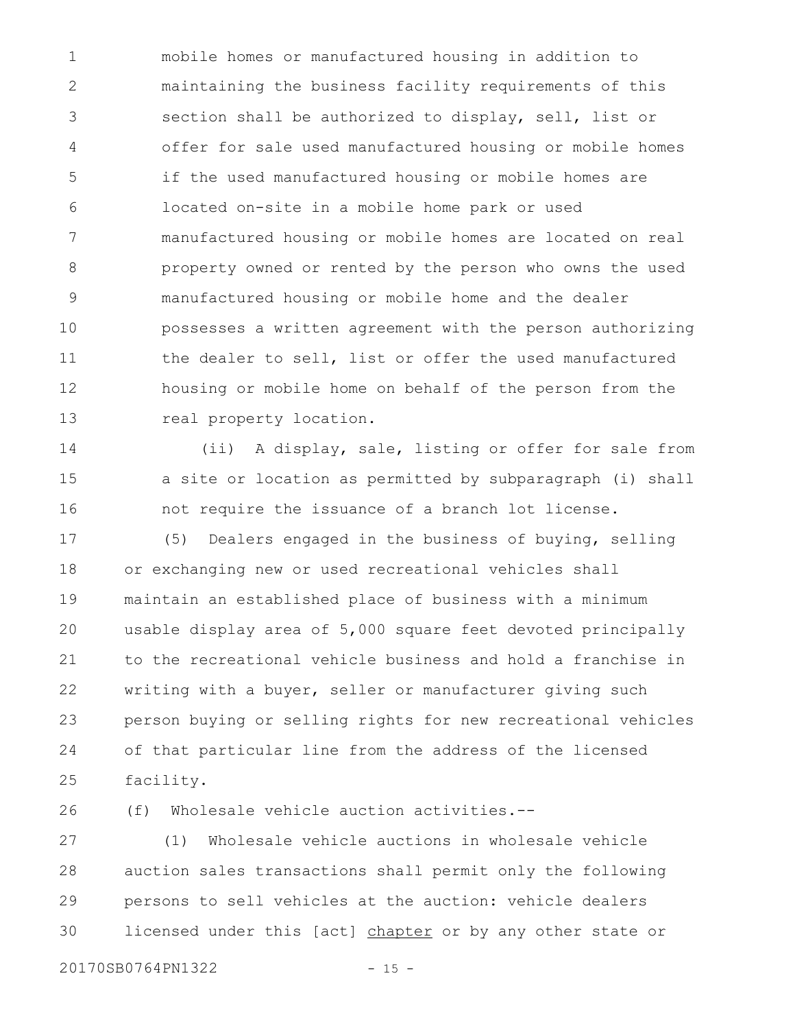mobile homes or manufactured housing in addition to maintaining the business facility requirements of this section shall be authorized to display, sell, list or offer for sale used manufactured housing or mobile homes if the used manufactured housing or mobile homes are located on-site in a mobile home park or used manufactured housing or mobile homes are located on real property owned or rented by the person who owns the used manufactured housing or mobile home and the dealer possesses a written agreement with the person authorizing the dealer to sell, list or offer the used manufactured housing or mobile home on behalf of the person from the real property location.

(ii) A display, sale, listing or offer for sale from a site or location as permitted by subparagraph (i) shall not require the issuance of a branch lot license.

(5) Dealers engaged in the business of buying, selling or exchanging new or used recreational vehicles shall maintain an established place of business with a minimum usable display area of 5,000 square feet devoted principally to the recreational vehicle business and hold a franchise in writing with a buyer, seller or manufacturer giving such person buying or selling rights for new recreational vehicles of that particular line from the address of the licensed facility.

(f) Wholesale vehicle auction activities.--

(1) Wholesale vehicle auctions in wholesale vehicle auction sales transactions shall permit only the following persons to sell vehicles at the auction: vehicle dealers licensed under this [act] <u>chapter</u> or by any other state or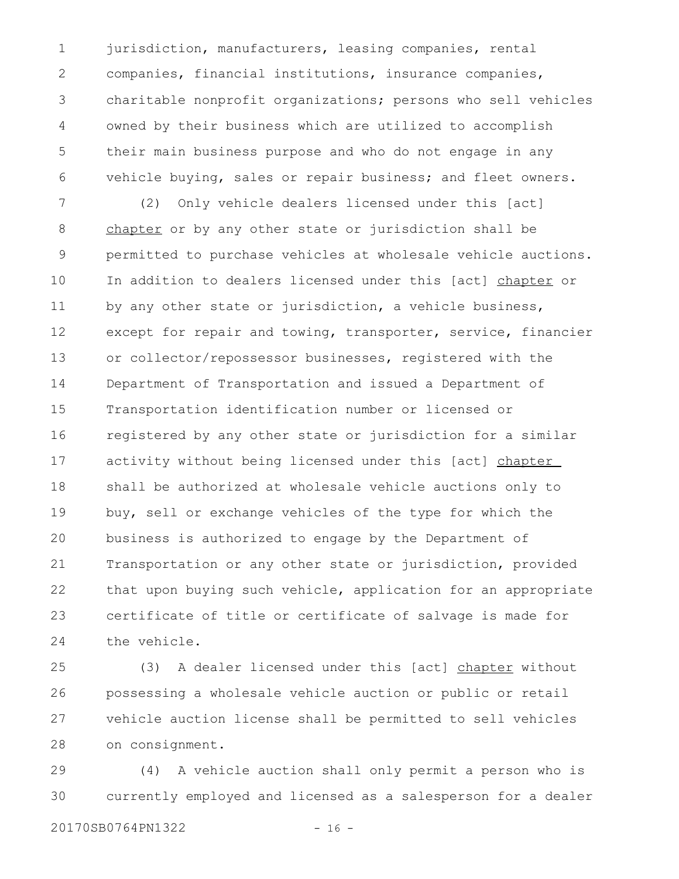jurisdiction, manufacturers, leasing companies, rental companies, financial institutions, insurance companies, charitable nonprofit organizations; persons who sell vehicles owned by their business which are utilized to accomplish their main business purpose and who do not engage in any vehicle buying, sales or repair business; and fleet owners.

(2) Only vehicle dealers licensed under this [act] chapter or by any other state or jurisdiction shall be permitted to purchase vehicles at wholesale vehicle auctions. In addition to dealers licensed under this [act] chapter or by any other state or jurisdiction, a vehicle business, except for repair and towing, transporter, service, financier or collector/repossessor businesses, registered with the Department of Transportation and issued a Department of Transportation identification number or licensed or registered by any other state or jurisdiction for a similar activity without being licensed under this [act] chapter shall be authorized at wholesale vehicle auctions only to buy, sell or exchange vehicles of the type for which the business is authorized to engage by the Department of Transportation or any other state or jurisdiction, provided that upon buying such vehicle, application for an appropriate certificate of title or certificate of salvage is made for the vehicle.

(3) A dealer licensed under this [act] chapter without possessing a wholesale vehicle auction or public or retail vehicle auction license shall be permitted to sell vehicles on consignment.

(4) A vehicle auction shall only permit a person who is currently employed and licensed as a salesperson for a dealer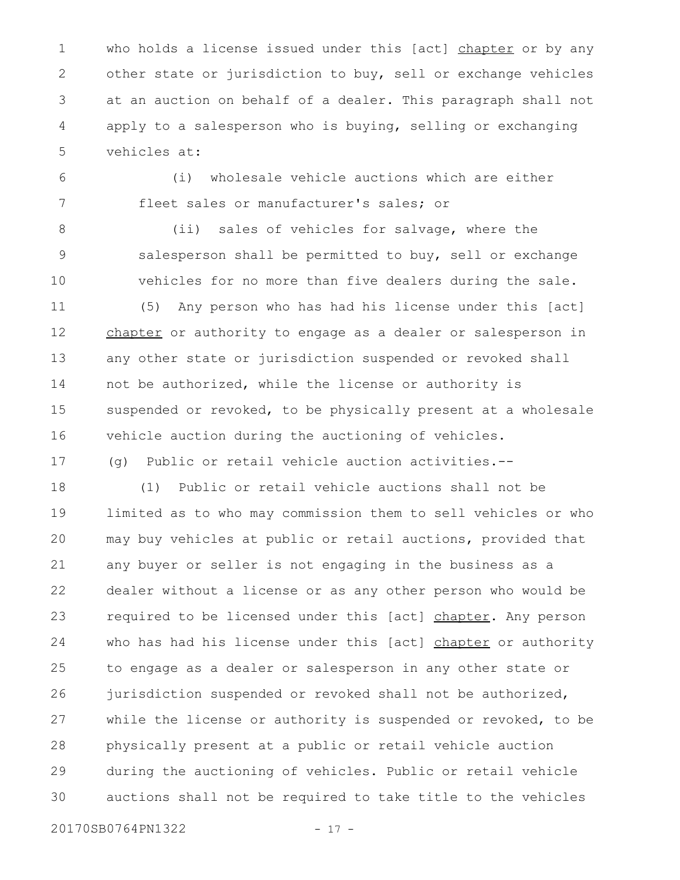who holds a license issued under this [act] chapter or by any other state or jurisdiction to buy, sell or exchange vehicles at an auction on behalf of a dealer. This paragraph shall not apply to a salesperson who is buying, selling or exchanging vehicles at:

(i) wholesale vehicle auctions which are either fleet sales or manufacturer's sales; or

(ii) sales of vehicles for salvage, where the salesperson shall be permitted to buy, sell or exchange vehicles for no more than five dealers during the sale.

(5) Any person who has had his license under this [act] chapter or authority to engage as a dealer or salesperson in any other state or jurisdiction suspended or revoked shall not be authorized, while the license or authority is suspended or revoked, to be physically present at a wholesale vehicle auction during the auctioning of vehicles.

(g) Public or retail vehicle auction activities.--

(1) Public or retail vehicle auctions shall not be limited as to who may commission them to sell vehicles or who may buy vehicles at public or retail auctions, provided that any buyer or seller is not engaging in the business as a dealer without a license or as any other person who would be required to be licensed under this [act] chapter. Any person who has had his license under this [act] chapter or authority to engage as a dealer or salesperson in any other state or jurisdiction suspended or revoked shall not be authorized, while the license or authority is suspended or revoked, to be physically present at a public or retail vehicle auction during the auctioning of vehicles. Public or retail vehicle auctions shall not be required to take title to the vehicles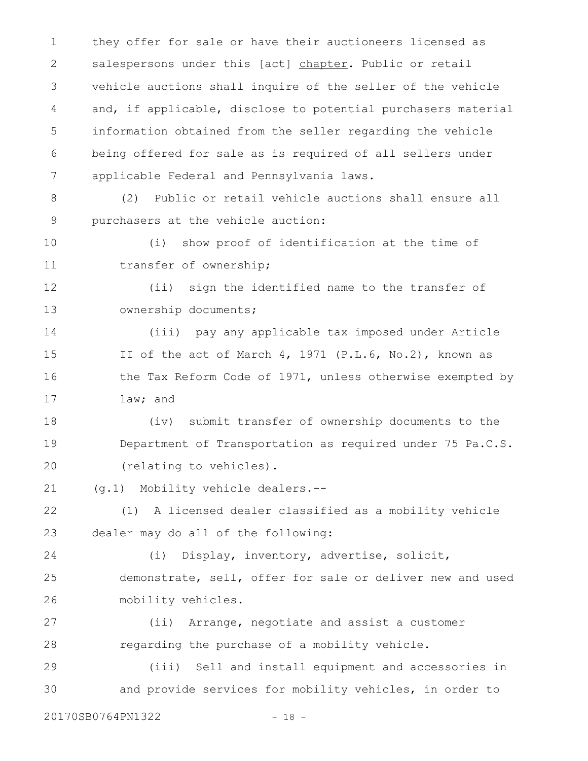they offer for sale or have their auctioneers licensed as salespersons under this [act] chapter. Public or retail vehicle auctions shall inquire of the seller of the vehicle and, if applicable, disclose to potential purchasers material information obtained from the seller regarding the vehicle being offered for sale as is required of all sellers under applicable Federal and Pennsylvania laws.

(2) Public or retail vehicle auctions shall ensure all purchasers at the vehicle auction:

(i) show proof of identification at the time of transfer of ownership;

(ii) sign the identified name to the transfer of ownership documents;

(iii) pay any applicable tax imposed under Article II of the act of March 4, 1971 (P.L.6, No.2), known as the Tax Reform Code of 1971, unless otherwise exempted by law; and

(iv) submit transfer of ownership documents to the Department of Transportation as required under 75 Pa.C.S. (relating to vehicles).

(g.1) Mobility vehicle dealers.--

(1) A licensed dealer classified as a mobility vehicle dealer may do all of the following:

(i) Display, inventory, advertise, solicit, demonstrate, sell, offer for sale or deliver new and used mobility vehicles.

(ii) Arrange, negotiate and assist a customer regarding the purchase of a mobility vehicle.

(iii) Sell and install equipment and accessories in and provide services for mobility vehicles, in order to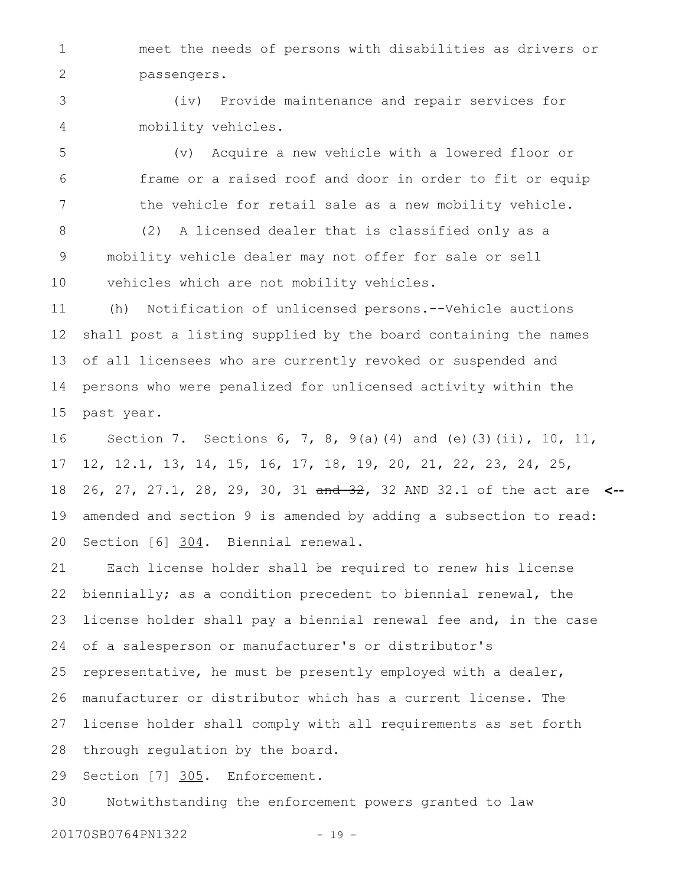meet the needs of persons with disabilities as drivers or passengers.

(iv) Provide maintenance and repair services for mobility vehicles.

(v) Acquire a new vehicle with a lowered floor or frame or a raised roof and door in order to fit or equip the vehicle for retail sale as a new mobility vehicle.

(2) A licensed dealer that is classified only as a mobility vehicle dealer may not offer for sale or sell vehicles which are not mobility vehicles.

(h) Notification of unlicensed persons.--Vehicle auctions shall post a listing supplied by the board containing the names of all licensees who are currently revoked or suspended and persons who were penalized for unlicensed activity within the past year.

Section 7. Sections 6, 7, 8, 9(a)(4) and (e)(3)(ii), 10, 11, 12, 12.1, 13, 14, 15, 16, 17, 18, 19, 20, 21, 22, 23, 24, 25, 26, 27, 27.1, 28, 29, 30, 31 ~~and 32~~, 32 AND 32.1 of the act are amended and section 9 is amended by adding a subsection to read:

Section [6] <u>304</u>. Biennial renewal.

Each license holder shall be required to renew his license biennially; as a condition precedent to biennial renewal, the license holder shall pay a biennial renewal fee and, in the case of a salesperson or manufacturer's or distributor's representative, he must be presently employed with a dealer, manufacturer or distributor which has a current license. The license holder shall comply with all requirements as set forth through regulation by the board.

Section [7] <u>305</u>. Enforcement.

Notwithstanding the enforcement powers granted to law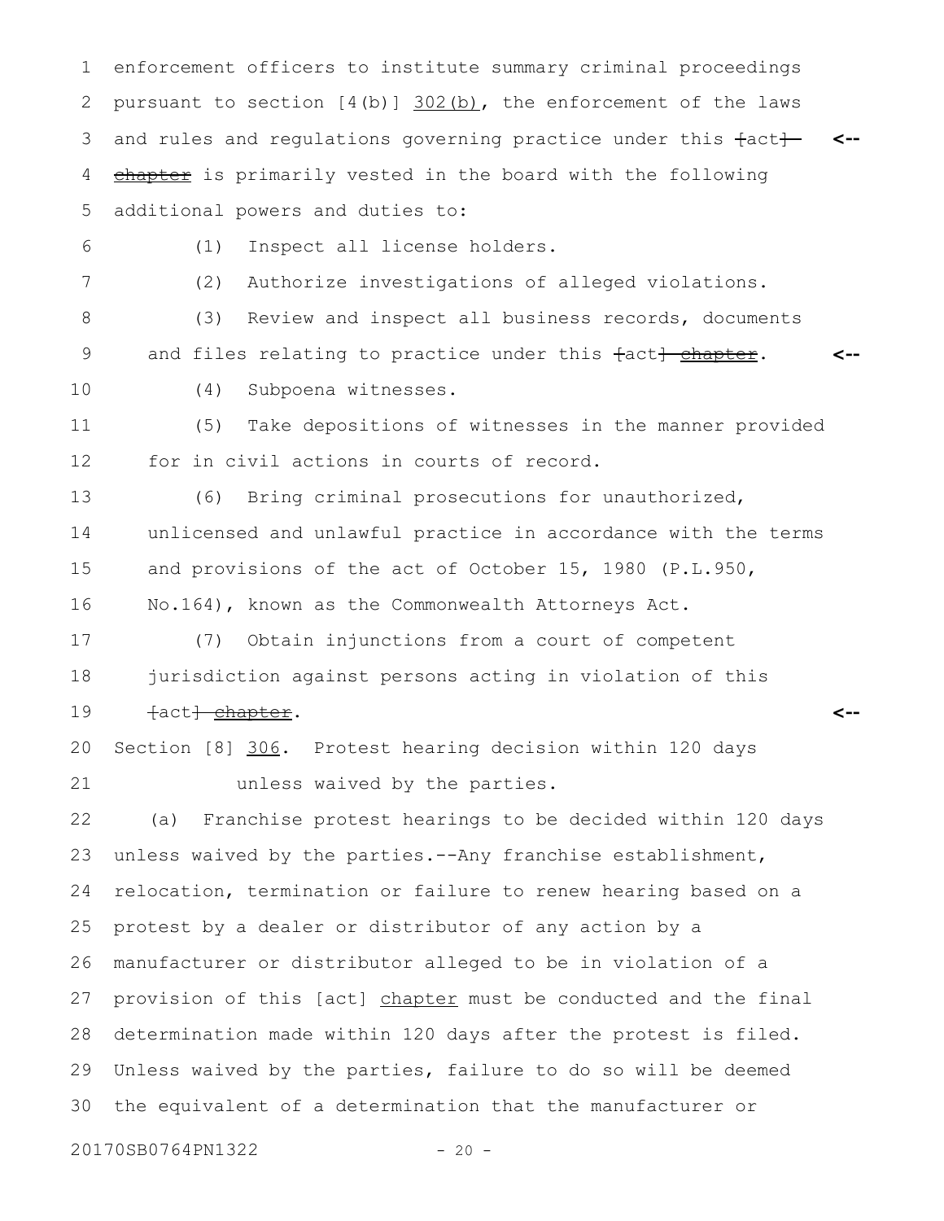enforcement officers to institute summary criminal proceedings pursuant to section [4(b)] 302(b), the enforcement of the laws and rules and regulations governing practice under this ~~[act] chapter~~ is primarily vested in the board with the following additional powers and duties to:

(1) Inspect all license holders.

(2) Authorize investigations of alleged violations.

(3) Review and inspect all business records, documents and files relating to practice under this ~~[act] chapter~~.

(4) Subpoena witnesses.

(5) Take depositions of witnesses in the manner provided for in civil actions in courts of record.

(6) Bring criminal prosecutions for unauthorized, unlicensed and unlawful practice in accordance with the terms and provisions of the act of October 15, 1980 (P.L.950, No.164), known as the Commonwealth Attorneys Act.

(7) Obtain injunctions from a court of competent jurisdiction against persons acting in violation of this ~~[act] chapter~~.

Section [8] 306. Protest hearing decision within 120 days unless waived by the parties.

(a) Franchise protest hearings to be decided within 120 days unless waived by the parties.--Any franchise establishment, relocation, termination or failure to renew hearing based on a protest by a dealer or distributor of any action by a manufacturer or distributor alleged to be in violation of a provision of this [act] chapter must be conducted and the final determination made within 120 days after the protest is filed. Unless waived by the parties, failure to do so will be deemed the equivalent of a determination that the manufacturer or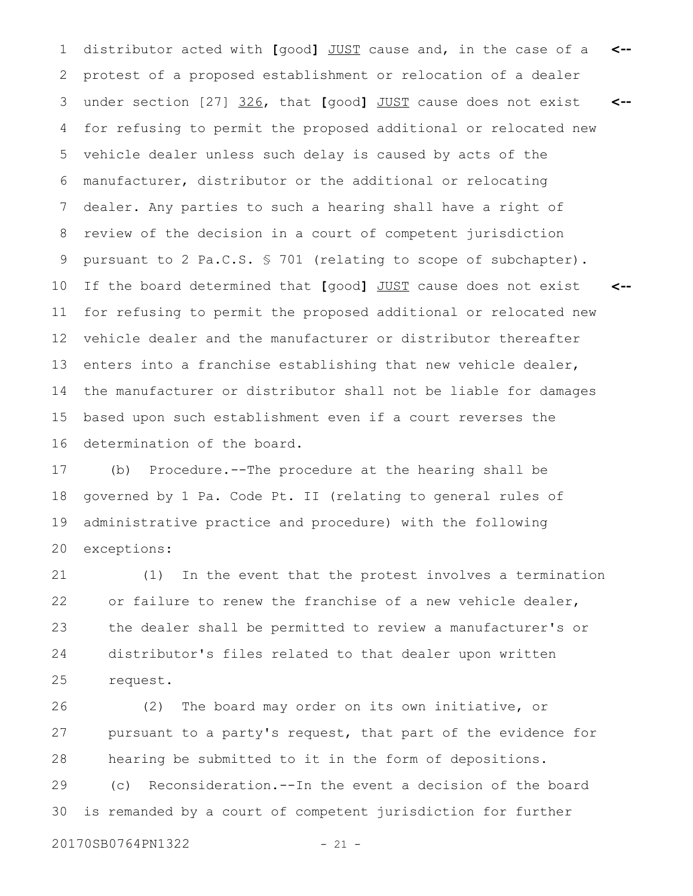distributor acted with [good] JUST cause and, in the case of a protest of a proposed establishment or relocation of a dealer under section [27] 326, that [good] JUST cause does not exist for refusing to permit the proposed additional or relocated new vehicle dealer unless such delay is caused by acts of the manufacturer, distributor or the additional or relocating dealer. Any parties to such a hearing shall have a right of review of the decision in a court of competent jurisdiction pursuant to 2 Pa.C.S. § 701 (relating to scope of subchapter). If the board determined that [good] JUST cause does not exist for refusing to permit the proposed additional or relocated new vehicle dealer and the manufacturer or distributor thereafter enters into a franchise establishing that new vehicle dealer, the manufacturer or distributor shall not be liable for damages based upon such establishment even if a court reverses the determination of the board.

(b) Procedure.--The procedure at the hearing shall be governed by 1 Pa. Code Pt. II (relating to general rules of administrative practice and procedure) with the following exceptions:

(1) In the event that the protest involves a termination or failure to renew the franchise of a new vehicle dealer, the dealer shall be permitted to review a manufacturer's or distributor's files related to that dealer upon written request.

(2) The board may order on its own initiative, or pursuant to a party's request, that part of the evidence for hearing be submitted to it in the form of depositions.

(c) Reconsideration.--In the event a decision of the board is remanded by a court of competent jurisdiction for further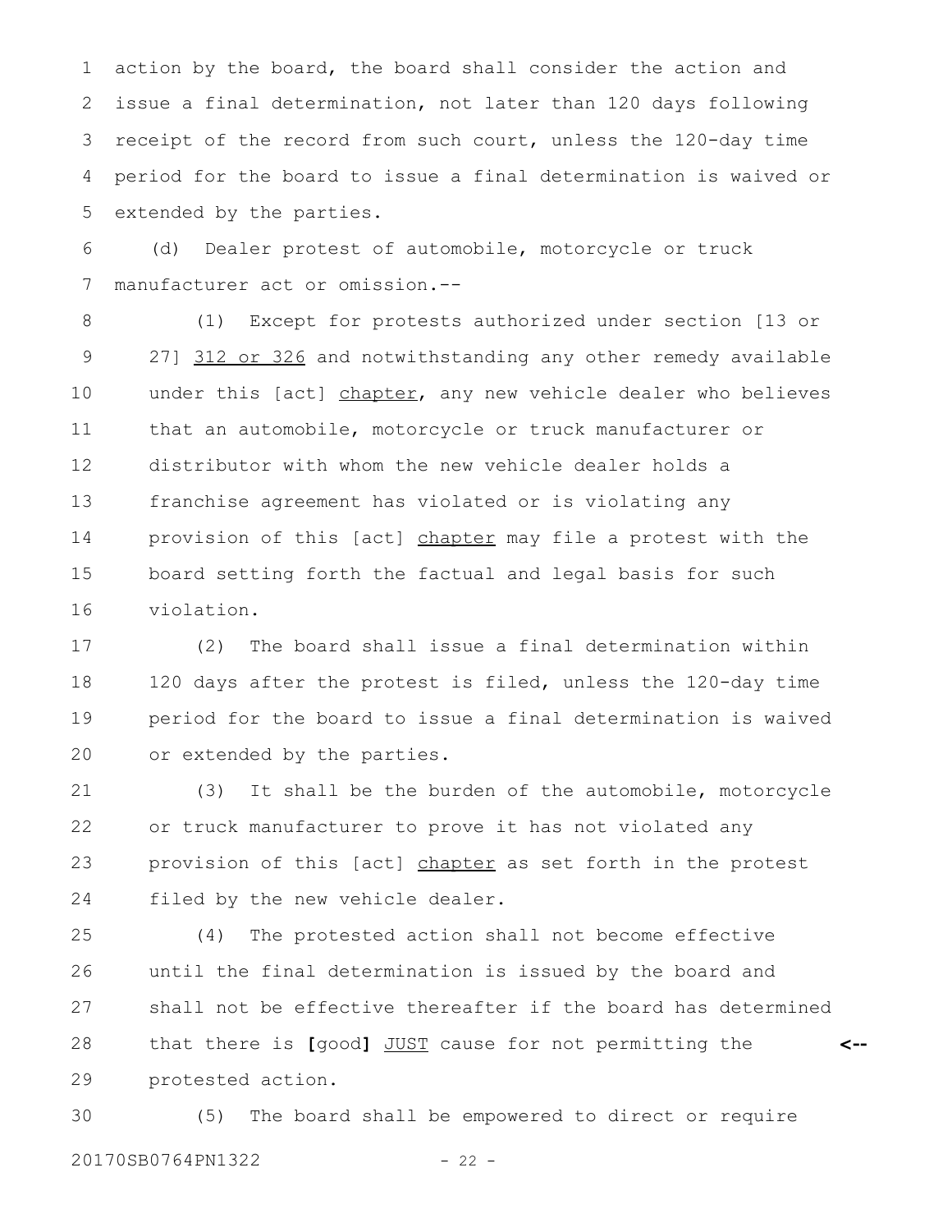action by the board, the board shall consider the action and issue a final determination, not later than 120 days following receipt of the record from such court, unless the 120-day time period for the board to issue a final determination is waived or extended by the parties.

(d) Dealer protest of automobile, motorcycle or truck manufacturer act or omission.--

(1) Except for protests authorized under section [13 or 27] 312 or 326 and notwithstanding any other remedy available under this [act] chapter, any new vehicle dealer who believes that an automobile, motorcycle or truck manufacturer or distributor with whom the new vehicle dealer holds a franchise agreement has violated or is violating any provision of this [act] chapter may file a protest with the board setting forth the factual and legal basis for such violation.

(2) The board shall issue a final determination within 120 days after the protest is filed, unless the 120-day time period for the board to issue a final determination is waived or extended by the parties.

(3) It shall be the burden of the automobile, motorcycle or truck manufacturer to prove it has not violated any provision of this [act] chapter as set forth in the protest filed by the new vehicle dealer.

(4) The protested action shall not become effective until the final determination is issued by the board and shall not be effective thereafter if the board has determined that there is **[**good**]** JUST cause for not permitting the protested action.

(5) The board shall be empowered to direct or require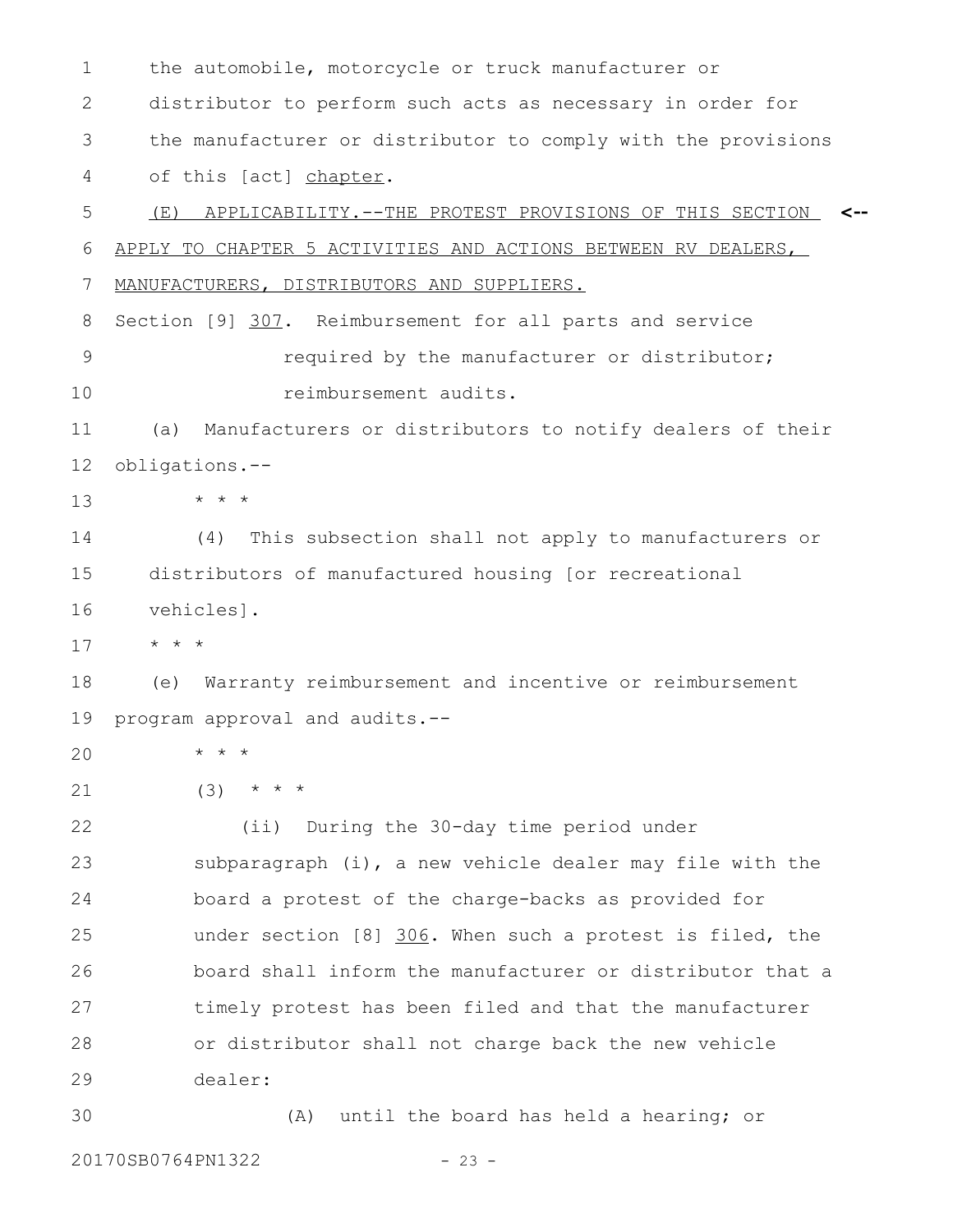the automobile, motorcycle or truck manufacturer or distributor to perform such acts as necessary in order for the manufacturer or distributor to comply with the provisions of this [act] chapter.

(E) APPLICABILITY.--THE PROTEST PROVISIONS OF THIS SECTION APPLY TO CHAPTER 5 ACTIVITIES AND ACTIONS BETWEEN RV DEALERS, MANUFACTURERS, DISTRIBUTORS AND SUPPLIERS.

Section [9] 307. Reimbursement for all parts and service required by the manufacturer or distributor; reimbursement audits.

(a) Manufacturers or distributors to notify dealers of their obligations.--

* * *

(4) This subsection shall not apply to manufacturers or distributors of manufactured housing [or recreational vehicles].

* * *

(e) Warranty reimbursement and incentive or reimbursement program approval and audits.--

* * *

(3) * * *

(ii) During the 30-day time period under subparagraph (i), a new vehicle dealer may file with the board a protest of the charge-backs as provided for under section [8] 306. When such a protest is filed, the board shall inform the manufacturer or distributor that a timely protest has been filed and that the manufacturer or distributor shall not charge back the new vehicle dealer:

(A) until the board has held a hearing; or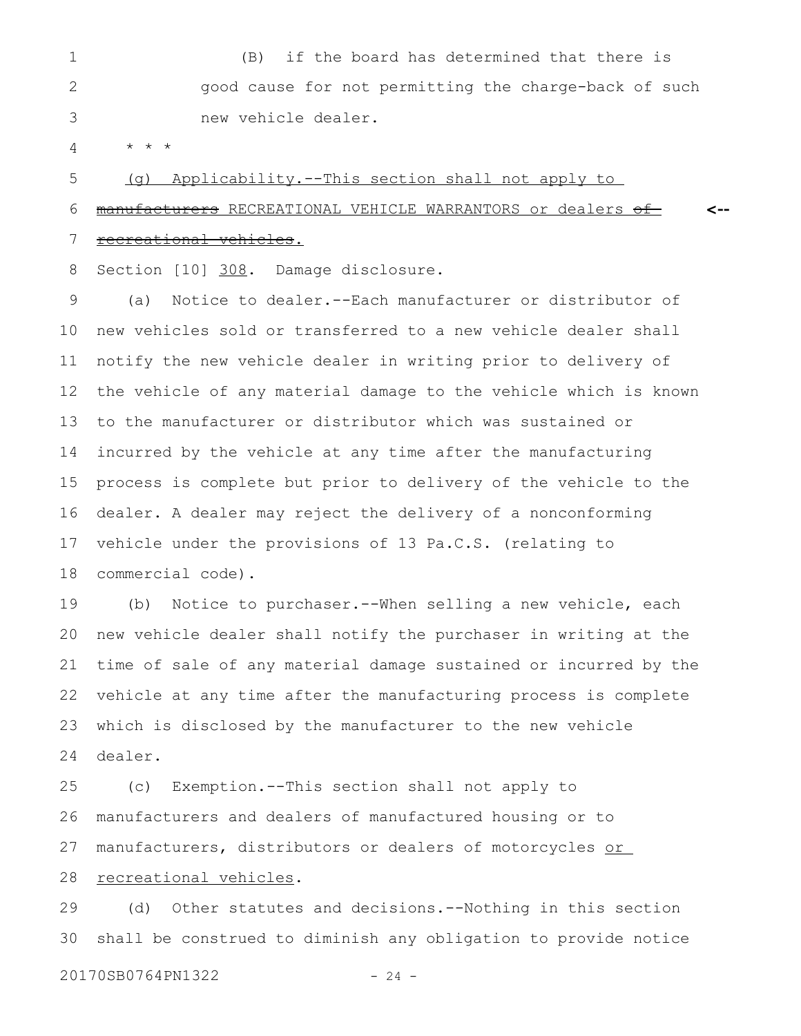(B) if the board has determined that there is good cause for not permitting the charge-back of such new vehicle dealer.

\* \* \*

(g) Applicability.--This section shall not apply to ~~manufacturers~~ RECREATIONAL VEHICLE WARRANTORS or dealers ~~of recreational vehicles~~.

Section [10] 308. Damage disclosure.

(a) Notice to dealer.--Each manufacturer or distributor of new vehicles sold or transferred to a new vehicle dealer shall notify the new vehicle dealer in writing prior to delivery of the vehicle of any material damage to the vehicle which is known to the manufacturer or distributor which was sustained or incurred by the vehicle at any time after the manufacturing process is complete but prior to delivery of the vehicle to the dealer. A dealer may reject the delivery of a nonconforming vehicle under the provisions of 13 Pa.C.S. (relating to commercial code).

(b) Notice to purchaser.--When selling a new vehicle, each new vehicle dealer shall notify the purchaser in writing at the time of sale of any material damage sustained or incurred by the vehicle at any time after the manufacturing process is complete which is disclosed by the manufacturer to the new vehicle dealer.

(c) Exemption.--This section shall not apply to manufacturers and dealers of manufactured housing or to manufacturers, distributors or dealers of motorcycles or recreational vehicles.

(d) Other statutes and decisions.--Nothing in this section shall be construed to diminish any obligation to provide notice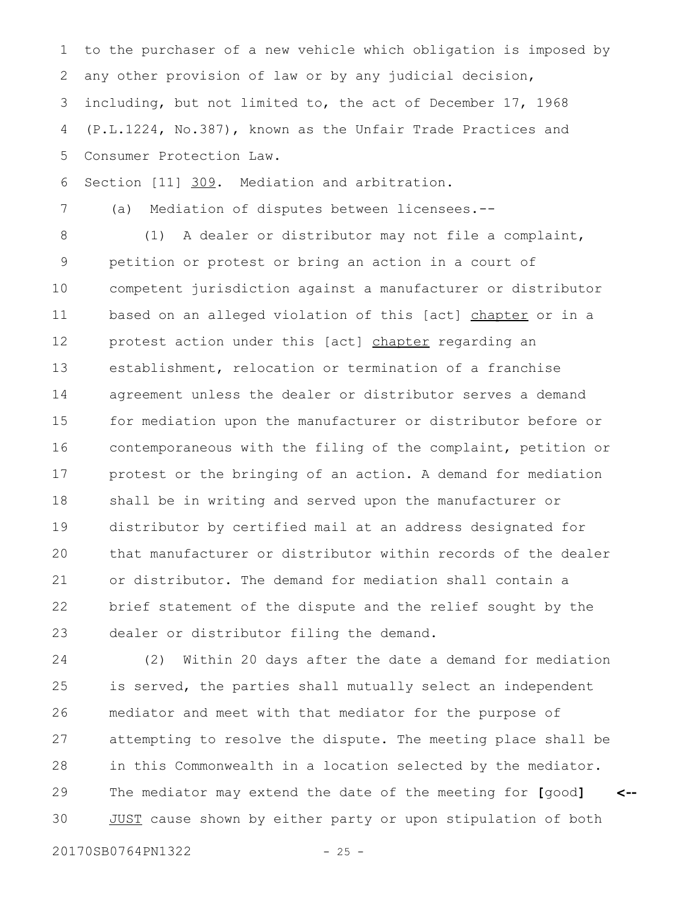to the purchaser of a new vehicle which obligation is imposed by any other provision of law or by any judicial decision, including, but not limited to, the act of December 17, 1968 (P.L.1224, No.387), known as the Unfair Trade Practices and Consumer Protection Law.

Section [11] 309. Mediation and arbitration.

(a) Mediation of disputes between licensees.--

(1) A dealer or distributor may not file a complaint, petition or protest or bring an action in a court of competent jurisdiction against a manufacturer or distributor based on an alleged violation of this [act] chapter or in a protest action under this [act] chapter regarding an establishment, relocation or termination of a franchise agreement unless the dealer or distributor serves a demand for mediation upon the manufacturer or distributor before or contemporaneous with the filing of the complaint, petition or protest or the bringing of an action. A demand for mediation shall be in writing and served upon the manufacturer or distributor by certified mail at an address designated for that manufacturer or distributor within records of the dealer or distributor. The demand for mediation shall contain a brief statement of the dispute and the relief sought by the dealer or distributor filing the demand.

(2) Within 20 days after the date a demand for mediation is served, the parties shall mutually select an independent mediator and meet with that mediator for the purpose of attempting to resolve the dispute. The meeting place shall be in this Commonwealth in a location selected by the mediator. The mediator may extend the date of the meeting for **[**good**]** JUST cause shown by either party or upon stipulation of both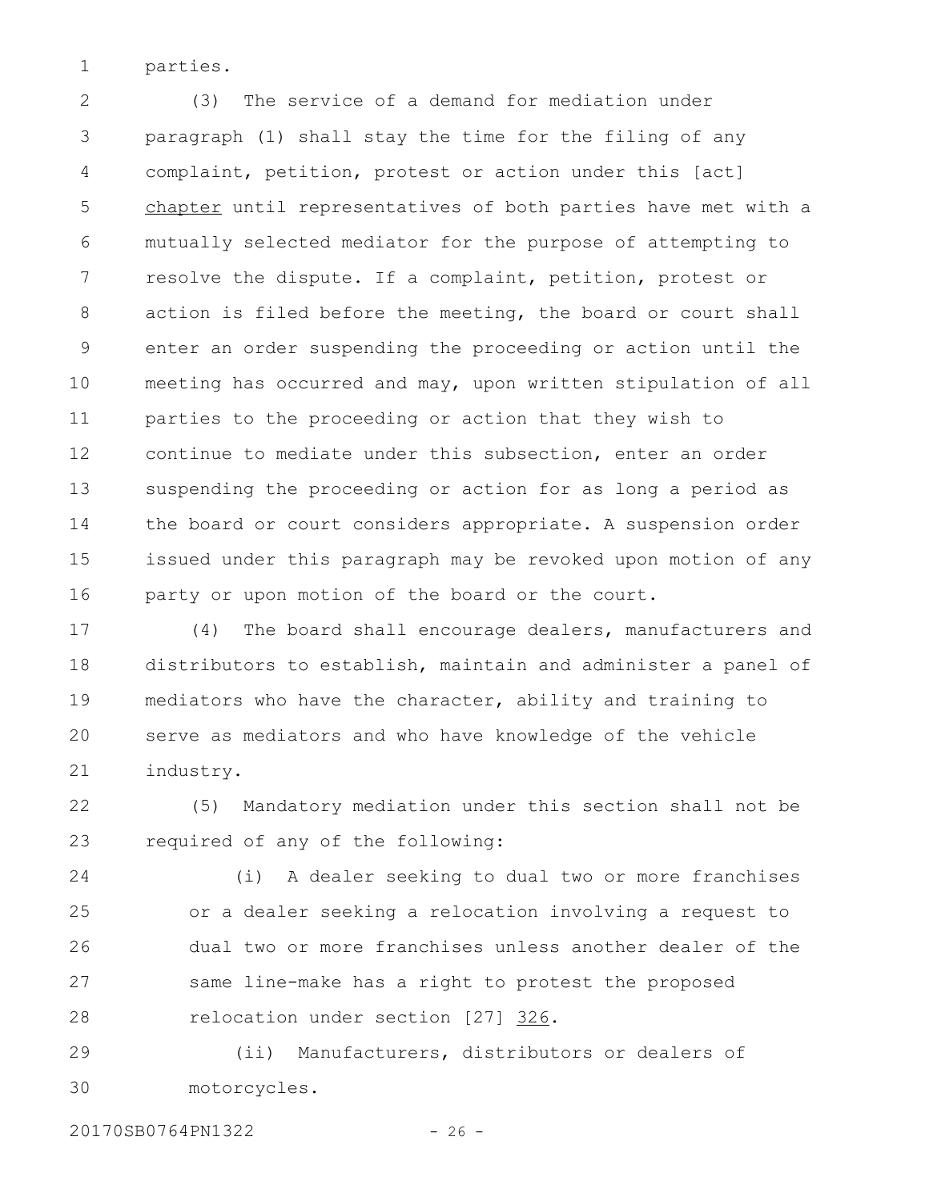parties.

(3) The service of a demand for mediation under paragraph (1) shall stay the time for the filing of any complaint, petition, protest or action under this [act] chapter until representatives of both parties have met with a mutually selected mediator for the purpose of attempting to resolve the dispute. If a complaint, petition, protest or action is filed before the meeting, the board or court shall enter an order suspending the proceeding or action until the meeting has occurred and may, upon written stipulation of all parties to the proceeding or action that they wish to continue to mediate under this subsection, enter an order suspending the proceeding or action for as long a period as the board or court considers appropriate. A suspension order issued under this paragraph may be revoked upon motion of any party or upon motion of the board or the court.

(4) The board shall encourage dealers, manufacturers and distributors to establish, maintain and administer a panel of mediators who have the character, ability and training to serve as mediators and who have knowledge of the vehicle industry.

(5) Mandatory mediation under this section shall not be required of any of the following:

(i) A dealer seeking to dual two or more franchises or a dealer seeking a relocation involving a request to dual two or more franchises unless another dealer of the same line-make has a right to protest the proposed relocation under section [27] 326.

(ii) Manufacturers, distributors or dealers of motorcycles.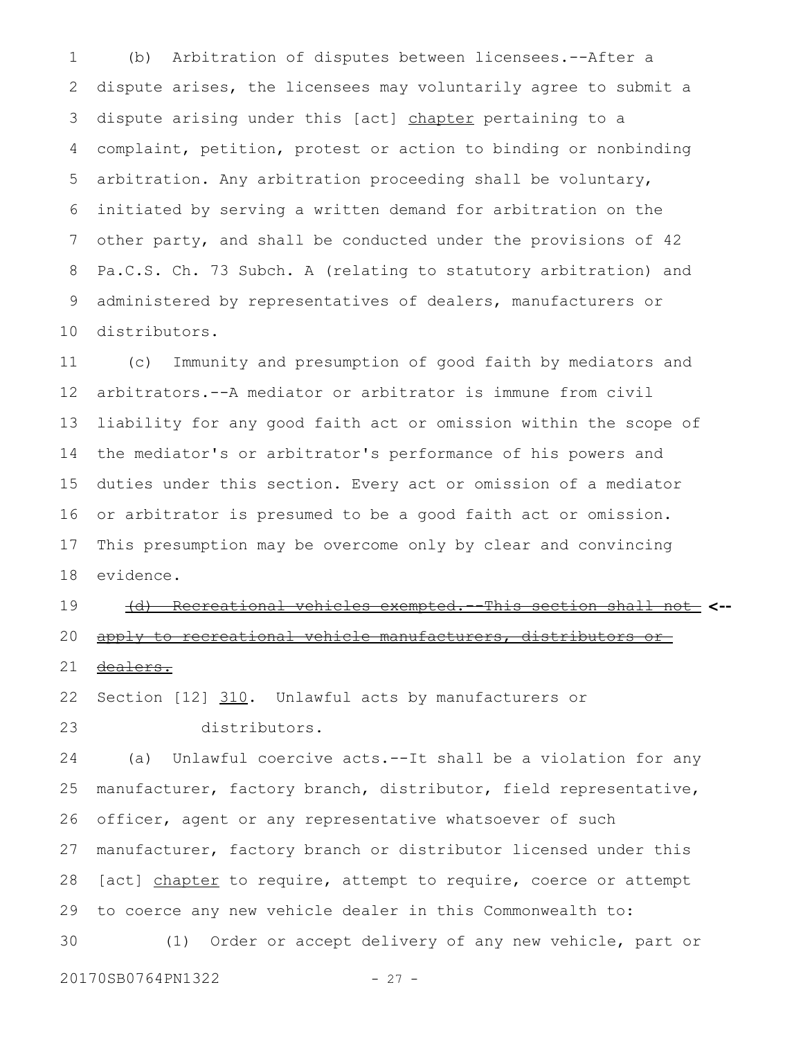(b) Arbitration of disputes between licensees.--After a dispute arises, the licensees may voluntarily agree to submit a dispute arising under this [act] <u>chapter</u> pertaining to a complaint, petition, protest or action to binding or nonbinding arbitration. Any arbitration proceeding shall be voluntary, initiated by serving a written demand for arbitration on the other party, and shall be conducted under the provisions of 42 Pa.C.S. Ch. 73 Subch. A (relating to statutory arbitration) and administered by representatives of dealers, manufacturers or distributors.

(c) Immunity and presumption of good faith by mediators and arbitrators.--A mediator or arbitrator is immune from civil liability for any good faith act or omission within the scope of the mediator's or arbitrator's performance of his powers and duties under this section. Every act or omission of a mediator or arbitrator is presumed to be a good faith act or omission. This presumption may be overcome only by clear and convincing evidence.

~~(d) Recreational vehicles exempted.--This section shall not apply to recreational vehicle manufacturers, distributors or dealers.~~ **<--**

Section [12] <u>310</u>. Unlawful acts by manufacturers or distributors.

(a) Unlawful coercive acts.--It shall be a violation for any manufacturer, factory branch, distributor, field representative, officer, agent or any representative whatsoever of such manufacturer, factory branch or distributor licensed under this [act] <u>chapter</u> to require, attempt to require, coerce or attempt to coerce any new vehicle dealer in this Commonwealth to:

(1) Order or accept delivery of any new vehicle, part or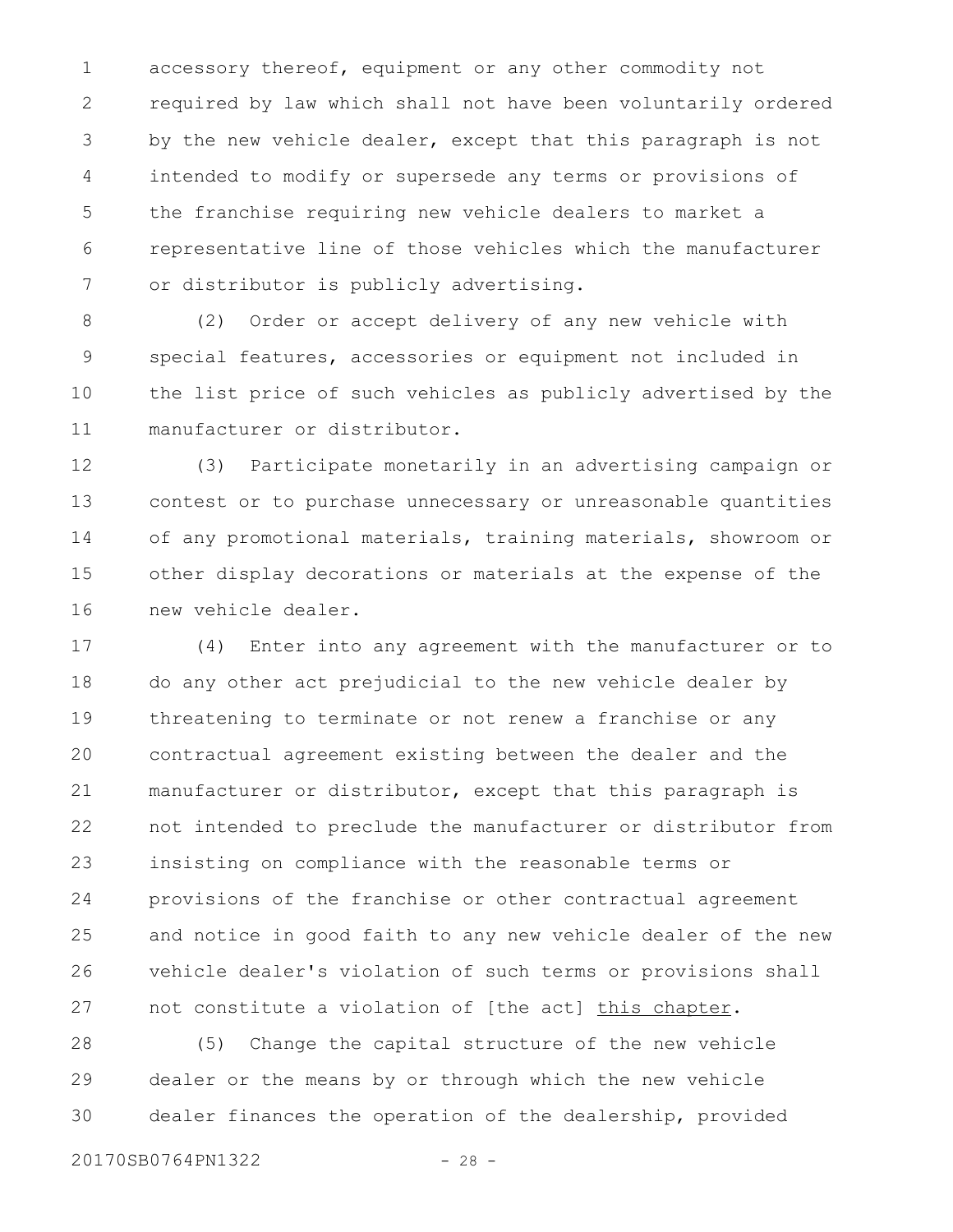accessory thereof, equipment or any other commodity not required by law which shall not have been voluntarily ordered by the new vehicle dealer, except that this paragraph is not intended to modify or supersede any terms or provisions of the franchise requiring new vehicle dealers to market a representative line of those vehicles which the manufacturer or distributor is publicly advertising.

(2) Order or accept delivery of any new vehicle with special features, accessories or equipment not included in the list price of such vehicles as publicly advertised by the manufacturer or distributor.

(3) Participate monetarily in an advertising campaign or contest or to purchase unnecessary or unreasonable quantities of any promotional materials, training materials, showroom or other display decorations or materials at the expense of the new vehicle dealer.

(4) Enter into any agreement with the manufacturer or to do any other act prejudicial to the new vehicle dealer by threatening to terminate or not renew a franchise or any contractual agreement existing between the dealer and the manufacturer or distributor, except that this paragraph is not intended to preclude the manufacturer or distributor from insisting on compliance with the reasonable terms or provisions of the franchise or other contractual agreement and notice in good faith to any new vehicle dealer of the new vehicle dealer's violation of such terms or provisions shall not constitute a violation of [the act] <u>this chapter</u>.

(5) Change the capital structure of the new vehicle dealer or the means by or through which the new vehicle dealer finances the operation of the dealership, provided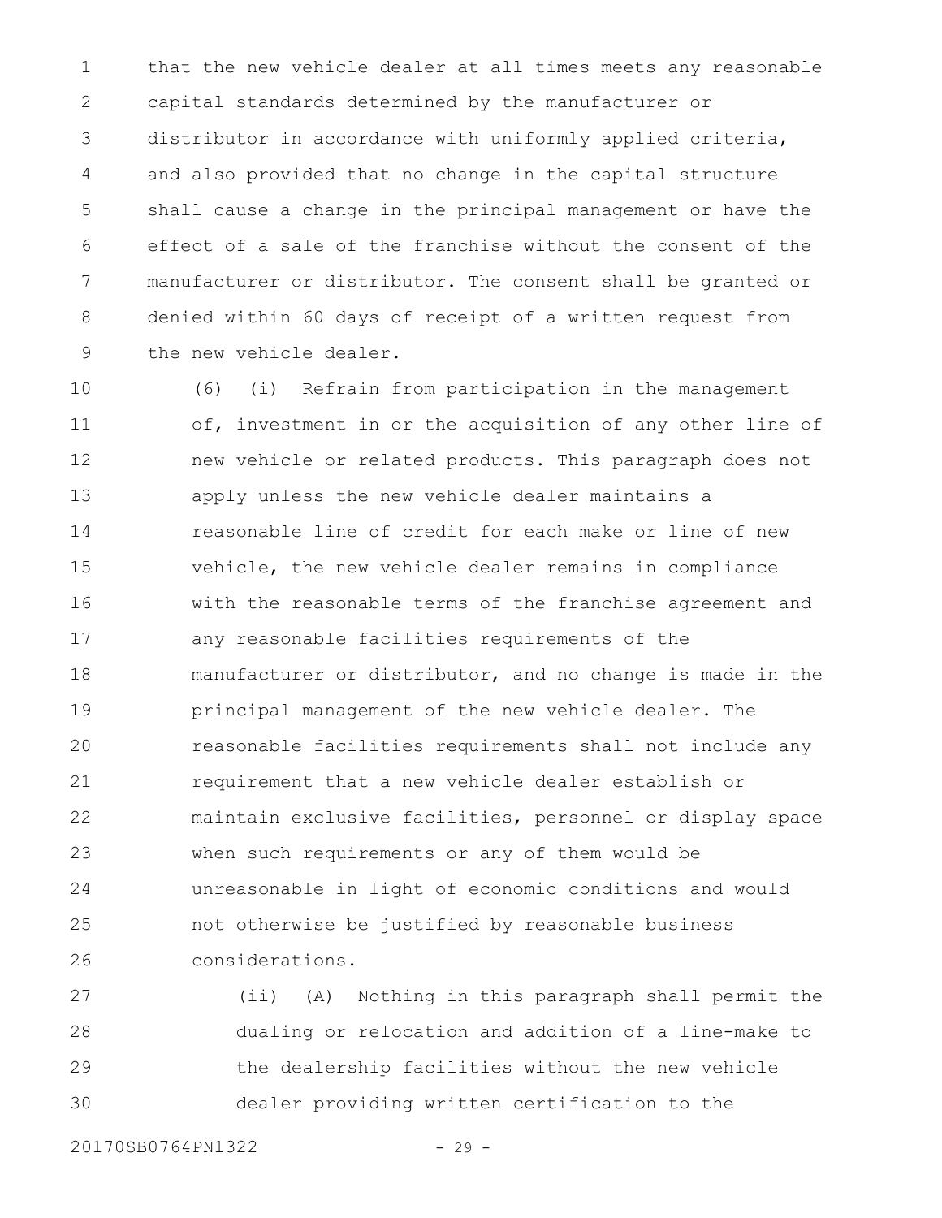that the new vehicle dealer at all times meets any reasonable capital standards determined by the manufacturer or distributor in accordance with uniformly applied criteria, and also provided that no change in the capital structure shall cause a change in the principal management or have the effect of a sale of the franchise without the consent of the manufacturer or distributor. The consent shall be granted or denied within 60 days of receipt of a written request from the new vehicle dealer.

(6) (i) Refrain from participation in the management of, investment in or the acquisition of any other line of new vehicle or related products. This paragraph does not apply unless the new vehicle dealer maintains a reasonable line of credit for each make or line of new vehicle, the new vehicle dealer remains in compliance with the reasonable terms of the franchise agreement and any reasonable facilities requirements of the manufacturer or distributor, and no change is made in the principal management of the new vehicle dealer. The reasonable facilities requirements shall not include any requirement that a new vehicle dealer establish or maintain exclusive facilities, personnel or display space when such requirements or any of them would be unreasonable in light of economic conditions and would not otherwise be justified by reasonable business considerations.

(ii) (A) Nothing in this paragraph shall permit the dualing or relocation and addition of a line-make to the dealership facilities without the new vehicle dealer providing written certification to the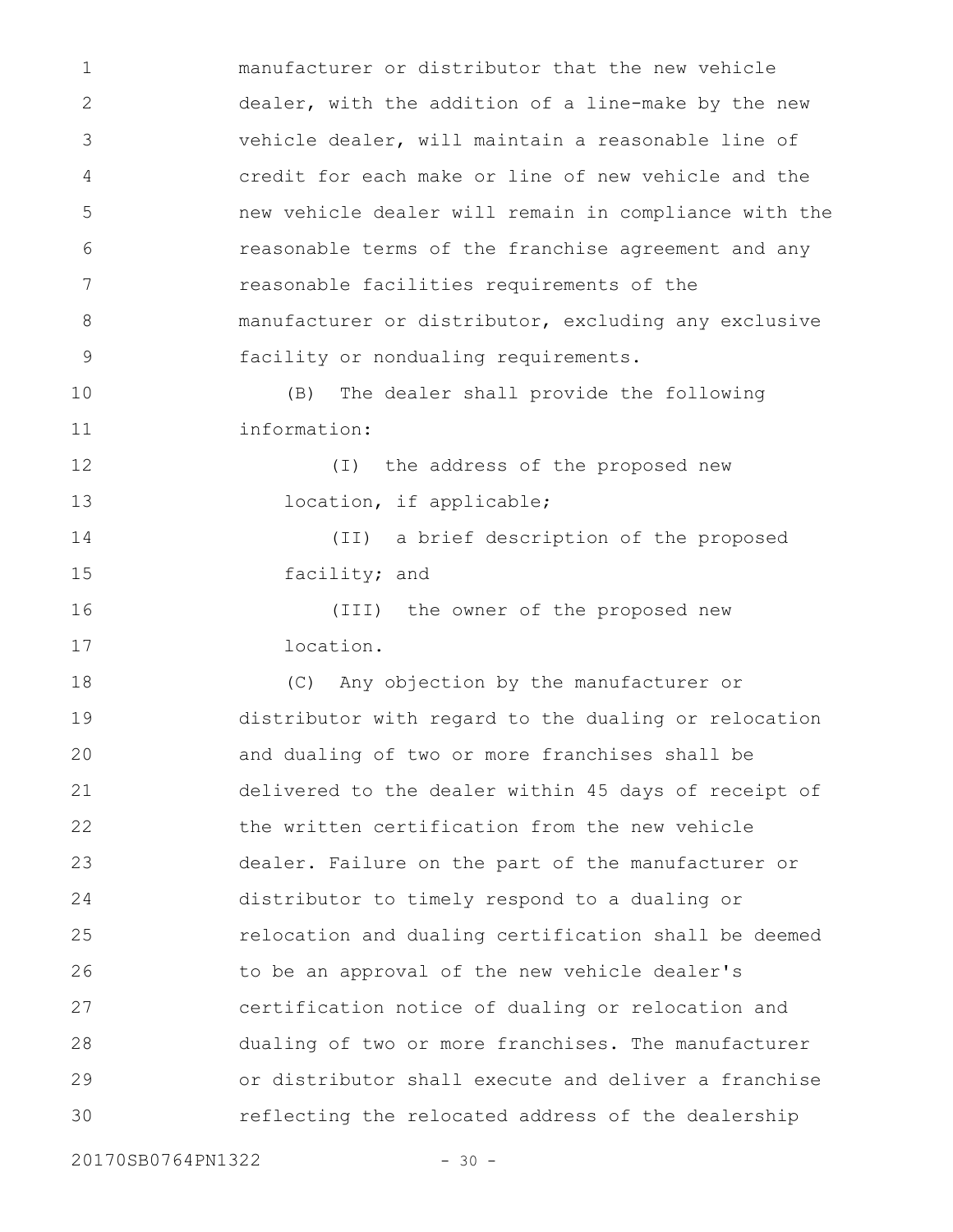manufacturer or distributor that the new vehicle dealer, with the addition of a line-make by the new vehicle dealer, will maintain a reasonable line of credit for each make or line of new vehicle and the new vehicle dealer will remain in compliance with the reasonable terms of the franchise agreement and any reasonable facilities requirements of the manufacturer or distributor, excluding any exclusive facility or nondualing requirements.

(B) The dealer shall provide the following information:

(I) the address of the proposed new location, if applicable;

(II) a brief description of the proposed facility; and

(III) the owner of the proposed new location.

(C) Any objection by the manufacturer or distributor with regard to the dualing or relocation and dualing of two or more franchises shall be delivered to the dealer within 45 days of receipt of the written certification from the new vehicle dealer. Failure on the part of the manufacturer or distributor to timely respond to a dualing or relocation and dualing certification shall be deemed to be an approval of the new vehicle dealer's certification notice of dualing or relocation and dualing of two or more franchises. The manufacturer or distributor shall execute and deliver a franchise reflecting the relocated address of the dealership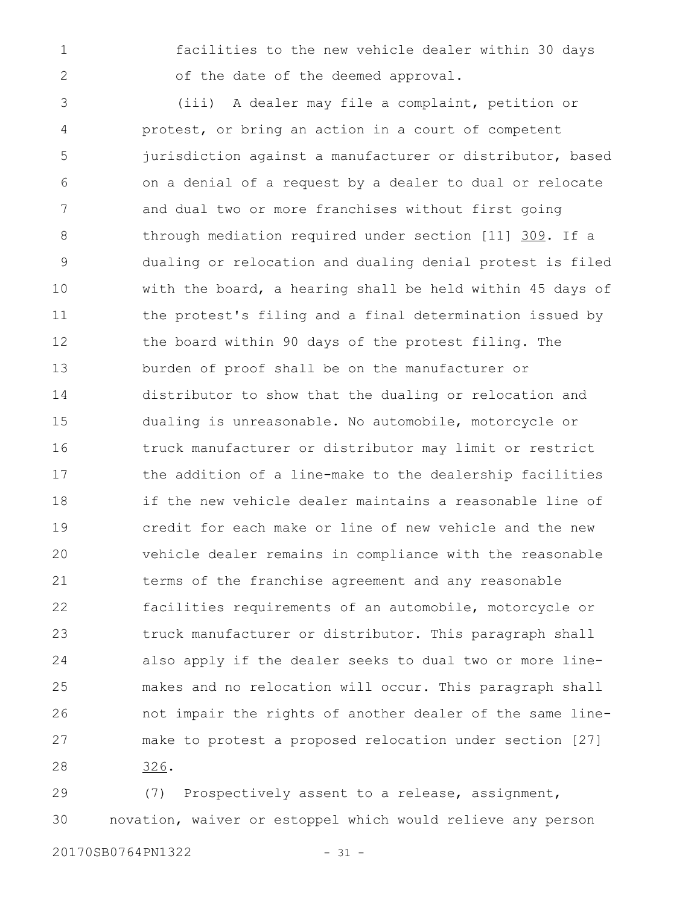facilities to the new vehicle dealer within 30 days of the date of the deemed approval.

(iii) A dealer may file a complaint, petition or protest, or bring an action in a court of competent jurisdiction against a manufacturer or distributor, based on a denial of a request by a dealer to dual or relocate and dual two or more franchises without first going through mediation required under section [11] 309. If a dualing or relocation and dualing denial protest is filed with the board, a hearing shall be held within 45 days of the protest's filing and a final determination issued by the board within 90 days of the protest filing. The burden of proof shall be on the manufacturer or distributor to show that the dualing or relocation and dualing is unreasonable. No automobile, motorcycle or truck manufacturer or distributor may limit or restrict the addition of a line-make to the dealership facilities if the new vehicle dealer maintains a reasonable line of credit for each make or line of new vehicle and the new vehicle dealer remains in compliance with the reasonable terms of the franchise agreement and any reasonable facilities requirements of an automobile, motorcycle or truck manufacturer or distributor. This paragraph shall also apply if the dealer seeks to dual two or more line-makes and no relocation will occur. This paragraph shall not impair the rights of another dealer of the same line-make to protest a proposed relocation under section [27] 326.

(7) Prospectively assent to a release, assignment, novation, waiver or estoppel which would relieve any person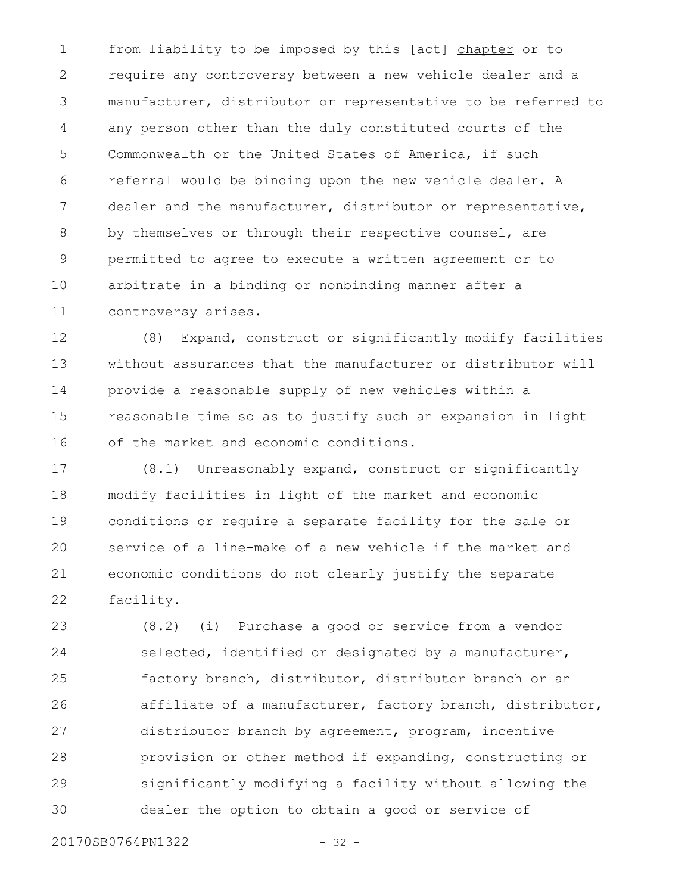from liability to be imposed by this [act] chapter or to require any controversy between a new vehicle dealer and a manufacturer, distributor or representative to be referred to any person other than the duly constituted courts of the Commonwealth or the United States of America, if such referral would be binding upon the new vehicle dealer. A dealer and the manufacturer, distributor or representative, by themselves or through their respective counsel, are permitted to agree to execute a written agreement or to arbitrate in a binding or nonbinding manner after a controversy arises.

(8) Expand, construct or significantly modify facilities without assurances that the manufacturer or distributor will provide a reasonable supply of new vehicles within a reasonable time so as to justify such an expansion in light of the market and economic conditions.

(8.1) Unreasonably expand, construct or significantly modify facilities in light of the market and economic conditions or require a separate facility for the sale or service of a line-make of a new vehicle if the market and economic conditions do not clearly justify the separate facility.

(8.2) (i) Purchase a good or service from a vendor selected, identified or designated by a manufacturer, factory branch, distributor, distributor branch or an affiliate of a manufacturer, factory branch, distributor, distributor branch by agreement, program, incentive provision or other method if expanding, constructing or significantly modifying a facility without allowing the dealer the option to obtain a good or service of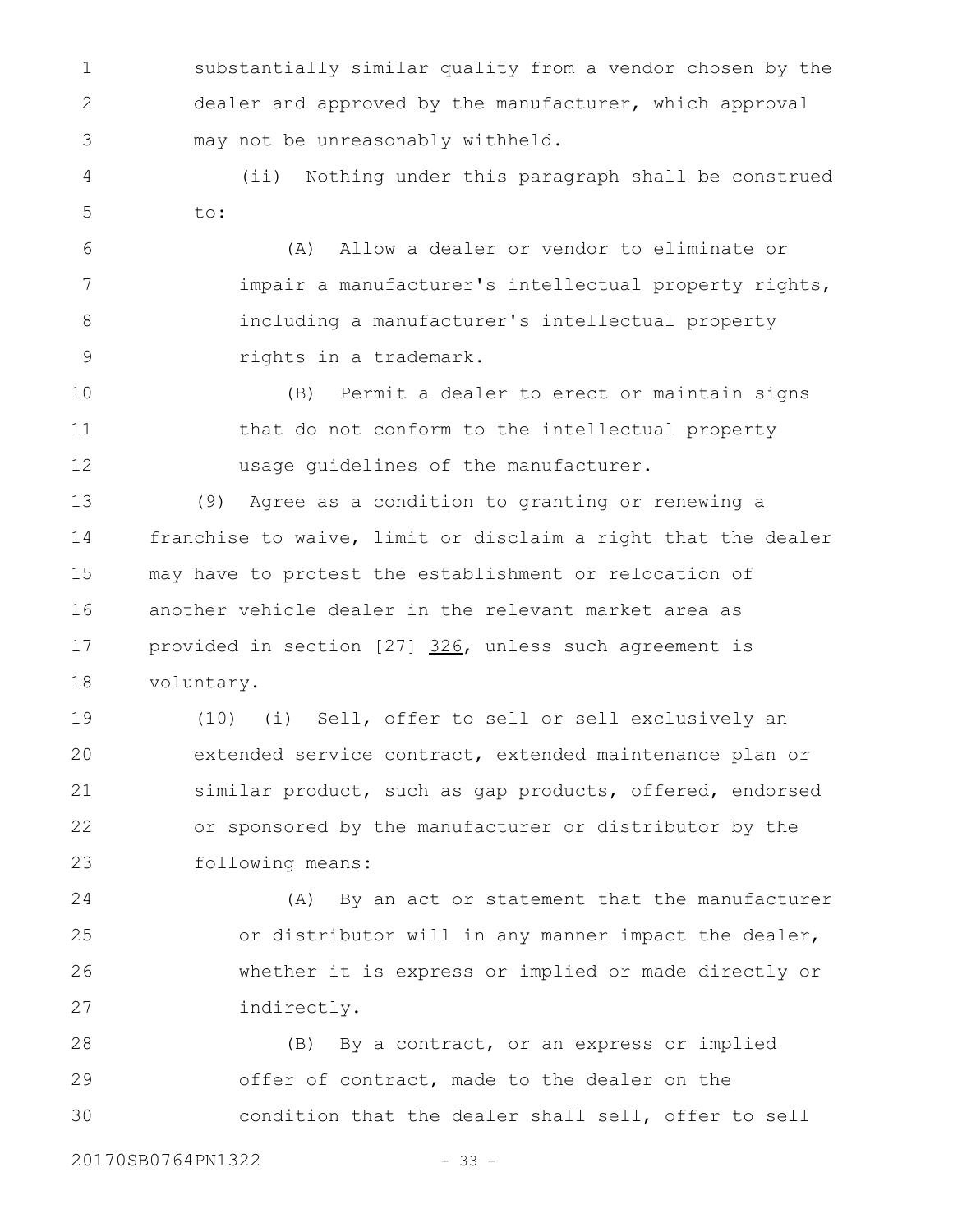substantially similar quality from a vendor chosen by the dealer and approved by the manufacturer, which approval may not be unreasonably withheld.

(ii) Nothing under this paragraph shall be construed to:

(A) Allow a dealer or vendor to eliminate or impair a manufacturer's intellectual property rights, including a manufacturer's intellectual property rights in a trademark.

(B) Permit a dealer to erect or maintain signs that do not conform to the intellectual property usage guidelines of the manufacturer.

(9) Agree as a condition to granting or renewing a franchise to waive, limit or disclaim a right that the dealer may have to protest the establishment or relocation of another vehicle dealer in the relevant market area as provided in section [27] 326, unless such agreement is voluntary.

(10) (i) Sell, offer to sell or sell exclusively an extended service contract, extended maintenance plan or similar product, such as gap products, offered, endorsed or sponsored by the manufacturer or distributor by the following means:

(A) By an act or statement that the manufacturer or distributor will in any manner impact the dealer, whether it is express or implied or made directly or indirectly.

(B) By a contract, or an express or implied offer of contract, made to the dealer on the condition that the dealer shall sell, offer to sell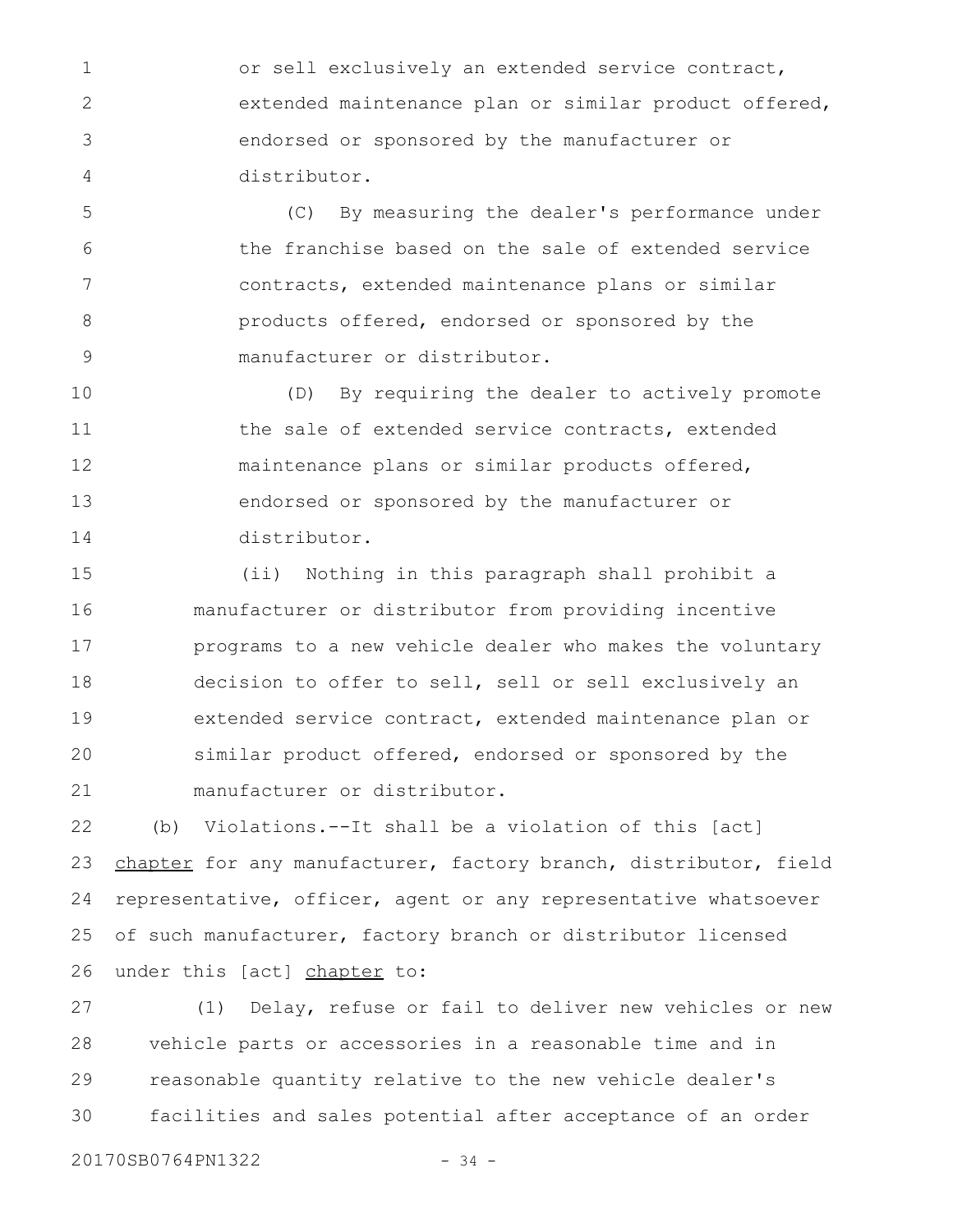or sell exclusively an extended service contract, extended maintenance plan or similar product offered, endorsed or sponsored by the manufacturer or distributor.

(C) By measuring the dealer's performance under the franchise based on the sale of extended service contracts, extended maintenance plans or similar products offered, endorsed or sponsored by the manufacturer or distributor.

(D) By requiring the dealer to actively promote the sale of extended service contracts, extended maintenance plans or similar products offered, endorsed or sponsored by the manufacturer or distributor.

(ii) Nothing in this paragraph shall prohibit a manufacturer or distributor from providing incentive programs to a new vehicle dealer who makes the voluntary decision to offer to sell, sell or sell exclusively an extended service contract, extended maintenance plan or similar product offered, endorsed or sponsored by the manufacturer or distributor.

(b) Violations.--It shall be a violation of this [act] chapter for any manufacturer, factory branch, distributor, field representative, officer, agent or any representative whatsoever of such manufacturer, factory branch or distributor licensed under this [act] chapter to:

(1) Delay, refuse or fail to deliver new vehicles or new vehicle parts or accessories in a reasonable time and in reasonable quantity relative to the new vehicle dealer's facilities and sales potential after acceptance of an order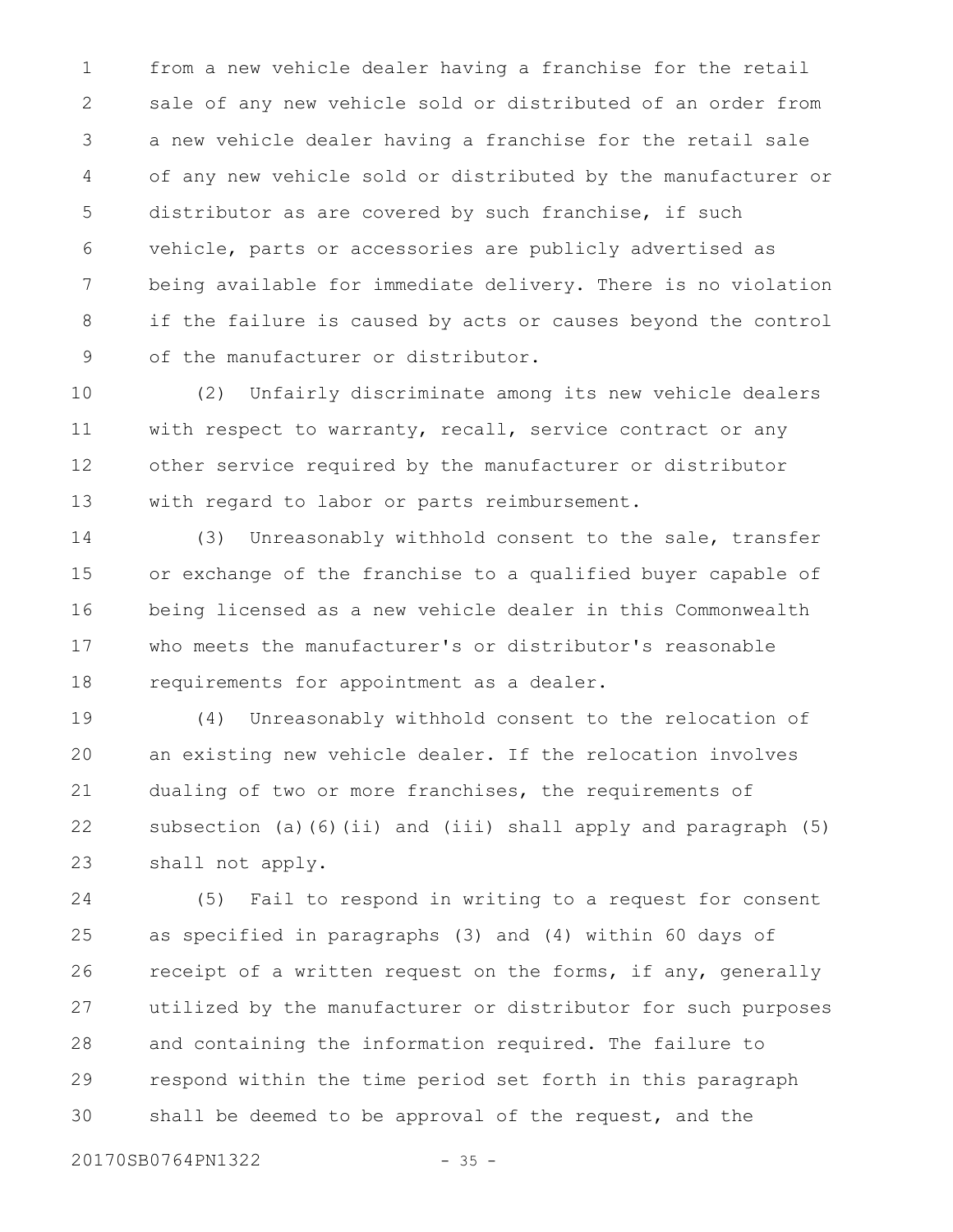from a new vehicle dealer having a franchise for the retail sale of any new vehicle sold or distributed of an order from a new vehicle dealer having a franchise for the retail sale of any new vehicle sold or distributed by the manufacturer or distributor as are covered by such franchise, if such vehicle, parts or accessories are publicly advertised as being available for immediate delivery. There is no violation if the failure is caused by acts or causes beyond the control of the manufacturer or distributor.

(2) Unfairly discriminate among its new vehicle dealers with respect to warranty, recall, service contract or any other service required by the manufacturer or distributor with regard to labor or parts reimbursement.

(3) Unreasonably withhold consent to the sale, transfer or exchange of the franchise to a qualified buyer capable of being licensed as a new vehicle dealer in this Commonwealth who meets the manufacturer's or distributor's reasonable requirements for appointment as a dealer.

(4) Unreasonably withhold consent to the relocation of an existing new vehicle dealer. If the relocation involves dualing of two or more franchises, the requirements of subsection (a)(6)(ii) and (iii) shall apply and paragraph (5) shall not apply.

(5) Fail to respond in writing to a request for consent as specified in paragraphs (3) and (4) within 60 days of receipt of a written request on the forms, if any, generally utilized by the manufacturer or distributor for such purposes and containing the information required. The failure to respond within the time period set forth in this paragraph shall be deemed to be approval of the request, and the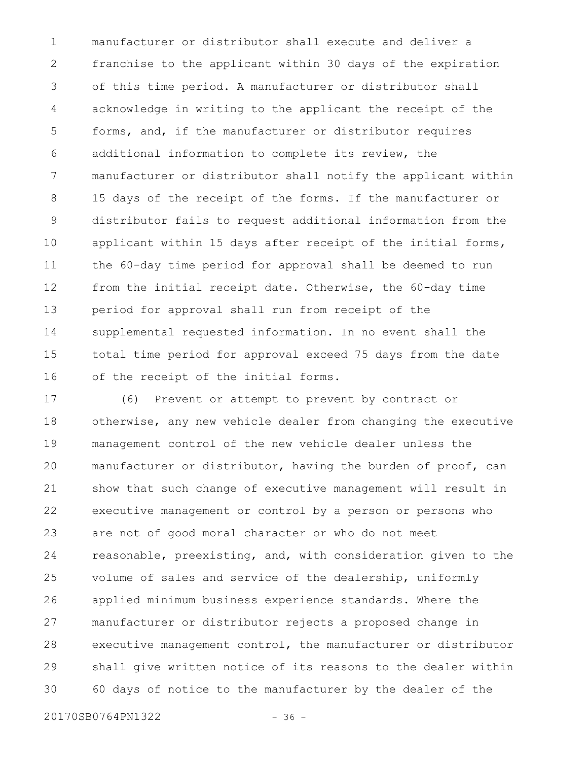manufacturer or distributor shall execute and deliver a franchise to the applicant within 30 days of the expiration of this time period. A manufacturer or distributor shall acknowledge in writing to the applicant the receipt of the forms, and, if the manufacturer or distributor requires additional information to complete its review, the manufacturer or distributor shall notify the applicant within 15 days of the receipt of the forms. If the manufacturer or distributor fails to request additional information from the applicant within 15 days after receipt of the initial forms, the 60-day time period for approval shall be deemed to run from the initial receipt date. Otherwise, the 60-day time period for approval shall run from receipt of the supplemental requested information. In no event shall the total time period for approval exceed 75 days from the date of the receipt of the initial forms.

(6) Prevent or attempt to prevent by contract or otherwise, any new vehicle dealer from changing the executive management control of the new vehicle dealer unless the manufacturer or distributor, having the burden of proof, can show that such change of executive management will result in executive management or control by a person or persons who are not of good moral character or who do not meet reasonable, preexisting, and, with consideration given to the volume of sales and service of the dealership, uniformly applied minimum business experience standards. Where the manufacturer or distributor rejects a proposed change in executive management control, the manufacturer or distributor shall give written notice of its reasons to the dealer within 60 days of notice to the manufacturer by the dealer of the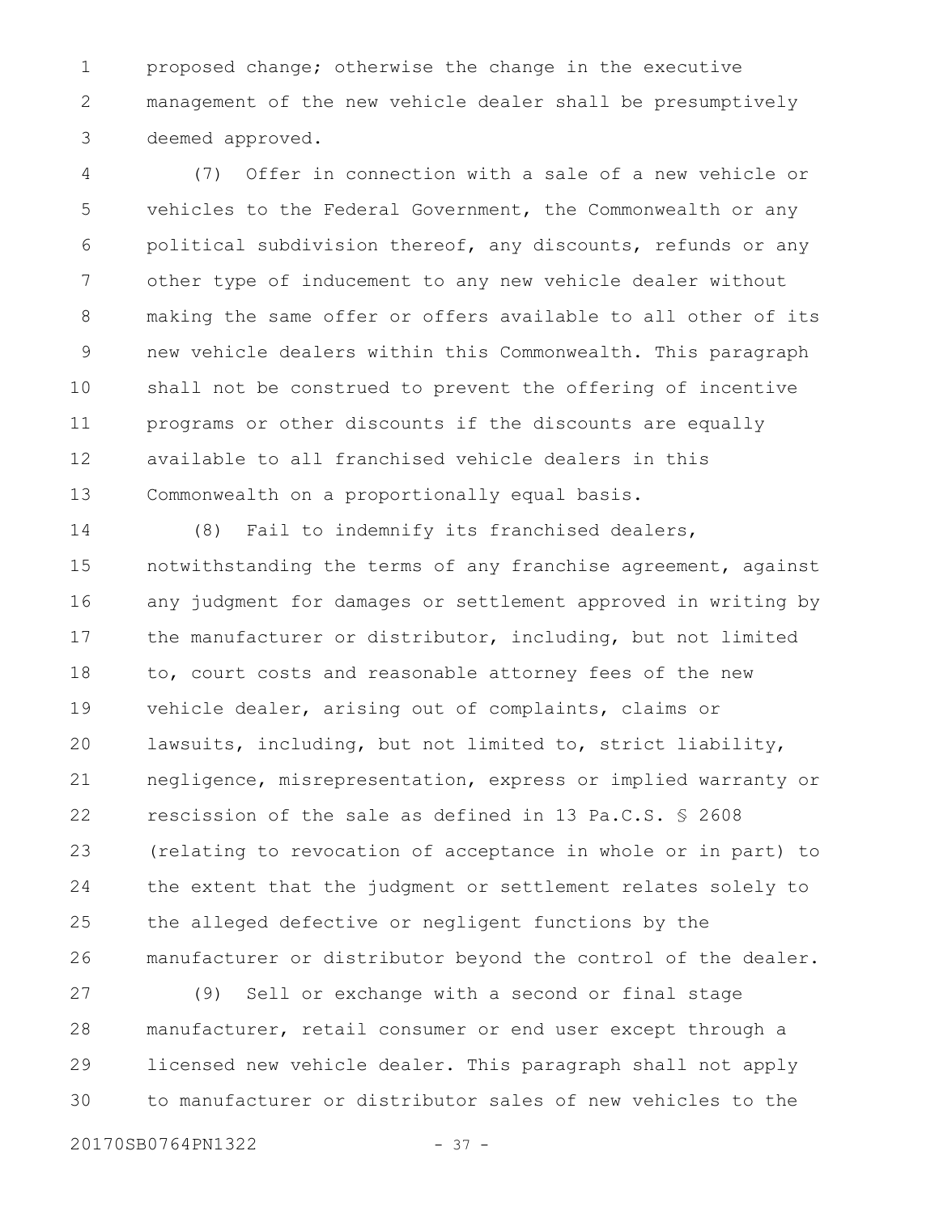proposed change; otherwise the change in the executive management of the new vehicle dealer shall be presumptively deemed approved.

(7) Offer in connection with a sale of a new vehicle or vehicles to the Federal Government, the Commonwealth or any political subdivision thereof, any discounts, refunds or any other type of inducement to any new vehicle dealer without making the same offer or offers available to all other of its new vehicle dealers within this Commonwealth. This paragraph shall not be construed to prevent the offering of incentive programs or other discounts if the discounts are equally available to all franchised vehicle dealers in this Commonwealth on a proportionally equal basis.

(8) Fail to indemnify its franchised dealers, notwithstanding the terms of any franchise agreement, against any judgment for damages or settlement approved in writing by the manufacturer or distributor, including, but not limited to, court costs and reasonable attorney fees of the new vehicle dealer, arising out of complaints, claims or lawsuits, including, but not limited to, strict liability, negligence, misrepresentation, express or implied warranty or rescission of the sale as defined in 13 Pa.C.S. § 2608 (relating to revocation of acceptance in whole or in part) to the extent that the judgment or settlement relates solely to the alleged defective or negligent functions by the manufacturer or distributor beyond the control of the dealer.

(9) Sell or exchange with a second or final stage manufacturer, retail consumer or end user except through a licensed new vehicle dealer. This paragraph shall not apply to manufacturer or distributor sales of new vehicles to the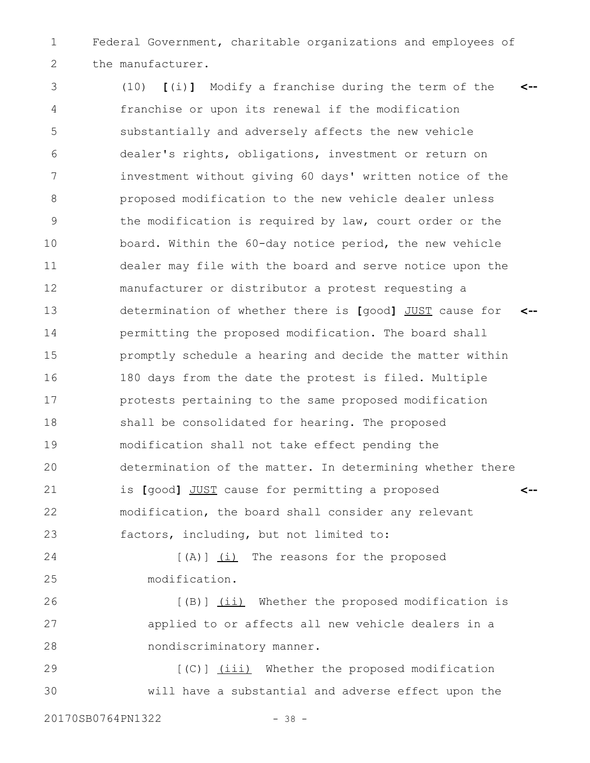Federal Government, charitable organizations and employees of the manufacturer.

(10) **[**(i)**]** Modify a franchise during the term of the franchise or upon its renewal if the modification substantially and adversely affects the new vehicle dealer's rights, obligations, investment or return on investment without giving 60 days' written notice of the proposed modification to the new vehicle dealer unless the modification is required by law, court order or the board. Within the 60-day notice period, the new vehicle dealer may file with the board and serve notice upon the manufacturer or distributor a protest requesting a determination of whether there is **[**good**]** <u>JUST</u> cause for permitting the proposed modification. The board shall promptly schedule a hearing and decide the matter within 180 days from the date the protest is filed. Multiple protests pertaining to the same proposed modification shall be consolidated for hearing. The proposed modification shall not take effect pending the determination of the matter. In determining whether there is **[**good**]** <u>JUST</u> cause for permitting a proposed modification, the board shall consider any relevant factors, including, but not limited to:

[(A)] <u>(i)</u> The reasons for the proposed modification.

[(B)] <u>(ii)</u> Whether the proposed modification is applied to or affects all new vehicle dealers in a nondiscriminatory manner.

[(C)] <u>(iii)</u> Whether the proposed modification will have a substantial and adverse effect upon the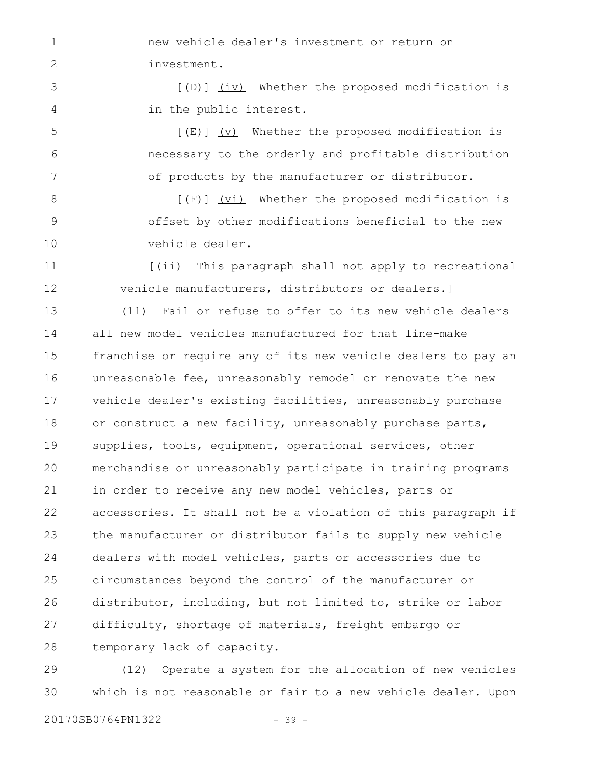new vehicle dealer's investment or return on investment.

[(D)] (iv) Whether the proposed modification is in the public interest.

[(E)] (v) Whether the proposed modification is necessary to the orderly and profitable distribution of products by the manufacturer or distributor.

[(F)] (vi) Whether the proposed modification is offset by other modifications beneficial to the new vehicle dealer.

[(ii) This paragraph shall not apply to recreational vehicle manufacturers, distributors or dealers.]

(11) Fail or refuse to offer to its new vehicle dealers all new model vehicles manufactured for that line-make franchise or require any of its new vehicle dealers to pay an unreasonable fee, unreasonably remodel or renovate the new vehicle dealer's existing facilities, unreasonably purchase or construct a new facility, unreasonably purchase parts, supplies, tools, equipment, operational services, other merchandise or unreasonably participate in training programs in order to receive any new model vehicles, parts or accessories. It shall not be a violation of this paragraph if the manufacturer or distributor fails to supply new vehicle dealers with model vehicles, parts or accessories due to circumstances beyond the control of the manufacturer or distributor, including, but not limited to, strike or labor difficulty, shortage of materials, freight embargo or temporary lack of capacity.

(12) Operate a system for the allocation of new vehicles which is not reasonable or fair to a new vehicle dealer. Upon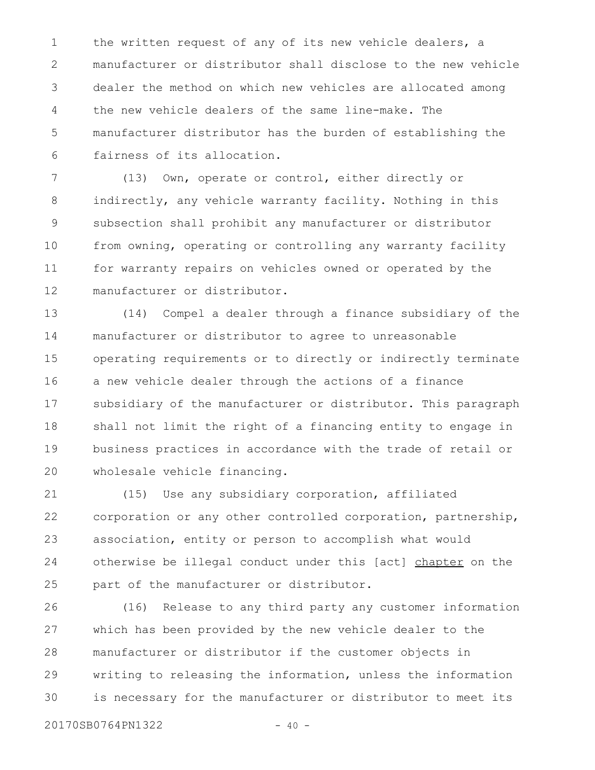the written request of any of its new vehicle dealers, a manufacturer or distributor shall disclose to the new vehicle dealer the method on which new vehicles are allocated among the new vehicle dealers of the same line-make. The manufacturer distributor has the burden of establishing the fairness of its allocation.

(13) Own, operate or control, either directly or indirectly, any vehicle warranty facility. Nothing in this subsection shall prohibit any manufacturer or distributor from owning, operating or controlling any warranty facility for warranty repairs on vehicles owned or operated by the manufacturer or distributor.

(14) Compel a dealer through a finance subsidiary of the manufacturer or distributor to agree to unreasonable operating requirements or to directly or indirectly terminate a new vehicle dealer through the actions of a finance subsidiary of the manufacturer or distributor. This paragraph shall not limit the right of a financing entity to engage in business practices in accordance with the trade of retail or wholesale vehicle financing.

(15) Use any subsidiary corporation, affiliated corporation or any other controlled corporation, partnership, association, entity or person to accomplish what would otherwise be illegal conduct under this [act] chapter on the part of the manufacturer or distributor.

(16) Release to any third party any customer information which has been provided by the new vehicle dealer to the manufacturer or distributor if the customer objects in writing to releasing the information, unless the information is necessary for the manufacturer or distributor to meet its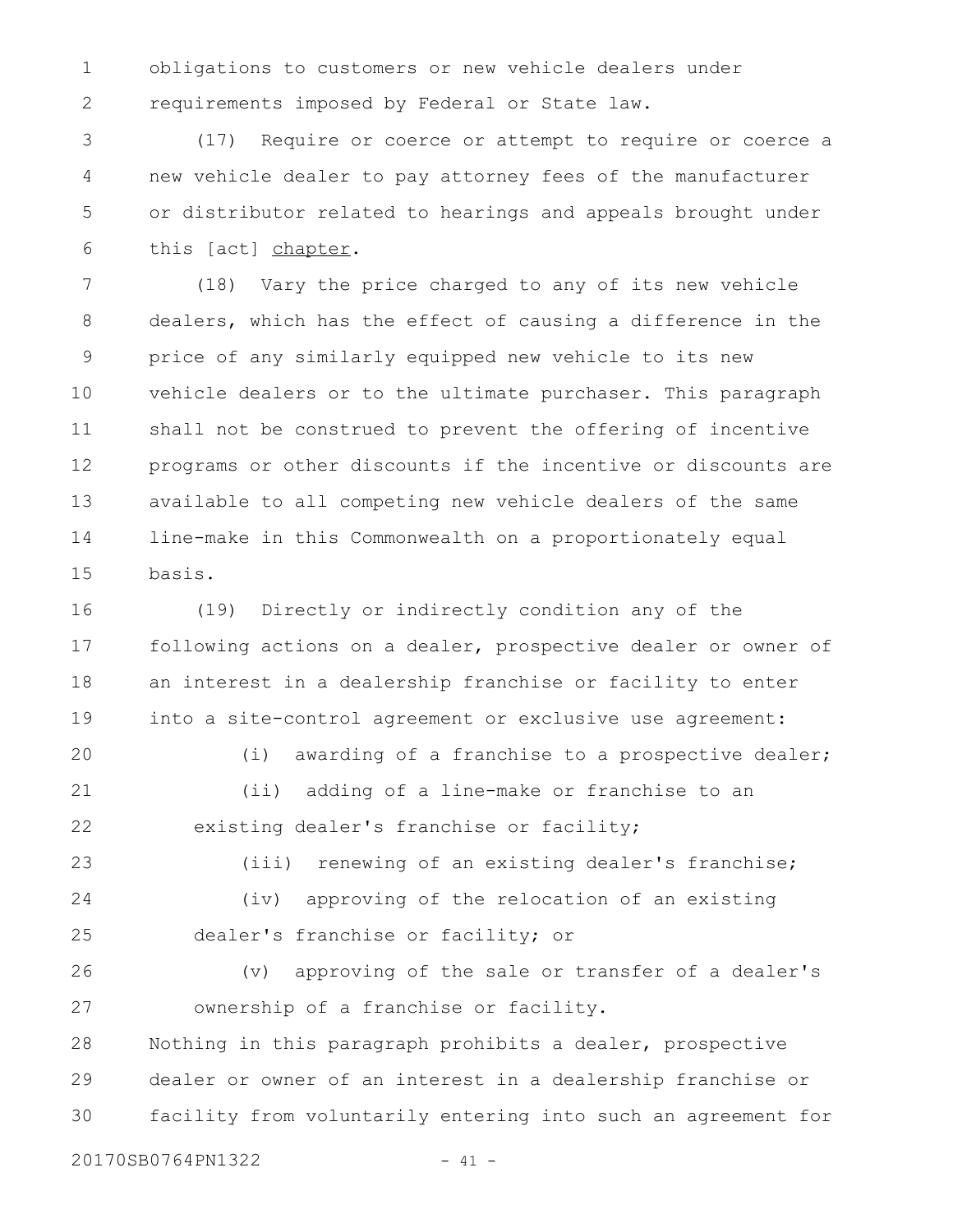obligations to customers or new vehicle dealers under requirements imposed by Federal or State law.

(17) Require or coerce or attempt to require or coerce a new vehicle dealer to pay attorney fees of the manufacturer or distributor related to hearings and appeals brought under this [act] chapter.

(18) Vary the price charged to any of its new vehicle dealers, which has the effect of causing a difference in the price of any similarly equipped new vehicle to its new vehicle dealers or to the ultimate purchaser. This paragraph shall not be construed to prevent the offering of incentive programs or other discounts if the incentive or discounts are available to all competing new vehicle dealers of the same line-make in this Commonwealth on a proportionately equal basis.

(19) Directly or indirectly condition any of the following actions on a dealer, prospective dealer or owner of an interest in a dealership franchise or facility to enter into a site-control agreement or exclusive use agreement:

(i) awarding of a franchise to a prospective dealer;

(ii) adding of a line-make or franchise to an existing dealer's franchise or facility;

(iii) renewing of an existing dealer's franchise;

(iv) approving of the relocation of an existing dealer's franchise or facility; or

(v) approving of the sale or transfer of a dealer's ownership of a franchise or facility.

Nothing in this paragraph prohibits a dealer, prospective dealer or owner of an interest in a dealership franchise or facility from voluntarily entering into such an agreement for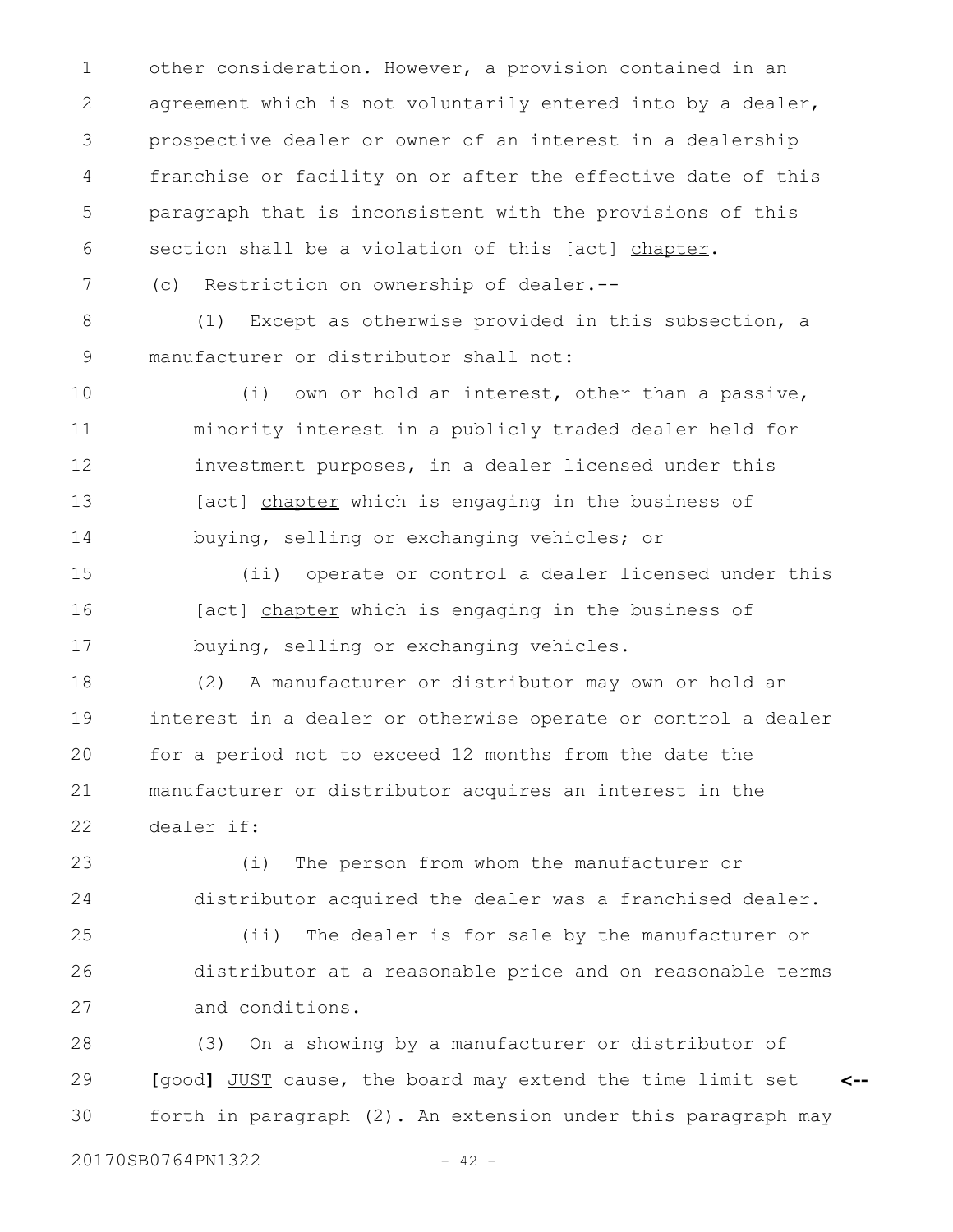other consideration. However, a provision contained in an agreement which is not voluntarily entered into by a dealer, prospective dealer or owner of an interest in a dealership franchise or facility on or after the effective date of this paragraph that is inconsistent with the provisions of this section shall be a violation of this [act] chapter.

(c) Restriction on ownership of dealer.--

(1) Except as otherwise provided in this subsection, a manufacturer or distributor shall not:

(i) own or hold an interest, other than a passive, minority interest in a publicly traded dealer held for investment purposes, in a dealer licensed under this [act] chapter which is engaging in the business of buying, selling or exchanging vehicles; or

(ii) operate or control a dealer licensed under this [act] chapter which is engaging in the business of buying, selling or exchanging vehicles.

(2) A manufacturer or distributor may own or hold an interest in a dealer or otherwise operate or control a dealer for a period not to exceed 12 months from the date the manufacturer or distributor acquires an interest in the dealer if:

(i) The person from whom the manufacturer or distributor acquired the dealer was a franchised dealer.

(ii) The dealer is for sale by the manufacturer or distributor at a reasonable price and on reasonable terms and conditions.

(3) On a showing by a manufacturer or distributor of **[**good**]** JUST cause, the board may extend the time limit set forth in paragraph (2). An extension under this paragraph may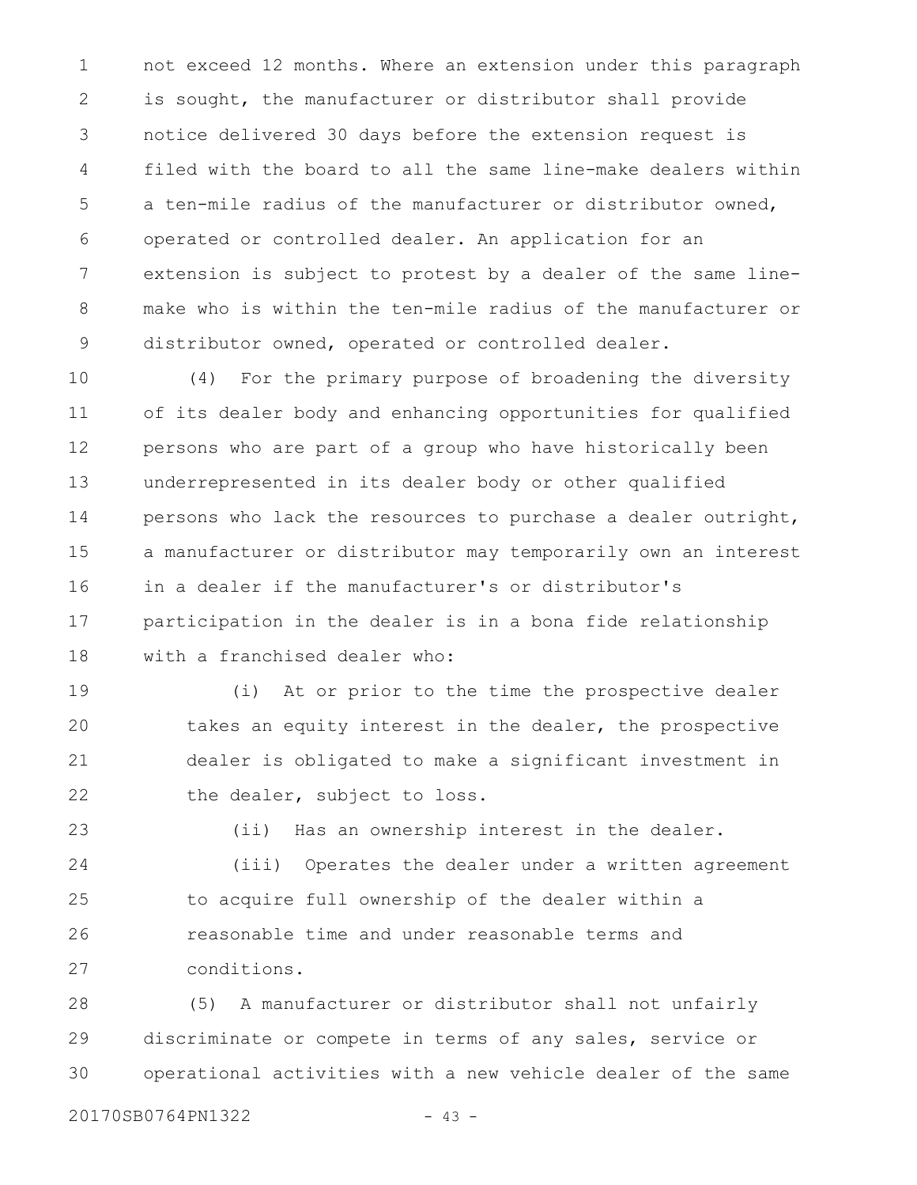not exceed 12 months. Where an extension under this paragraph is sought, the manufacturer or distributor shall provide notice delivered 30 days before the extension request is filed with the board to all the same line-make dealers within a ten-mile radius of the manufacturer or distributor owned, operated or controlled dealer. An application for an extension is subject to protest by a dealer of the same line-make who is within the ten-mile radius of the manufacturer or distributor owned, operated or controlled dealer.

(4) For the primary purpose of broadening the diversity of its dealer body and enhancing opportunities for qualified persons who are part of a group who have historically been underrepresented in its dealer body or other qualified persons who lack the resources to purchase a dealer outright, a manufacturer or distributor may temporarily own an interest in a dealer if the manufacturer's or distributor's participation in the dealer is in a bona fide relationship with a franchised dealer who:

(i) At or prior to the time the prospective dealer takes an equity interest in the dealer, the prospective dealer is obligated to make a significant investment in the dealer, subject to loss.

(ii) Has an ownership interest in the dealer.

(iii) Operates the dealer under a written agreement to acquire full ownership of the dealer within a reasonable time and under reasonable terms and conditions.

(5) A manufacturer or distributor shall not unfairly discriminate or compete in terms of any sales, service or operational activities with a new vehicle dealer of the same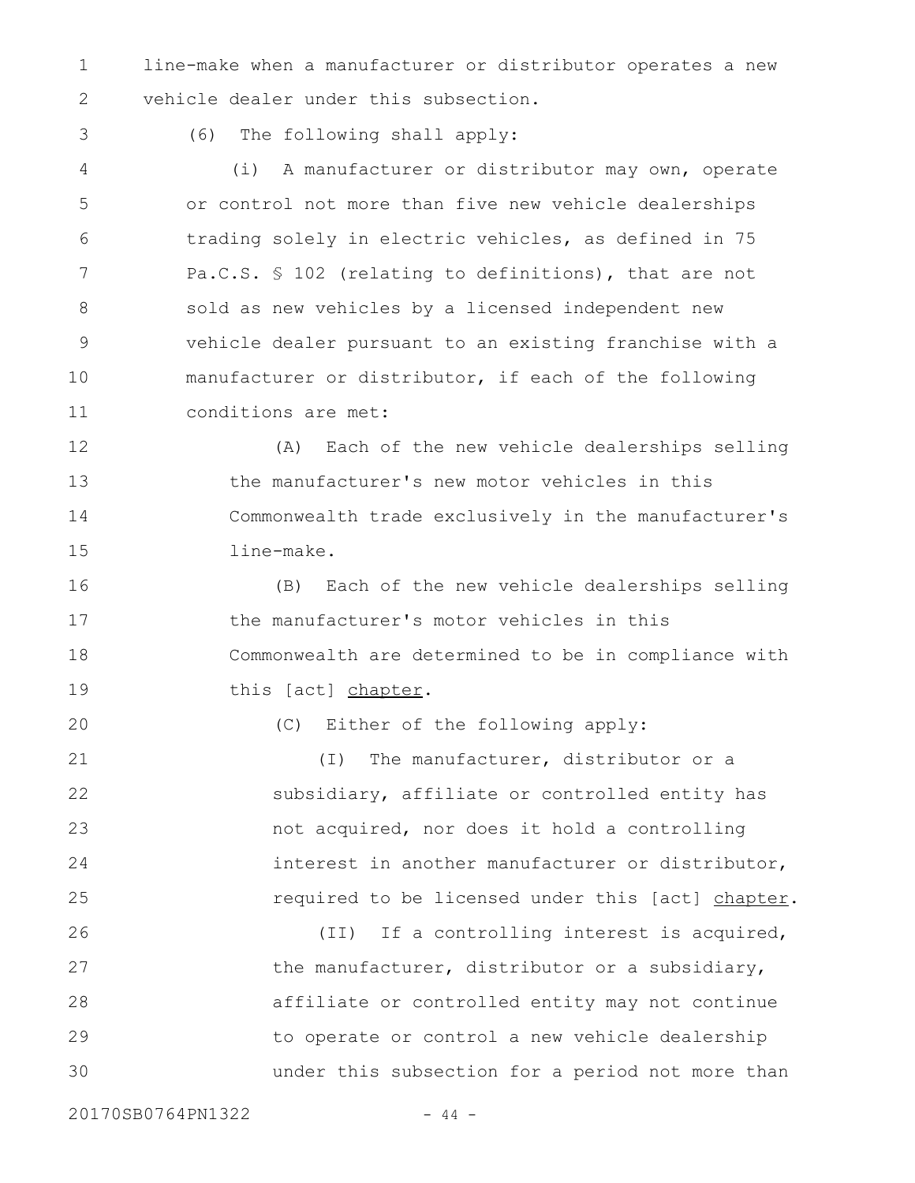line-make when a manufacturer or distributor operates a new vehicle dealer under this subsection.

(6) The following shall apply:

(i) A manufacturer or distributor may own, operate or control not more than five new vehicle dealerships trading solely in electric vehicles, as defined in 75 Pa.C.S. § 102 (relating to definitions), that are not sold as new vehicles by a licensed independent new vehicle dealer pursuant to an existing franchise with a manufacturer or distributor, if each of the following conditions are met:

(A) Each of the new vehicle dealerships selling the manufacturer's new motor vehicles in this Commonwealth trade exclusively in the manufacturer's line-make.

(B) Each of the new vehicle dealerships selling the manufacturer's motor vehicles in this Commonwealth are determined to be in compliance with this [act] chapter.

(C) Either of the following apply:

(I) The manufacturer, distributor or a subsidiary, affiliate or controlled entity has not acquired, nor does it hold a controlling interest in another manufacturer or distributor, required to be licensed under this [act] chapter.

(II) If a controlling interest is acquired, the manufacturer, distributor or a subsidiary, affiliate or controlled entity may not continue to operate or control a new vehicle dealership under this subsection for a period not more than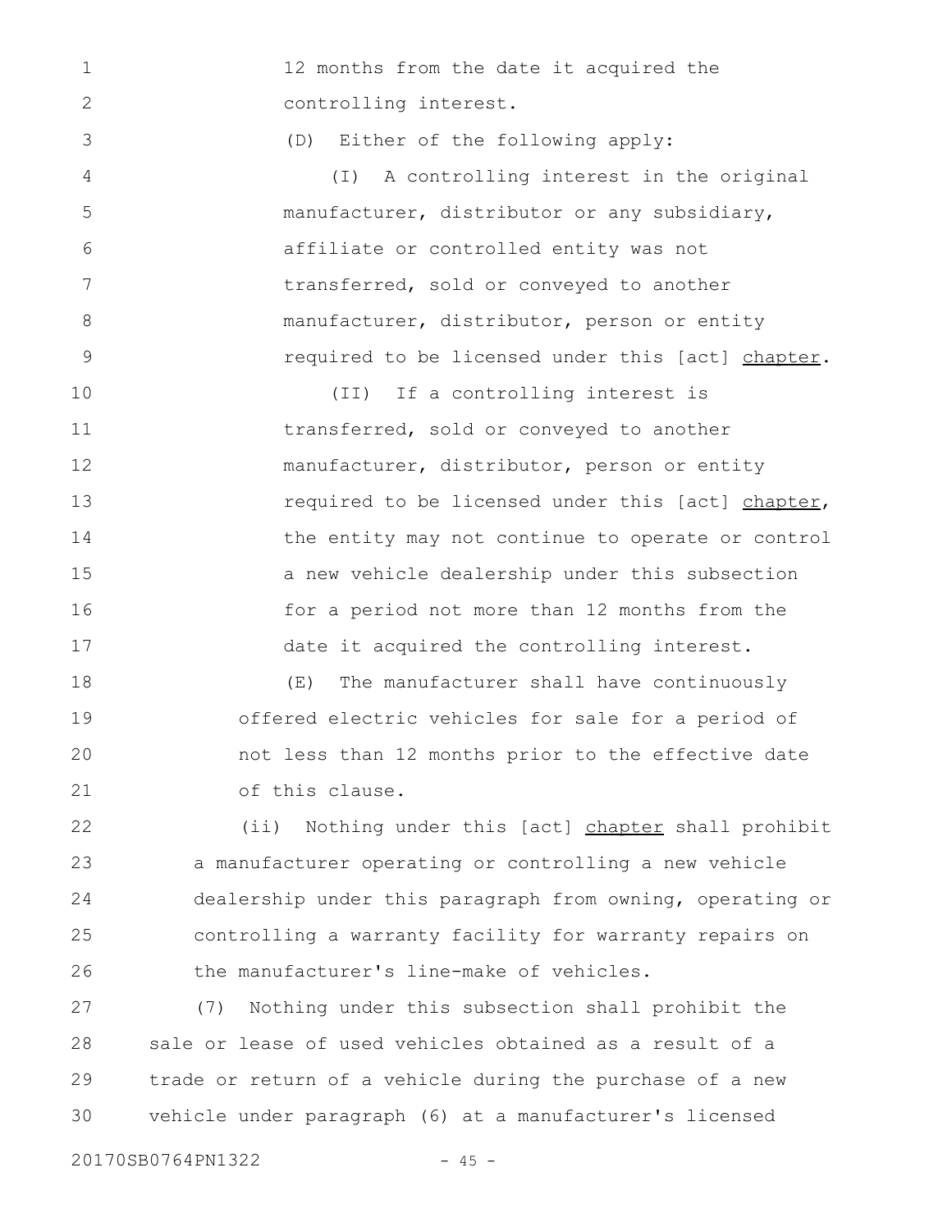12 months from the date it acquired the controlling interest.

(D) Either of the following apply:

(I) A controlling interest in the original manufacturer, distributor or any subsidiary, affiliate or controlled entity was not transferred, sold or conveyed to another manufacturer, distributor, person or entity required to be licensed under this [act] <u>chapter</u>.

(II) If a controlling interest is transferred, sold or conveyed to another manufacturer, distributor, person or entity required to be licensed under this [act] <u>chapter</u>, the entity may not continue to operate or control a new vehicle dealership under this subsection for a period not more than 12 months from the date it acquired the controlling interest.

(E) The manufacturer shall have continuously offered electric vehicles for sale for a period of not less than 12 months prior to the effective date of this clause.

(ii) Nothing under this [act] <u>chapter</u> shall prohibit a manufacturer operating or controlling a new vehicle dealership under this paragraph from owning, operating or controlling a warranty facility for warranty repairs on the manufacturer's line-make of vehicles.

(7) Nothing under this subsection shall prohibit the sale or lease of used vehicles obtained as a result of a trade or return of a vehicle during the purchase of a new vehicle under paragraph (6) at a manufacturer's licensed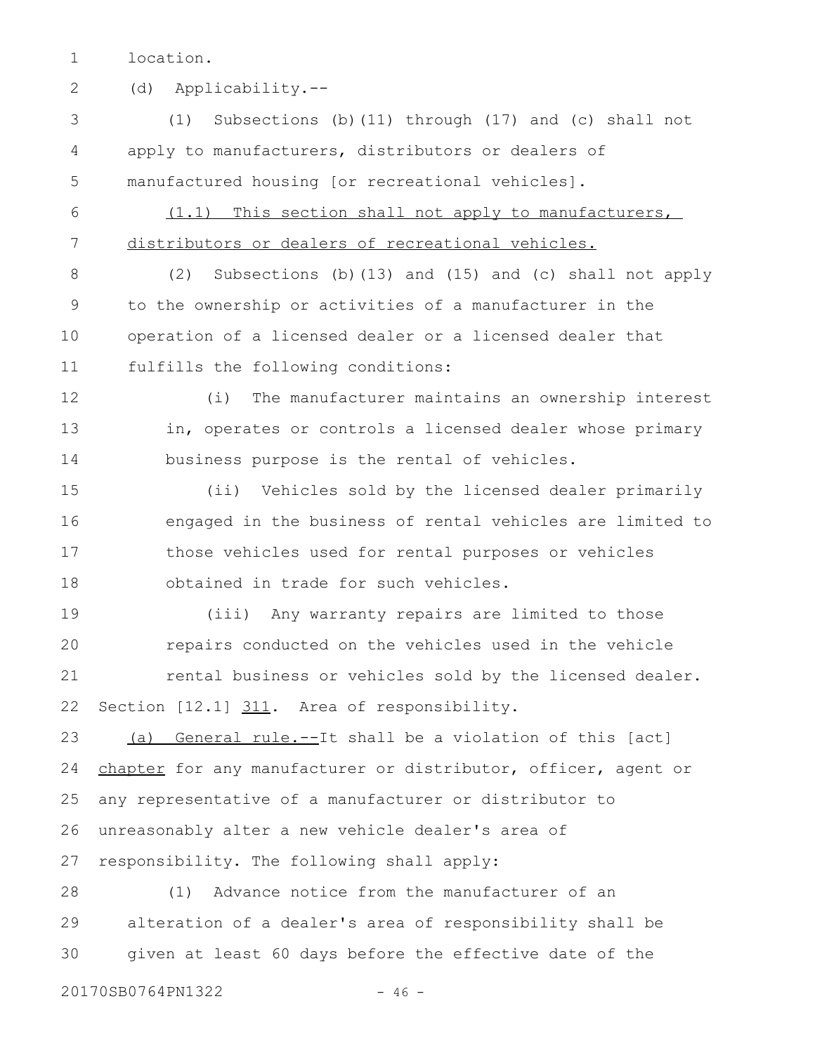location.

(d) Applicability.--

(1) Subsections (b)(11) through (17) and (c) shall not apply to manufacturers, distributors or dealers of manufactured housing [or recreational vehicles].

<u>(1.1) This section shall not apply to manufacturers, distributors or dealers of recreational vehicles.</u>

(2) Subsections (b)(13) and (15) and (c) shall not apply to the ownership or activities of a manufacturer in the operation of a licensed dealer or a licensed dealer that fulfills the following conditions:

(i) The manufacturer maintains an ownership interest in, operates or controls a licensed dealer whose primary business purpose is the rental of vehicles.

(ii) Vehicles sold by the licensed dealer primarily engaged in the business of rental vehicles are limited to those vehicles used for rental purposes or vehicles obtained in trade for such vehicles.

(iii) Any warranty repairs are limited to those repairs conducted on the vehicles used in the vehicle rental business or vehicles sold by the licensed dealer.

Section [12.1] <u>311</u>. Area of responsibility.

<u>(a) General rule.--</u>It shall be a violation of this [act] <u>chapter</u> for any manufacturer or distributor, officer, agent or any representative of a manufacturer or distributor to unreasonably alter a new vehicle dealer's area of responsibility. The following shall apply:

(1) Advance notice from the manufacturer of an alteration of a dealer's area of responsibility shall be given at least 60 days before the effective date of the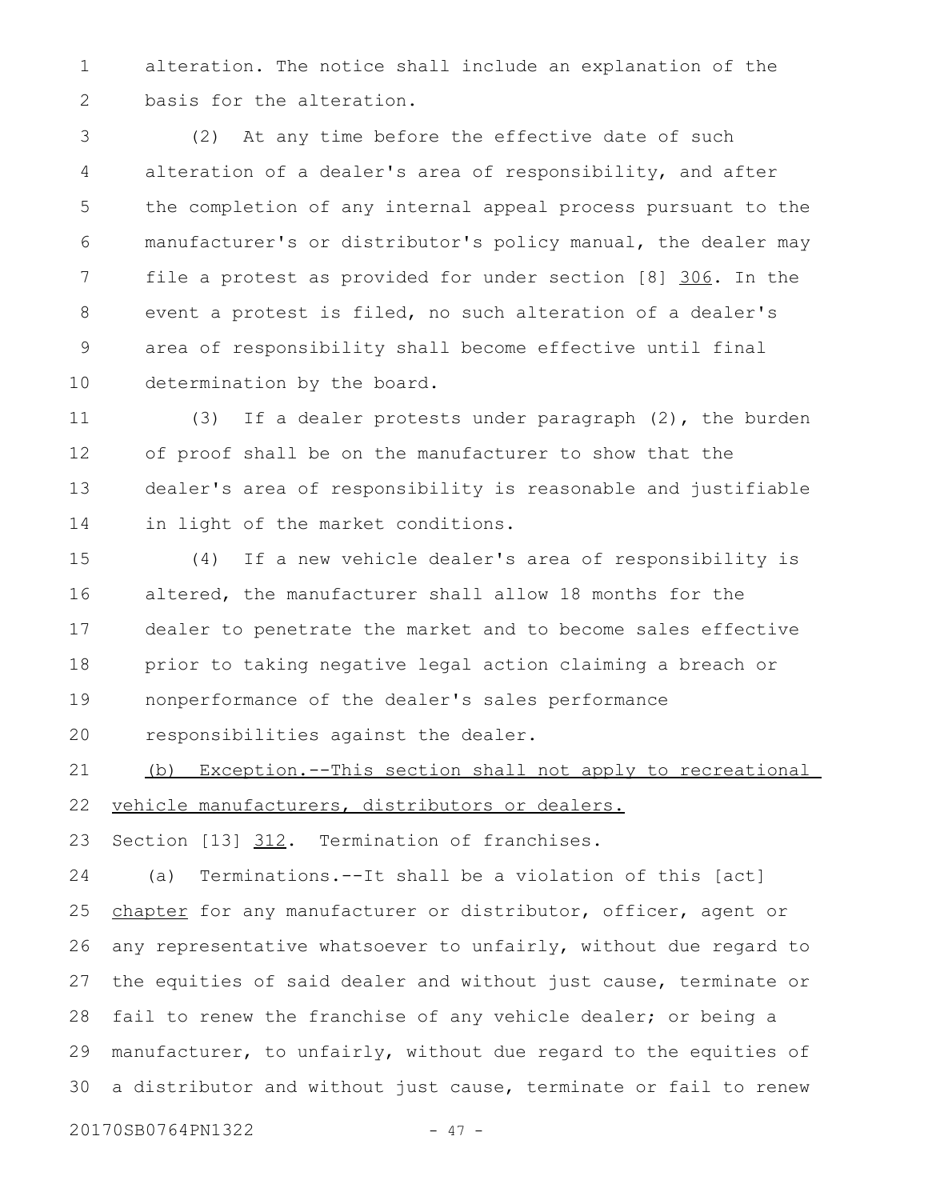alteration. The notice shall include an explanation of the basis for the alteration.

(2) At any time before the effective date of such alteration of a dealer's area of responsibility, and after the completion of any internal appeal process pursuant to the manufacturer's or distributor's policy manual, the dealer may file a protest as provided for under section [8] 306. In the event a protest is filed, no such alteration of a dealer's area of responsibility shall become effective until final determination by the board.

(3) If a dealer protests under paragraph (2), the burden of proof shall be on the manufacturer to show that the dealer's area of responsibility is reasonable and justifiable in light of the market conditions.

(4) If a new vehicle dealer's area of responsibility is altered, the manufacturer shall allow 18 months for the dealer to penetrate the market and to become sales effective prior to taking negative legal action claiming a breach or nonperformance of the dealer's sales performance responsibilities against the dealer.

(b) Exception.--This section shall not apply to recreational vehicle manufacturers, distributors or dealers.

Section [13] 312. Termination of franchises.

(a) Terminations.--It shall be a violation of this [act] chapter for any manufacturer or distributor, officer, agent or any representative whatsoever to unfairly, without due regard to the equities of said dealer and without just cause, terminate or fail to renew the franchise of any vehicle dealer; or being a manufacturer, to unfairly, without due regard to the equities of a distributor and without just cause, terminate or fail to renew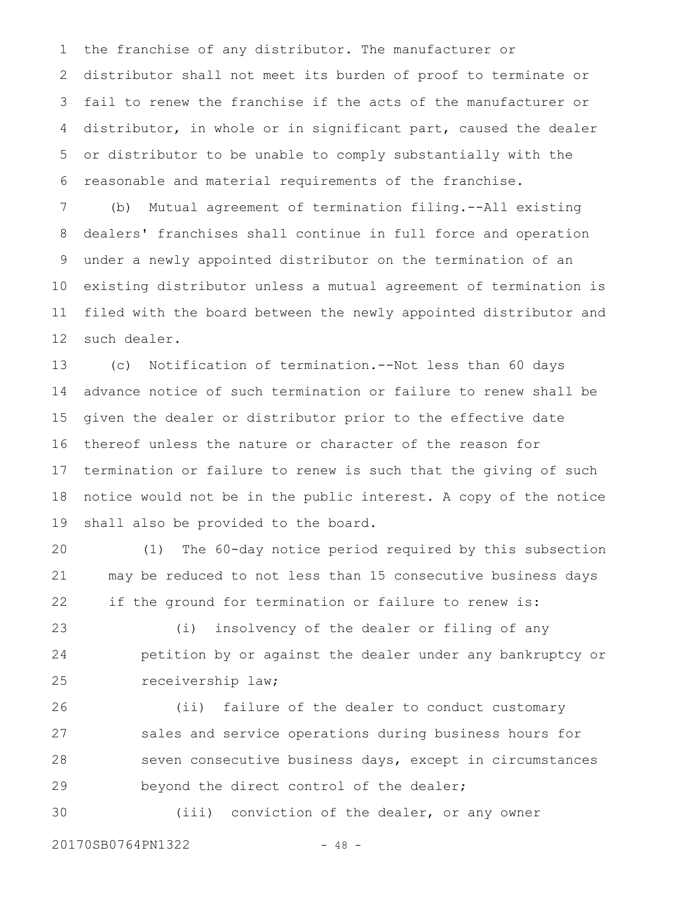the franchise of any distributor. The manufacturer or distributor shall not meet its burden of proof to terminate or fail to renew the franchise if the acts of the manufacturer or distributor, in whole or in significant part, caused the dealer or distributor to be unable to comply substantially with the reasonable and material requirements of the franchise.

(b) Mutual agreement of termination filing.--All existing dealers' franchises shall continue in full force and operation under a newly appointed distributor on the termination of an existing distributor unless a mutual agreement of termination is filed with the board between the newly appointed distributor and such dealer.

(c) Notification of termination.--Not less than 60 days advance notice of such termination or failure to renew shall be given the dealer or distributor prior to the effective date thereof unless the nature or character of the reason for termination or failure to renew is such that the giving of such notice would not be in the public interest. A copy of the notice shall also be provided to the board.

(1) The 60-day notice period required by this subsection may be reduced to not less than 15 consecutive business days if the ground for termination or failure to renew is:

(i) insolvency of the dealer or filing of any petition by or against the dealer under any bankruptcy or receivership law;

(ii) failure of the dealer to conduct customary sales and service operations during business hours for seven consecutive business days, except in circumstances beyond the direct control of the dealer;

(iii) conviction of the dealer, or any owner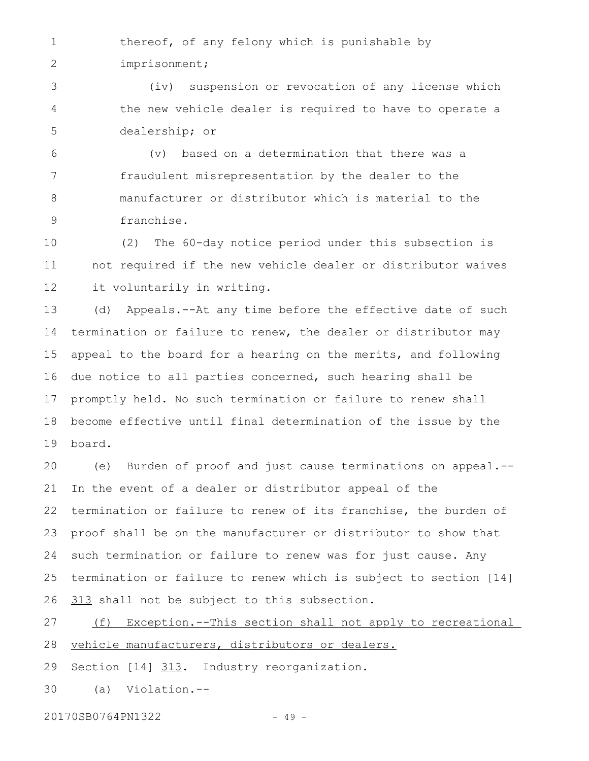thereof, of any felony which is punishable by imprisonment;

(iv) suspension or revocation of any license which the new vehicle dealer is required to have to operate a dealership; or

(v) based on a determination that there was a fraudulent misrepresentation by the dealer to the manufacturer or distributor which is material to the franchise.

(2) The 60-day notice period under this subsection is not required if the new vehicle dealer or distributor waives it voluntarily in writing.

(d) Appeals.--At any time before the effective date of such termination or failure to renew, the dealer or distributor may appeal to the board for a hearing on the merits, and following due notice to all parties concerned, such hearing shall be promptly held. No such termination or failure to renew shall become effective until final determination of the issue by the board.

(e) Burden of proof and just cause terminations on appeal.--In the event of a dealer or distributor appeal of the termination or failure to renew of its franchise, the burden of proof shall be on the manufacturer or distributor to show that such termination or failure to renew was for just cause. Any termination or failure to renew which is subject to section [14] <u>313</u> shall not be subject to this subsection.

<u>(f) Exception.--This section shall not apply to recreational vehicle manufacturers, distributors or dealers.</u>

Section [14] <u>313</u>. Industry reorganization.

(a) Violation.--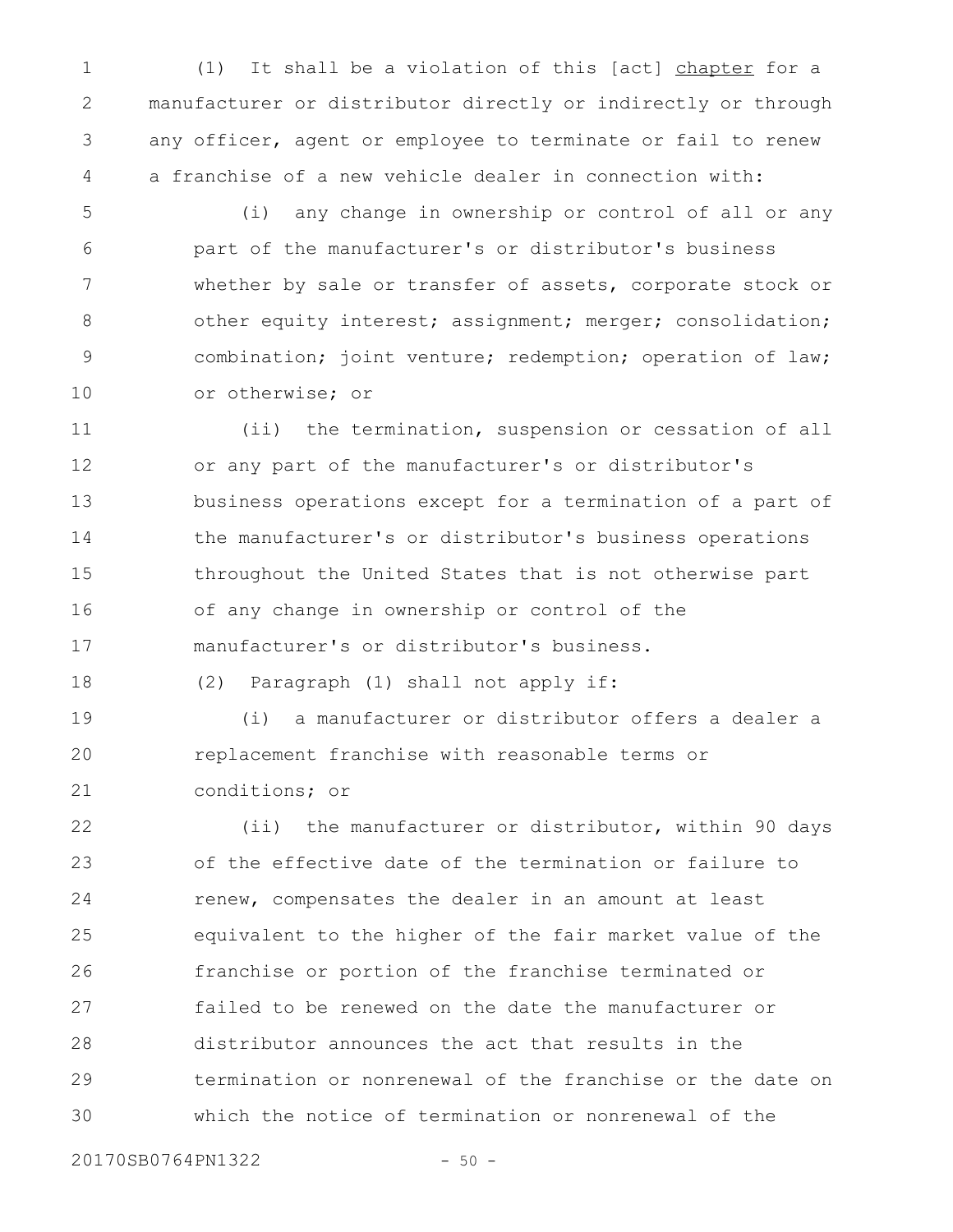(1) It shall be a violation of this [act] <u>chapter</u> for a manufacturer or distributor directly or indirectly or through any officer, agent or employee to terminate or fail to renew a franchise of a new vehicle dealer in connection with:

(i) any change in ownership or control of all or any part of the manufacturer's or distributor's business whether by sale or transfer of assets, corporate stock or other equity interest; assignment; merger; consolidation; combination; joint venture; redemption; operation of law; or otherwise; or

(ii) the termination, suspension or cessation of all or any part of the manufacturer's or distributor's business operations except for a termination of a part of the manufacturer's or distributor's business operations throughout the United States that is not otherwise part of any change in ownership or control of the manufacturer's or distributor's business.

(2) Paragraph (1) shall not apply if:

(i) a manufacturer or distributor offers a dealer a replacement franchise with reasonable terms or conditions; or

(ii) the manufacturer or distributor, within 90 days of the effective date of the termination or failure to renew, compensates the dealer in an amount at least equivalent to the higher of the fair market value of the franchise or portion of the franchise terminated or failed to be renewed on the date the manufacturer or distributor announces the act that results in the termination or nonrenewal of the franchise or the date on which the notice of termination or nonrenewal of the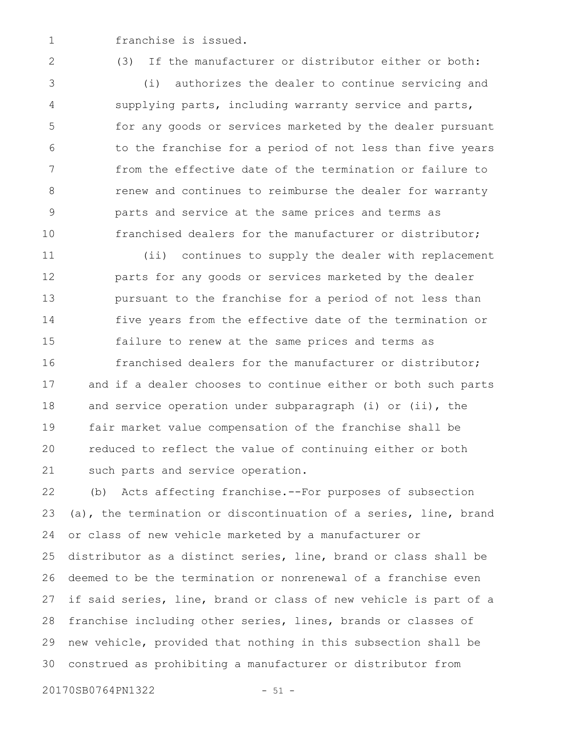franchise is issued.

(3) If the manufacturer or distributor either or both:

(i) authorizes the dealer to continue servicing and supplying parts, including warranty service and parts, for any goods or services marketed by the dealer pursuant to the franchise for a period of not less than five years from the effective date of the termination or failure to renew and continues to reimburse the dealer for warranty parts and service at the same prices and terms as franchised dealers for the manufacturer or distributor;

(ii) continues to supply the dealer with replacement parts for any goods or services marketed by the dealer pursuant to the franchise for a period of not less than five years from the effective date of the termination or failure to renew at the same prices and terms as franchised dealers for the manufacturer or distributor;

and if a dealer chooses to continue either or both such parts and service operation under subparagraph (i) or (ii), the fair market value compensation of the franchise shall be reduced to reflect the value of continuing either or both such parts and service operation.

(b) Acts affecting franchise.--For purposes of subsection (a), the termination or discontinuation of a series, line, brand or class of new vehicle marketed by a manufacturer or distributor as a distinct series, line, brand or class shall be deemed to be the termination or nonrenewal of a franchise even if said series, line, brand or class of new vehicle is part of a franchise including other series, lines, brands or classes of new vehicle, provided that nothing in this subsection shall be construed as prohibiting a manufacturer or distributor from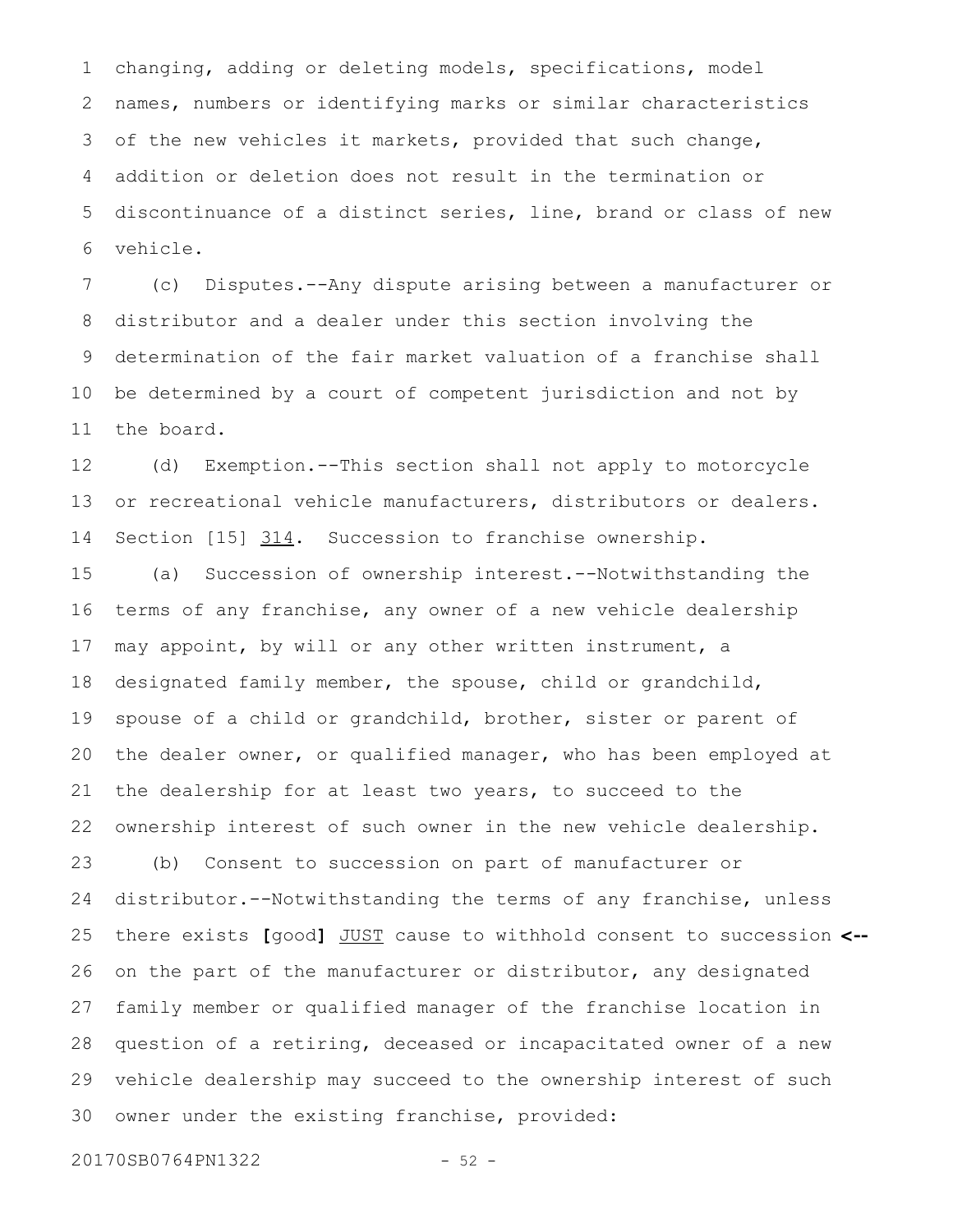changing, adding or deleting models, specifications, model names, numbers or identifying marks or similar characteristics of the new vehicles it markets, provided that such change, addition or deletion does not result in the termination or discontinuance of a distinct series, line, brand or class of new vehicle.

(c) Disputes.--Any dispute arising between a manufacturer or distributor and a dealer under this section involving the determination of the fair market valuation of a franchise shall be determined by a court of competent jurisdiction and not by the board.

(d) Exemption.--This section shall not apply to motorcycle or recreational vehicle manufacturers, distributors or dealers.

Section [15] <u>314</u>. Succession to franchise ownership.

(a) Succession of ownership interest.--Notwithstanding the terms of any franchise, any owner of a new vehicle dealership may appoint, by will or any other written instrument, a designated family member, the spouse, child or grandchild, spouse of a child or grandchild, brother, sister or parent of the dealer owner, or qualified manager, who has been employed at the dealership for at least two years, to succeed to the ownership interest of such owner in the new vehicle dealership.

(b) Consent to succession on part of manufacturer or distributor.--Notwithstanding the terms of any franchise, unless there exists **[**good**]** <u>JUST</u> cause to withhold consent to succession on the part of the manufacturer or distributor, any designated family member or qualified manager of the franchise location in question of a retiring, deceased or incapacitated owner of a new vehicle dealership may succeed to the ownership interest of such owner under the existing franchise, provided: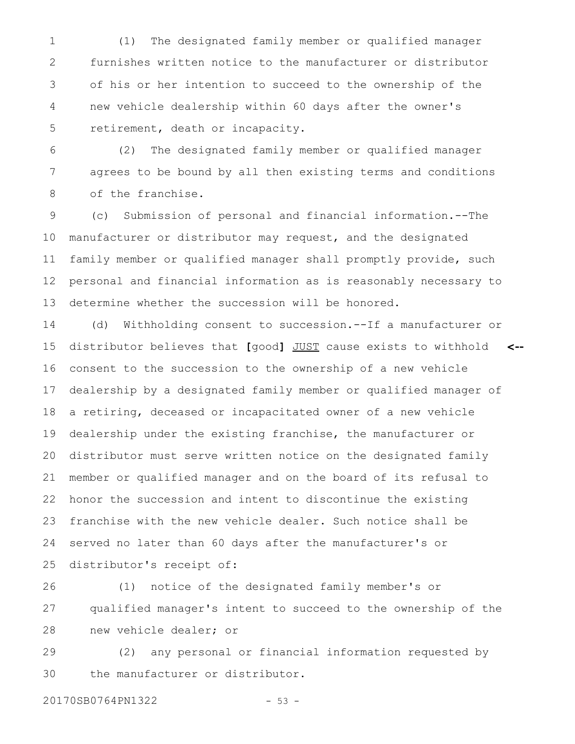(1) The designated family member or qualified manager furnishes written notice to the manufacturer or distributor of his or her intention to succeed to the ownership of the new vehicle dealership within 60 days after the owner's retirement, death or incapacity.

(2) The designated family member or qualified manager agrees to be bound by all then existing terms and conditions of the franchise.

(c) Submission of personal and financial information.--The manufacturer or distributor may request, and the designated family member or qualified manager shall promptly provide, such personal and financial information as is reasonably necessary to determine whether the succession will be honored.

(d) Withholding consent to succession.--If a manufacturer or distributor believes that **[**good**]** JUST cause exists to withhold consent to the succession to the ownership of a new vehicle dealership by a designated family member or qualified manager of a retiring, deceased or incapacitated owner of a new vehicle dealership under the existing franchise, the manufacturer or distributor must serve written notice on the designated family member or qualified manager and on the board of its refusal to honor the succession and intent to discontinue the existing franchise with the new vehicle dealer. Such notice shall be served no later than 60 days after the manufacturer's or distributor's receipt of:

(1) notice of the designated family member's or qualified manager's intent to succeed to the ownership of the new vehicle dealer; or

(2) any personal or financial information requested by the manufacturer or distributor.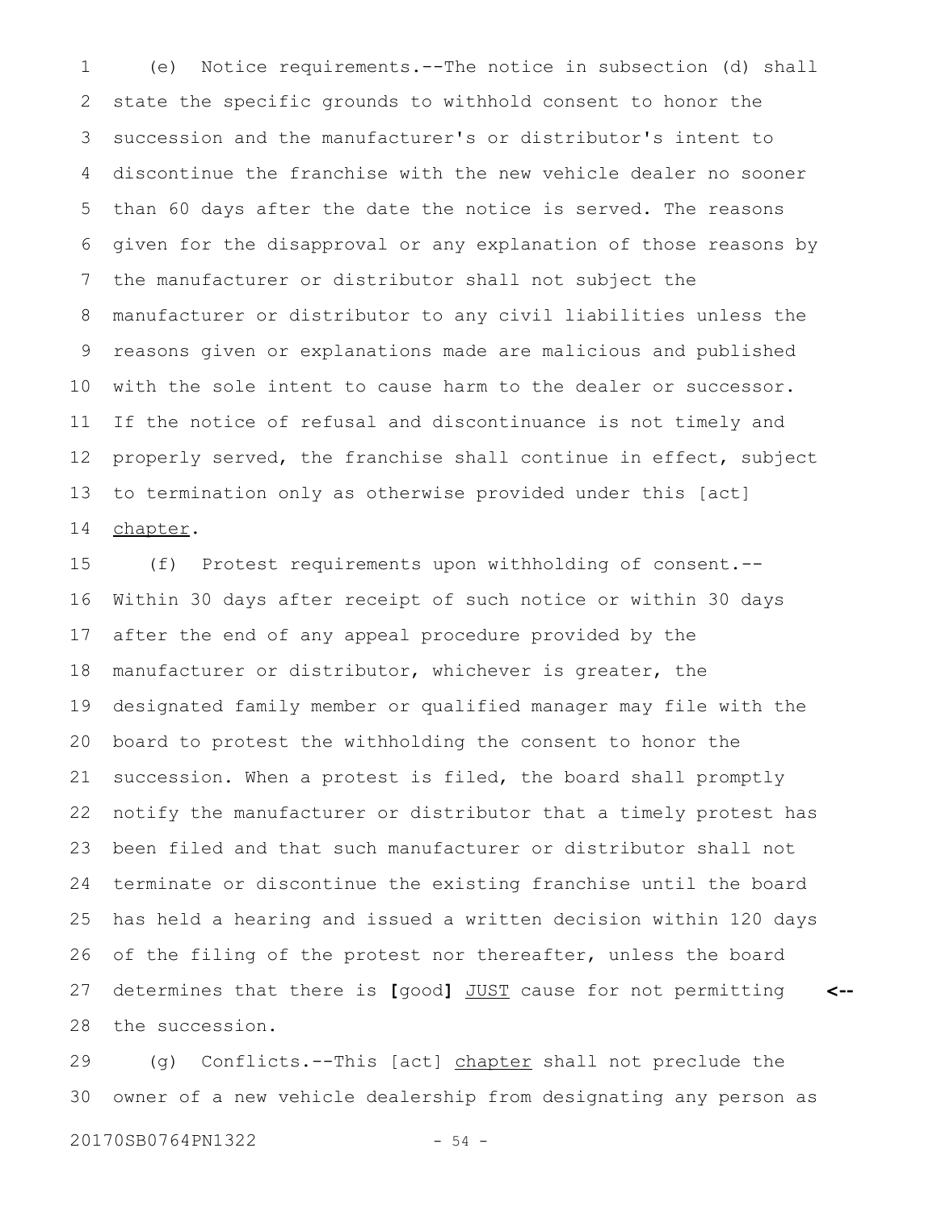(e) Notice requirements.--The notice in subsection (d) shall state the specific grounds to withhold consent to honor the succession and the manufacturer's or distributor's intent to discontinue the franchise with the new vehicle dealer no sooner than 60 days after the date the notice is served. The reasons given for the disapproval or any explanation of those reasons by the manufacturer or distributor shall not subject the manufacturer or distributor to any civil liabilities unless the reasons given or explanations made are malicious and published with the sole intent to cause harm to the dealer or successor. If the notice of refusal and discontinuance is not timely and properly served, the franchise shall continue in effect, subject to termination only as otherwise provided under this [act] <u>chapter</u>.

(f) Protest requirements upon withholding of consent.--Within 30 days after receipt of such notice or within 30 days after the end of any appeal procedure provided by the manufacturer or distributor, whichever is greater, the designated family member or qualified manager may file with the board to protest the withholding the consent to honor the succession. When a protest is filed, the board shall promptly notify the manufacturer or distributor that a timely protest has been filed and that such manufacturer or distributor shall not terminate or discontinue the existing franchise until the board has held a hearing and issued a written decision within 120 days of the filing of the protest nor thereafter, unless the board determines that there is **[**good**]** <u>JUST</u> cause for not permitting the succession. **<--**

(g) Conflicts.--This [act] <u>chapter</u> shall not preclude the owner of a new vehicle dealership from designating any person as

20170SB0764PN1322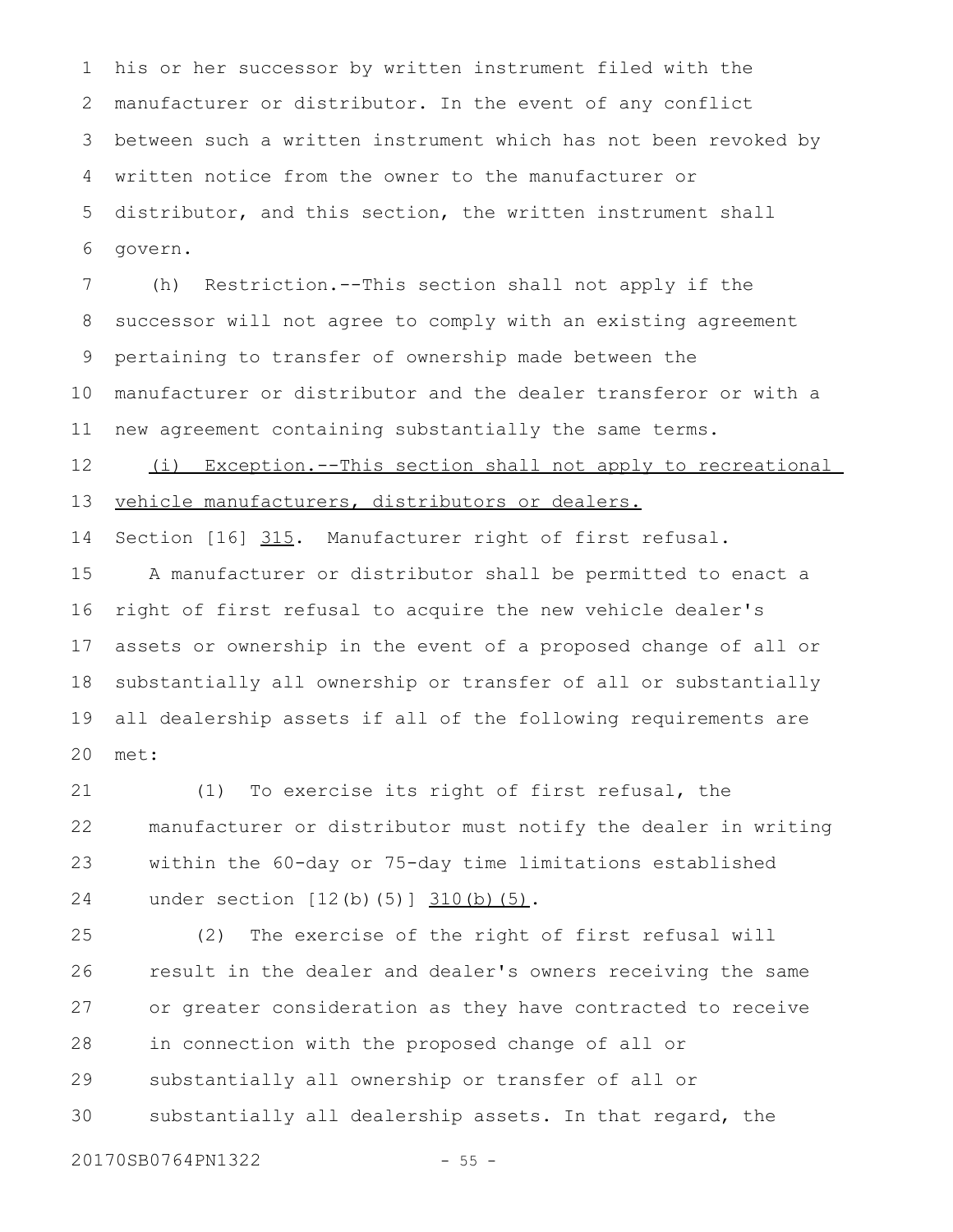his or her successor by written instrument filed with the manufacturer or distributor. In the event of any conflict between such a written instrument which has not been revoked by written notice from the owner to the manufacturer or distributor, and this section, the written instrument shall govern.

(h) Restriction.--This section shall not apply if the successor will not agree to comply with an existing agreement pertaining to transfer of ownership made between the manufacturer or distributor and the dealer transferor or with a new agreement containing substantially the same terms.

<u>(i) Exception.--This section shall not apply to recreational vehicle manufacturers, distributors or dealers.</u>

Section [16] <u>315</u>. Manufacturer right of first refusal.

A manufacturer or distributor shall be permitted to enact a right of first refusal to acquire the new vehicle dealer's assets or ownership in the event of a proposed change of all or substantially all ownership or transfer of all or substantially all dealership assets if all of the following requirements are met:

(1) To exercise its right of first refusal, the manufacturer or distributor must notify the dealer in writing within the 60-day or 75-day time limitations established under section [12(b)(5)] <u>310(b)(5)</u>.

(2) The exercise of the right of first refusal will result in the dealer and dealer's owners receiving the same or greater consideration as they have contracted to receive in connection with the proposed change of all or substantially all ownership or transfer of all or substantially all dealership assets. In that regard, the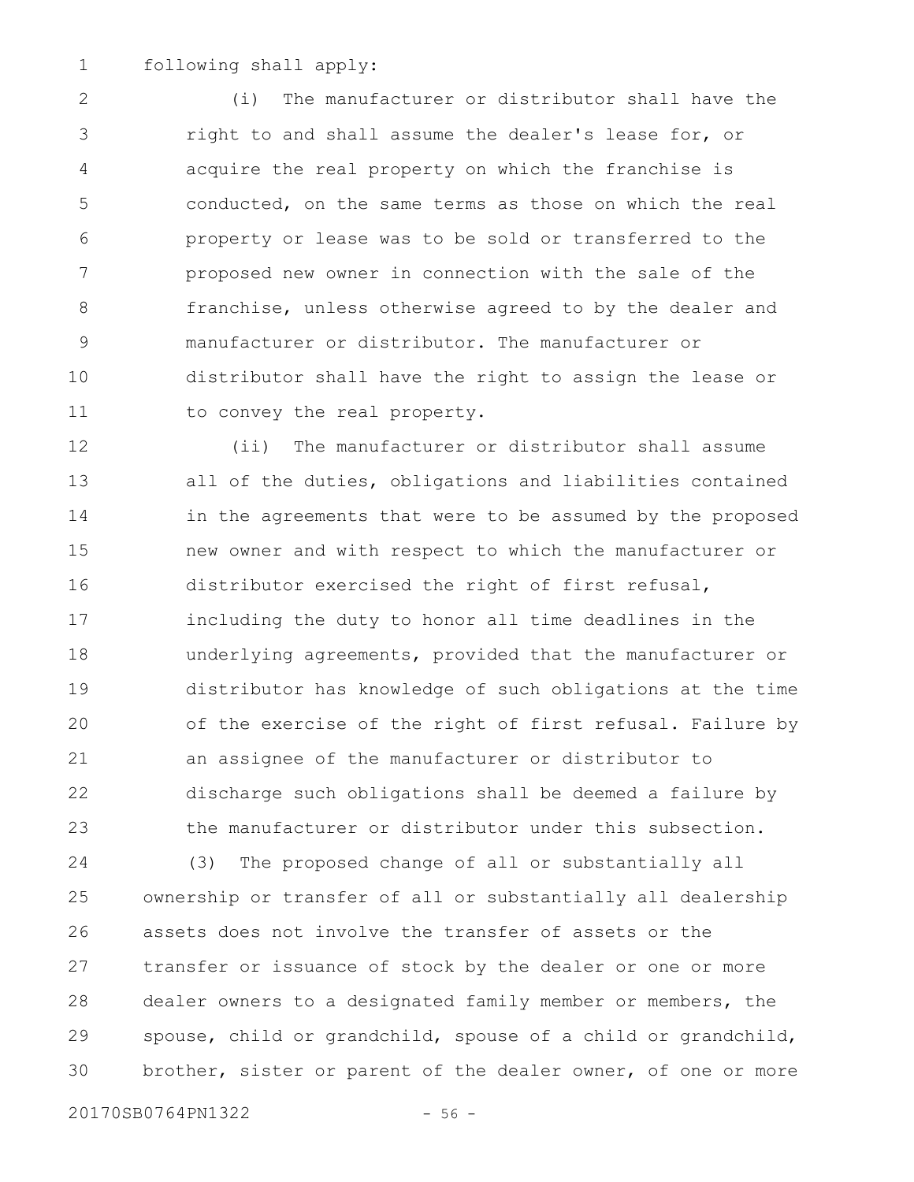following shall apply:

(i) The manufacturer or distributor shall have the right to and shall assume the dealer's lease for, or acquire the real property on which the franchise is conducted, on the same terms as those on which the real property or lease was to be sold or transferred to the proposed new owner in connection with the sale of the franchise, unless otherwise agreed to by the dealer and manufacturer or distributor. The manufacturer or distributor shall have the right to assign the lease or to convey the real property.

(ii) The manufacturer or distributor shall assume all of the duties, obligations and liabilities contained in the agreements that were to be assumed by the proposed new owner and with respect to which the manufacturer or distributor exercised the right of first refusal, including the duty to honor all time deadlines in the underlying agreements, provided that the manufacturer or distributor has knowledge of such obligations at the time of the exercise of the right of first refusal. Failure by an assignee of the manufacturer or distributor to discharge such obligations shall be deemed a failure by the manufacturer or distributor under this subsection.

(3) The proposed change of all or substantially all ownership or transfer of all or substantially all dealership assets does not involve the transfer of assets or the transfer or issuance of stock by the dealer or one or more dealer owners to a designated family member or members, the spouse, child or grandchild, spouse of a child or grandchild, brother, sister or parent of the dealer owner, of one or more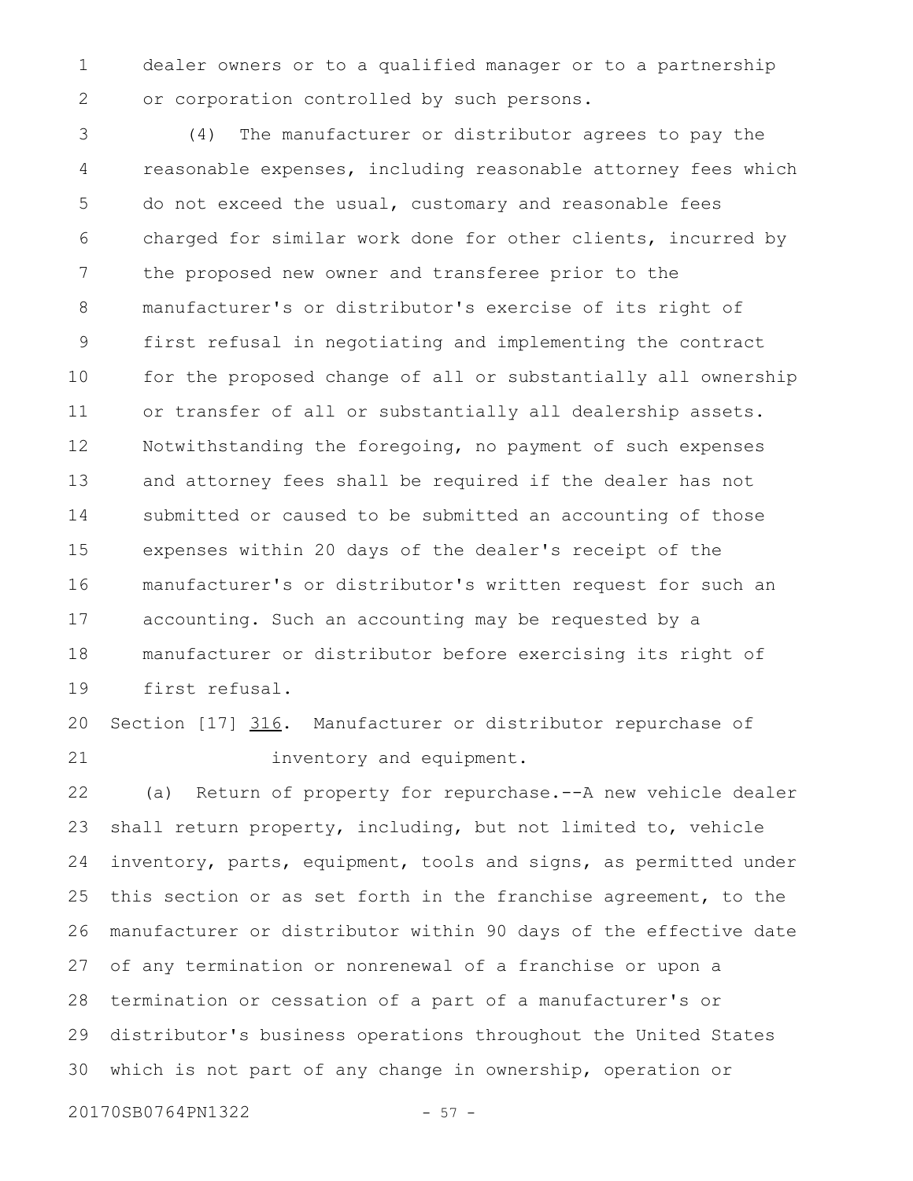dealer owners or to a qualified manager or to a partnership or corporation controlled by such persons.

(4) The manufacturer or distributor agrees to pay the reasonable expenses, including reasonable attorney fees which do not exceed the usual, customary and reasonable fees charged for similar work done for other clients, incurred by the proposed new owner and transferee prior to the manufacturer's or distributor's exercise of its right of first refusal in negotiating and implementing the contract for the proposed change of all or substantially all ownership or transfer of all or substantially all dealership assets. Notwithstanding the foregoing, no payment of such expenses and attorney fees shall be required if the dealer has not submitted or caused to be submitted an accounting of those expenses within 20 days of the dealer's receipt of the manufacturer's or distributor's written request for such an accounting. Such an accounting may be requested by a manufacturer or distributor before exercising its right of first refusal.

Section [17] <u>316</u>. Manufacturer or distributor repurchase of inventory and equipment.

(a) Return of property for repurchase.--A new vehicle dealer shall return property, including, but not limited to, vehicle inventory, parts, equipment, tools and signs, as permitted under this section or as set forth in the franchise agreement, to the manufacturer or distributor within 90 days of the effective date of any termination or nonrenewal of a franchise or upon a termination or cessation of a part of a manufacturer's or distributor's business operations throughout the United States which is not part of any change in ownership, operation or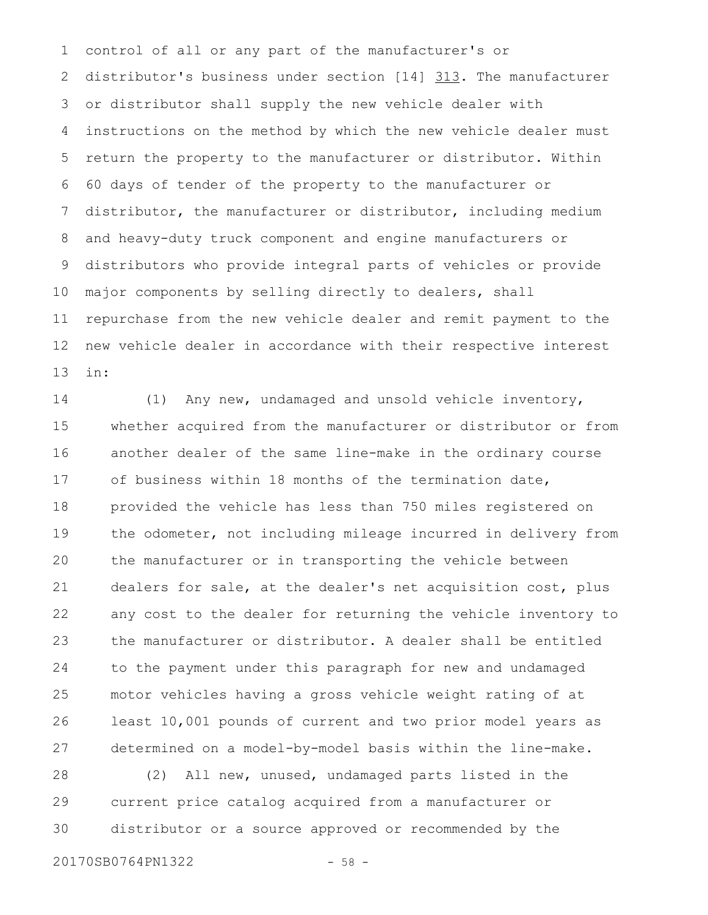control of all or any part of the manufacturer's or distributor's business under section [14] 313. The manufacturer or distributor shall supply the new vehicle dealer with instructions on the method by which the new vehicle dealer must return the property to the manufacturer or distributor. Within 60 days of tender of the property to the manufacturer or distributor, the manufacturer or distributor, including medium and heavy-duty truck component and engine manufacturers or distributors who provide integral parts of vehicles or provide major components by selling directly to dealers, shall repurchase from the new vehicle dealer and remit payment to the new vehicle dealer in accordance with their respective interest in:

(1) Any new, undamaged and unsold vehicle inventory, whether acquired from the manufacturer or distributor or from another dealer of the same line-make in the ordinary course of business within 18 months of the termination date, provided the vehicle has less than 750 miles registered on the odometer, not including mileage incurred in delivery from the manufacturer or in transporting the vehicle between dealers for sale, at the dealer's net acquisition cost, plus any cost to the dealer for returning the vehicle inventory to the manufacturer or distributor. A dealer shall be entitled to the payment under this paragraph for new and undamaged motor vehicles having a gross vehicle weight rating of at least 10,001 pounds of current and two prior model years as determined on a model-by-model basis within the line-make.

(2) All new, unused, undamaged parts listed in the current price catalog acquired from a manufacturer or distributor or a source approved or recommended by the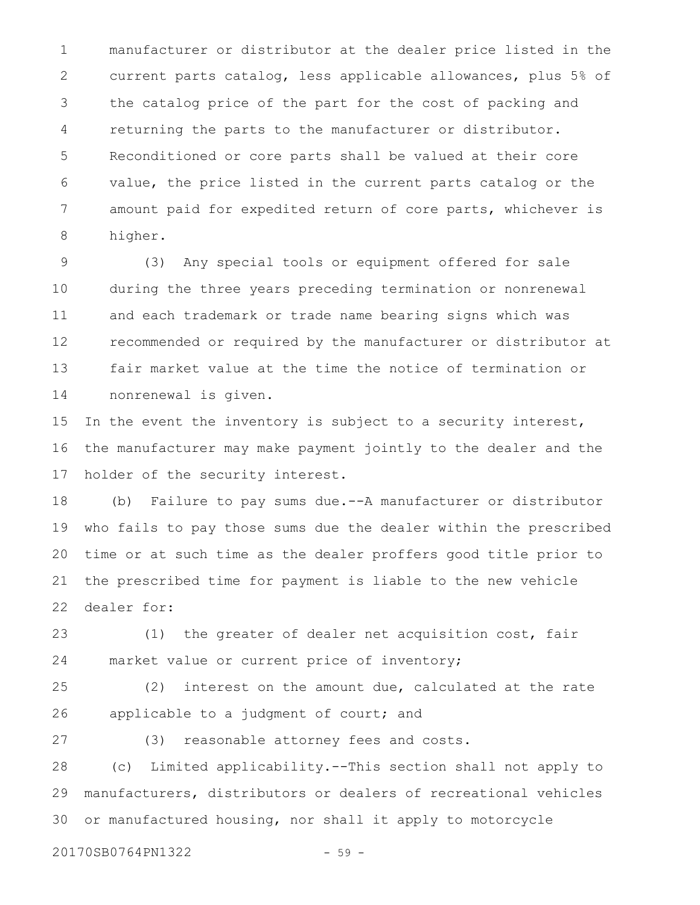manufacturer or distributor at the dealer price listed in the current parts catalog, less applicable allowances, plus 5% of the catalog price of the part for the cost of packing and returning the parts to the manufacturer or distributor. Reconditioned or core parts shall be valued at their core value, the price listed in the current parts catalog or the amount paid for expedited return of core parts, whichever is higher.

(3) Any special tools or equipment offered for sale during the three years preceding termination or nonrenewal and each trademark or trade name bearing signs which was recommended or required by the manufacturer or distributor at fair market value at the time the notice of termination or nonrenewal is given.

In the event the inventory is subject to a security interest, the manufacturer may make payment jointly to the dealer and the holder of the security interest.

(b) Failure to pay sums due.--A manufacturer or distributor who fails to pay those sums due the dealer within the prescribed time or at such time as the dealer proffers good title prior to the prescribed time for payment is liable to the new vehicle dealer for:

(1) the greater of dealer net acquisition cost, fair market value or current price of inventory;

(2) interest on the amount due, calculated at the rate applicable to a judgment of court; and

(3) reasonable attorney fees and costs.

(c) Limited applicability.--This section shall not apply to manufacturers, distributors or dealers of recreational vehicles or manufactured housing, nor shall it apply to motorcycle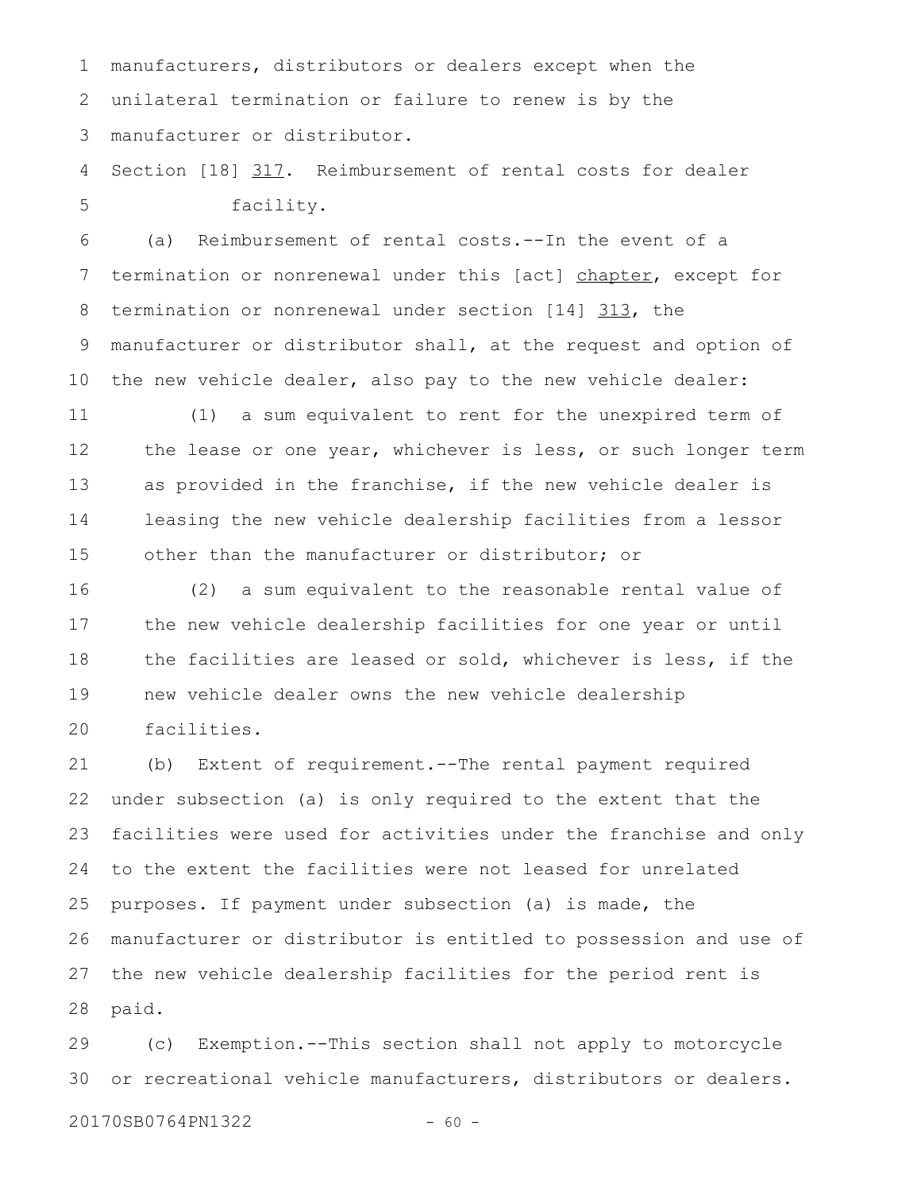manufacturers, distributors or dealers except when the unilateral termination or failure to renew is by the manufacturer or distributor.

Section [18] 317. Reimbursement of rental costs for dealer facility.

(a) Reimbursement of rental costs.--In the event of a termination or nonrenewal under this [act] chapter, except for termination or nonrenewal under section [14] 313, the manufacturer or distributor shall, at the request and option of the new vehicle dealer, also pay to the new vehicle dealer:

(1) a sum equivalent to rent for the unexpired term of the lease or one year, whichever is less, or such longer term as provided in the franchise, if the new vehicle dealer is leasing the new vehicle dealership facilities from a lessor other than the manufacturer or distributor; or

(2) a sum equivalent to the reasonable rental value of the new vehicle dealership facilities for one year or until the facilities are leased or sold, whichever is less, if the new vehicle dealer owns the new vehicle dealership facilities.

(b) Extent of requirement.--The rental payment required under subsection (a) is only required to the extent that the facilities were used for activities under the franchise and only to the extent the facilities were not leased for unrelated purposes. If payment under subsection (a) is made, the manufacturer or distributor is entitled to possession and use of the new vehicle dealership facilities for the period rent is paid.

(c) Exemption.--This section shall not apply to motorcycle or recreational vehicle manufacturers, distributors or dealers.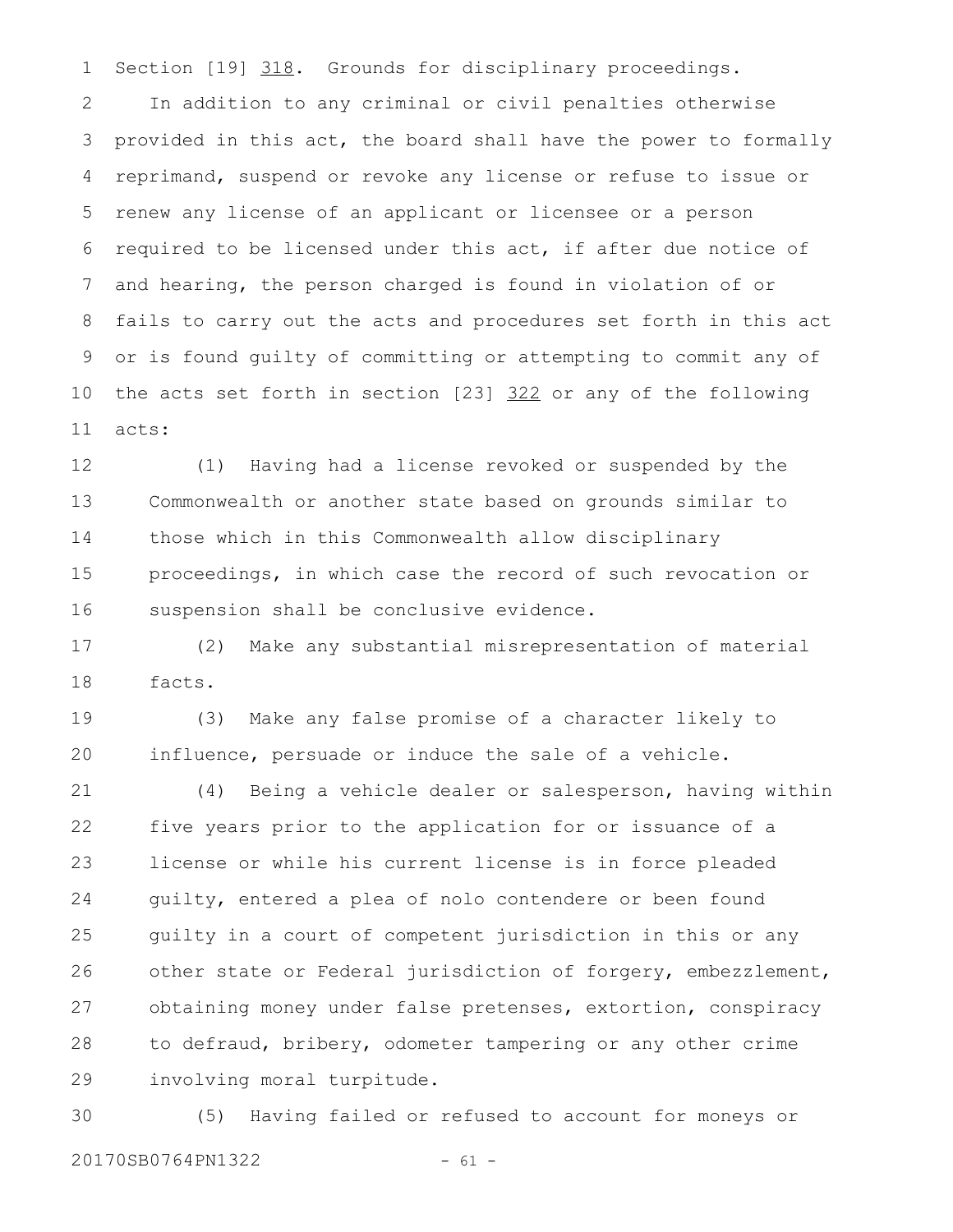Section [19] <u>318</u>. Grounds for disciplinary proceedings.

In addition to any criminal or civil penalties otherwise provided in this act, the board shall have the power to formally reprimand, suspend or revoke any license or refuse to issue or renew any license of an applicant or licensee or a person required to be licensed under this act, if after due notice of and hearing, the person charged is found in violation of or fails to carry out the acts and procedures set forth in this act or is found guilty of committing or attempting to commit any of the acts set forth in section [23] <u>322</u> or any of the following acts:

(1) Having had a license revoked or suspended by the Commonwealth or another state based on grounds similar to those which in this Commonwealth allow disciplinary proceedings, in which case the record of such revocation or suspension shall be conclusive evidence.

(2) Make any substantial misrepresentation of material facts.

(3) Make any false promise of a character likely to influence, persuade or induce the sale of a vehicle.

(4) Being a vehicle dealer or salesperson, having within five years prior to the application for or issuance of a license or while his current license is in force pleaded guilty, entered a plea of nolo contendere or been found guilty in a court of competent jurisdiction in this or any other state or Federal jurisdiction of forgery, embezzlement, obtaining money under false pretenses, extortion, conspiracy to defraud, bribery, odometer tampering or any other crime involving moral turpitude.

(5) Having failed or refused to account for moneys or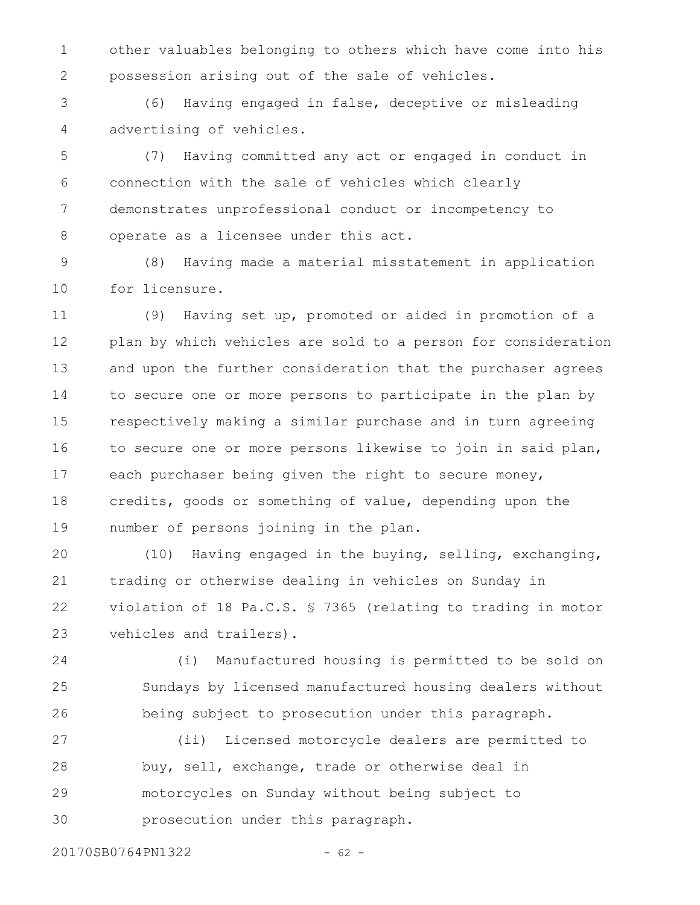other valuables belonging to others which have come into his possession arising out of the sale of vehicles.

(6) Having engaged in false, deceptive or misleading advertising of vehicles.

(7) Having committed any act or engaged in conduct in connection with the sale of vehicles which clearly demonstrates unprofessional conduct or incompetency to operate as a licensee under this act.

(8) Having made a material misstatement in application for licensure.

(9) Having set up, promoted or aided in promotion of a plan by which vehicles are sold to a person for consideration and upon the further consideration that the purchaser agrees to secure one or more persons to participate in the plan by respectively making a similar purchase and in turn agreeing to secure one or more persons likewise to join in said plan, each purchaser being given the right to secure money, credits, goods or something of value, depending upon the number of persons joining in the plan.

(10) Having engaged in the buying, selling, exchanging, trading or otherwise dealing in vehicles on Sunday in violation of 18 Pa.C.S. § 7365 (relating to trading in motor vehicles and trailers).

(i) Manufactured housing is permitted to be sold on Sundays by licensed manufactured housing dealers without being subject to prosecution under this paragraph.

(ii) Licensed motorcycle dealers are permitted to buy, sell, exchange, trade or otherwise deal in motorcycles on Sunday without being subject to prosecution under this paragraph.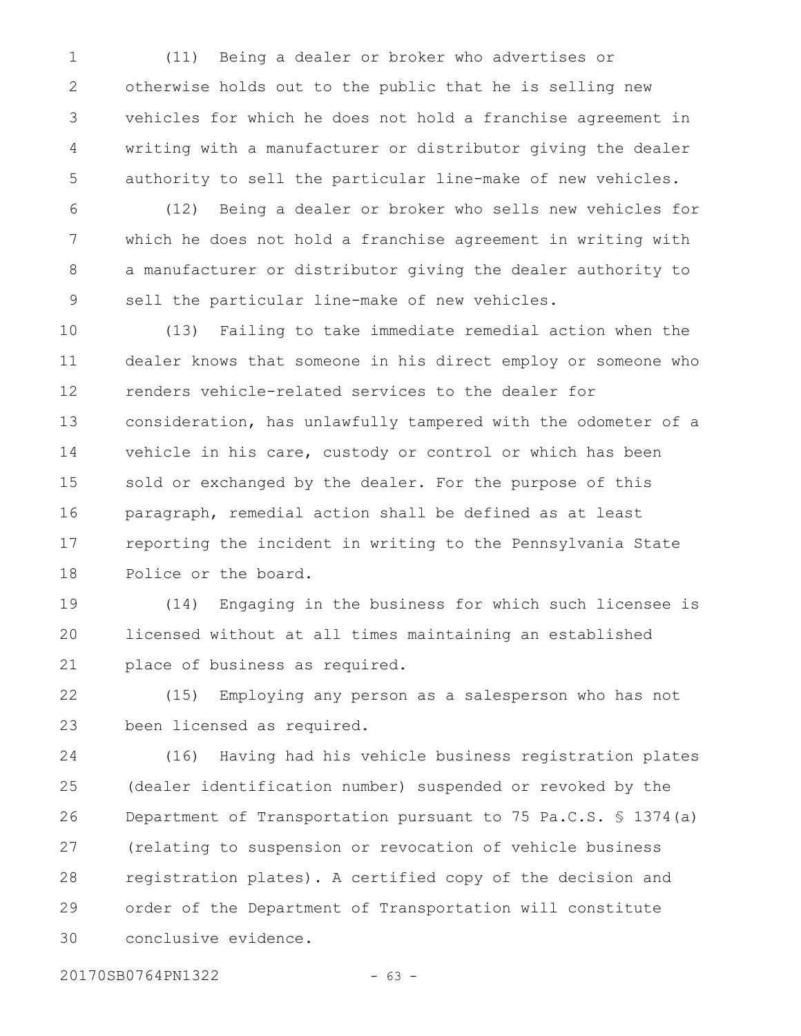(11) Being a dealer or broker who advertises or otherwise holds out to the public that he is selling new vehicles for which he does not hold a franchise agreement in writing with a manufacturer or distributor giving the dealer authority to sell the particular line-make of new vehicles.

(12) Being a dealer or broker who sells new vehicles for which he does not hold a franchise agreement in writing with a manufacturer or distributor giving the dealer authority to sell the particular line-make of new vehicles.

(13) Failing to take immediate remedial action when the dealer knows that someone in his direct employ or someone who renders vehicle-related services to the dealer for consideration, has unlawfully tampered with the odometer of a vehicle in his care, custody or control or which has been sold or exchanged by the dealer. For the purpose of this paragraph, remedial action shall be defined as at least reporting the incident in writing to the Pennsylvania State Police or the board.

(14) Engaging in the business for which such licensee is licensed without at all times maintaining an established place of business as required.

(15) Employing any person as a salesperson who has not been licensed as required.

(16) Having had his vehicle business registration plates (dealer identification number) suspended or revoked by the Department of Transportation pursuant to 75 Pa.C.S. § 1374(a) (relating to suspension or revocation of vehicle business registration plates). A certified copy of the decision and order of the Department of Transportation will constitute conclusive evidence.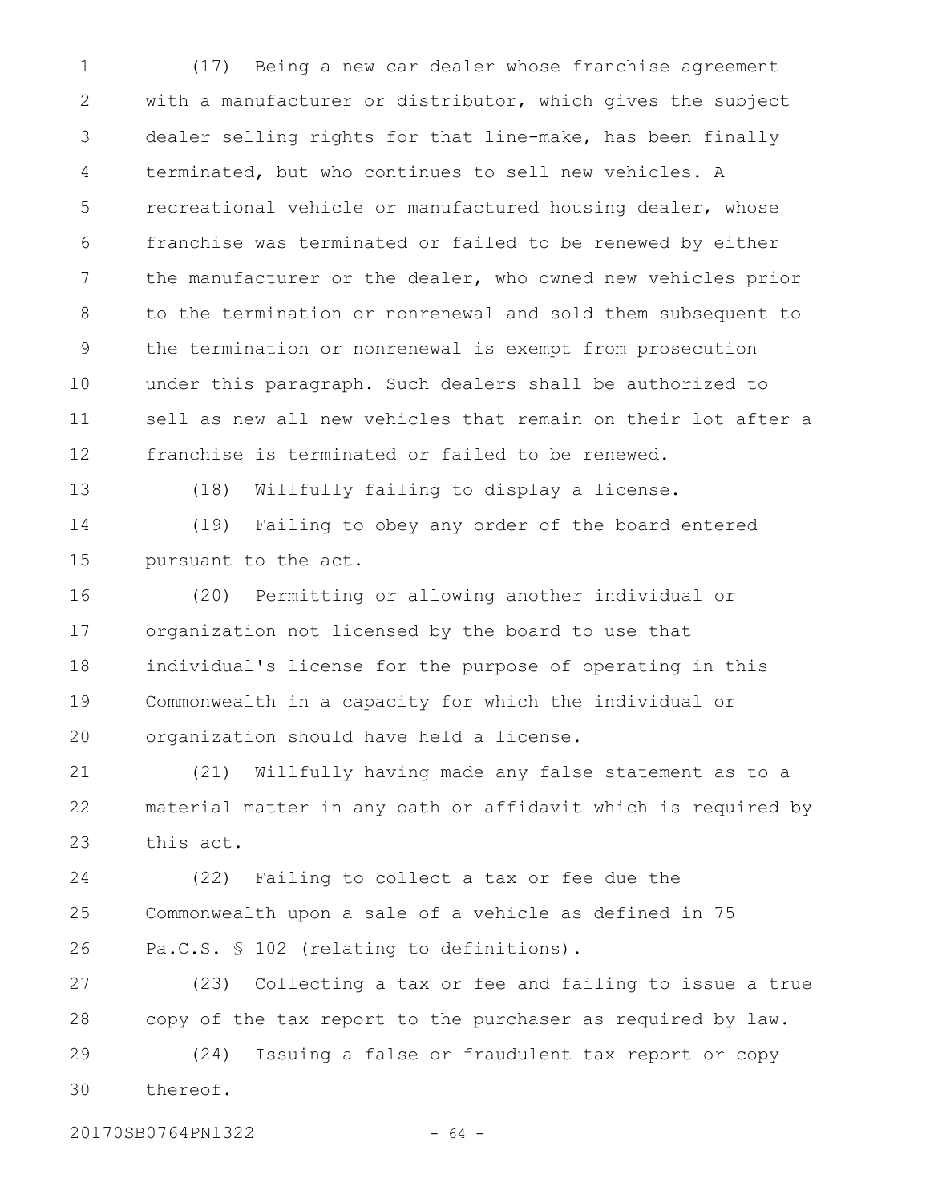(17) Being a new car dealer whose franchise agreement with a manufacturer or distributor, which gives the subject dealer selling rights for that line-make, has been finally terminated, but who continues to sell new vehicles. A recreational vehicle or manufactured housing dealer, whose franchise was terminated or failed to be renewed by either the manufacturer or the dealer, who owned new vehicles prior to the termination or nonrenewal and sold them subsequent to the termination or nonrenewal is exempt from prosecution under this paragraph. Such dealers shall be authorized to sell as new all new vehicles that remain on their lot after a franchise is terminated or failed to be renewed.

(18) Willfully failing to display a license.

(19) Failing to obey any order of the board entered pursuant to the act.

(20) Permitting or allowing another individual or organization not licensed by the board to use that individual's license for the purpose of operating in this Commonwealth in a capacity for which the individual or organization should have held a license.

(21) Willfully having made any false statement as to a material matter in any oath or affidavit which is required by this act.

(22) Failing to collect a tax or fee due the Commonwealth upon a sale of a vehicle as defined in 75 Pa.C.S. § 102 (relating to definitions).

(23) Collecting a tax or fee and failing to issue a true copy of the tax report to the purchaser as required by law.

(24) Issuing a false or fraudulent tax report or copy thereof.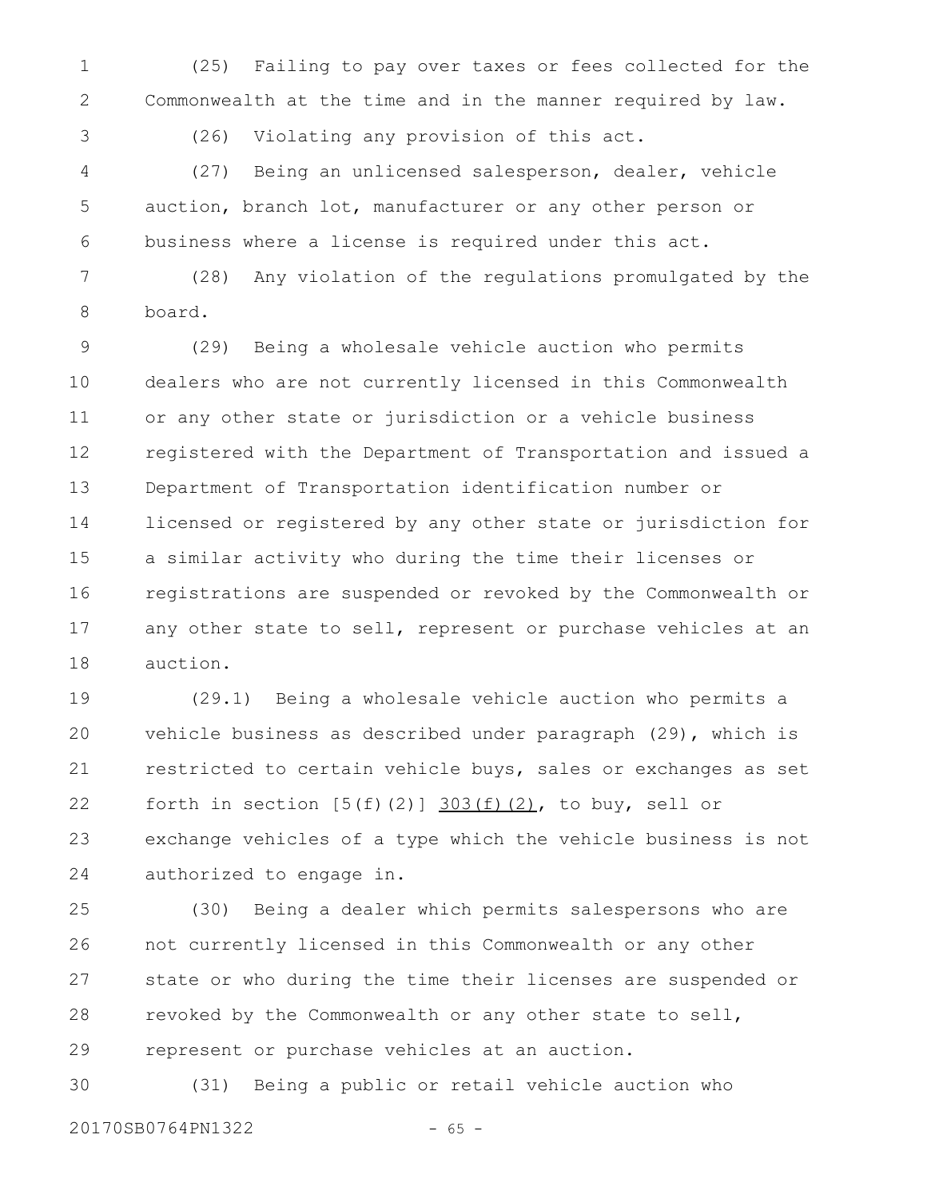(25) Failing to pay over taxes or fees collected for the Commonwealth at the time and in the manner required by law.

(26) Violating any provision of this act.

(27) Being an unlicensed salesperson, dealer, vehicle auction, branch lot, manufacturer or any other person or business where a license is required under this act.

(28) Any violation of the regulations promulgated by the board.

(29) Being a wholesale vehicle auction who permits dealers who are not currently licensed in this Commonwealth or any other state or jurisdiction or a vehicle business registered with the Department of Transportation and issued a Department of Transportation identification number or licensed or registered by any other state or jurisdiction for a similar activity who during the time their licenses or registrations are suspended or revoked by the Commonwealth or any other state to sell, represent or purchase vehicles at an auction.

(29.1) Being a wholesale vehicle auction who permits a vehicle business as described under paragraph (29), which is restricted to certain vehicle buys, sales or exchanges as set forth in section [5(f)(2)] 303(f)(2), to buy, sell or exchange vehicles of a type which the vehicle business is not authorized to engage in.

(30) Being a dealer which permits salespersons who are not currently licensed in this Commonwealth or any other state or who during the time their licenses are suspended or revoked by the Commonwealth or any other state to sell, represent or purchase vehicles at an auction.

(31) Being a public or retail vehicle auction who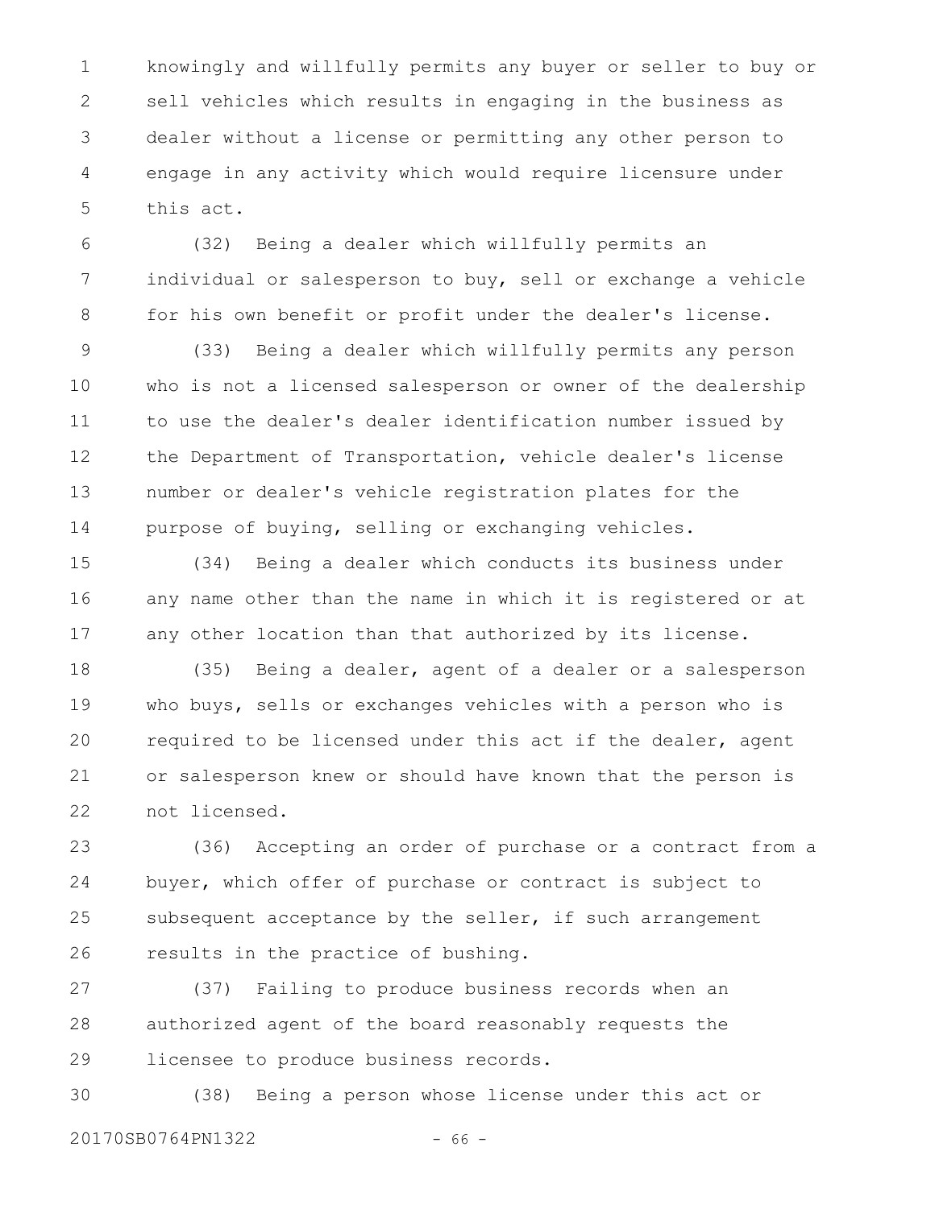knowingly and willfully permits any buyer or seller to buy or sell vehicles which results in engaging in the business as dealer without a license or permitting any other person to engage in any activity which would require licensure under this act.

(32) Being a dealer which willfully permits an individual or salesperson to buy, sell or exchange a vehicle for his own benefit or profit under the dealer's license.

(33) Being a dealer which willfully permits any person who is not a licensed salesperson or owner of the dealership to use the dealer's dealer identification number issued by the Department of Transportation, vehicle dealer's license number or dealer's vehicle registration plates for the purpose of buying, selling or exchanging vehicles.

(34) Being a dealer which conducts its business under any name other than the name in which it is registered or at any other location than that authorized by its license.

(35) Being a dealer, agent of a dealer or a salesperson who buys, sells or exchanges vehicles with a person who is required to be licensed under this act if the dealer, agent or salesperson knew or should have known that the person is not licensed.

(36) Accepting an order of purchase or a contract from a buyer, which offer of purchase or contract is subject to subsequent acceptance by the seller, if such arrangement results in the practice of bushing.

(37) Failing to produce business records when an authorized agent of the board reasonably requests the licensee to produce business records.

(38) Being a person whose license under this act or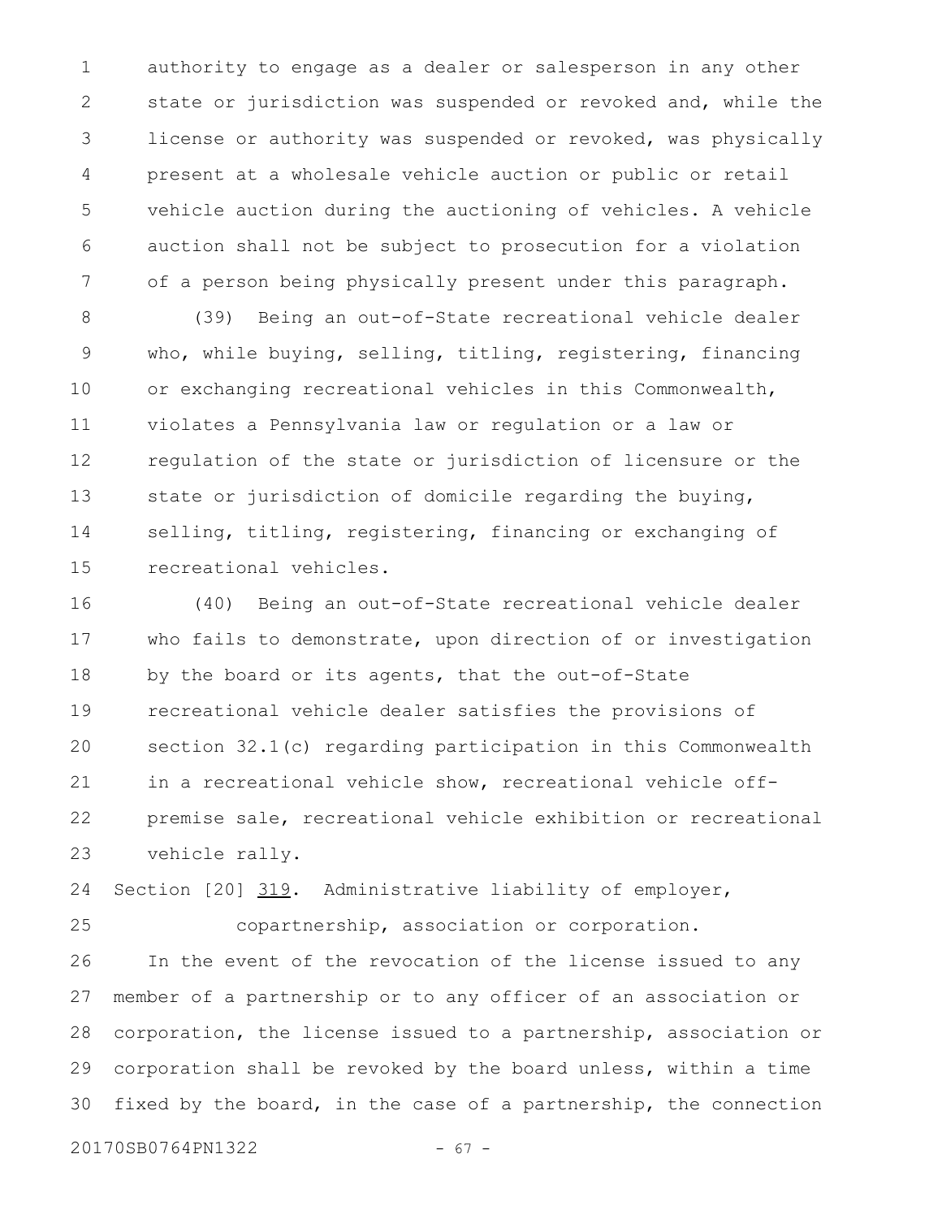authority to engage as a dealer or salesperson in any other state or jurisdiction was suspended or revoked and, while the license or authority was suspended or revoked, was physically present at a wholesale vehicle auction or public or retail vehicle auction during the auctioning of vehicles. A vehicle auction shall not be subject to prosecution for a violation of a person being physically present under this paragraph.

(39) Being an out-of-State recreational vehicle dealer who, while buying, selling, titling, registering, financing or exchanging recreational vehicles in this Commonwealth, violates a Pennsylvania law or regulation or a law or regulation of the state or jurisdiction of licensure or the state or jurisdiction of domicile regarding the buying, selling, titling, registering, financing or exchanging of recreational vehicles.

(40) Being an out-of-State recreational vehicle dealer who fails to demonstrate, upon direction of or investigation by the board or its agents, that the out-of-State recreational vehicle dealer satisfies the provisions of section 32.1(c) regarding participation in this Commonwealth in a recreational vehicle show, recreational vehicle off-premise sale, recreational vehicle exhibition or recreational vehicle rally.

Section [20] 319. Administrative liability of employer, copartnership, association or corporation.

In the event of the revocation of the license issued to any member of a partnership or to any officer of an association or corporation, the license issued to a partnership, association or corporation shall be revoked by the board unless, within a time fixed by the board, in the case of a partnership, the connection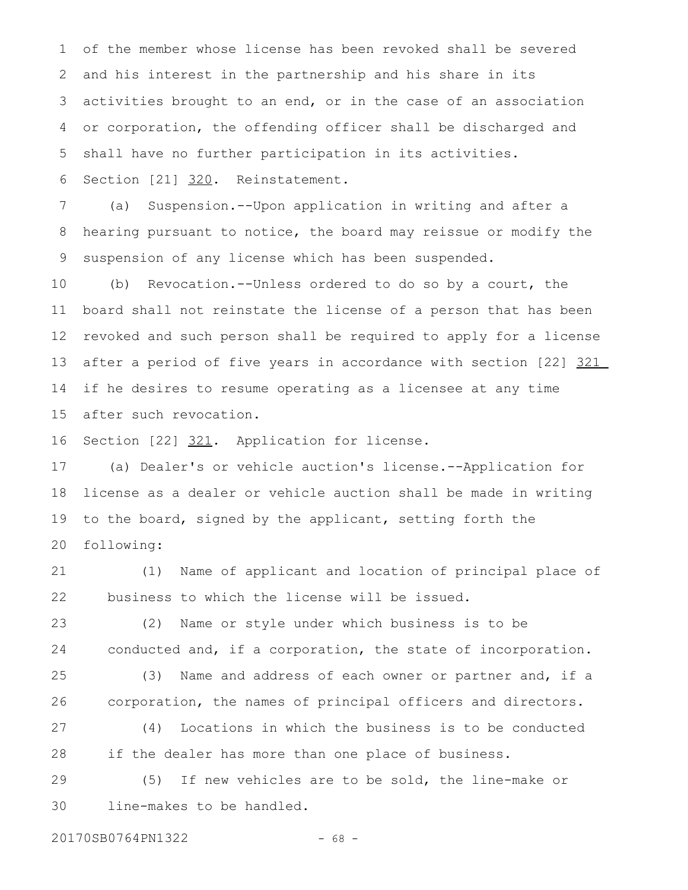of the member whose license has been revoked shall be severed and his interest in the partnership and his share in its activities brought to an end, or in the case of an association or corporation, the offending officer shall be discharged and shall have no further participation in its activities.

Section [21] 320. Reinstatement.

(a) Suspension.--Upon application in writing and after a hearing pursuant to notice, the board may reissue or modify the suspension of any license which has been suspended.

(b) Revocation.--Unless ordered to do so by a court, the board shall not reinstate the license of a person that has been revoked and such person shall be required to apply for a license after a period of five years in accordance with section [22] 321 if he desires to resume operating as a licensee at any time after such revocation.

Section [22] 321. Application for license.

(a) Dealer's or vehicle auction's license.--Application for license as a dealer or vehicle auction shall be made in writing to the board, signed by the applicant, setting forth the following:

(1) Name of applicant and location of principal place of business to which the license will be issued.

(2) Name or style under which business is to be conducted and, if a corporation, the state of incorporation.

(3) Name and address of each owner or partner and, if a corporation, the names of principal officers and directors.

(4) Locations in which the business is to be conducted if the dealer has more than one place of business.

(5) If new vehicles are to be sold, the line-make or line-makes to be handled.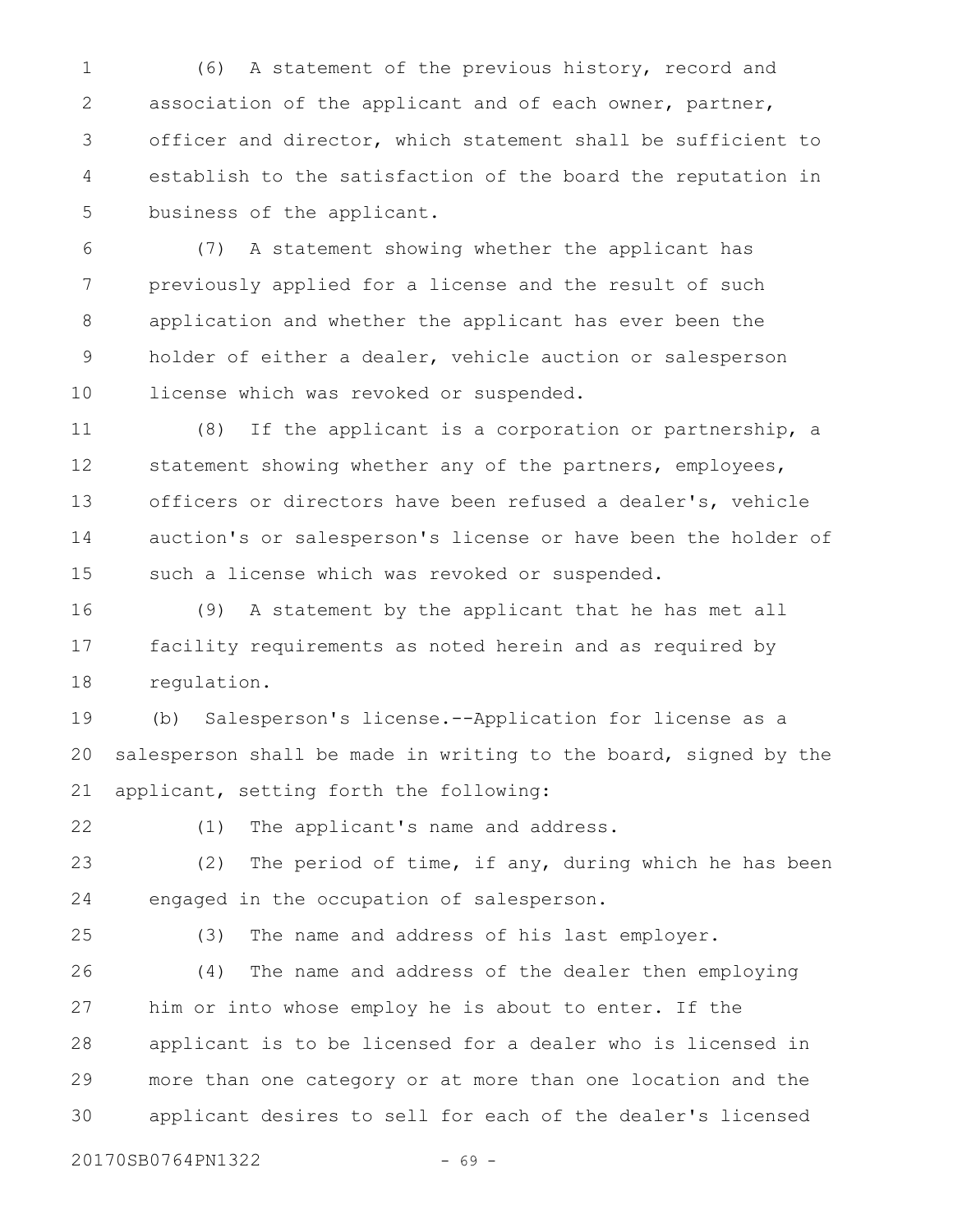(6) A statement of the previous history, record and association of the applicant and of each owner, partner, officer and director, which statement shall be sufficient to establish to the satisfaction of the board the reputation in business of the applicant.

(7) A statement showing whether the applicant has previously applied for a license and the result of such application and whether the applicant has ever been the holder of either a dealer, vehicle auction or salesperson license which was revoked or suspended.

(8) If the applicant is a corporation or partnership, a statement showing whether any of the partners, employees, officers or directors have been refused a dealer's, vehicle auction's or salesperson's license or have been the holder of such a license which was revoked or suspended.

(9) A statement by the applicant that he has met all facility requirements as noted herein and as required by regulation.

(b) Salesperson's license.--Application for license as a salesperson shall be made in writing to the board, signed by the applicant, setting forth the following:

(1) The applicant's name and address.

(2) The period of time, if any, during which he has been engaged in the occupation of salesperson.

(3) The name and address of his last employer.

(4) The name and address of the dealer then employing him or into whose employ he is about to enter. If the applicant is to be licensed for a dealer who is licensed in more than one category or at more than one location and the applicant desires to sell for each of the dealer's licensed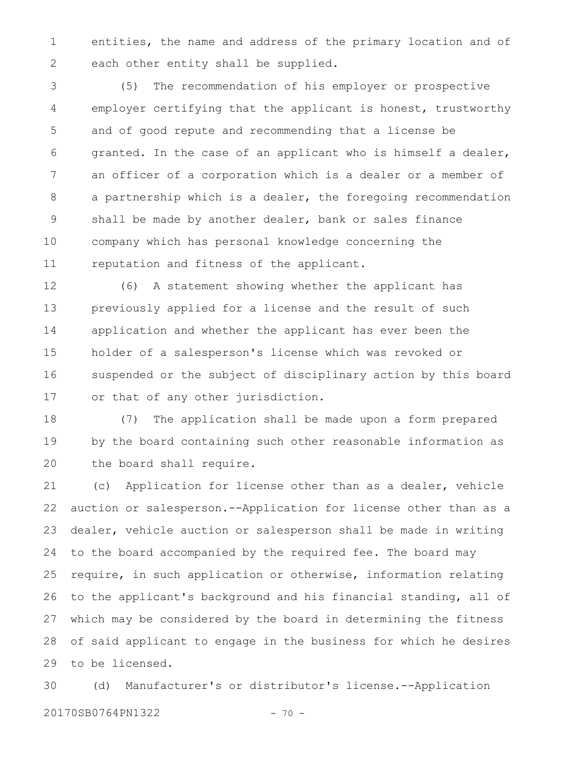entities, the name and address of the primary location and of each other entity shall be supplied.

(5) The recommendation of his employer or prospective employer certifying that the applicant is honest, trustworthy and of good repute and recommending that a license be granted. In the case of an applicant who is himself a dealer, an officer of a corporation which is a dealer or a member of a partnership which is a dealer, the foregoing recommendation shall be made by another dealer, bank or sales finance company which has personal knowledge concerning the reputation and fitness of the applicant.

(6) A statement showing whether the applicant has previously applied for a license and the result of such application and whether the applicant has ever been the holder of a salesperson's license which was revoked or suspended or the subject of disciplinary action by this board or that of any other jurisdiction.

(7) The application shall be made upon a form prepared by the board containing such other reasonable information as the board shall require.

(c) Application for license other than as a dealer, vehicle auction or salesperson.--Application for license other than as a dealer, vehicle auction or salesperson shall be made in writing to the board accompanied by the required fee. The board may require, in such application or otherwise, information relating to the applicant's background and his financial standing, all of which may be considered by the board in determining the fitness of said applicant to engage in the business for which he desires to be licensed.

(d) Manufacturer's or distributor's license.--Application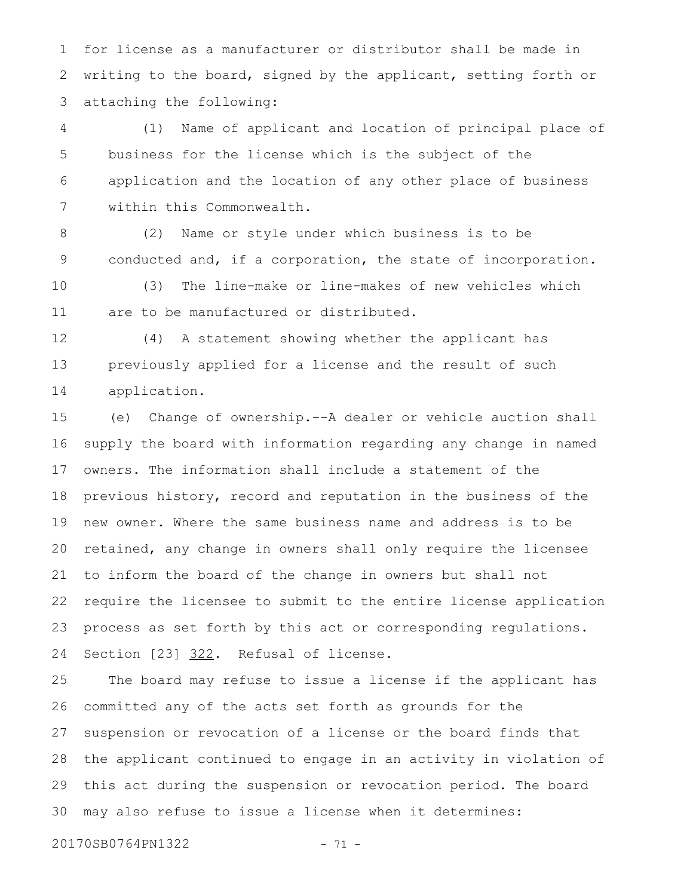for license as a manufacturer or distributor shall be made in writing to the board, signed by the applicant, setting forth or attaching the following:

(1) Name of applicant and location of principal place of business for the license which is the subject of the application and the location of any other place of business within this Commonwealth.

(2) Name or style under which business is to be conducted and, if a corporation, the state of incorporation.

(3) The line-make or line-makes of new vehicles which are to be manufactured or distributed.

(4) A statement showing whether the applicant has previously applied for a license and the result of such application.

(e) Change of ownership.--A dealer or vehicle auction shall supply the board with information regarding any change in named owners. The information shall include a statement of the previous history, record and reputation in the business of the new owner. Where the same business name and address is to be retained, any change in owners shall only require the licensee to inform the board of the change in owners but shall not require the licensee to submit to the entire license application process as set forth by this act or corresponding regulations.

Section [23] <u>322</u>. Refusal of license.

The board may refuse to issue a license if the applicant has committed any of the acts set forth as grounds for the suspension or revocation of a license or the board finds that the applicant continued to engage in an activity in violation of this act during the suspension or revocation period. The board may also refuse to issue a license when it determines: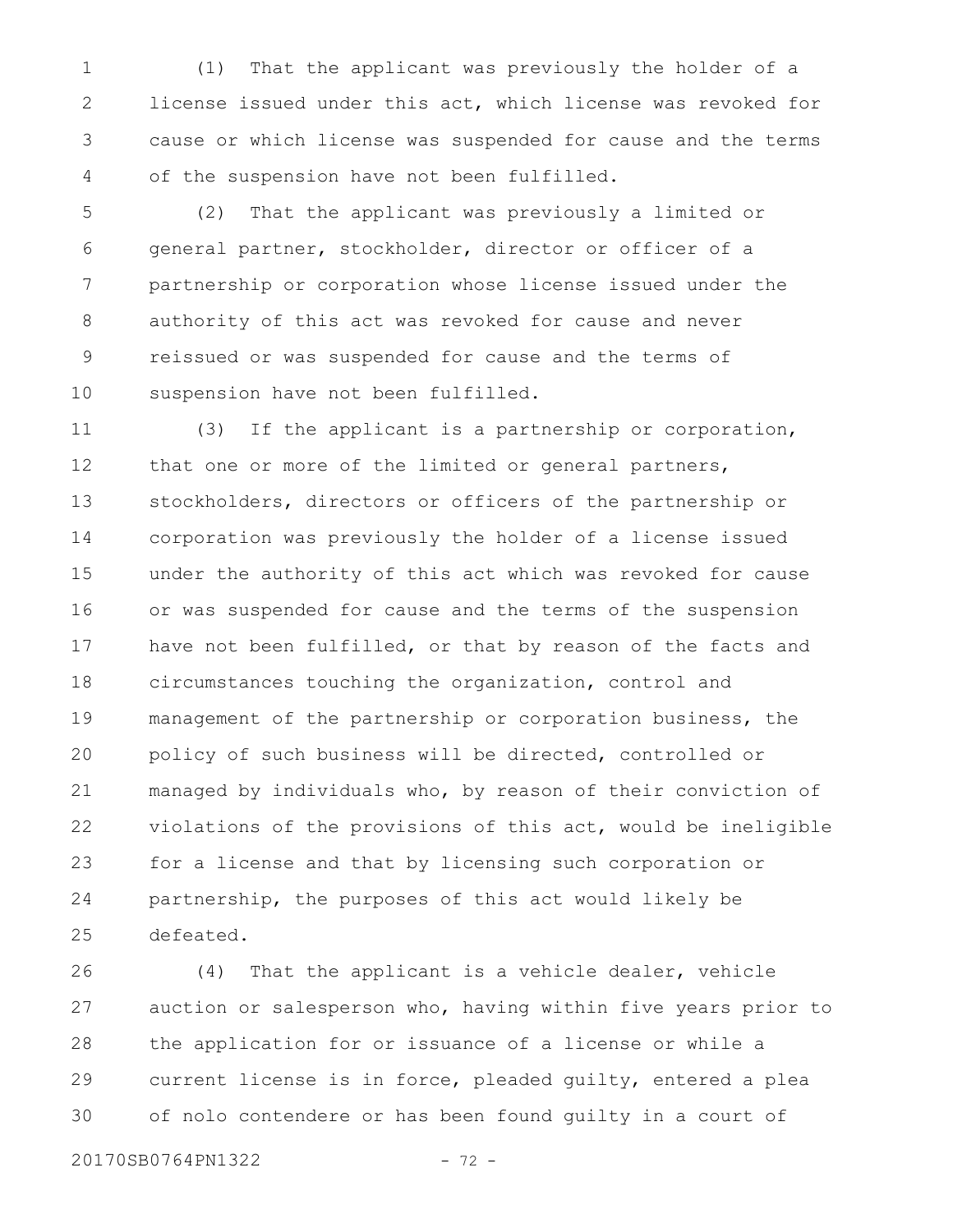(1) That the applicant was previously the holder of a license issued under this act, which license was revoked for cause or which license was suspended for cause and the terms of the suspension have not been fulfilled.

(2) That the applicant was previously a limited or general partner, stockholder, director or officer of a partnership or corporation whose license issued under the authority of this act was revoked for cause and never reissued or was suspended for cause and the terms of suspension have not been fulfilled.

(3) If the applicant is a partnership or corporation, that one or more of the limited or general partners, stockholders, directors or officers of the partnership or corporation was previously the holder of a license issued under the authority of this act which was revoked for cause or was suspended for cause and the terms of the suspension have not been fulfilled, or that by reason of the facts and circumstances touching the organization, control and management of the partnership or corporation business, the policy of such business will be directed, controlled or managed by individuals who, by reason of their conviction of violations of the provisions of this act, would be ineligible for a license and that by licensing such corporation or partnership, the purposes of this act would likely be defeated.

(4) That the applicant is a vehicle dealer, vehicle auction or salesperson who, having within five years prior to the application for or issuance of a license or while a current license is in force, pleaded guilty, entered a plea of nolo contendere or has been found guilty in a court of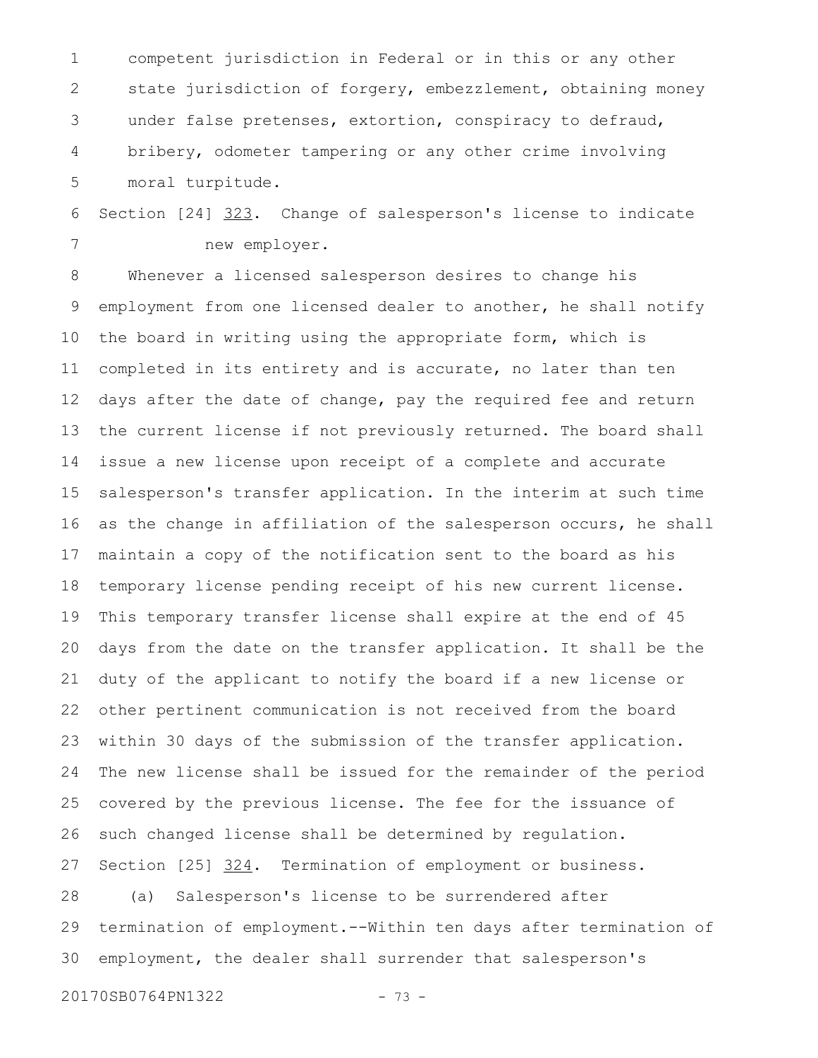competent jurisdiction in Federal or in this or any other state jurisdiction of forgery, embezzlement, obtaining money under false pretenses, extortion, conspiracy to defraud, bribery, odometer tampering or any other crime involving moral turpitude.

Section [24] <u>323</u>. Change of salesperson's license to indicate new employer.

Whenever a licensed salesperson desires to change his employment from one licensed dealer to another, he shall notify the board in writing using the appropriate form, which is completed in its entirety and is accurate, no later than ten days after the date of change, pay the required fee and return the current license if not previously returned. The board shall issue a new license upon receipt of a complete and accurate salesperson's transfer application. In the interim at such time as the change in affiliation of the salesperson occurs, he shall maintain a copy of the notification sent to the board as his temporary license pending receipt of his new current license. This temporary transfer license shall expire at the end of 45 days from the date on the transfer application. It shall be the duty of the applicant to notify the board if a new license or other pertinent communication is not received from the board within 30 days of the submission of the transfer application. The new license shall be issued for the remainder of the period covered by the previous license. The fee for the issuance of such changed license shall be determined by regulation.

Section [25] <u>324</u>. Termination of employment or business.

(a) Salesperson's license to be surrendered after termination of employment.--Within ten days after termination of employment, the dealer shall surrender that salesperson's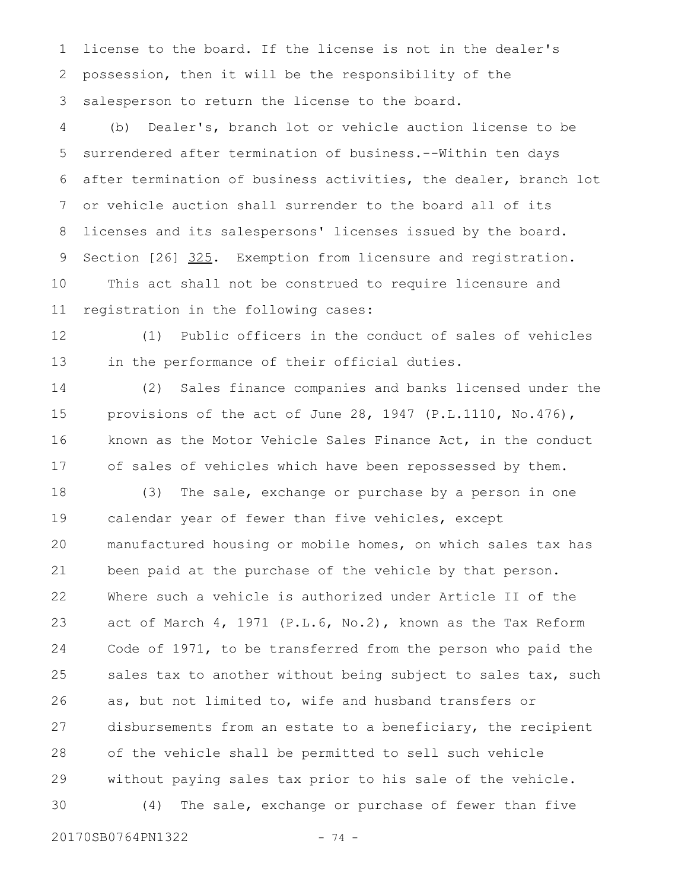license to the board. If the license is not in the dealer's possession, then it will be the responsibility of the salesperson to return the license to the board.

(b) Dealer's, branch lot or vehicle auction license to be surrendered after termination of business.--Within ten days after termination of business activities, the dealer, branch lot or vehicle auction shall surrender to the board all of its licenses and its salespersons' licenses issued by the board.

Section [26] <u>325</u>. Exemption from licensure and registration.

This act shall not be construed to require licensure and registration in the following cases:

(1) Public officers in the conduct of sales of vehicles in the performance of their official duties.

(2) Sales finance companies and banks licensed under the provisions of the act of June 28, 1947 (P.L.1110, No.476), known as the Motor Vehicle Sales Finance Act, in the conduct of sales of vehicles which have been repossessed by them.

(3) The sale, exchange or purchase by a person in one calendar year of fewer than five vehicles, except manufactured housing or mobile homes, on which sales tax has been paid at the purchase of the vehicle by that person. Where such a vehicle is authorized under Article II of the act of March 4, 1971 (P.L.6, No.2), known as the Tax Reform Code of 1971, to be transferred from the person who paid the sales tax to another without being subject to sales tax, such as, but not limited to, wife and husband transfers or disbursements from an estate to a beneficiary, the recipient of the vehicle shall be permitted to sell such vehicle without paying sales tax prior to his sale of the vehicle.

(4) The sale, exchange or purchase of fewer than five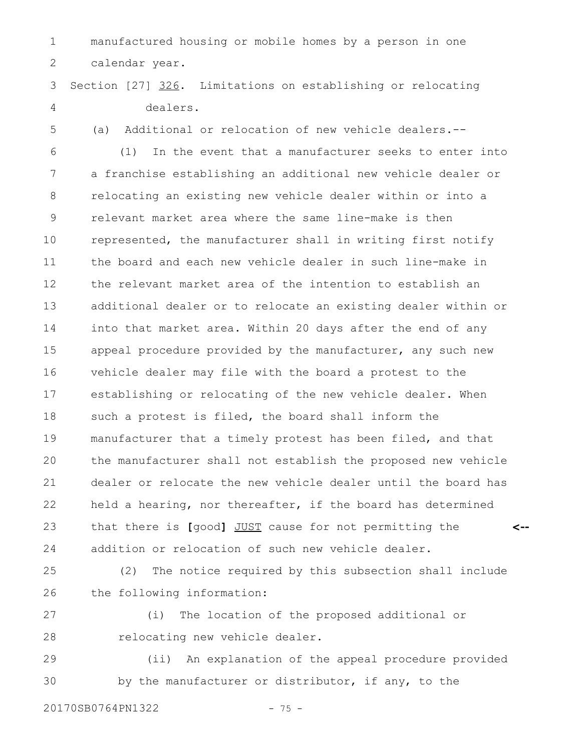manufactured housing or mobile homes by a person in one calendar year.

Section [27] 326. Limitations on establishing or relocating dealers.

(a) Additional or relocation of new vehicle dealers.--

(1) In the event that a manufacturer seeks to enter into a franchise establishing an additional new vehicle dealer or relocating an existing new vehicle dealer within or into a relevant market area where the same line-make is then represented, the manufacturer shall in writing first notify the board and each new vehicle dealer in such line-make in the relevant market area of the intention to establish an additional dealer or to relocate an existing dealer within or into that market area. Within 20 days after the end of any appeal procedure provided by the manufacturer, any such new vehicle dealer may file with the board a protest to the establishing or relocating of the new vehicle dealer. When such a protest is filed, the board shall inform the manufacturer that a timely protest has been filed, and that the manufacturer shall not establish the proposed new vehicle dealer or relocate the new vehicle dealer until the board has held a hearing, nor thereafter, if the board has determined that there is [good] JUST cause for not permitting the addition or relocation of such new vehicle dealer.

(2) The notice required by this subsection shall include the following information:

(i) The location of the proposed additional or relocating new vehicle dealer.

(ii) An explanation of the appeal procedure provided by the manufacturer or distributor, if any, to the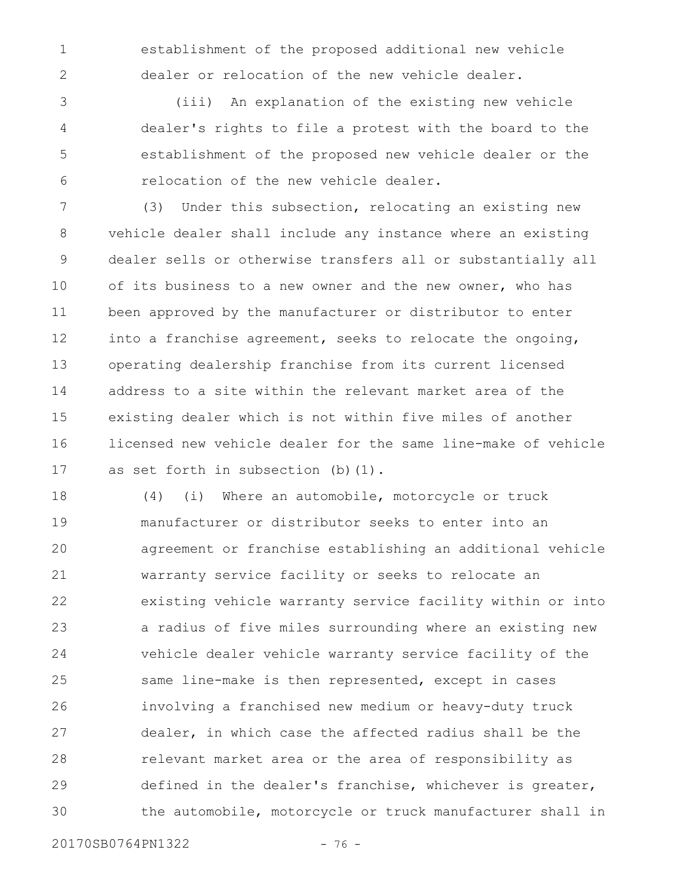establishment of the proposed additional new vehicle dealer or relocation of the new vehicle dealer.

(iii) An explanation of the existing new vehicle dealer's rights to file a protest with the board to the establishment of the proposed new vehicle dealer or the relocation of the new vehicle dealer.

(3) Under this subsection, relocating an existing new vehicle dealer shall include any instance where an existing dealer sells or otherwise transfers all or substantially all of its business to a new owner and the new owner, who has been approved by the manufacturer or distributor to enter into a franchise agreement, seeks to relocate the ongoing, operating dealership franchise from its current licensed address to a site within the relevant market area of the existing dealer which is not within five miles of another licensed new vehicle dealer for the same line-make of vehicle as set forth in subsection (b)(1).

(4) (i) Where an automobile, motorcycle or truck manufacturer or distributor seeks to enter into an agreement or franchise establishing an additional vehicle warranty service facility or seeks to relocate an existing vehicle warranty service facility within or into a radius of five miles surrounding where an existing new vehicle dealer vehicle warranty service facility of the same line-make is then represented, except in cases involving a franchised new medium or heavy-duty truck dealer, in which case the affected radius shall be the relevant market area or the area of responsibility as defined in the dealer's franchise, whichever is greater, the automobile, motorcycle or truck manufacturer shall in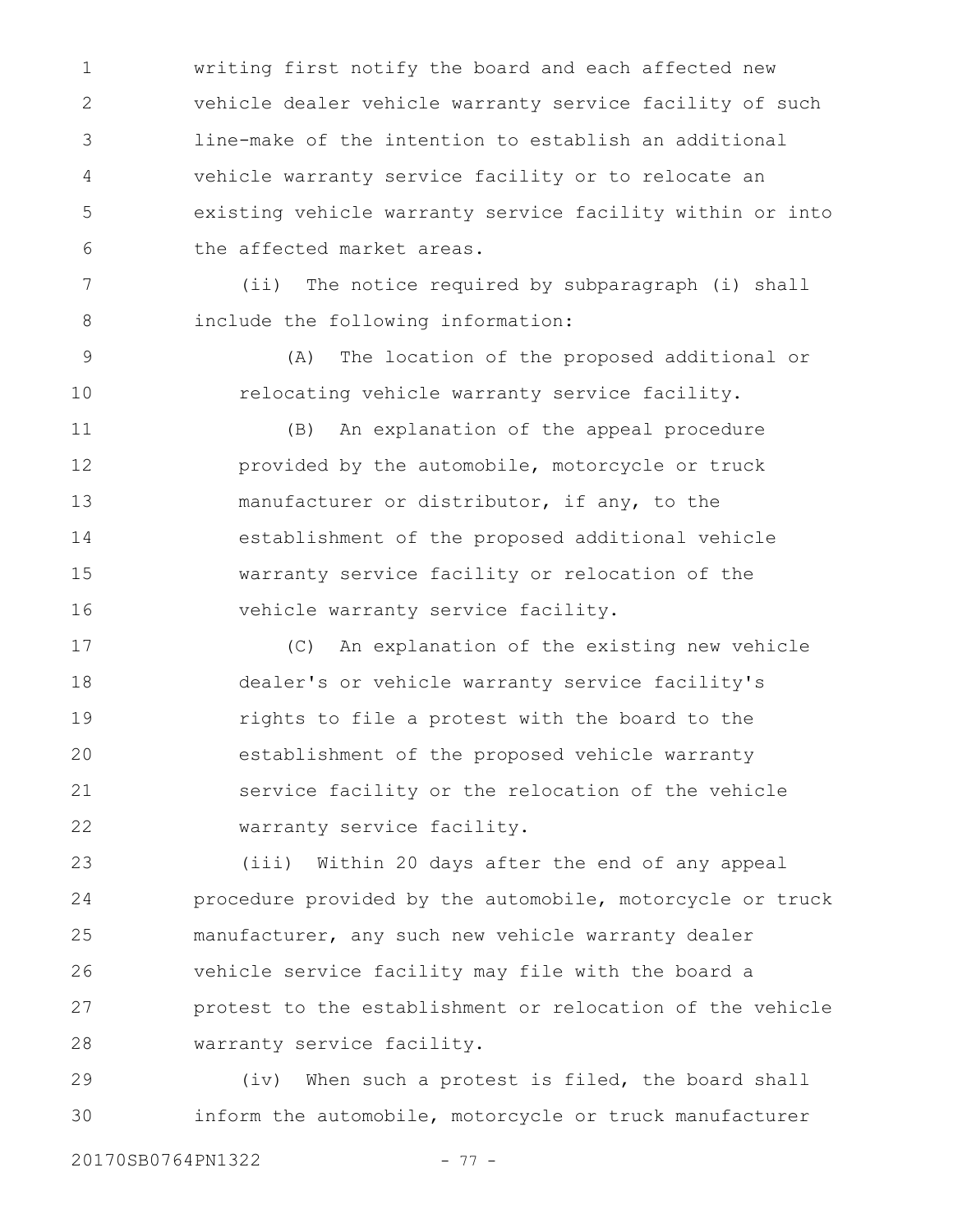writing first notify the board and each affected new vehicle dealer vehicle warranty service facility of such line-make of the intention to establish an additional vehicle warranty service facility or to relocate an existing vehicle warranty service facility within or into the affected market areas.

(ii) The notice required by subparagraph (i) shall include the following information:

(A) The location of the proposed additional or relocating vehicle warranty service facility.

(B) An explanation of the appeal procedure provided by the automobile, motorcycle or truck manufacturer or distributor, if any, to the establishment of the proposed additional vehicle warranty service facility or relocation of the vehicle warranty service facility.

(C) An explanation of the existing new vehicle dealer's or vehicle warranty service facility's rights to file a protest with the board to the establishment of the proposed vehicle warranty service facility or the relocation of the vehicle warranty service facility.

(iii) Within 20 days after the end of any appeal procedure provided by the automobile, motorcycle or truck manufacturer, any such new vehicle warranty dealer vehicle service facility may file with the board a protest to the establishment or relocation of the vehicle warranty service facility.

(iv) When such a protest is filed, the board shall inform the automobile, motorcycle or truck manufacturer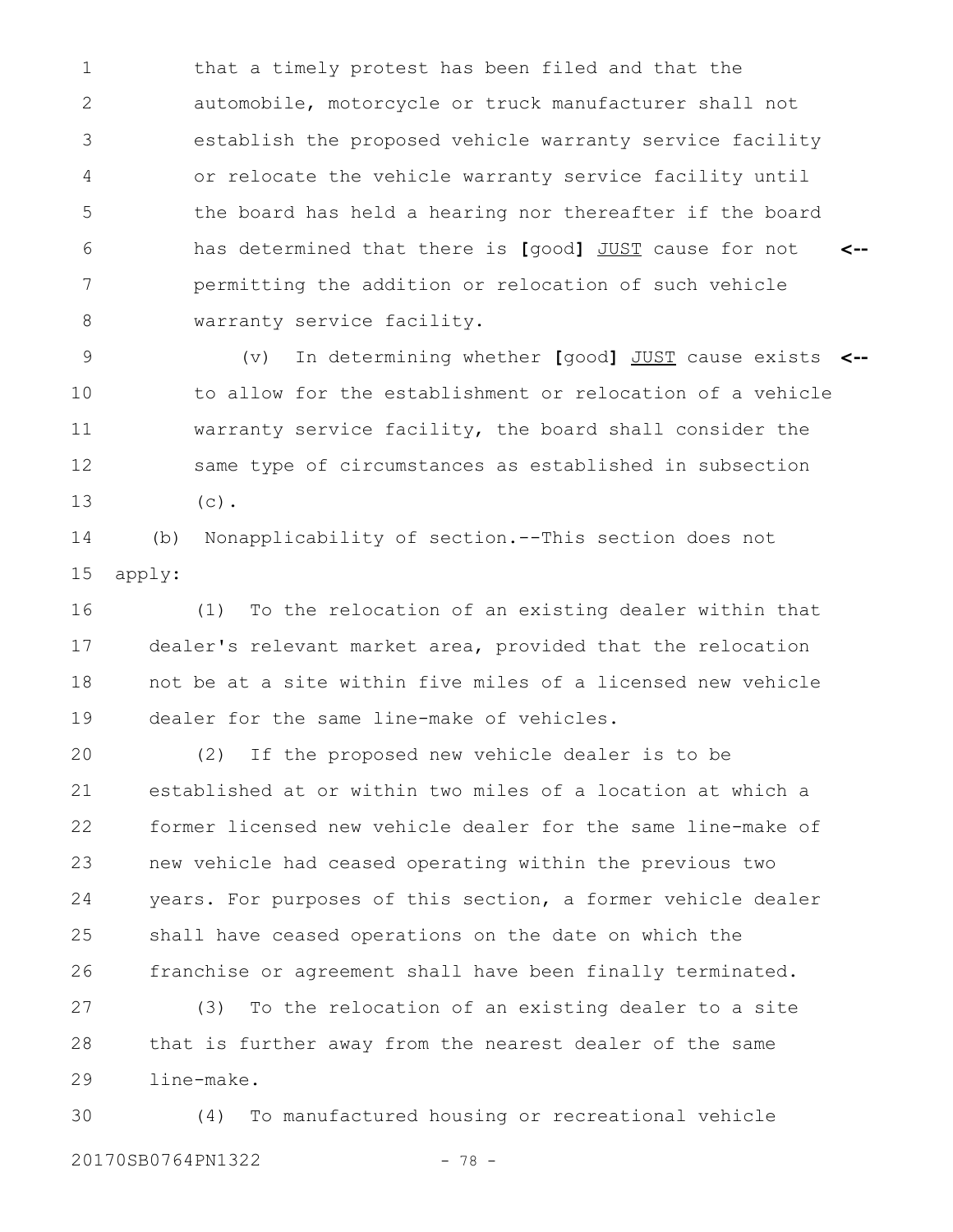that a timely protest has been filed and that the automobile, motorcycle or truck manufacturer shall not establish the proposed vehicle warranty service facility or relocate the vehicle warranty service facility until the board has held a hearing nor thereafter if the board has determined that there is [good] <u>JUST</u> cause for not permitting the addition or relocation of such vehicle warranty service facility.

(v) In determining whether [good] <u>JUST</u> cause exists to allow for the establishment or relocation of a vehicle warranty service facility, the board shall consider the same type of circumstances as established in subsection (c).

(b) Nonapplicability of section.--This section does not apply:

(1) To the relocation of an existing dealer within that dealer's relevant market area, provided that the relocation not be at a site within five miles of a licensed new vehicle dealer for the same line-make of vehicles.

(2) If the proposed new vehicle dealer is to be established at or within two miles of a location at which a former licensed new vehicle dealer for the same line-make of new vehicle had ceased operating within the previous two years. For purposes of this section, a former vehicle dealer shall have ceased operations on the date on which the franchise or agreement shall have been finally terminated.

(3) To the relocation of an existing dealer to a site that is further away from the nearest dealer of the same line-make.

(4) To manufactured housing or recreational vehicle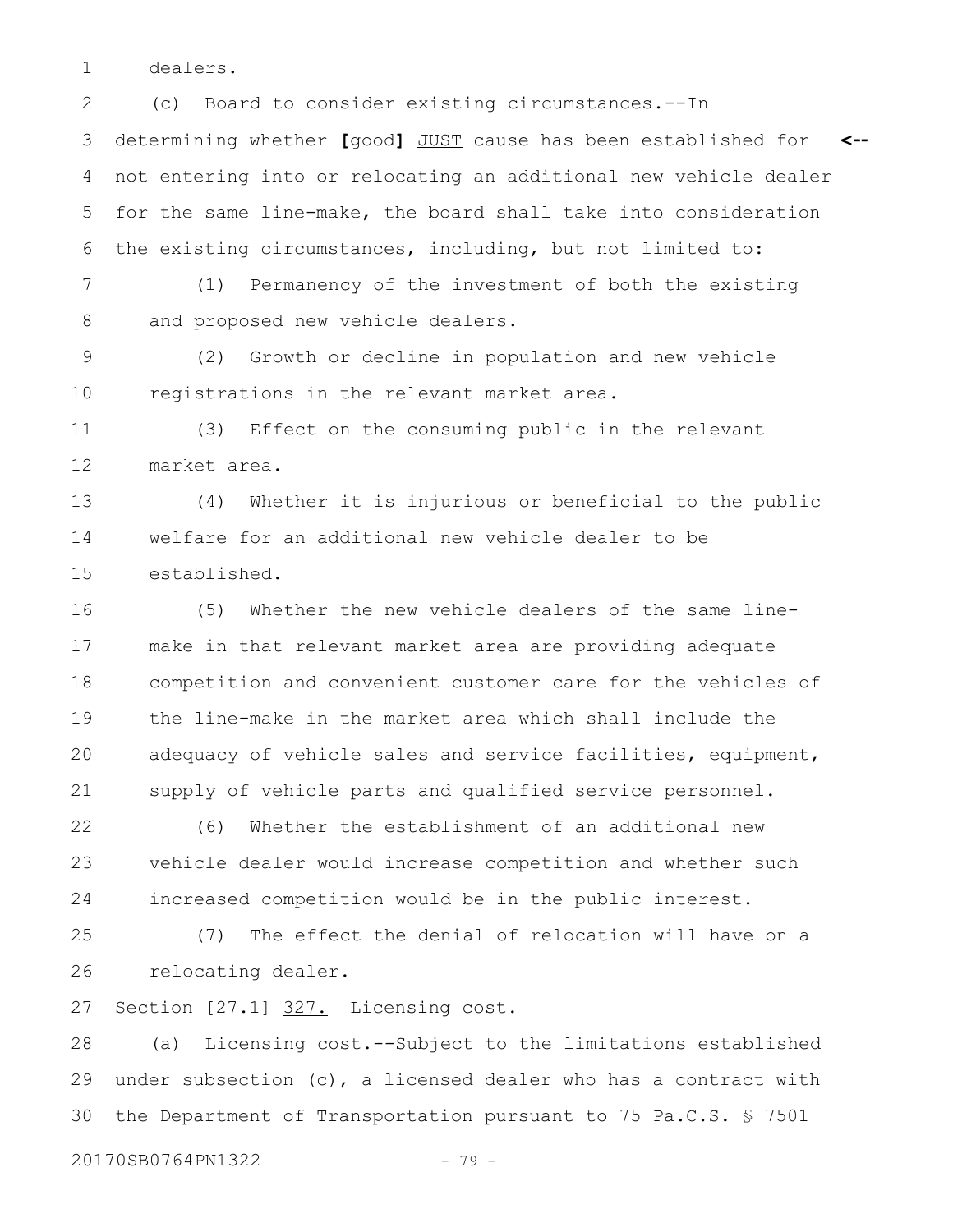dealers.

(c) Board to consider existing circumstances.--In determining whether [good] JUST cause has been established for not entering into or relocating an additional new vehicle dealer for the same line-make, the board shall take into consideration the existing circumstances, including, but not limited to:

(1) Permanency of the investment of both the existing and proposed new vehicle dealers.

(2) Growth or decline in population and new vehicle registrations in the relevant market area.

(3) Effect on the consuming public in the relevant market area.

(4) Whether it is injurious or beneficial to the public welfare for an additional new vehicle dealer to be established.

(5) Whether the new vehicle dealers of the same line-make in that relevant market area are providing adequate competition and convenient customer care for the vehicles of the line-make in the market area which shall include the adequacy of vehicle sales and service facilities, equipment, supply of vehicle parts and qualified service personnel.

(6) Whether the establishment of an additional new vehicle dealer would increase competition and whether such increased competition would be in the public interest.

(7) The effect the denial of relocation will have on a relocating dealer.

Section [27.1] 327. Licensing cost.

(a) Licensing cost.--Subject to the limitations established under subsection (c), a licensed dealer who has a contract with the Department of Transportation pursuant to 75 Pa.C.S. § 7501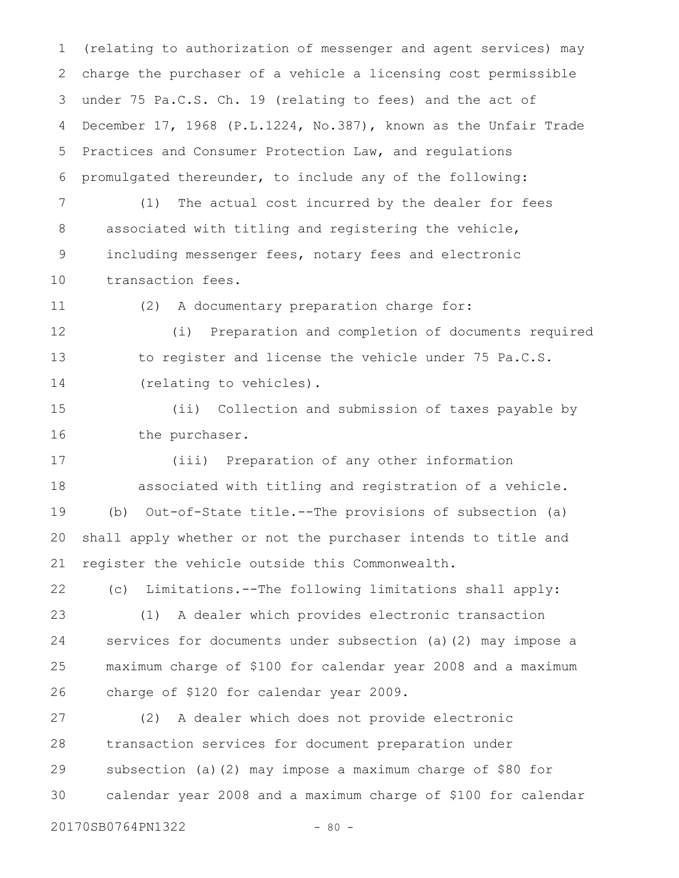(relating to authorization of messenger and agent services) may charge the purchaser of a vehicle a licensing cost permissible under 75 Pa.C.S. Ch. 19 (relating to fees) and the act of December 17, 1968 (P.L.1224, No.387), known as the Unfair Trade Practices and Consumer Protection Law, and regulations promulgated thereunder, to include any of the following:

(1) The actual cost incurred by the dealer for fees associated with titling and registering the vehicle, including messenger fees, notary fees and electronic transaction fees.

(2) A documentary preparation charge for:

(i) Preparation and completion of documents required to register and license the vehicle under 75 Pa.C.S. (relating to vehicles).

(ii) Collection and submission of taxes payable by the purchaser.

(iii) Preparation of any other information associated with titling and registration of a vehicle.

(b) Out-of-State title.--The provisions of subsection (a) shall apply whether or not the purchaser intends to title and register the vehicle outside this Commonwealth.

(c) Limitations.--The following limitations shall apply:

(1) A dealer which provides electronic transaction services for documents under subsection (a)(2) may impose a maximum charge of $100 for calendar year 2008 and a maximum charge of $120 for calendar year 2009.

(2) A dealer which does not provide electronic transaction services for document preparation under subsection (a)(2) may impose a maximum charge of $80 for calendar year 2008 and a maximum charge of $100 for calendar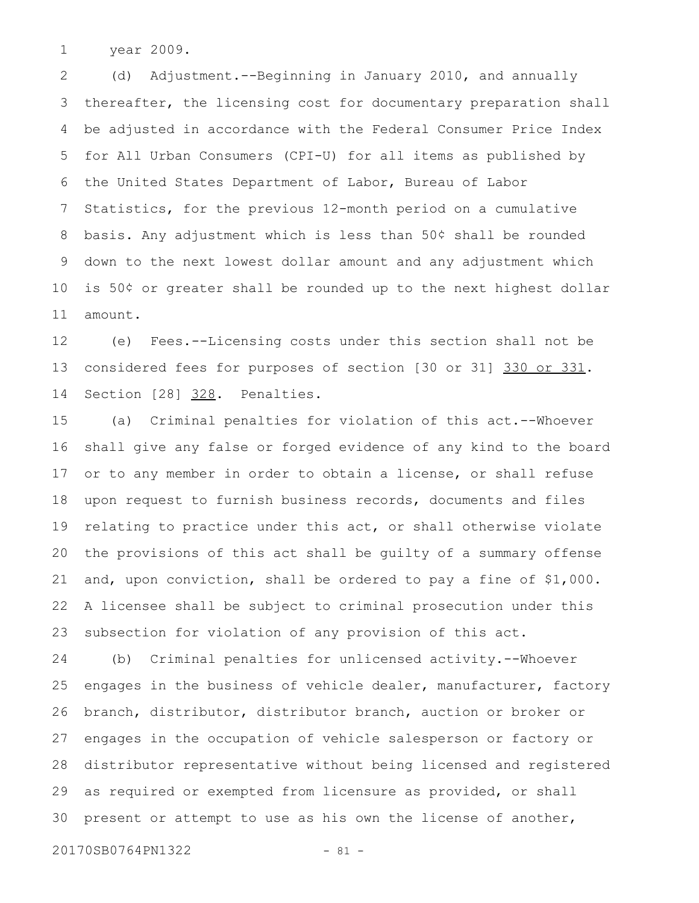year 2009.

(d) Adjustment.--Beginning in January 2010, and annually thereafter, the licensing cost for documentary preparation shall be adjusted in accordance with the Federal Consumer Price Index for All Urban Consumers (CPI-U) for all items as published by the United States Department of Labor, Bureau of Labor Statistics, for the previous 12-month period on a cumulative basis. Any adjustment which is less than 50¢ shall be rounded down to the next lowest dollar amount and any adjustment which is 50¢ or greater shall be rounded up to the next highest dollar amount.

(e) Fees.--Licensing costs under this section shall not be considered fees for purposes of section [30 or 31] <u>330 or 331</u>.

Section [28] <u>328</u>. Penalties.

(a) Criminal penalties for violation of this act.--Whoever shall give any false or forged evidence of any kind to the board or to any member in order to obtain a license, or shall refuse upon request to furnish business records, documents and files relating to practice under this act, or shall otherwise violate the provisions of this act shall be guilty of a summary offense and, upon conviction, shall be ordered to pay a fine of $1,000. A licensee shall be subject to criminal prosecution under this subsection for violation of any provision of this act.

(b) Criminal penalties for unlicensed activity.--Whoever engages in the business of vehicle dealer, manufacturer, factory branch, distributor, distributor branch, auction or broker or engages in the occupation of vehicle salesperson or factory or distributor representative without being licensed and registered as required or exempted from licensure as provided, or shall present or attempt to use as his own the license of another,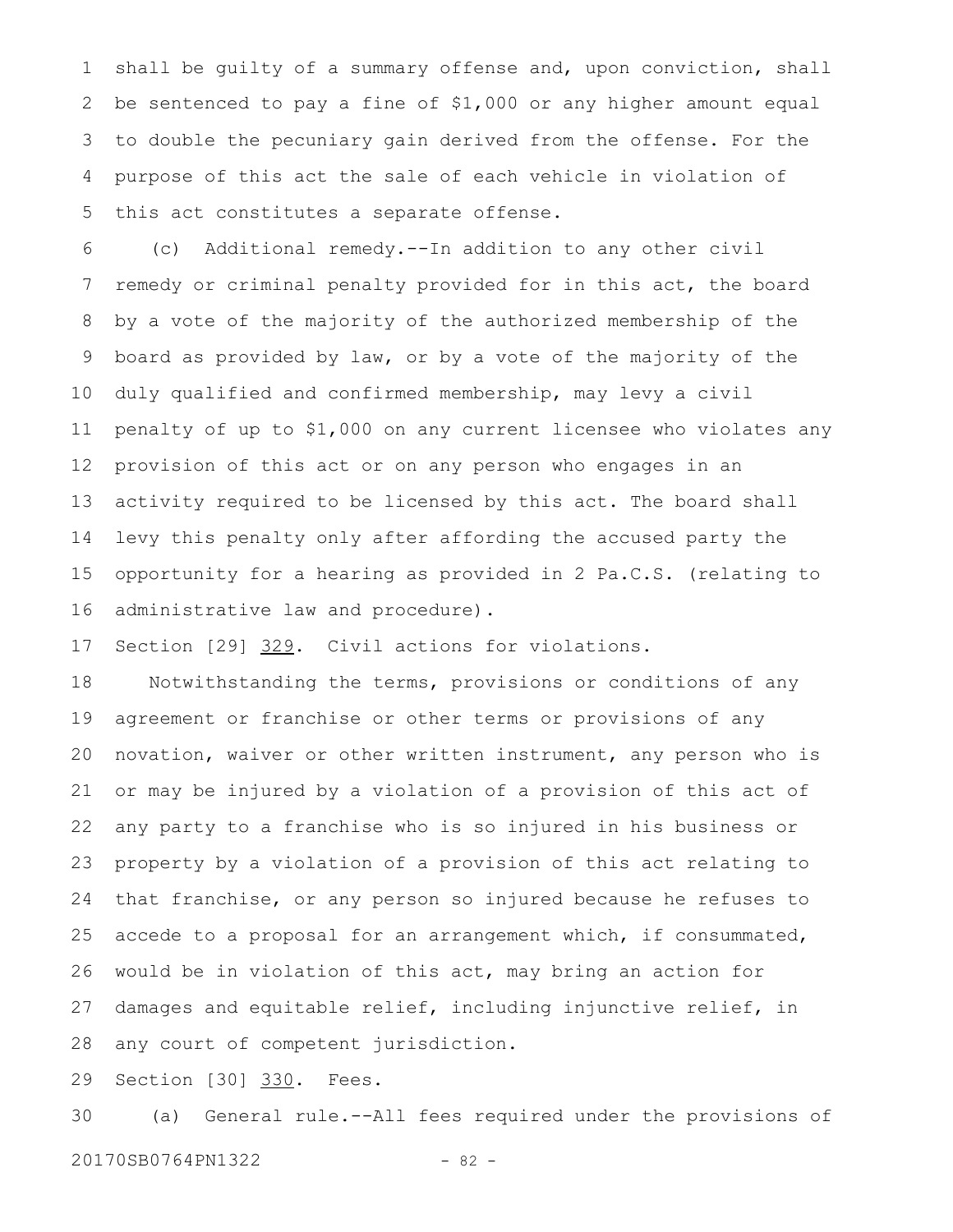shall be guilty of a summary offense and, upon conviction, shall be sentenced to pay a fine of $1,000 or any higher amount equal to double the pecuniary gain derived from the offense. For the purpose of this act the sale of each vehicle in violation of this act constitutes a separate offense.

(c) Additional remedy.--In addition to any other civil remedy or criminal penalty provided for in this act, the board by a vote of the majority of the authorized membership of the board as provided by law, or by a vote of the majority of the duly qualified and confirmed membership, may levy a civil penalty of up to $1,000 on any current licensee who violates any provision of this act or on any person who engages in an activity required to be licensed by this act. The board shall levy this penalty only after affording the accused party the opportunity for a hearing as provided in 2 Pa.C.S. (relating to administrative law and procedure).

Section [29] 329. Civil actions for violations.

Notwithstanding the terms, provisions or conditions of any agreement or franchise or other terms or provisions of any novation, waiver or other written instrument, any person who is or may be injured by a violation of a provision of this act of any party to a franchise who is so injured in his business or property by a violation of a provision of this act relating to that franchise, or any person so injured because he refuses to accede to a proposal for an arrangement which, if consummated, would be in violation of this act, may bring an action for damages and equitable relief, including injunctive relief, in any court of competent jurisdiction.

Section [30] 330. Fees.

(a) General rule.--All fees required under the provisions of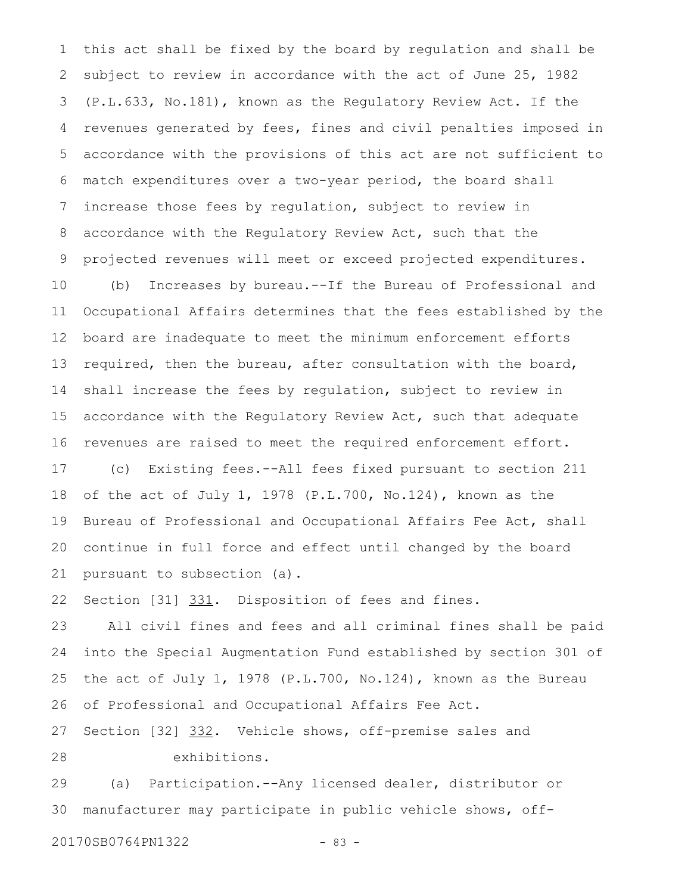this act shall be fixed by the board by regulation and shall be subject to review in accordance with the act of June 25, 1982 (P.L.633, No.181), known as the Regulatory Review Act. If the revenues generated by fees, fines and civil penalties imposed in accordance with the provisions of this act are not sufficient to match expenditures over a two-year period, the board shall increase those fees by regulation, subject to review in accordance with the Regulatory Review Act, such that the projected revenues will meet or exceed projected expenditures.

(b) Increases by bureau.--If the Bureau of Professional and Occupational Affairs determines that the fees established by the board are inadequate to meet the minimum enforcement efforts required, then the bureau, after consultation with the board, shall increase the fees by regulation, subject to review in accordance with the Regulatory Review Act, such that adequate revenues are raised to meet the required enforcement effort.

(c) Existing fees.--All fees fixed pursuant to section 211 of the act of July 1, 1978 (P.L.700, No.124), known as the Bureau of Professional and Occupational Affairs Fee Act, shall continue in full force and effect until changed by the board pursuant to subsection (a).

Section [31] 331. Disposition of fees and fines.

All civil fines and fees and all criminal fines shall be paid into the Special Augmentation Fund established by section 301 of the act of July 1, 1978 (P.L.700, No.124), known as the Bureau of Professional and Occupational Affairs Fee Act.

Section [32] 332. Vehicle shows, off-premise sales and exhibitions.

(a) Participation.--Any licensed dealer, distributor or manufacturer may participate in public vehicle shows, off-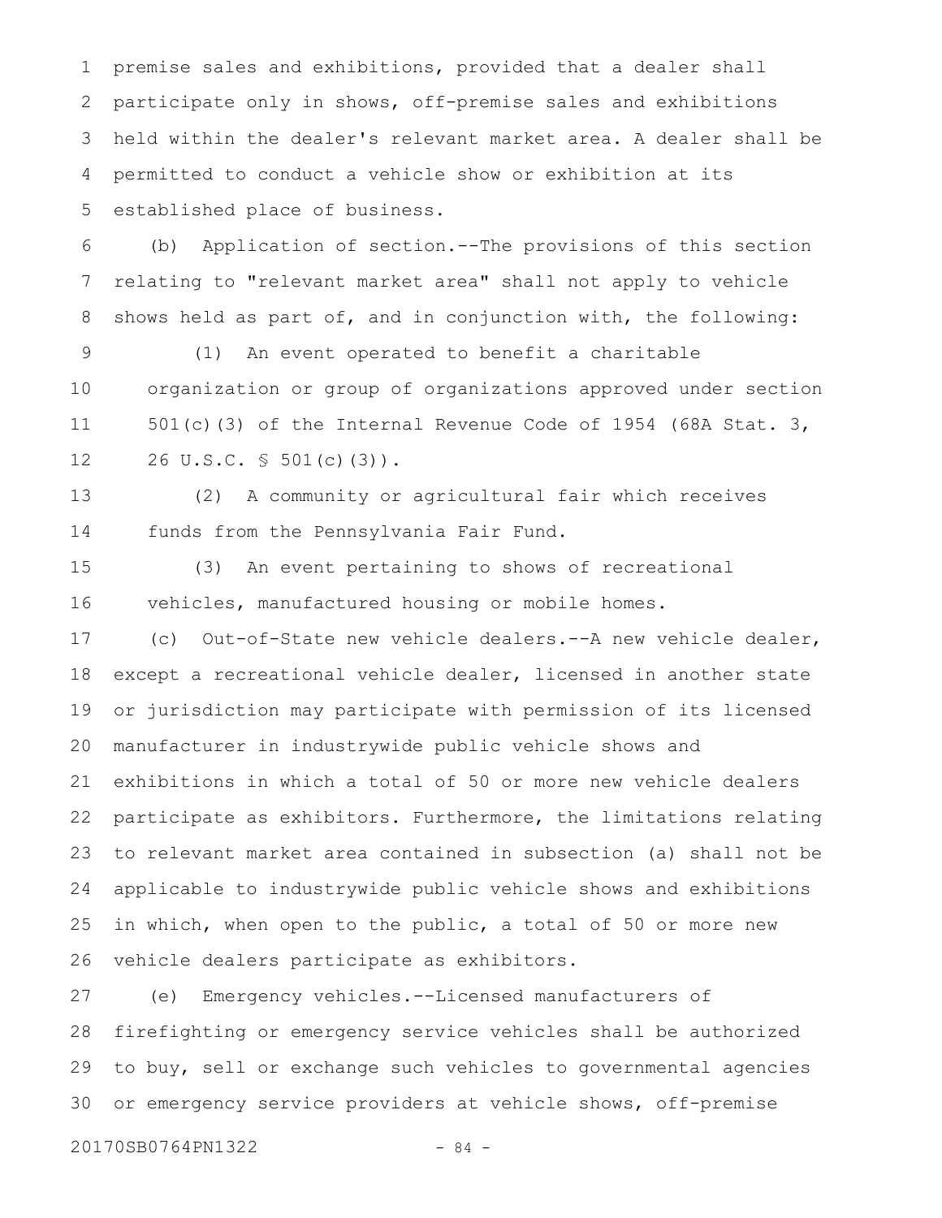premise sales and exhibitions, provided that a dealer shall participate only in shows, off-premise sales and exhibitions held within the dealer's relevant market area. A dealer shall be permitted to conduct a vehicle show or exhibition at its established place of business.

(b) Application of section.--The provisions of this section relating to "relevant market area" shall not apply to vehicle shows held as part of, and in conjunction with, the following:

(1) An event operated to benefit a charitable organization or group of organizations approved under section 501(c)(3) of the Internal Revenue Code of 1954 (68A Stat. 3, 26 U.S.C. § 501(c)(3)).

(2) A community or agricultural fair which receives funds from the Pennsylvania Fair Fund.

(3) An event pertaining to shows of recreational vehicles, manufactured housing or mobile homes.

(c) Out-of-State new vehicle dealers.--A new vehicle dealer, except a recreational vehicle dealer, licensed in another state or jurisdiction may participate with permission of its licensed manufacturer in industrywide public vehicle shows and exhibitions in which a total of 50 or more new vehicle dealers participate as exhibitors. Furthermore, the limitations relating to relevant market area contained in subsection (a) shall not be applicable to industrywide public vehicle shows and exhibitions in which, when open to the public, a total of 50 or more new vehicle dealers participate as exhibitors.

(e) Emergency vehicles.--Licensed manufacturers of firefighting or emergency service vehicles shall be authorized to buy, sell or exchange such vehicles to governmental agencies or emergency service providers at vehicle shows, off-premise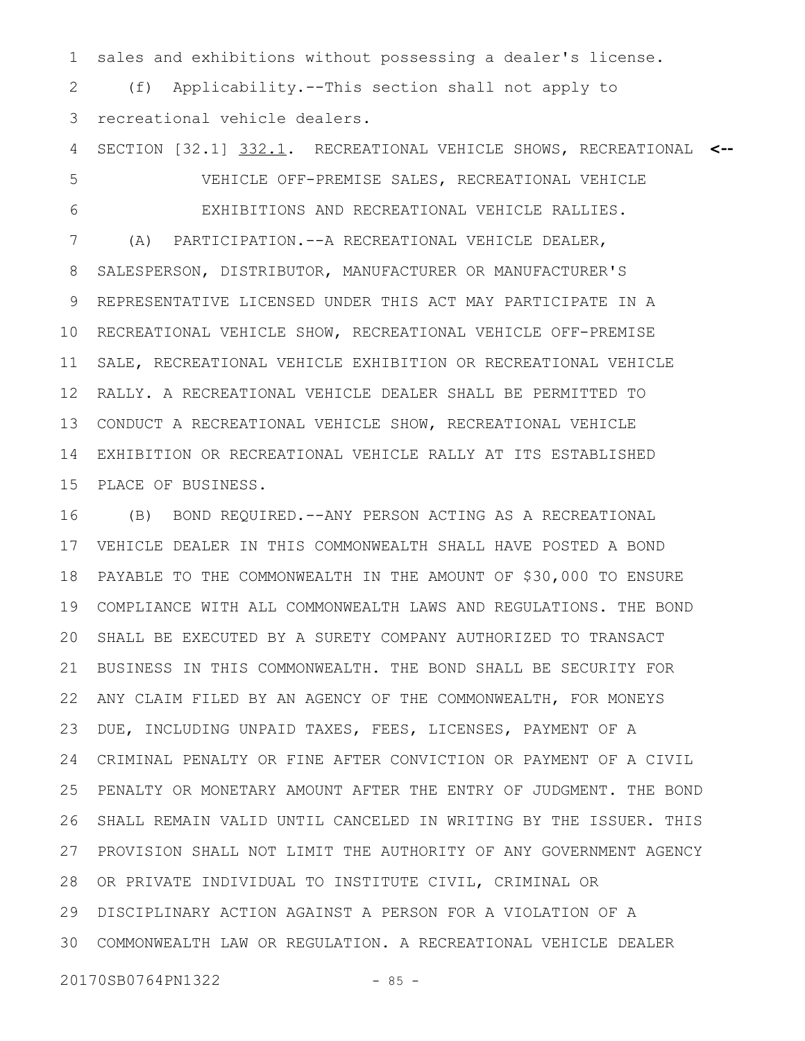sales and exhibitions without possessing a dealer's license.

(f) Applicability.--This section shall not apply to recreational vehicle dealers.

SECTION [32.1] 332.1. RECREATIONAL VEHICLE SHOWS, RECREATIONAL VEHICLE OFF-PREMISE SALES, RECREATIONAL VEHICLE EXHIBITIONS AND RECREATIONAL VEHICLE RALLIES. <--

(A) PARTICIPATION.--A RECREATIONAL VEHICLE DEALER, SALESPERSON, DISTRIBUTOR, MANUFACTURER OR MANUFACTURER'S REPRESENTATIVE LICENSED UNDER THIS ACT MAY PARTICIPATE IN A RECREATIONAL VEHICLE SHOW, RECREATIONAL VEHICLE OFF-PREMISE SALE, RECREATIONAL VEHICLE EXHIBITION OR RECREATIONAL VEHICLE RALLY. A RECREATIONAL VEHICLE DEALER SHALL BE PERMITTED TO CONDUCT A RECREATIONAL VEHICLE SHOW, RECREATIONAL VEHICLE EXHIBITION OR RECREATIONAL VEHICLE RALLY AT ITS ESTABLISHED PLACE OF BUSINESS.

(B) BOND REQUIRED.--ANY PERSON ACTING AS A RECREATIONAL VEHICLE DEALER IN THIS COMMONWEALTH SHALL HAVE POSTED A BOND PAYABLE TO THE COMMONWEALTH IN THE AMOUNT OF $30,000 TO ENSURE COMPLIANCE WITH ALL COMMONWEALTH LAWS AND REGULATIONS. THE BOND SHALL BE EXECUTED BY A SURETY COMPANY AUTHORIZED TO TRANSACT BUSINESS IN THIS COMMONWEALTH. THE BOND SHALL BE SECURITY FOR ANY CLAIM FILED BY AN AGENCY OF THE COMMONWEALTH, FOR MONEYS DUE, INCLUDING UNPAID TAXES, FEES, LICENSES, PAYMENT OF A CRIMINAL PENALTY OR FINE AFTER CONVICTION OR PAYMENT OF A CIVIL PENALTY OR MONETARY AMOUNT AFTER THE ENTRY OF JUDGMENT. THE BOND SHALL REMAIN VALID UNTIL CANCELED IN WRITING BY THE ISSUER. THIS PROVISION SHALL NOT LIMIT THE AUTHORITY OF ANY GOVERNMENT AGENCY OR PRIVATE INDIVIDUAL TO INSTITUTE CIVIL, CRIMINAL OR DISCIPLINARY ACTION AGAINST A PERSON FOR A VIOLATION OF A COMMONWEALTH LAW OR REGULATION. A RECREATIONAL VEHICLE DEALER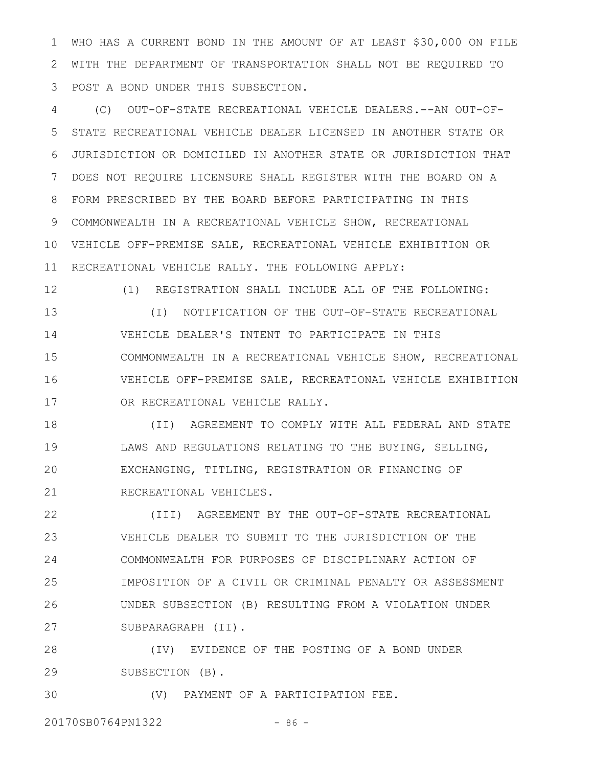WHO HAS A CURRENT BOND IN THE AMOUNT OF AT LEAST $30,000 ON FILE WITH THE DEPARTMENT OF TRANSPORTATION SHALL NOT BE REQUIRED TO POST A BOND UNDER THIS SUBSECTION.

(C) OUT-OF-STATE RECREATIONAL VEHICLE DEALERS.--AN OUT-OF-STATE RECREATIONAL VEHICLE DEALER LICENSED IN ANOTHER STATE OR JURISDICTION OR DOMICILED IN ANOTHER STATE OR JURISDICTION THAT DOES NOT REQUIRE LICENSURE SHALL REGISTER WITH THE BOARD ON A FORM PRESCRIBED BY THE BOARD BEFORE PARTICIPATING IN THIS COMMONWEALTH IN A RECREATIONAL VEHICLE SHOW, RECREATIONAL VEHICLE OFF-PREMISE SALE, RECREATIONAL VEHICLE EXHIBITION OR RECREATIONAL VEHICLE RALLY. THE FOLLOWING APPLY:

(1) REGISTRATION SHALL INCLUDE ALL OF THE FOLLOWING:

(I) NOTIFICATION OF THE OUT-OF-STATE RECREATIONAL VEHICLE DEALER'S INTENT TO PARTICIPATE IN THIS COMMONWEALTH IN A RECREATIONAL VEHICLE SHOW, RECREATIONAL VEHICLE OFF-PREMISE SALE, RECREATIONAL VEHICLE EXHIBITION OR RECREATIONAL VEHICLE RALLY.

(II) AGREEMENT TO COMPLY WITH ALL FEDERAL AND STATE LAWS AND REGULATIONS RELATING TO THE BUYING, SELLING, EXCHANGING, TITLING, REGISTRATION OR FINANCING OF RECREATIONAL VEHICLES.

(III) AGREEMENT BY THE OUT-OF-STATE RECREATIONAL VEHICLE DEALER TO SUBMIT TO THE JURISDICTION OF THE COMMONWEALTH FOR PURPOSES OF DISCIPLINARY ACTION OF IMPOSITION OF A CIVIL OR CRIMINAL PENALTY OR ASSESSMENT UNDER SUBSECTION (B) RESULTING FROM A VIOLATION UNDER SUBPARAGRAPH (II).

(IV) EVIDENCE OF THE POSTING OF A BOND UNDER SUBSECTION (B).

(V) PAYMENT OF A PARTICIPATION FEE.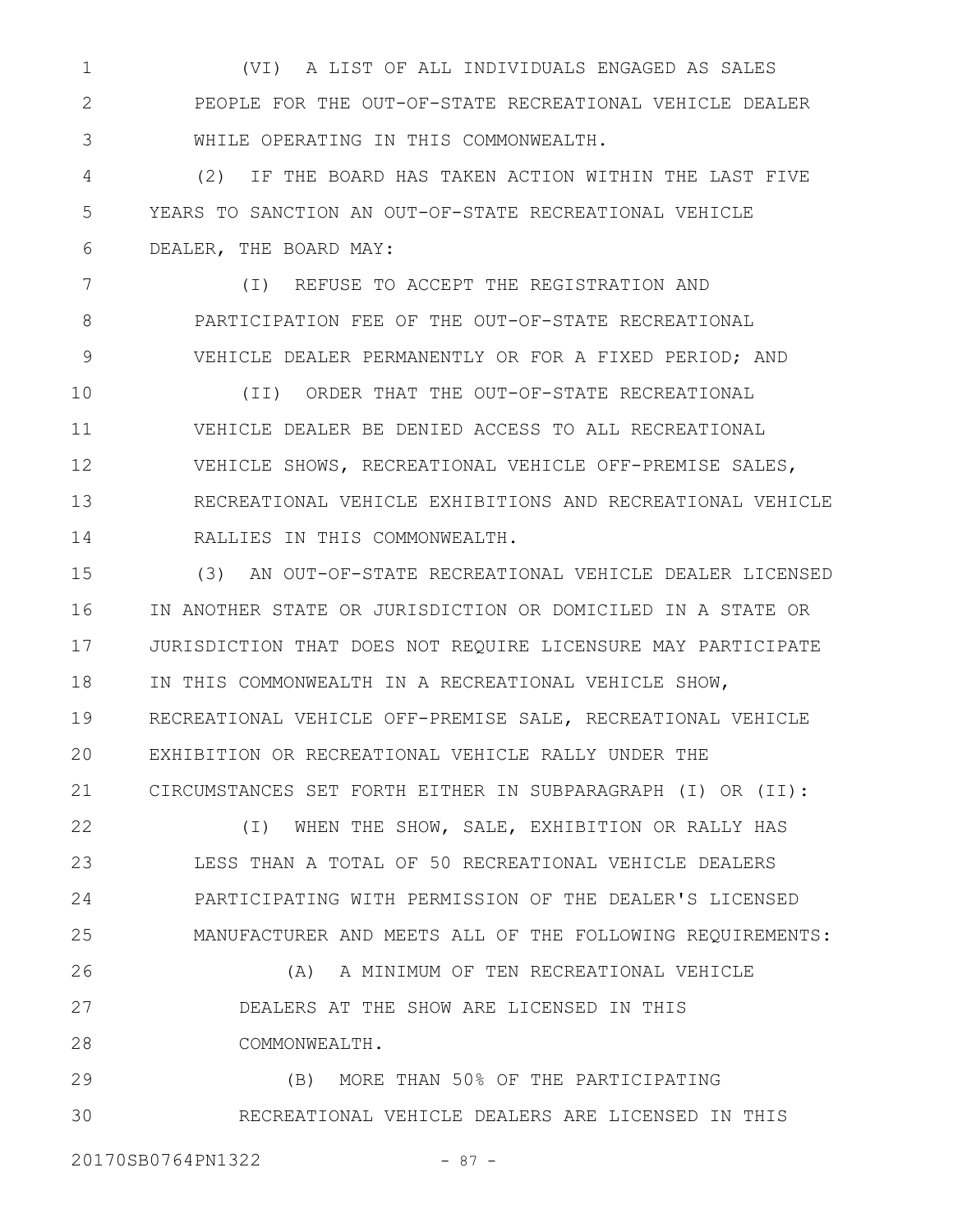(VI) A LIST OF ALL INDIVIDUALS ENGAGED AS SALES PEOPLE FOR THE OUT-OF-STATE RECREATIONAL VEHICLE DEALER WHILE OPERATING IN THIS COMMONWEALTH.

(2) IF THE BOARD HAS TAKEN ACTION WITHIN THE LAST FIVE YEARS TO SANCTION AN OUT-OF-STATE RECREATIONAL VEHICLE DEALER, THE BOARD MAY:

(I) REFUSE TO ACCEPT THE REGISTRATION AND PARTICIPATION FEE OF THE OUT-OF-STATE RECREATIONAL VEHICLE DEALER PERMANENTLY OR FOR A FIXED PERIOD; AND

(II) ORDER THAT THE OUT-OF-STATE RECREATIONAL VEHICLE DEALER BE DENIED ACCESS TO ALL RECREATIONAL VEHICLE SHOWS, RECREATIONAL VEHICLE OFF-PREMISE SALES, RECREATIONAL VEHICLE EXHIBITIONS AND RECREATIONAL VEHICLE RALLIES IN THIS COMMONWEALTH.

(3) AN OUT-OF-STATE RECREATIONAL VEHICLE DEALER LICENSED IN ANOTHER STATE OR JURISDICTION OR DOMICILED IN A STATE OR JURISDICTION THAT DOES NOT REQUIRE LICENSURE MAY PARTICIPATE IN THIS COMMONWEALTH IN A RECREATIONAL VEHICLE SHOW, RECREATIONAL VEHICLE OFF-PREMISE SALE, RECREATIONAL VEHICLE EXHIBITION OR RECREATIONAL VEHICLE RALLY UNDER THE CIRCUMSTANCES SET FORTH EITHER IN SUBPARAGRAPH (I) OR (II):

(I) WHEN THE SHOW, SALE, EXHIBITION OR RALLY HAS LESS THAN A TOTAL OF 50 RECREATIONAL VEHICLE DEALERS PARTICIPATING WITH PERMISSION OF THE DEALER'S LICENSED MANUFACTURER AND MEETS ALL OF THE FOLLOWING REQUIREMENTS:

(A) A MINIMUM OF TEN RECREATIONAL VEHICLE DEALERS AT THE SHOW ARE LICENSED IN THIS COMMONWEALTH.

(B) MORE THAN 50% OF THE PARTICIPATING RECREATIONAL VEHICLE DEALERS ARE LICENSED IN THIS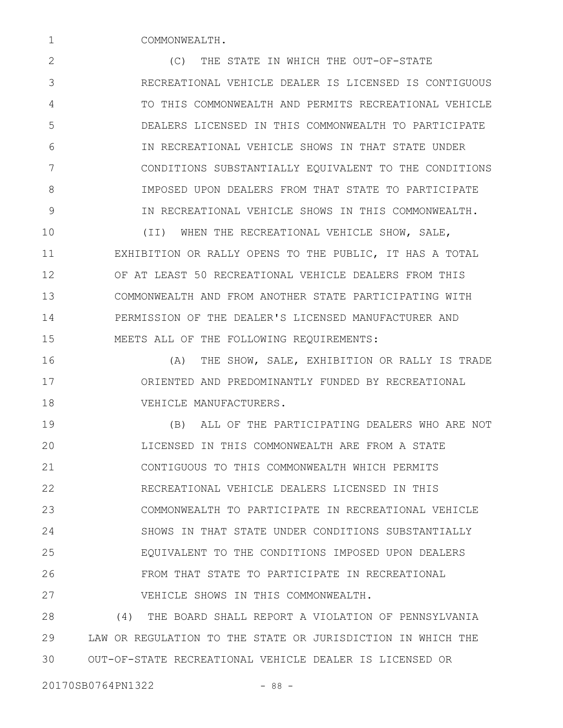COMMONWEALTH.

(C) THE STATE IN WHICH THE OUT-OF-STATE RECREATIONAL VEHICLE DEALER IS LICENSED IS CONTIGUOUS TO THIS COMMONWEALTH AND PERMITS RECREATIONAL VEHICLE DEALERS LICENSED IN THIS COMMONWEALTH TO PARTICIPATE IN RECREATIONAL VEHICLE SHOWS IN THAT STATE UNDER CONDITIONS SUBSTANTIALLY EQUIVALENT TO THE CONDITIONS IMPOSED UPON DEALERS FROM THAT STATE TO PARTICIPATE IN RECREATIONAL VEHICLE SHOWS IN THIS COMMONWEALTH.

(II) WHEN THE RECREATIONAL VEHICLE SHOW, SALE, EXHIBITION OR RALLY OPENS TO THE PUBLIC, IT HAS A TOTAL OF AT LEAST 50 RECREATIONAL VEHICLE DEALERS FROM THIS COMMONWEALTH AND FROM ANOTHER STATE PARTICIPATING WITH PERMISSION OF THE DEALER'S LICENSED MANUFACTURER AND MEETS ALL OF THE FOLLOWING REQUIREMENTS:

(A) THE SHOW, SALE, EXHIBITION OR RALLY IS TRADE ORIENTED AND PREDOMINANTLY FUNDED BY RECREATIONAL VEHICLE MANUFACTURERS.

(B) ALL OF THE PARTICIPATING DEALERS WHO ARE NOT LICENSED IN THIS COMMONWEALTH ARE FROM A STATE CONTIGUOUS TO THIS COMMONWEALTH WHICH PERMITS RECREATIONAL VEHICLE DEALERS LICENSED IN THIS COMMONWEALTH TO PARTICIPATE IN RECREATIONAL VEHICLE SHOWS IN THAT STATE UNDER CONDITIONS SUBSTANTIALLY EQUIVALENT TO THE CONDITIONS IMPOSED UPON DEALERS FROM THAT STATE TO PARTICIPATE IN RECREATIONAL VEHICLE SHOWS IN THIS COMMONWEALTH.

(4) THE BOARD SHALL REPORT A VIOLATION OF PENNSYLVANIA LAW OR REGULATION TO THE STATE OR JURISDICTION IN WHICH THE OUT-OF-STATE RECREATIONAL VEHICLE DEALER IS LICENSED OR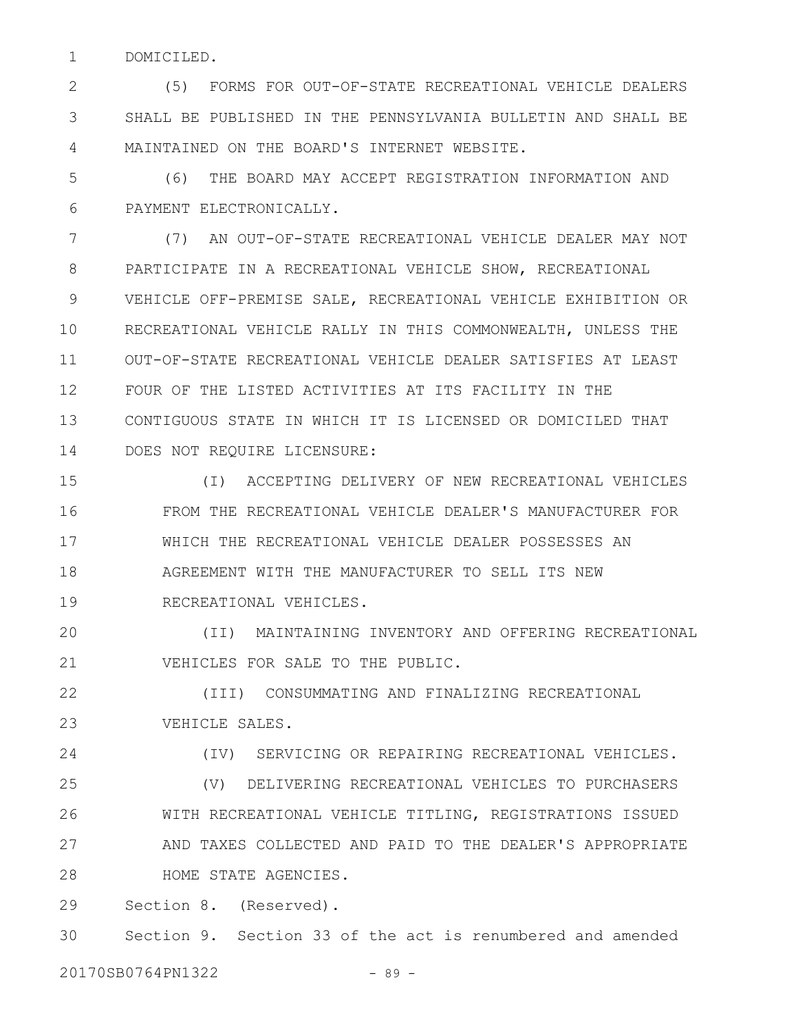DOMICILED.

(5) FORMS FOR OUT-OF-STATE RECREATIONAL VEHICLE DEALERS SHALL BE PUBLISHED IN THE PENNSYLVANIA BULLETIN AND SHALL BE MAINTAINED ON THE BOARD'S INTERNET WEBSITE.

(6) THE BOARD MAY ACCEPT REGISTRATION INFORMATION AND PAYMENT ELECTRONICALLY.

(7) AN OUT-OF-STATE RECREATIONAL VEHICLE DEALER MAY NOT PARTICIPATE IN A RECREATIONAL VEHICLE SHOW, RECREATIONAL VEHICLE OFF-PREMISE SALE, RECREATIONAL VEHICLE EXHIBITION OR RECREATIONAL VEHICLE RALLY IN THIS COMMONWEALTH, UNLESS THE OUT-OF-STATE RECREATIONAL VEHICLE DEALER SATISFIES AT LEAST FOUR OF THE LISTED ACTIVITIES AT ITS FACILITY IN THE CONTIGUOUS STATE IN WHICH IT IS LICENSED OR DOMICILED THAT DOES NOT REQUIRE LICENSURE:

(I) ACCEPTING DELIVERY OF NEW RECREATIONAL VEHICLES FROM THE RECREATIONAL VEHICLE DEALER'S MANUFACTURER FOR WHICH THE RECREATIONAL VEHICLE DEALER POSSESSES AN AGREEMENT WITH THE MANUFACTURER TO SELL ITS NEW RECREATIONAL VEHICLES.

(II) MAINTAINING INVENTORY AND OFFERING RECREATIONAL VEHICLES FOR SALE TO THE PUBLIC.

(III) CONSUMMATING AND FINALIZING RECREATIONAL VEHICLE SALES.

(IV) SERVICING OR REPAIRING RECREATIONAL VEHICLES.

(V) DELIVERING RECREATIONAL VEHICLES TO PURCHASERS WITH RECREATIONAL VEHICLE TITLING, REGISTRATIONS ISSUED AND TAXES COLLECTED AND PAID TO THE DEALER'S APPROPRIATE HOME STATE AGENCIES.

Section 8. (Reserved).

Section 9. Section 33 of the act is renumbered and amended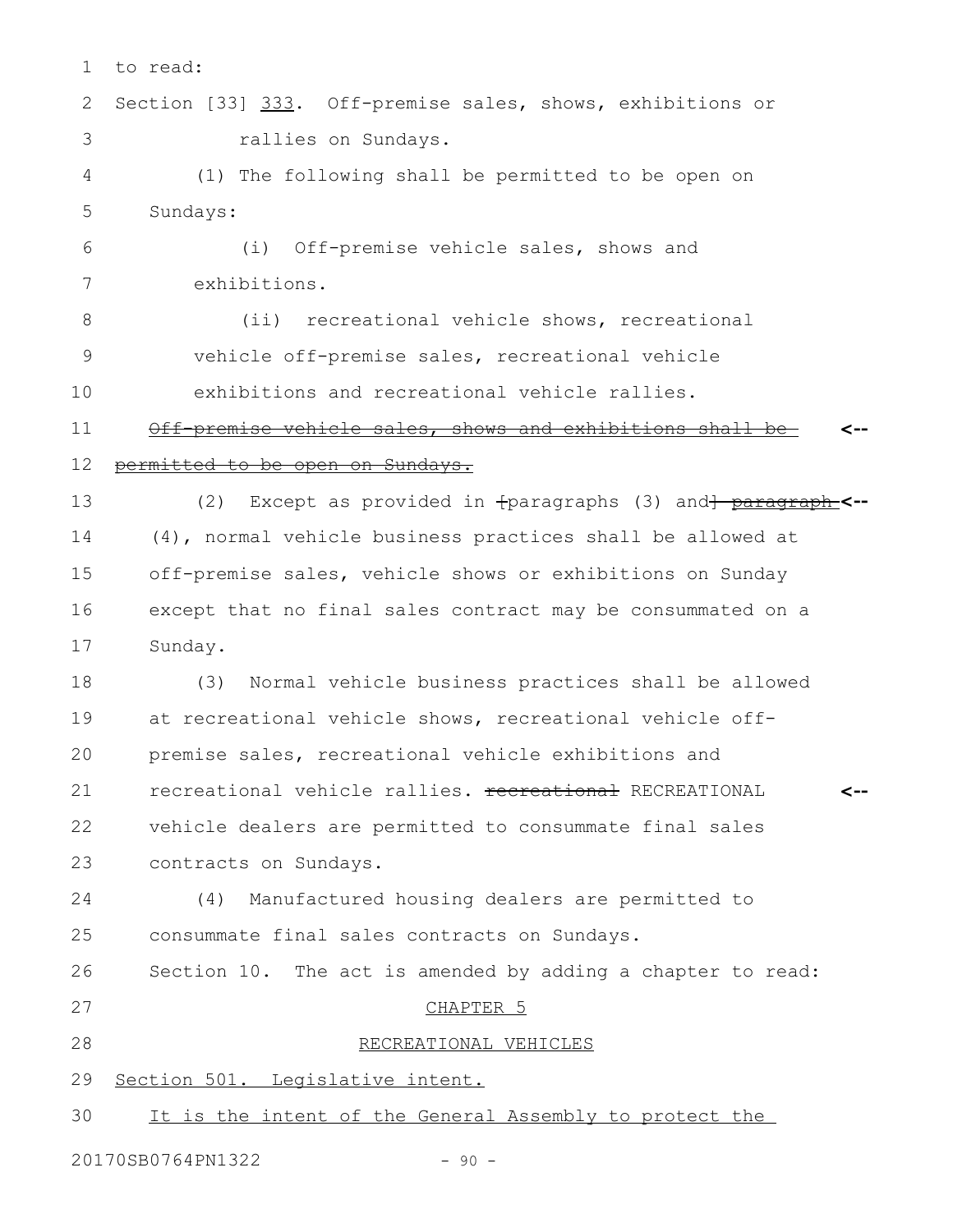to read:

Section [33] 333. Off-premise sales, shows, exhibitions or rallies on Sundays.

(1) The following shall be permitted to be open on Sundays:

(i) Off-premise vehicle sales, shows and exhibitions.

(ii) recreational vehicle shows, recreational vehicle off-premise sales, recreational vehicle exhibitions and recreational vehicle rallies.

~~Off-premise vehicle sales, shows and exhibitions shall be permitted to be open on Sundays.~~ <--

(2) Except as provided in ~~[~~paragraphs (3) and~~] paragraph~~ <-- (4), normal vehicle business practices shall be allowed at off-premise sales, vehicle shows or exhibitions on Sunday except that no final sales contract may be consummated on a Sunday.

(3) Normal vehicle business practices shall be allowed at recreational vehicle shows, recreational vehicle off-premise sales, recreational vehicle exhibitions and recreational vehicle rallies. ~~recreational~~ RECREATIONAL <-- vehicle dealers are permitted to consummate final sales contracts on Sundays.

(4) Manufactured housing dealers are permitted to consummate final sales contracts on Sundays.

Section 10. The act is amended by adding a chapter to read:

CHAPTER 5

RECREATIONAL VEHICLES

Section 501. Legislative intent.

It is the intent of the General Assembly to protect the

20170SB0764PN1322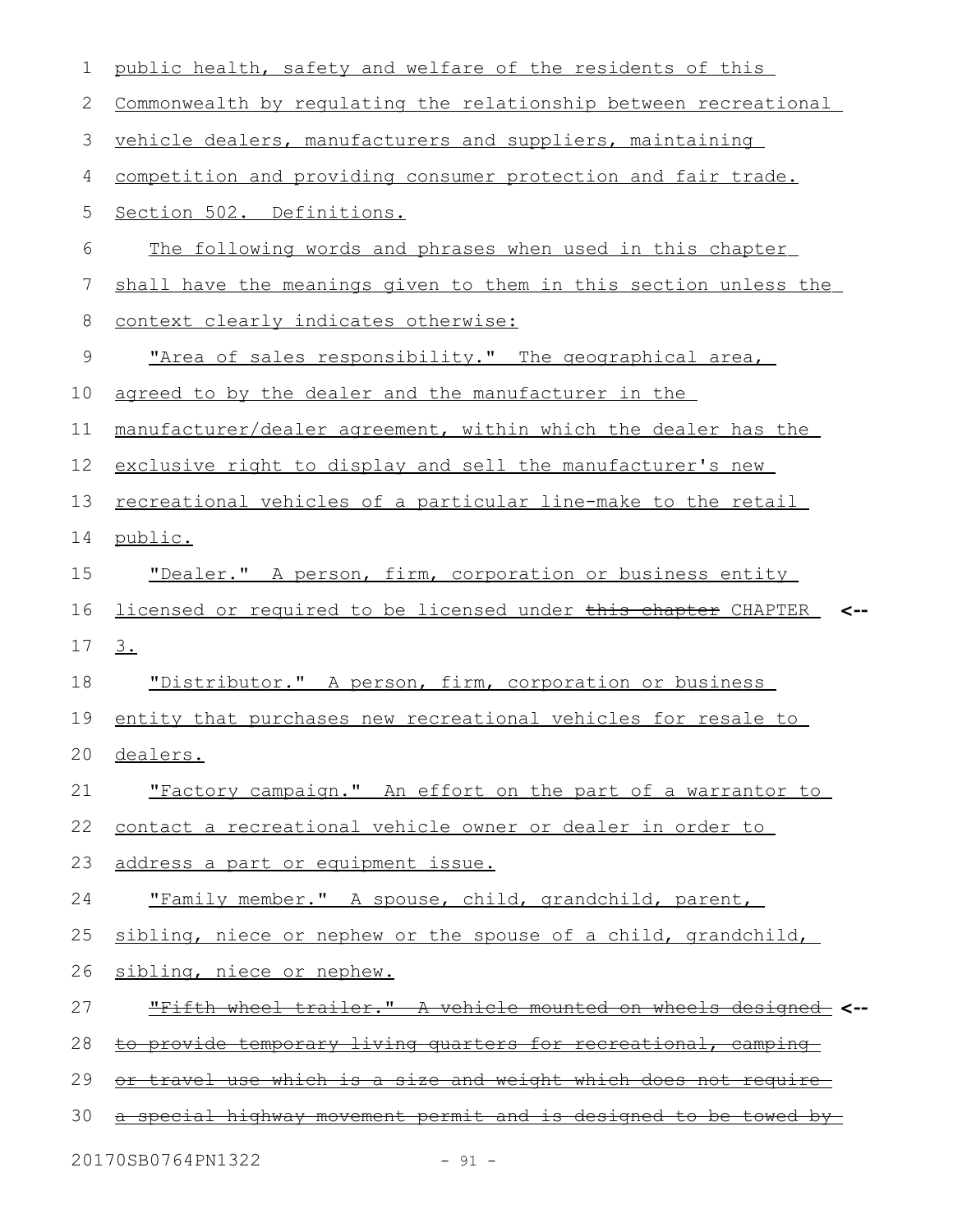public health, safety and welfare of the residents of this Commonwealth by regulating the relationship between recreational vehicle dealers, manufacturers and suppliers, maintaining competition and providing consumer protection and fair trade.

Section 502. Definitions.

The following words and phrases when used in this chapter shall have the meanings given to them in this section unless the context clearly indicates otherwise:

"Area of sales responsibility." The geographical area, agreed to by the dealer and the manufacturer in the manufacturer/dealer agreement, within which the dealer has the exclusive right to display and sell the manufacturer's new recreational vehicles of a particular line-make to the retail public.

"Dealer." A person, firm, corporation or business entity licensed or required to be licensed under ~~this chapter~~ CHAPTER 3.

"Distributor." A person, firm, corporation or business entity that purchases new recreational vehicles for resale to dealers.

"Factory campaign." An effort on the part of a warrantor to contact a recreational vehicle owner or dealer in order to address a part or equipment issue.

"Family member." A spouse, child, grandchild, parent, sibling, niece or nephew or the spouse of a child, grandchild, sibling, niece or nephew.

~~"Fifth wheel trailer." A vehicle mounted on wheels designed to provide temporary living quarters for recreational, camping or travel use which is a size and weight which does not require a special highway movement permit and is designed to be towed by~~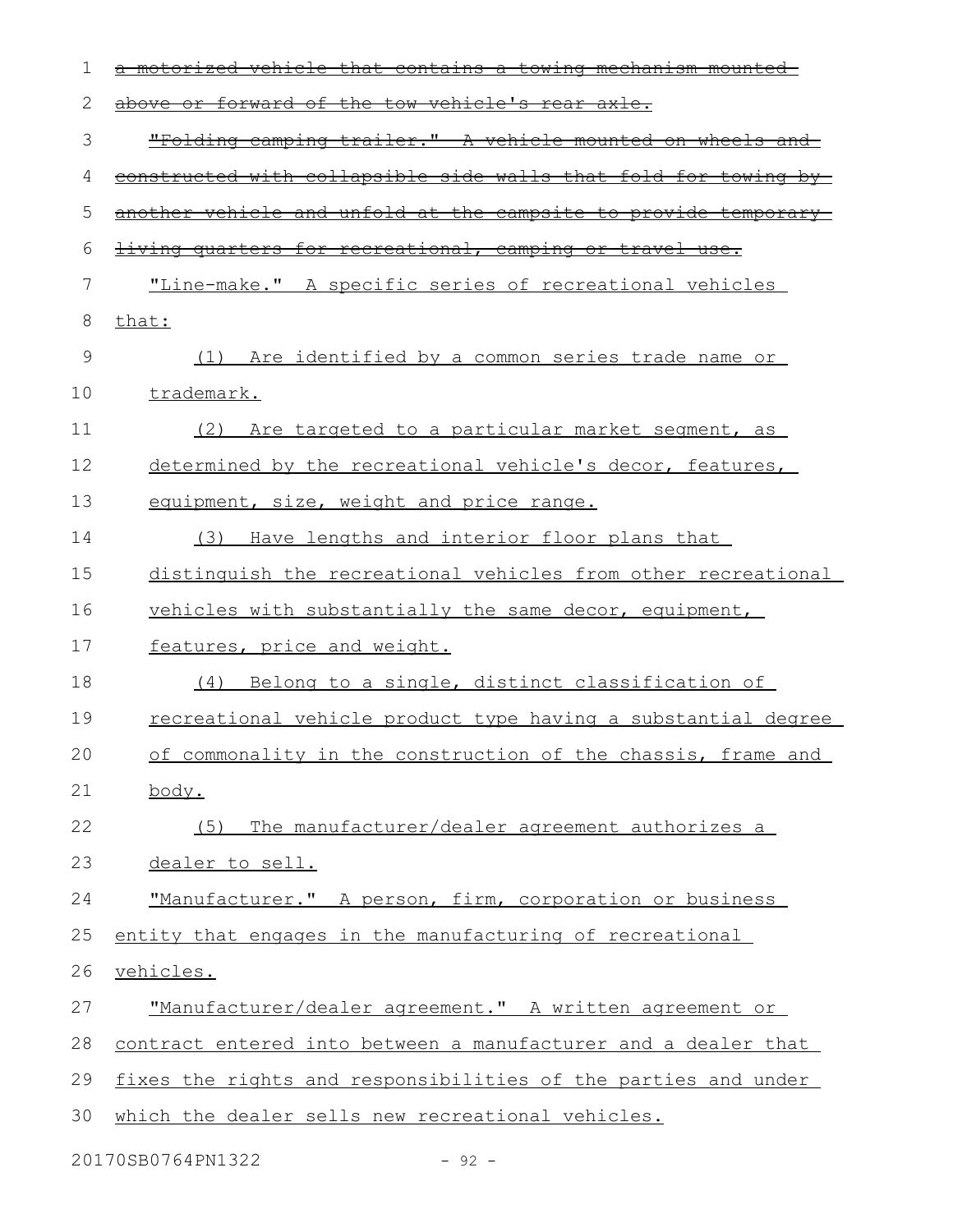~~a motorized vehicle that contains a towing mechanism mounted above or forward of the tow vehicle's rear axle.~~

~~"Folding camping trailer." A vehicle mounted on wheels and constructed with collapsible side walls that fold for towing by another vehicle and unfold at the campsite to provide temporary living quarters for recreational, camping or travel use.~~

<u>"Line-make." A specific series of recreational vehicles that:</u>

<u>(1) Are identified by a common series trade name or trademark.</u>

<u>(2) Are targeted to a particular market segment, as determined by the recreational vehicle's decor, features, equipment, size, weight and price range.</u>

<u>(3) Have lengths and interior floor plans that distinguish the recreational vehicles from other recreational vehicles with substantially the same decor, equipment, features, price and weight.</u>

<u>(4) Belong to a single, distinct classification of recreational vehicle product type having a substantial degree of commonality in the construction of the chassis, frame and body.</u>

<u>(5) The manufacturer/dealer agreement authorizes a dealer to sell.</u>

<u>"Manufacturer." A person, firm, corporation or business entity that engages in the manufacturing of recreational vehicles.</u>

<u>"Manufacturer/dealer agreement." A written agreement or contract entered into between a manufacturer and a dealer that fixes the rights and responsibilities of the parties and under which the dealer sells new recreational vehicles.</u>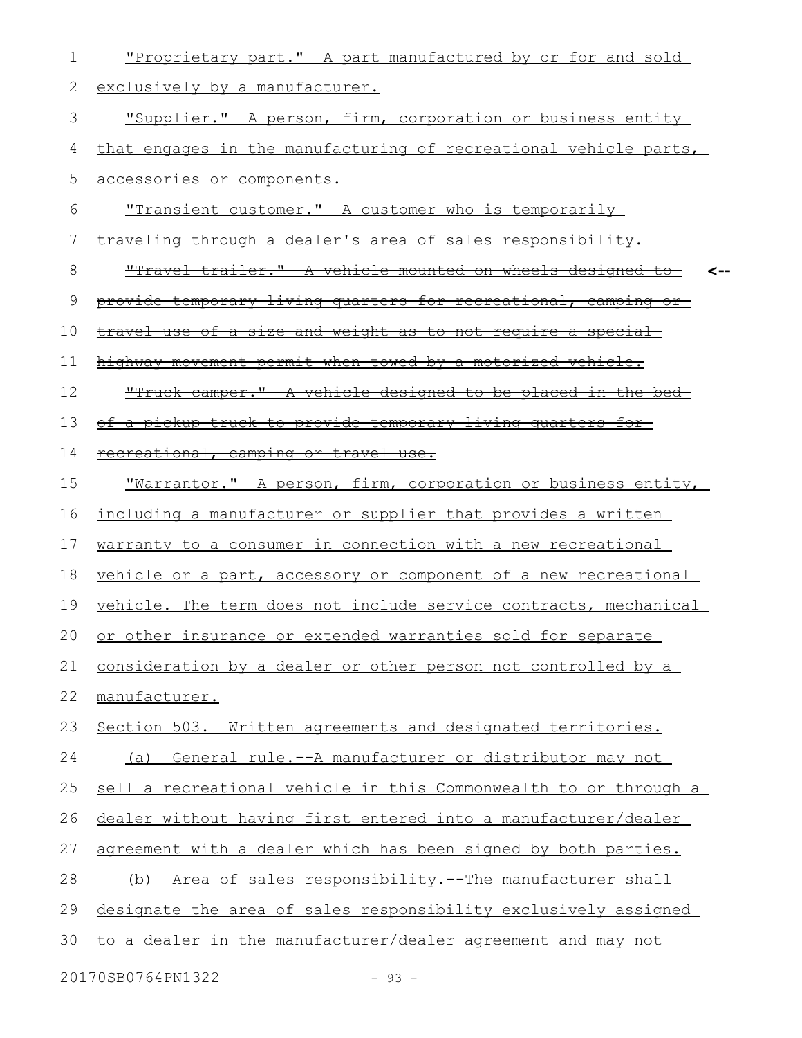"Proprietary part." A part manufactured by or for and sold exclusively by a manufacturer.

"Supplier." A person, firm, corporation or business entity that engages in the manufacturing of recreational vehicle parts, accessories or components.

"Transient customer." A customer who is temporarily traveling through a dealer's area of sales responsibility.

~~"Travel trailer." A vehicle mounted on wheels designed to provide temporary living quarters for recreational, camping or travel use of a size and weight as to not require a special highway movement permit when towed by a motorized vehicle.~~ <--

~~"Truck camper." A vehicle designed to be placed in the bed of a pickup truck to provide temporary living quarters for recreational, camping or travel use.~~

"Warrantor." A person, firm, corporation or business entity, including a manufacturer or supplier that provides a written warranty to a consumer in connection with a new recreational vehicle or a part, accessory or component of a new recreational vehicle. The term does not include service contracts, mechanical or other insurance or extended warranties sold for separate consideration by a dealer or other person not controlled by a manufacturer.

Section 503. Written agreements and designated territories.

(a) General rule.--A manufacturer or distributor may not sell a recreational vehicle in this Commonwealth to or through a dealer without having first entered into a manufacturer/dealer agreement with a dealer which has been signed by both parties.

(b) Area of sales responsibility.--The manufacturer shall designate the area of sales responsibility exclusively assigned to a dealer in the manufacturer/dealer agreement and may not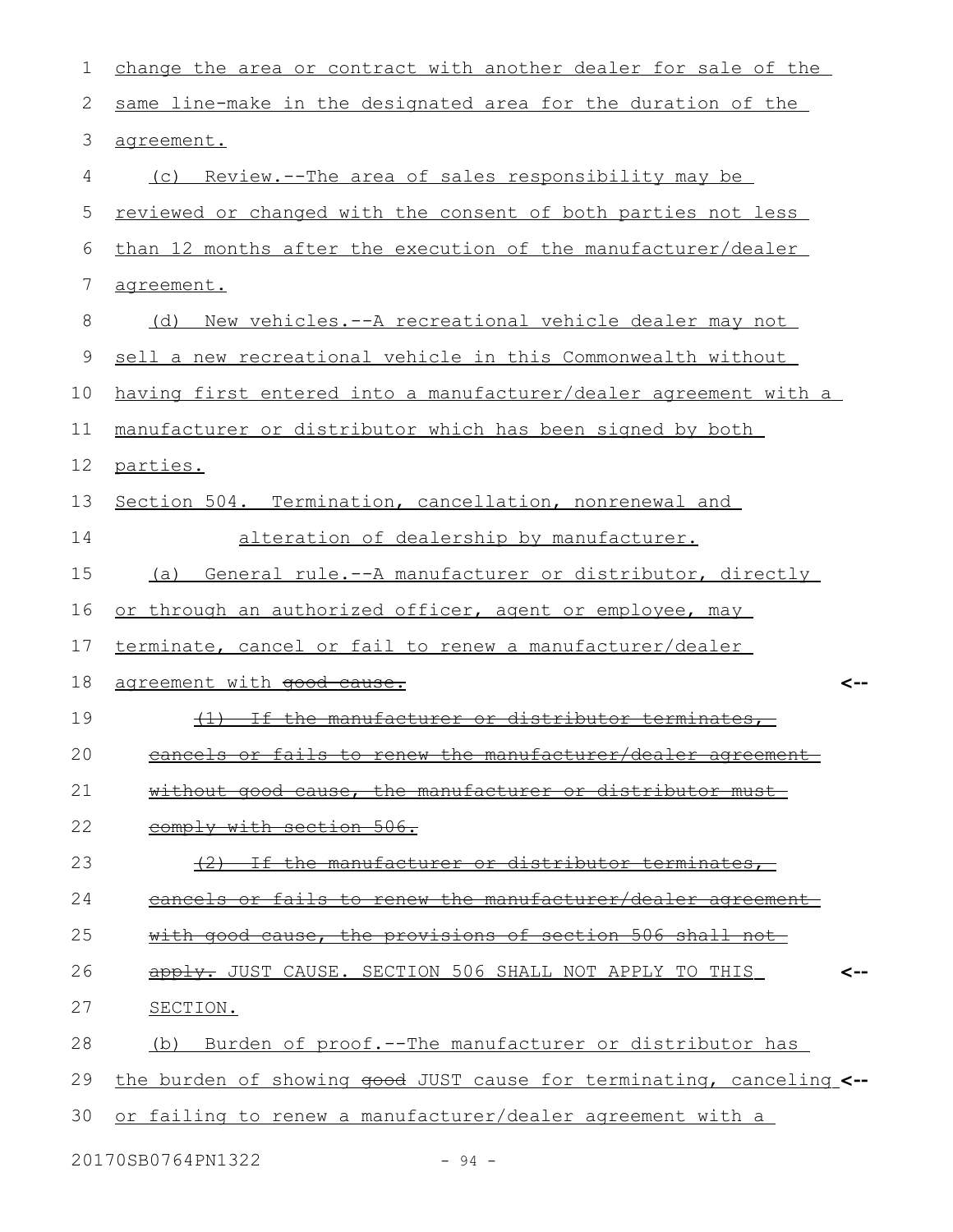change the area or contract with another dealer for sale of the same line-make in the designated area for the duration of the agreement.

(c) Review.--The area of sales responsibility may be reviewed or changed with the consent of both parties not less than 12 months after the execution of the manufacturer/dealer agreement.

(d) New vehicles.--A recreational vehicle dealer may not sell a new recreational vehicle in this Commonwealth without having first entered into a manufacturer/dealer agreement with a manufacturer or distributor which has been signed by both parties.

Section 504. Termination, cancellation, nonrenewal and alteration of dealership by manufacturer.

(a) General rule.--A manufacturer or distributor, directly or through an authorized officer, agent or employee, may terminate, cancel or fail to renew a manufacturer/dealer agreement with ~~good cause.~~

~~(1) If the manufacturer or distributor terminates, cancels or fails to renew the manufacturer/dealer agreement without good cause, the manufacturer or distributor must comply with section 506.~~

~~(2) If the manufacturer or distributor terminates, cancels or fails to renew the manufacturer/dealer agreement with good cause, the provisions of section 506 shall not apply.~~ JUST CAUSE. SECTION 506 SHALL NOT APPLY TO THIS SECTION.

(b) Burden of proof.--The manufacturer or distributor has the burden of showing ~~good~~ JUST cause for terminating, canceling or failing to renew a manufacturer/dealer agreement with a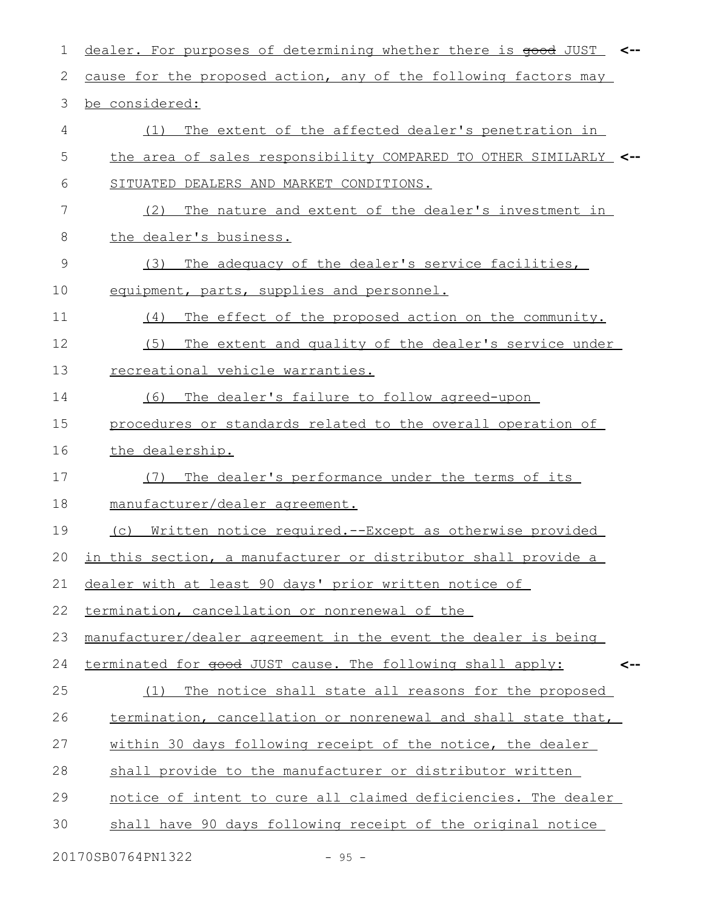dealer. For purposes of determining whether there is ~~good~~ JUST cause for the proposed action, any of the following factors may be considered:

(1) The extent of the affected dealer's penetration in the area of sales responsibility COMPARED TO OTHER SIMILARLY SITUATED DEALERS AND MARKET CONDITIONS.

(2) The nature and extent of the dealer's investment in the dealer's business.

(3) The adequacy of the dealer's service facilities, equipment, parts, supplies and personnel.

(4) The effect of the proposed action on the community.

(5) The extent and quality of the dealer's service under recreational vehicle warranties.

(6) The dealer's failure to follow agreed-upon procedures or standards related to the overall operation of the dealership.

(7) The dealer's performance under the terms of its manufacturer/dealer agreement.

(c) Written notice required.--Except as otherwise provided in this section, a manufacturer or distributor shall provide a dealer with at least 90 days' prior written notice of termination, cancellation or nonrenewal of the manufacturer/dealer agreement in the event the dealer is being terminated for ~~good~~ JUST cause. The following shall apply:

(1) The notice shall state all reasons for the proposed termination, cancellation or nonrenewal and shall state that, within 30 days following receipt of the notice, the dealer shall provide to the manufacturer or distributor written notice of intent to cure all claimed deficiencies. The dealer shall have 90 days following receipt of the original notice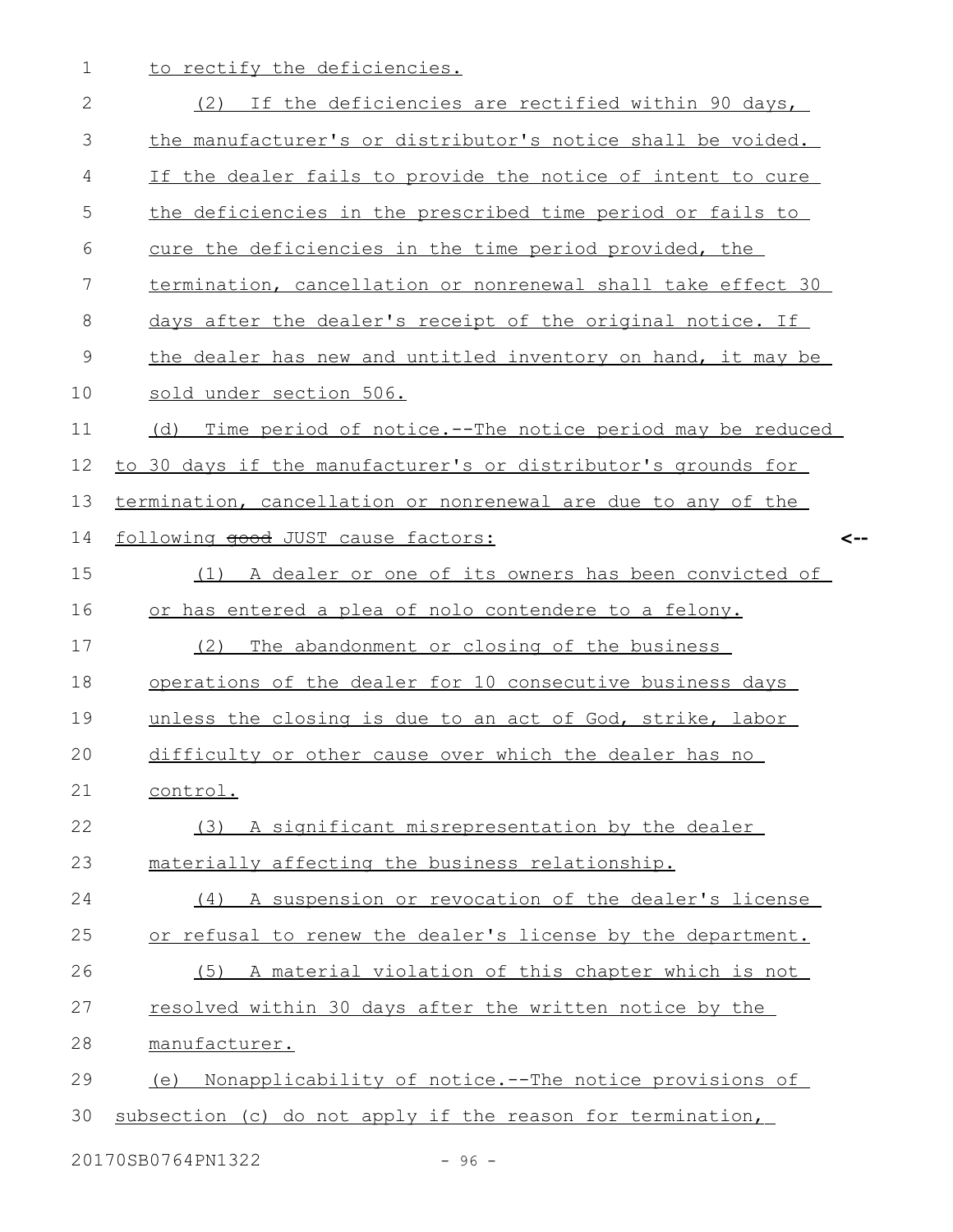to rectify the deficiencies.

(2) If the deficiencies are rectified within 90 days, the manufacturer's or distributor's notice shall be voided. If the dealer fails to provide the notice of intent to cure the deficiencies in the prescribed time period or fails to cure the deficiencies in the time period provided, the termination, cancellation or nonrenewal shall take effect 30 days after the dealer's receipt of the original notice. If the dealer has new and untitled inventory on hand, it may be sold under section 506.

(d) Time period of notice.--The notice period may be reduced to 30 days if the manufacturer's or distributor's grounds for termination, cancellation or nonrenewal are due to any of the following ~~good~~ JUST cause factors:

(1) A dealer or one of its owners has been convicted of or has entered a plea of nolo contendere to a felony.

(2) The abandonment or closing of the business operations of the dealer for 10 consecutive business days unless the closing is due to an act of God, strike, labor difficulty or other cause over which the dealer has no control.

(3) A significant misrepresentation by the dealer materially affecting the business relationship.

(4) A suspension or revocation of the dealer's license or refusal to renew the dealer's license by the department.

(5) A material violation of this chapter which is not resolved within 30 days after the written notice by the manufacturer.

(e) Nonapplicability of notice.--The notice provisions of subsection (c) do not apply if the reason for termination,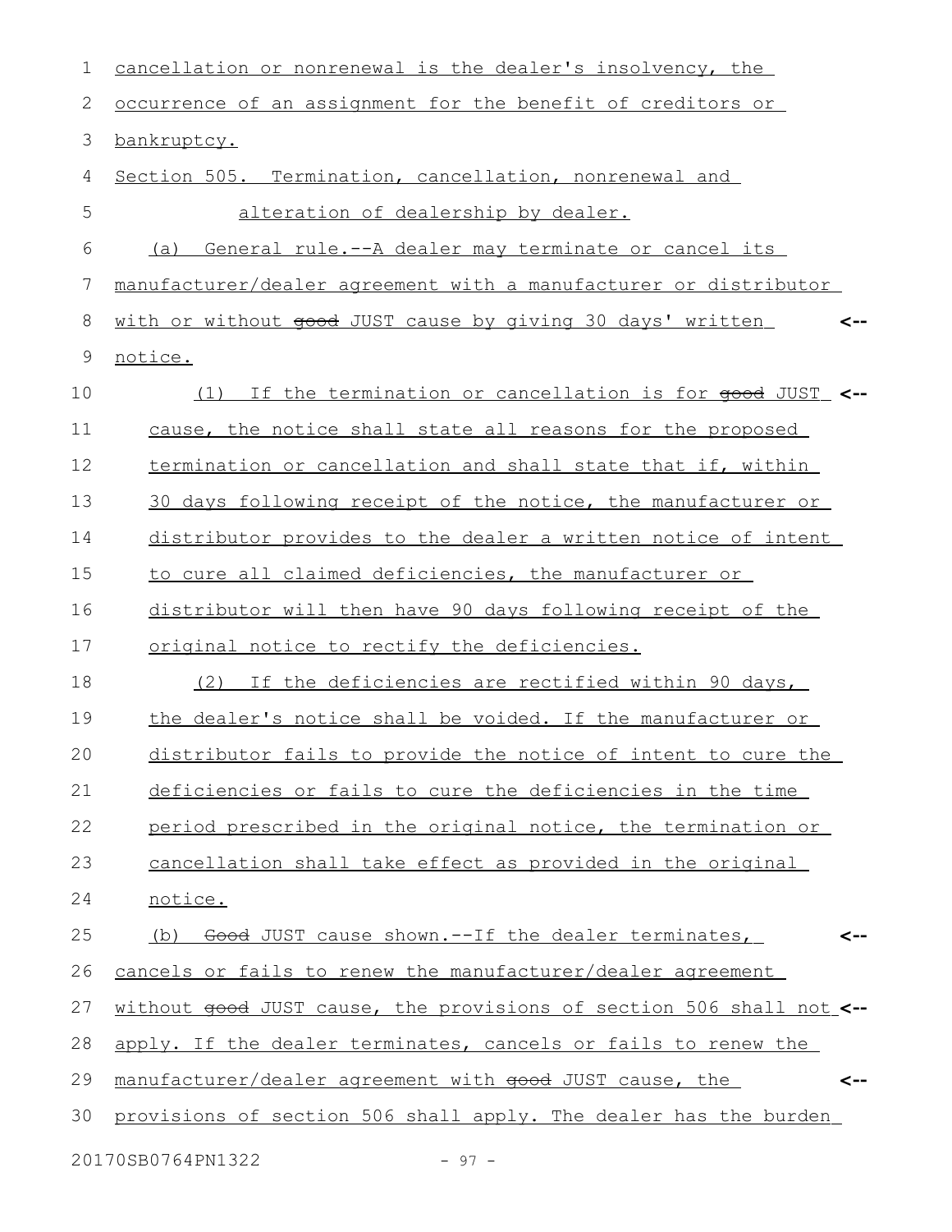cancellation or nonrenewal is the dealer's insolvency, the occurrence of an assignment for the benefit of creditors or bankruptcy.

Section 505. Termination, cancellation, nonrenewal and alteration of dealership by dealer.

(a) General rule.--A dealer may terminate or cancel its manufacturer/dealer agreement with a manufacturer or distributor with or without ~~good~~ JUST cause by giving 30 days' written notice.

(1) If the termination or cancellation is for ~~good~~ JUST cause, the notice shall state all reasons for the proposed termination or cancellation and shall state that if, within 30 days following receipt of the notice, the manufacturer or distributor provides to the dealer a written notice of intent to cure all claimed deficiencies, the manufacturer or distributor will then have 90 days following receipt of the original notice to rectify the deficiencies.

(2) If the deficiencies are rectified within 90 days, the dealer's notice shall be voided. If the manufacturer or distributor fails to provide the notice of intent to cure the deficiencies or fails to cure the deficiencies in the time period prescribed in the original notice, the termination or cancellation shall take effect as provided in the original notice.

(b) ~~Good~~ JUST cause shown.--If the dealer terminates, cancels or fails to renew the manufacturer/dealer agreement without ~~good~~ JUST cause, the provisions of section 506 shall not apply. If the dealer terminates, cancels or fails to renew the manufacturer/dealer agreement with ~~good~~ JUST cause, the provisions of section 506 shall apply. The dealer has the burden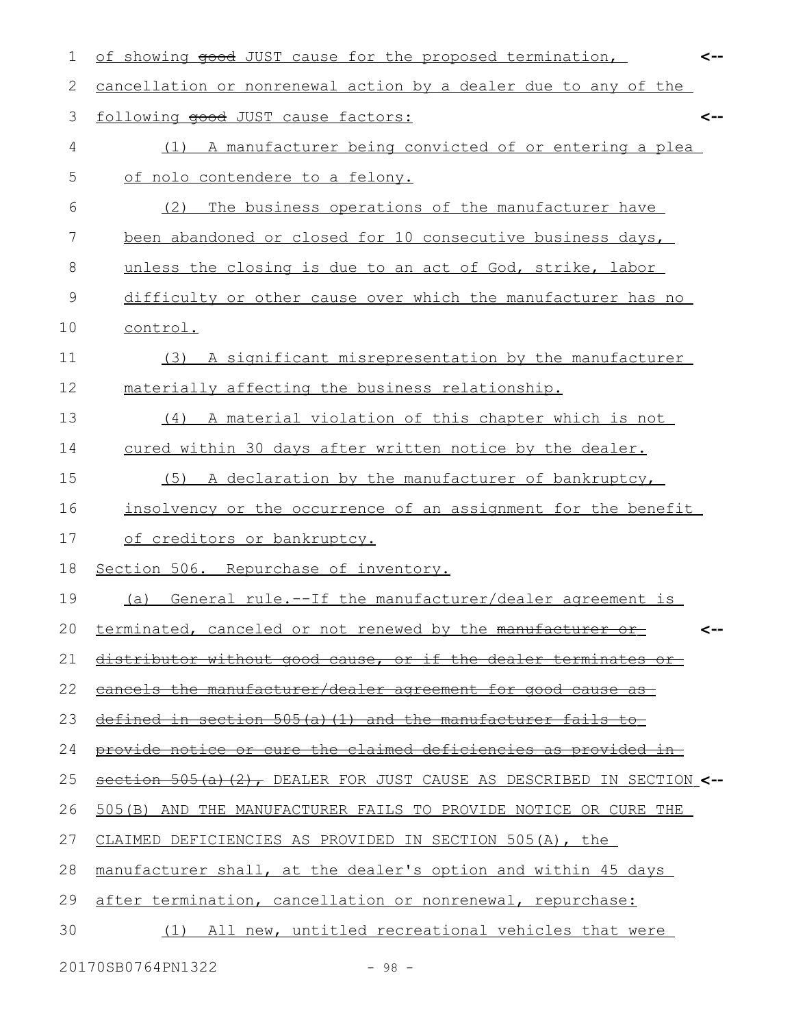of showing ~~good~~ JUST cause for the proposed termination, cancellation or nonrenewal action by a dealer due to any of the following ~~good~~ JUST cause factors:

(1) A manufacturer being convicted of or entering a plea of nolo contendere to a felony.

(2) The business operations of the manufacturer have been abandoned or closed for 10 consecutive business days, unless the closing is due to an act of God, strike, labor difficulty or other cause over which the manufacturer has no control.

(3) A significant misrepresentation by the manufacturer materially affecting the business relationship.

(4) A material violation of this chapter which is not cured within 30 days after written notice by the dealer.

(5) A declaration by the manufacturer of bankruptcy, insolvency or the occurrence of an assignment for the benefit of creditors or bankruptcy.

Section 506. Repurchase of inventory.

(a) General rule.--If the manufacturer/dealer agreement is terminated, canceled or not renewed by the ~~manufacturer or distributor without good cause, or if the dealer terminates or cancels the manufacturer/dealer agreement for good cause as defined in section 505(a)(1) and the manufacturer fails to provide notice or cure the claimed deficiencies as provided in section 505(a)(2),~~ DEALER FOR JUST CAUSE AS DESCRIBED IN SECTION 505(B) AND THE MANUFACTURER FAILS TO PROVIDE NOTICE OR CURE THE CLAIMED DEFICIENCIES AS PROVIDED IN SECTION 505(A), the manufacturer shall, at the dealer's option and within 45 days after termination, cancellation or nonrenewal, repurchase:

(1) All new, untitled recreational vehicles that were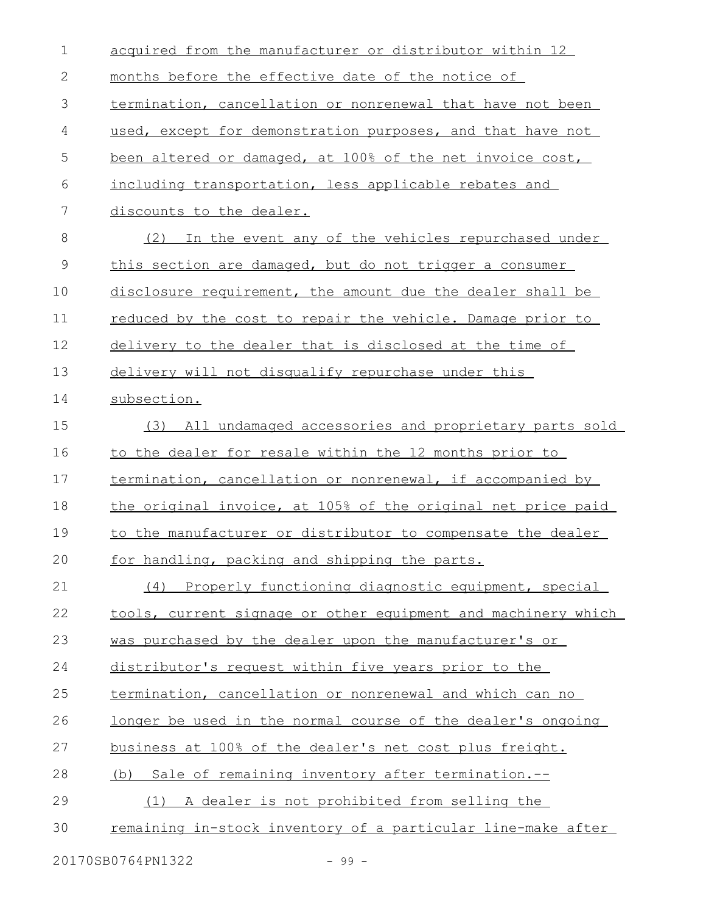acquired from the manufacturer or distributor within 12 months before the effective date of the notice of termination, cancellation or nonrenewal that have not been used, except for demonstration purposes, and that have not been altered or damaged, at 100% of the net invoice cost, including transportation, less applicable rebates and discounts to the dealer.

(2) In the event any of the vehicles repurchased under this section are damaged, but do not trigger a consumer disclosure requirement, the amount due the dealer shall be reduced by the cost to repair the vehicle. Damage prior to delivery to the dealer that is disclosed at the time of delivery will not disqualify repurchase under this subsection.

(3) All undamaged accessories and proprietary parts sold to the dealer for resale within the 12 months prior to termination, cancellation or nonrenewal, if accompanied by the original invoice, at 105% of the original net price paid to the manufacturer or distributor to compensate the dealer for handling, packing and shipping the parts.

(4) Properly functioning diagnostic equipment, special tools, current signage or other equipment and machinery which was purchased by the dealer upon the manufacturer's or distributor's request within five years prior to the termination, cancellation or nonrenewal and which can no longer be used in the normal course of the dealer's ongoing business at 100% of the dealer's net cost plus freight.

(b) Sale of remaining inventory after termination.--

(1) A dealer is not prohibited from selling the remaining in-stock inventory of a particular line-make after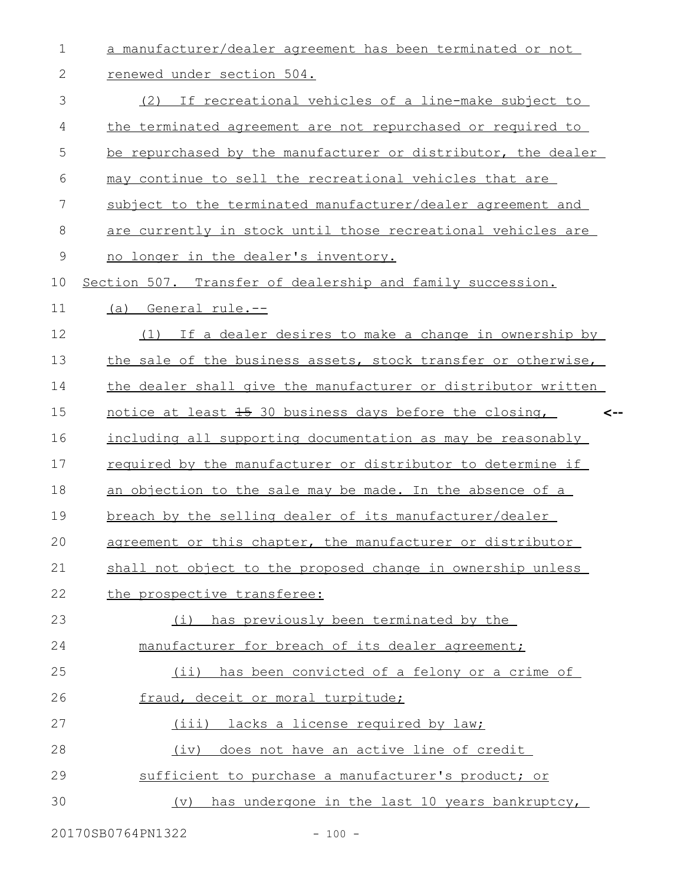a manufacturer/dealer agreement has been terminated or not renewed under section 504.

(2) If recreational vehicles of a line-make subject to the terminated agreement are not repurchased or required to be repurchased by the manufacturer or distributor, the dealer may continue to sell the recreational vehicles that are subject to the terminated manufacturer/dealer agreement and are currently in stock until those recreational vehicles are no longer in the dealer's inventory.

Section 507. Transfer of dealership and family succession.

(a) General rule.--

(1) If a dealer desires to make a change in ownership by the sale of the business assets, stock transfer or otherwise, the dealer shall give the manufacturer or distributor written notice at least ~~15~~ 30 business days before the closing, including all supporting documentation as may be reasonably required by the manufacturer or distributor to determine if an objection to the sale may be made. In the absence of a breach by the selling dealer of its manufacturer/dealer agreement or this chapter, the manufacturer or distributor shall not object to the proposed change in ownership unless the prospective transferee:

(i) has previously been terminated by the manufacturer for breach of its dealer agreement;

(ii) has been convicted of a felony or a crime of fraud, deceit or moral turpitude;

(iii) lacks a license required by law;

(iv) does not have an active line of credit sufficient to purchase a manufacturer's product; or

(v) has undergone in the last 10 years bankruptcy,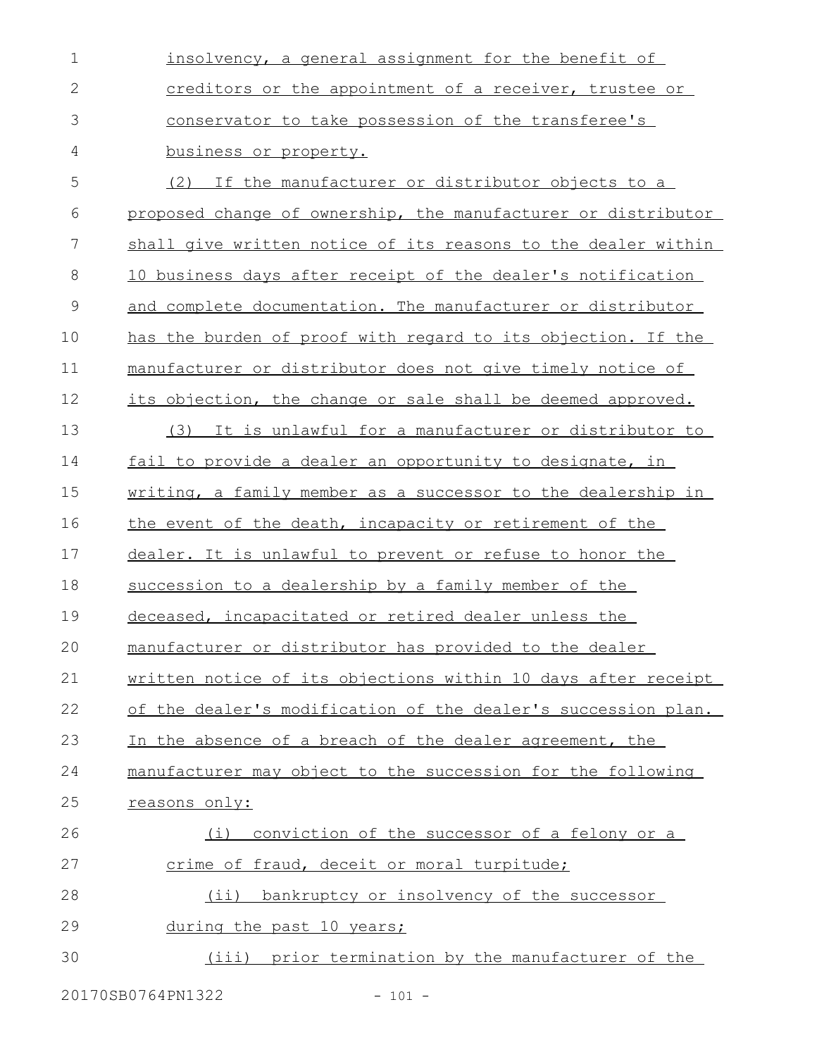insolvency, a general assignment for the benefit of creditors or the appointment of a receiver, trustee or conservator to take possession of the transferee's business or property.

(2) If the manufacturer or distributor objects to a proposed change of ownership, the manufacturer or distributor shall give written notice of its reasons to the dealer within 10 business days after receipt of the dealer's notification and complete documentation. The manufacturer or distributor has the burden of proof with regard to its objection. If the manufacturer or distributor does not give timely notice of its objection, the change or sale shall be deemed approved.

(3) It is unlawful for a manufacturer or distributor to fail to provide a dealer an opportunity to designate, in writing, a family member as a successor to the dealership in the event of the death, incapacity or retirement of the dealer. It is unlawful to prevent or refuse to honor the succession to a dealership by a family member of the deceased, incapacitated or retired dealer unless the manufacturer or distributor has provided to the dealer written notice of its objections within 10 days after receipt of the dealer's modification of the dealer's succession plan. In the absence of a breach of the dealer agreement, the manufacturer may object to the succession for the following reasons only:

(i) conviction of the successor of a felony or a crime of fraud, deceit or moral turpitude;

(ii) bankruptcy or insolvency of the successor during the past 10 years;

(iii) prior termination by the manufacturer of the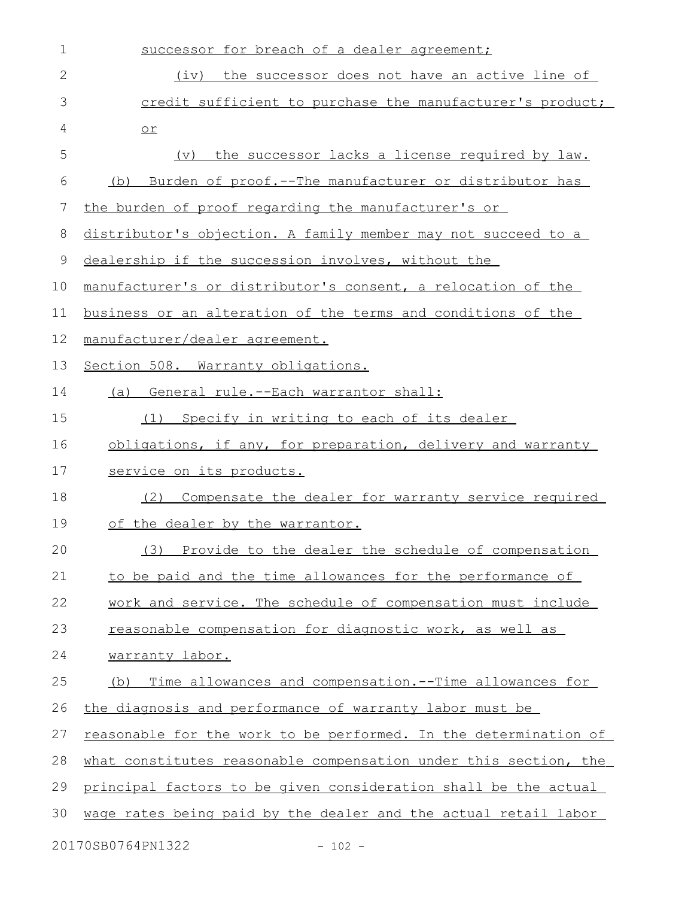successor for breach of a dealer agreement;

(iv) the successor does not have an active line of credit sufficient to purchase the manufacturer's product; or

(v) the successor lacks a license required by law.

(b) Burden of proof.--The manufacturer or distributor has the burden of proof regarding the manufacturer's or distributor's objection. A family member may not succeed to a dealership if the succession involves, without the manufacturer's or distributor's consent, a relocation of the business or an alteration of the terms and conditions of the manufacturer/dealer agreement.

Section 508. Warranty obligations.

(a) General rule.--Each warrantor shall:

(1) Specify in writing to each of its dealer obligations, if any, for preparation, delivery and warranty service on its products.

(2) Compensate the dealer for warranty service required of the dealer by the warrantor.

(3) Provide to the dealer the schedule of compensation to be paid and the time allowances for the performance of work and service. The schedule of compensation must include reasonable compensation for diagnostic work, as well as warranty labor.

(b) Time allowances and compensation.--Time allowances for the diagnosis and performance of warranty labor must be reasonable for the work to be performed. In the determination of what constitutes reasonable compensation under this section, the principal factors to be given consideration shall be the actual wage rates being paid by the dealer and the actual retail labor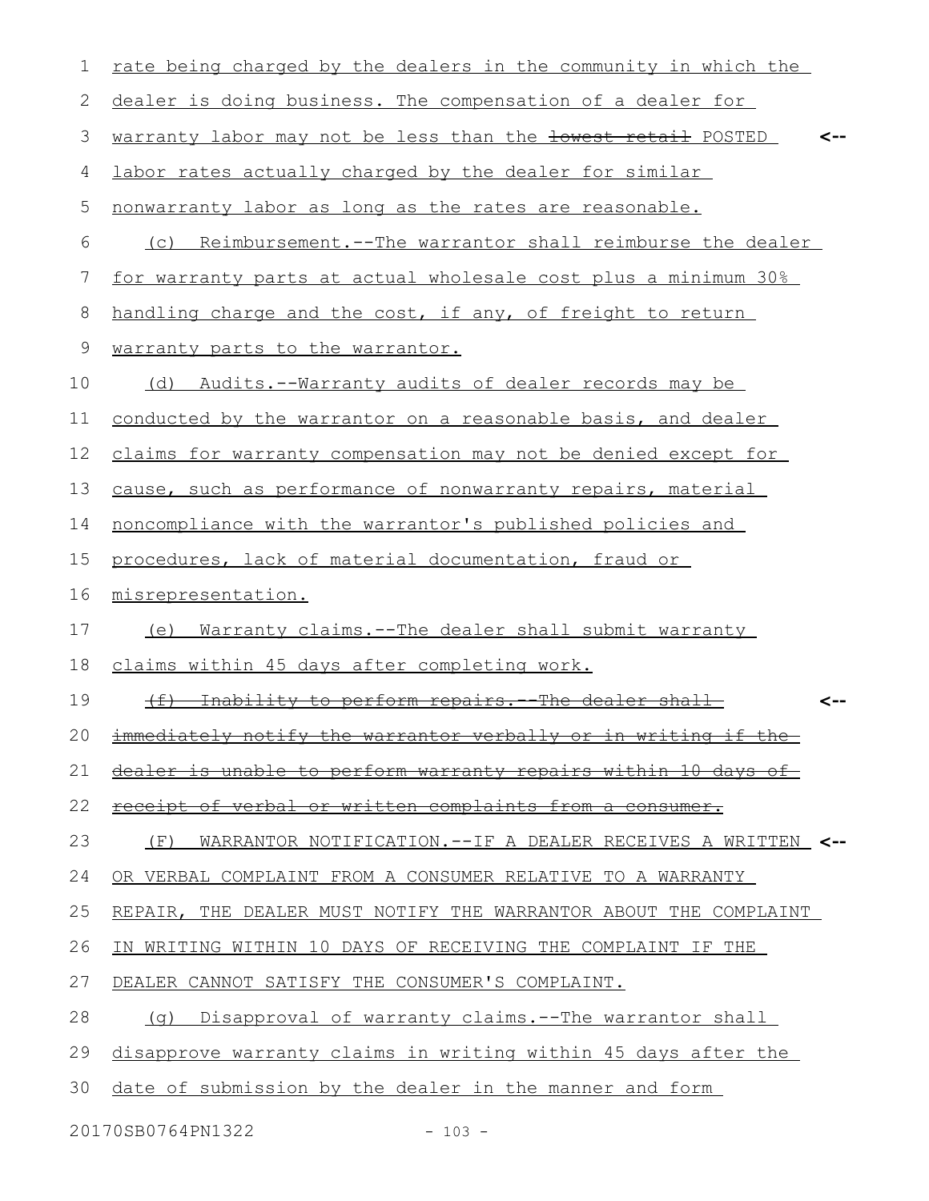rate being charged by the dealers in the community in which the dealer is doing business. The compensation of a dealer for warranty labor may not be less than the ~~lowest retail~~ POSTED labor rates actually charged by the dealer for similar nonwarranty labor as long as the rates are reasonable.

(c) Reimbursement.--The warrantor shall reimburse the dealer for warranty parts at actual wholesale cost plus a minimum 30% handling charge and the cost, if any, of freight to return warranty parts to the warrantor.

(d) Audits.--Warranty audits of dealer records may be conducted by the warrantor on a reasonable basis, and dealer claims for warranty compensation may not be denied except for cause, such as performance of nonwarranty repairs, material noncompliance with the warrantor's published policies and procedures, lack of material documentation, fraud or misrepresentation.

(e) Warranty claims.--The dealer shall submit warranty claims within 45 days after completing work.

~~(f) Inability to perform repairs.--The dealer shall immediately notify the warrantor verbally or in writing if the dealer is unable to perform warranty repairs within 10 days of receipt of verbal or written complaints from a consumer.~~

(F) WARRANTOR NOTIFICATION.--IF A DEALER RECEIVES A WRITTEN OR VERBAL COMPLAINT FROM A CONSUMER RELATIVE TO A WARRANTY REPAIR, THE DEALER MUST NOTIFY THE WARRANTOR ABOUT THE COMPLAINT IN WRITING WITHIN 10 DAYS OF RECEIVING THE COMPLAINT IF THE DEALER CANNOT SATISFY THE CONSUMER'S COMPLAINT.

(g) Disapproval of warranty claims.--The warrantor shall disapprove warranty claims in writing within 45 days after the date of submission by the dealer in the manner and form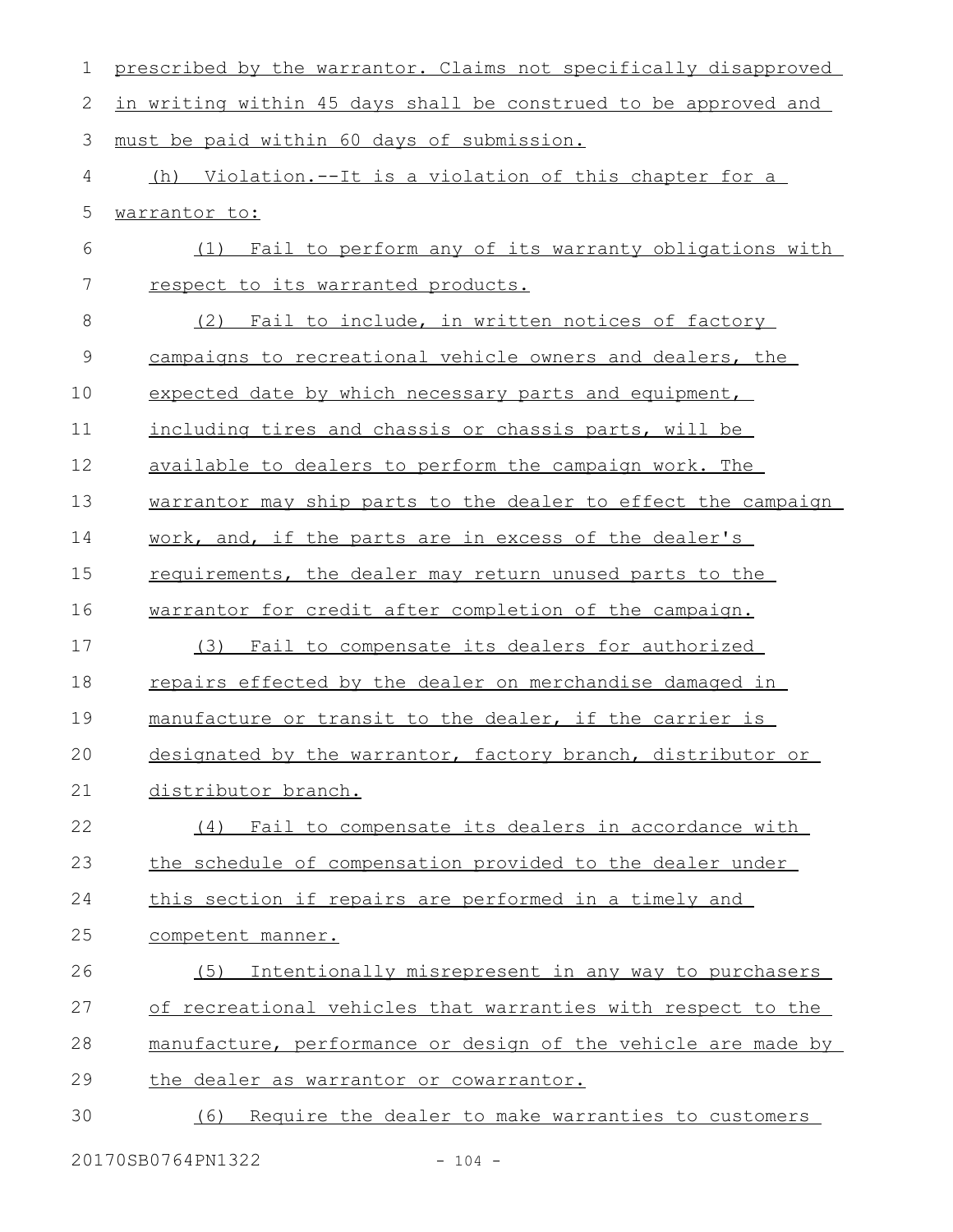prescribed by the warrantor. Claims not specifically disapproved in writing within 45 days shall be construed to be approved and must be paid within 60 days of submission.

(h) Violation.--It is a violation of this chapter for a warrantor to:

(1) Fail to perform any of its warranty obligations with respect to its warranted products.

(2) Fail to include, in written notices of factory campaigns to recreational vehicle owners and dealers, the expected date by which necessary parts and equipment, including tires and chassis or chassis parts, will be available to dealers to perform the campaign work. The warrantor may ship parts to the dealer to effect the campaign work, and, if the parts are in excess of the dealer's requirements, the dealer may return unused parts to the warrantor for credit after completion of the campaign.

(3) Fail to compensate its dealers for authorized repairs effected by the dealer on merchandise damaged in manufacture or transit to the dealer, if the carrier is designated by the warrantor, factory branch, distributor or distributor branch.

(4) Fail to compensate its dealers in accordance with the schedule of compensation provided to the dealer under this section if repairs are performed in a timely and competent manner.

(5) Intentionally misrepresent in any way to purchasers of recreational vehicles that warranties with respect to the manufacture, performance or design of the vehicle are made by the dealer as warrantor or cowarrantor.

(6) Require the dealer to make warranties to customers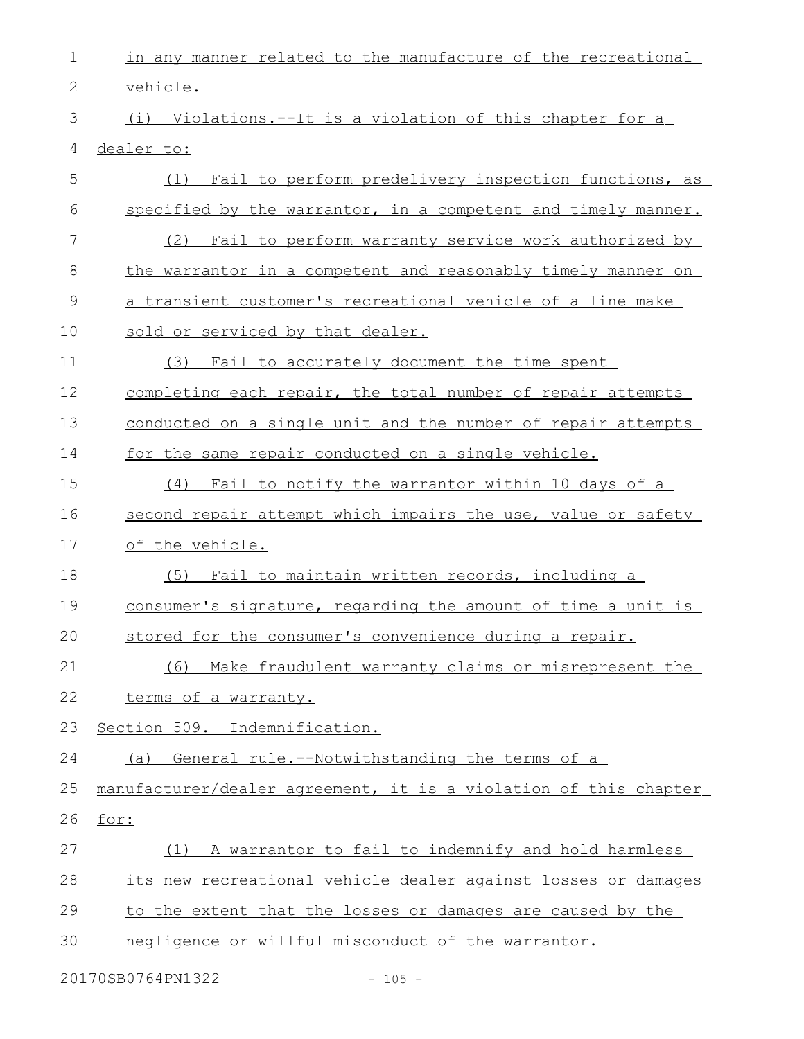in any manner related to the manufacture of the recreational vehicle.

(i) Violations.--It is a violation of this chapter for a dealer to:

(1) Fail to perform predelivery inspection functions, as specified by the warrantor, in a competent and timely manner.

(2) Fail to perform warranty service work authorized by the warrantor in a competent and reasonably timely manner on a transient customer's recreational vehicle of a line make sold or serviced by that dealer.

(3) Fail to accurately document the time spent completing each repair, the total number of repair attempts conducted on a single unit and the number of repair attempts for the same repair conducted on a single vehicle.

(4) Fail to notify the warrantor within 10 days of a second repair attempt which impairs the use, value or safety of the vehicle.

(5) Fail to maintain written records, including a consumer's signature, regarding the amount of time a unit is stored for the consumer's convenience during a repair.

(6) Make fraudulent warranty claims or misrepresent the terms of a warranty.

Section 509. Indemnification.

(a) General rule.--Notwithstanding the terms of a manufacturer/dealer agreement, it is a violation of this chapter for:

(1) A warrantor to fail to indemnify and hold harmless its new recreational vehicle dealer against losses or damages to the extent that the losses or damages are caused by the negligence or willful misconduct of the warrantor.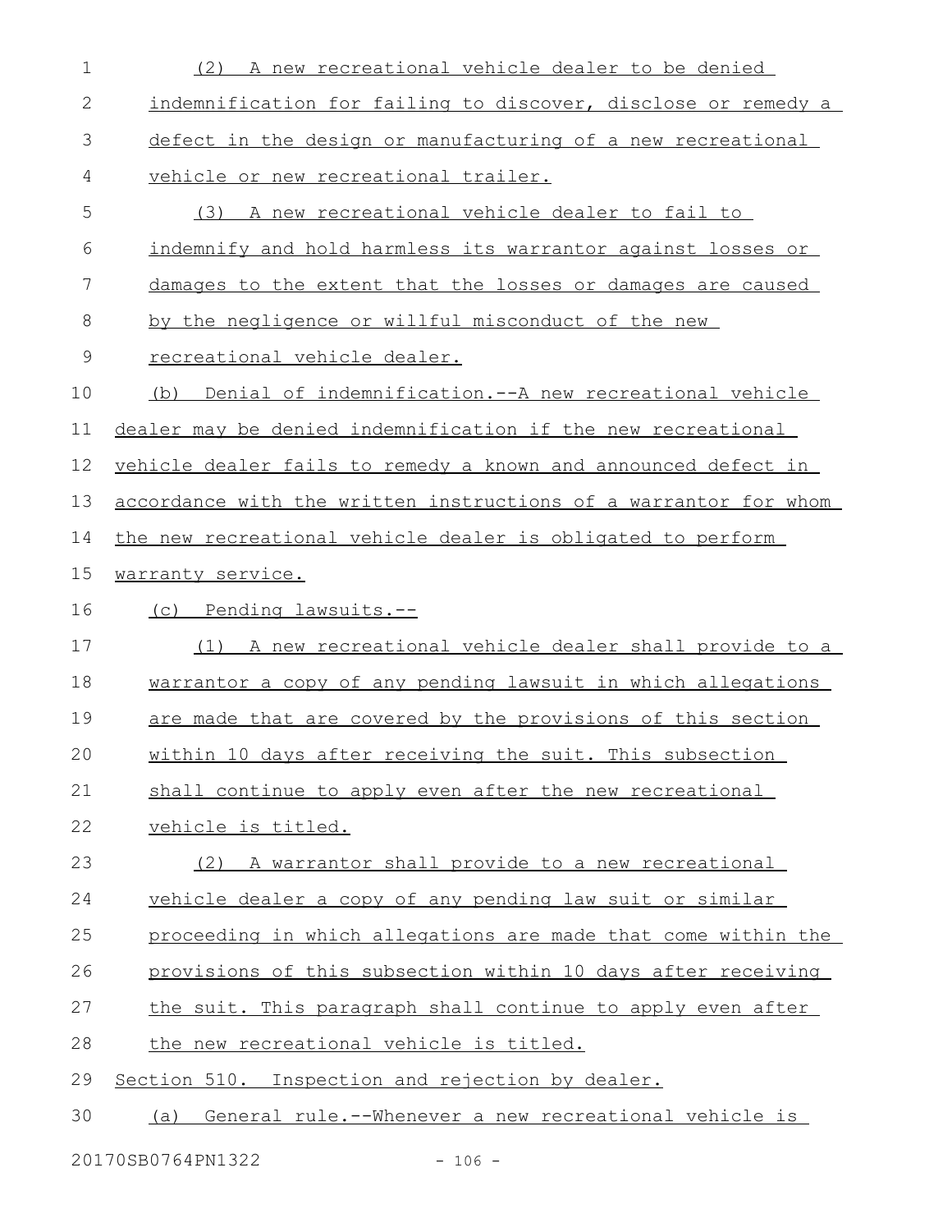(2) A new recreational vehicle dealer to be denied indemnification for failing to discover, disclose or remedy a defect in the design or manufacturing of a new recreational vehicle or new recreational trailer.

(3) A new recreational vehicle dealer to fail to indemnify and hold harmless its warrantor against losses or damages to the extent that the losses or damages are caused by the negligence or willful misconduct of the new recreational vehicle dealer.

(b) Denial of indemnification.--A new recreational vehicle dealer may be denied indemnification if the new recreational vehicle dealer fails to remedy a known and announced defect in accordance with the written instructions of a warrantor for whom the new recreational vehicle dealer is obligated to perform warranty service.

(c) Pending lawsuits.--

(1) A new recreational vehicle dealer shall provide to a warrantor a copy of any pending lawsuit in which allegations are made that are covered by the provisions of this section within 10 days after receiving the suit. This subsection shall continue to apply even after the new recreational vehicle is titled.

(2) A warrantor shall provide to a new recreational vehicle dealer a copy of any pending law suit or similar proceeding in which allegations are made that come within the provisions of this subsection within 10 days after receiving the suit. This paragraph shall continue to apply even after the new recreational vehicle is titled.

Section 510. Inspection and rejection by dealer.

(a) General rule.--Whenever a new recreational vehicle is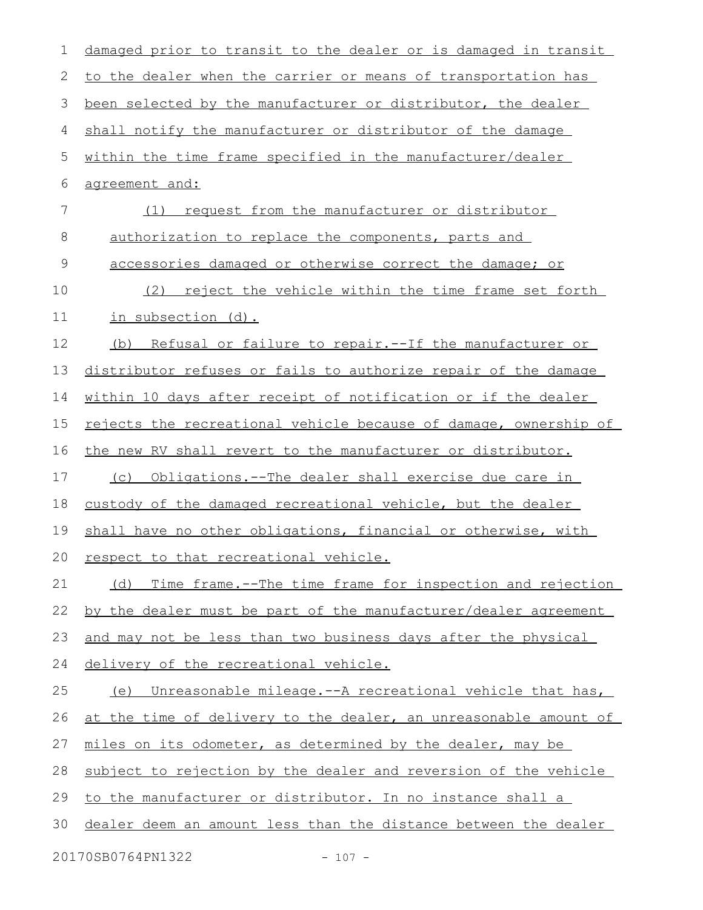damaged prior to transit to the dealer or is damaged in transit to the dealer when the carrier or means of transportation has been selected by the manufacturer or distributor, the dealer shall notify the manufacturer or distributor of the damage within the time frame specified in the manufacturer/dealer agreement and:

(1) request from the manufacturer or distributor authorization to replace the components, parts and accessories damaged or otherwise correct the damage; or

(2) reject the vehicle within the time frame set forth in subsection (d).

(b) Refusal or failure to repair.--If the manufacturer or distributor refuses or fails to authorize repair of the damage within 10 days after receipt of notification or if the dealer rejects the recreational vehicle because of damage, ownership of the new RV shall revert to the manufacturer or distributor.

(c) Obligations.--The dealer shall exercise due care in custody of the damaged recreational vehicle, but the dealer shall have no other obligations, financial or otherwise, with respect to that recreational vehicle.

(d) Time frame.--The time frame for inspection and rejection by the dealer must be part of the manufacturer/dealer agreement and may not be less than two business days after the physical delivery of the recreational vehicle.

(e) Unreasonable mileage.--A recreational vehicle that has, at the time of delivery to the dealer, an unreasonable amount of miles on its odometer, as determined by the dealer, may be subject to rejection by the dealer and reversion of the vehicle to the manufacturer or distributor. In no instance shall a dealer deem an amount less than the distance between the dealer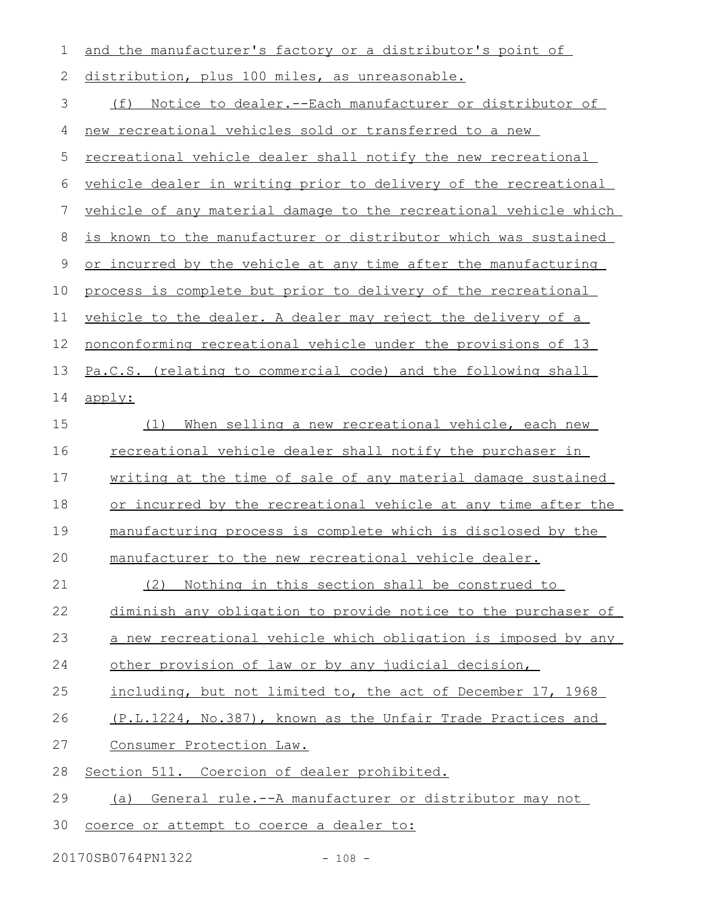and the manufacturer's factory or a distributor's point of distribution, plus 100 miles, as unreasonable.

(f) Notice to dealer.--Each manufacturer or distributor of new recreational vehicles sold or transferred to a new recreational vehicle dealer shall notify the new recreational vehicle dealer in writing prior to delivery of the recreational vehicle of any material damage to the recreational vehicle which is known to the manufacturer or distributor which was sustained or incurred by the vehicle at any time after the manufacturing process is complete but prior to delivery of the recreational vehicle to the dealer. A dealer may reject the delivery of a nonconforming recreational vehicle under the provisions of 13 Pa.C.S. (relating to commercial code) and the following shall apply:

(1) When selling a new recreational vehicle, each new recreational vehicle dealer shall notify the purchaser in writing at the time of sale of any material damage sustained or incurred by the recreational vehicle at any time after the manufacturing process is complete which is disclosed by the manufacturer to the new recreational vehicle dealer.

(2) Nothing in this section shall be construed to diminish any obligation to provide notice to the purchaser of a new recreational vehicle which obligation is imposed by any other provision of law or by any judicial decision, including, but not limited to, the act of December 17, 1968 (P.L.1224, No.387), known as the Unfair Trade Practices and Consumer Protection Law.

Section 511. Coercion of dealer prohibited.

(a) General rule.--A manufacturer or distributor may not coerce or attempt to coerce a dealer to: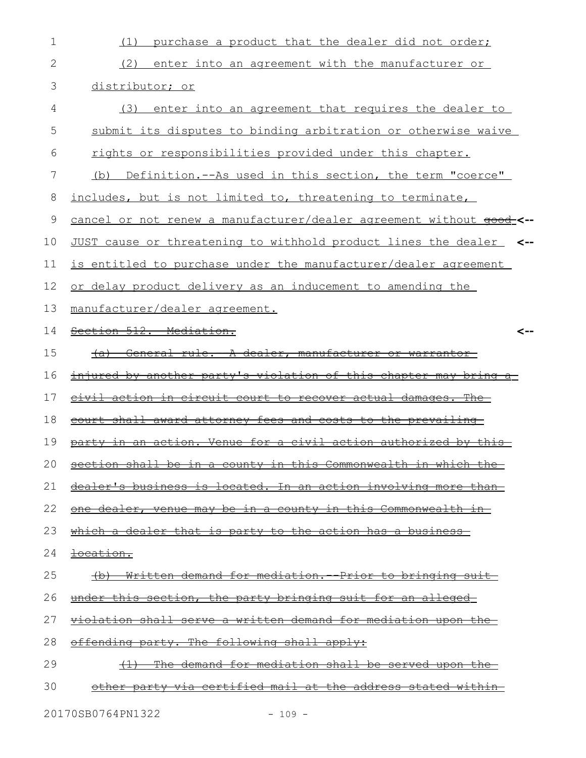(1) purchase a product that the dealer did not order;

(2) enter into an agreement with the manufacturer or distributor; or

(3) enter into an agreement that requires the dealer to submit its disputes to binding arbitration or otherwise waive rights or responsibilities provided under this chapter.

(b) Definition.--As used in this section, the term "coerce" includes, but is not limited to, threatening to terminate, cancel or not renew a manufacturer/dealer agreement without ~~good~~ JUST cause or threatening to withhold product lines the dealer is entitled to purchase under the manufacturer/dealer agreement or delay product delivery as an inducement to amending the manufacturer/dealer agreement.

~~Section 512. Mediation.~~

~~(a) General rule.--A dealer, manufacturer or warrantor injured by another party's violation of this chapter may bring a civil action in circuit court to recover actual damages. The court shall award attorney fees and costs to the prevailing party in an action. Venue for a civil action authorized by this section shall be in a county in this Commonwealth in which the dealer's business is located. In an action involving more than one dealer, venue may be in a county in this Commonwealth in which a dealer that is party to the action has a business location.~~

~~(b) Written demand for mediation.--Prior to bringing suit under this section, the party bringing suit for an alleged violation shall serve a written demand for mediation upon the offending party. The following shall apply:~~

~~(1) The demand for mediation shall be served upon the other party via certified mail at the address stated within~~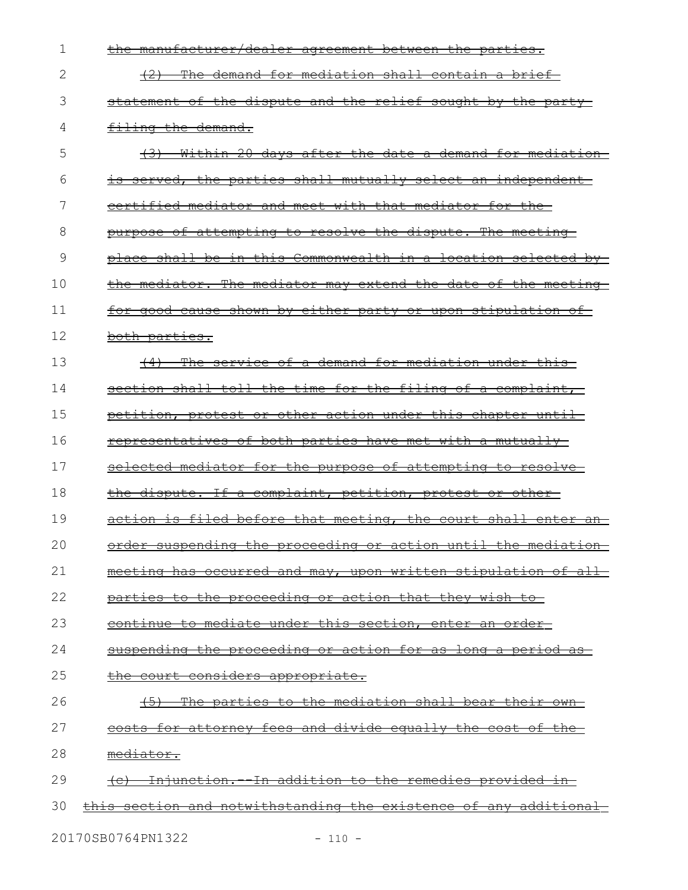the manufacturer/dealer agreement between the parties.

(2) The demand for mediation shall contain a brief statement of the dispute and the relief sought by the party filing the demand.

(3) Within 20 days after the date a demand for mediation is served, the parties shall mutually select an independent certified mediator and meet with that mediator for the purpose of attempting to resolve the dispute. The meeting place shall be in this Commonwealth in a location selected by the mediator. The mediator may extend the date of the meeting for good cause shown by either party or upon stipulation of both parties.

(4) The service of a demand for mediation under this section shall toll the time for the filing of a complaint, petition, protest or other action under this chapter until representatives of both parties have met with a mutually selected mediator for the purpose of attempting to resolve the dispute. If a complaint, petition, protest or other action is filed before that meeting, the court shall enter an order suspending the proceeding or action until the mediation meeting has occurred and may, upon written stipulation of all parties to the proceeding or action that they wish to continue to mediate under this section, enter an order suspending the proceeding or action for as long a period as the court considers appropriate.

(5) The parties to the mediation shall bear their own costs for attorney fees and divide equally the cost of the mediator.

(c) Injunction.--In addition to the remedies provided in this section and notwithstanding the existence of any additional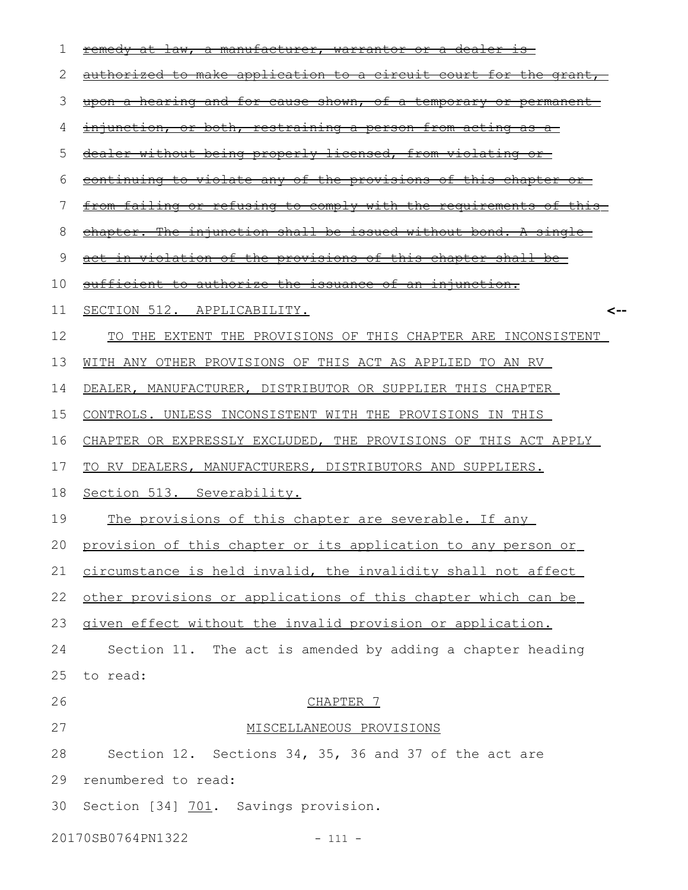~~remedy at law, a manufacturer, warrantor or a dealer is authorized to make application to a circuit court for the grant, upon a hearing and for cause shown, of a temporary or permanent injunction, or both, restraining a person from acting as a dealer without being properly licensed, from violating or continuing to violate any of the provisions of this chapter or from failing or refusing to comply with the requirements of this chapter. The injunction shall be issued without bond. A single act in violation of the provisions of this chapter shall be sufficient to authorize the issuance of an injunction.~~

SECTION 512. APPLICABILITY. <--

TO THE EXTENT THE PROVISIONS OF THIS CHAPTER ARE INCONSISTENT WITH ANY OTHER PROVISIONS OF THIS ACT AS APPLIED TO AN RV DEALER, MANUFACTURER, DISTRIBUTOR OR SUPPLIER THIS CHAPTER CONTROLS. UNLESS INCONSISTENT WITH THE PROVISIONS IN THIS CHAPTER OR EXPRESSLY EXCLUDED, THE PROVISIONS OF THIS ACT APPLY TO RV DEALERS, MANUFACTURERS, DISTRIBUTORS AND SUPPLIERS.

Section 513. Severability.

The provisions of this chapter are severable. If any provision of this chapter or its application to any person or circumstance is held invalid, the invalidity shall not affect other provisions or applications of this chapter which can be given effect without the invalid provision or application.

Section 11. The act is amended by adding a chapter heading to read:

CHAPTER 7

MISCELLANEOUS PROVISIONS

Section 12. Sections 34, 35, 36 and 37 of the act are renumbered to read:

Section [34] 701. Savings provision.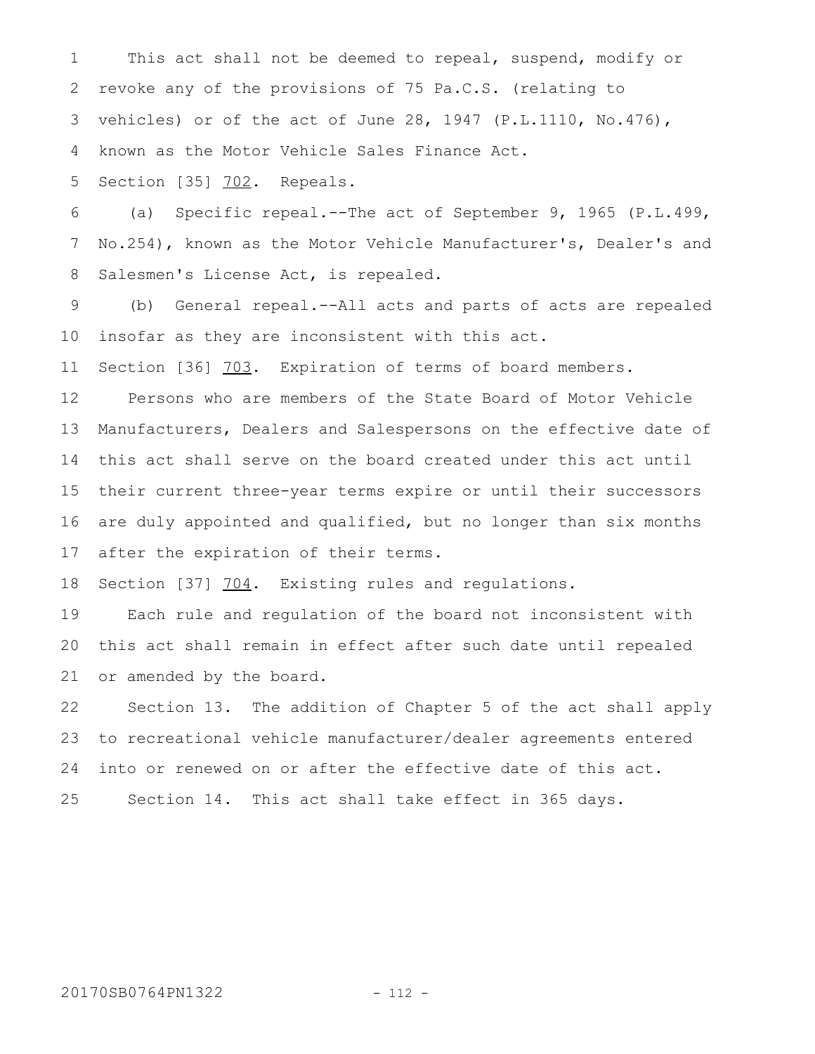This act shall not be deemed to repeal, suspend, modify or revoke any of the provisions of 75 Pa.C.S. (relating to vehicles) or of the act of June 28, 1947 (P.L.1110, No.476), known as the Motor Vehicle Sales Finance Act.

Section [35] 702. Repeals.

(a) Specific repeal.--The act of September 9, 1965 (P.L.499, No.254), known as the Motor Vehicle Manufacturer's, Dealer's and Salesmen's License Act, is repealed.

(b) General repeal.--All acts and parts of acts are repealed insofar as they are inconsistent with this act.

Section [36] 703. Expiration of terms of board members.

Persons who are members of the State Board of Motor Vehicle Manufacturers, Dealers and Salespersons on the effective date of this act shall serve on the board created under this act until their current three-year terms expire or until their successors are duly appointed and qualified, but no longer than six months after the expiration of their terms.

Section [37] 704. Existing rules and regulations.

Each rule and regulation of the board not inconsistent with this act shall remain in effect after such date until repealed or amended by the board.

Section 13. The addition of Chapter 5 of the act shall apply to recreational vehicle manufacturer/dealer agreements entered into or renewed on or after the effective date of this act.

Section 14. This act shall take effect in 365 days.